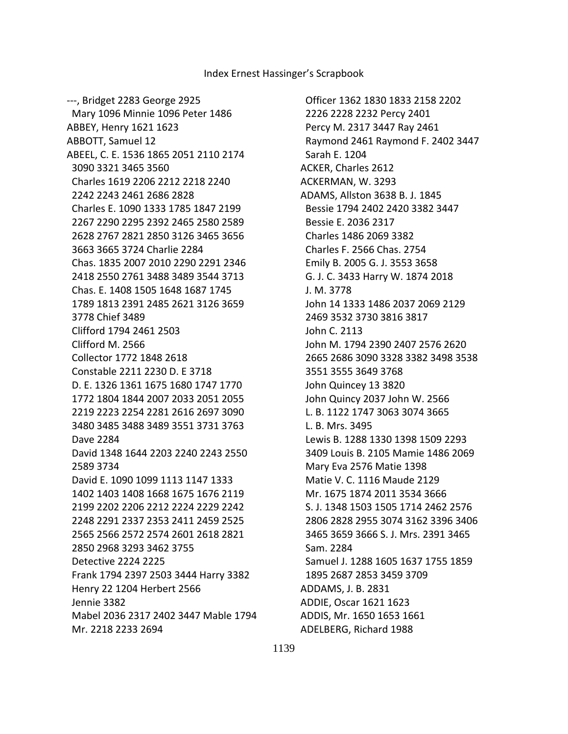# Index Ernest Hassinger's Scrapbook

---, Bridget 2283 George 2925
 Mary 1096 Minnie 1096 Peter 1486
ABBEY, Henry 1621 1623
ABBOTT, Samuel 12
ABEEL, C. E. 1536 1865 2051 2110 2174
 3090 3321 3465 3560
 Charles 1619 2206 2212 2218 2240
 2242 2243 2461 2686 2828
 Charles E. 1090 1333 1785 1847 2199
 2267 2290 2295 2392 2465 2580 2589
 2628 2767 2821 2850 3126 3465 3656
 3663 3665 3724 Charlie 2284
 Chas. 1835 2007 2010 2290 2291 2346
 2418 2550 2761 3488 3489 3544 3713
 Chas. E. 1408 1505 1648 1687 1745
 1789 1813 2391 2485 2621 3126 3659
 3778 Chief 3489
 Clifford 1794 2461 2503
 Clifford M. 2566
 Collector 1772 1848 2618
 Constable 2211 2230 D. E 3718
 D. E. 1326 1361 1675 1680 1747 1770
 1772 1804 1844 2007 2033 2051 2055
 2219 2223 2254 2281 2616 2697 3090
 3480 3485 3488 3489 3551 3731 3763
 Dave 2284
 David 1348 1644 2203 2240 2243 2550
 2589 3734
 David E. 1090 1099 1113 1147 1333
 1402 1403 1408 1668 1675 1676 2119
 2199 2202 2206 2212 2224 2229 2242
 2248 2291 2337 2353 2411 2459 2525
 2565 2566 2572 2574 2601 2618 2821
 2850 2968 3293 3462 3755
 Detective 2224 2225
 Frank 1794 2397 2503 3444 Harry 3382
 Henry 22 1204 Herbert 2566
 Jennie 3382
 Mabel 2036 2317 2402 3447 Mable 1794
 Mr. 2218 2233 2694
 Officer 1362 1830 1833 2158 2202
 2226 2228 2232 Percy 2401
 Percy M. 2317 3447 Ray 2461
 Raymond 2461 Raymond F. 2402 3447
 Sarah E. 1204
ACKER, Charles 2612
ACKERMAN, W. 3293
ADAMS, Allston 3638 B. J. 1845
 Bessie 1794 2402 2420 3382 3447
 Bessie E. 2036 2317
 Charles 1486 2069 3382
 Charles F. 2566 Chas. 2754
 Emily B. 2005 G. J. 3553 3658
 G. J. C. 3433 Harry W. 1874 2018
 J. M. 3778
 John 14 1333 1486 2037 2069 2129
 2469 3532 3730 3816 3817
 John C. 2113
 John M. 1794 2390 2407 2576 2620
 2665 2686 3090 3328 3382 3498 3538
 3551 3555 3649 3768
 John Quincey 13 3820
 John Quincy 2037 John W. 2566
 L. B. 1122 1747 3063 3074 3665
 L. B. Mrs. 3495
 Lewis B. 1288 1330 1398 1509 2293
 3409 Louis B. 2105 Mamie 1486 2069
 Mary Eva 2576 Matie 1398
 Matie V. C. 1116 Maude 2129
 Mr. 1675 1874 2011 3534 3666
 S. J. 1348 1503 1505 1714 2462 2576
 2806 2828 2955 3074 3162 3396 3406
 3465 3659 3666 S. J. Mrs. 2391 3465
 Sam. 2284
 Samuel J. 1288 1605 1637 1755 1859
 1895 2687 2853 3459 3709
ADDAMS, J. B. 2831
ADDIE, Oscar 1621 1623
ADDIS, Mr. 1650 1653 1661
ADELBERG, Richard 1988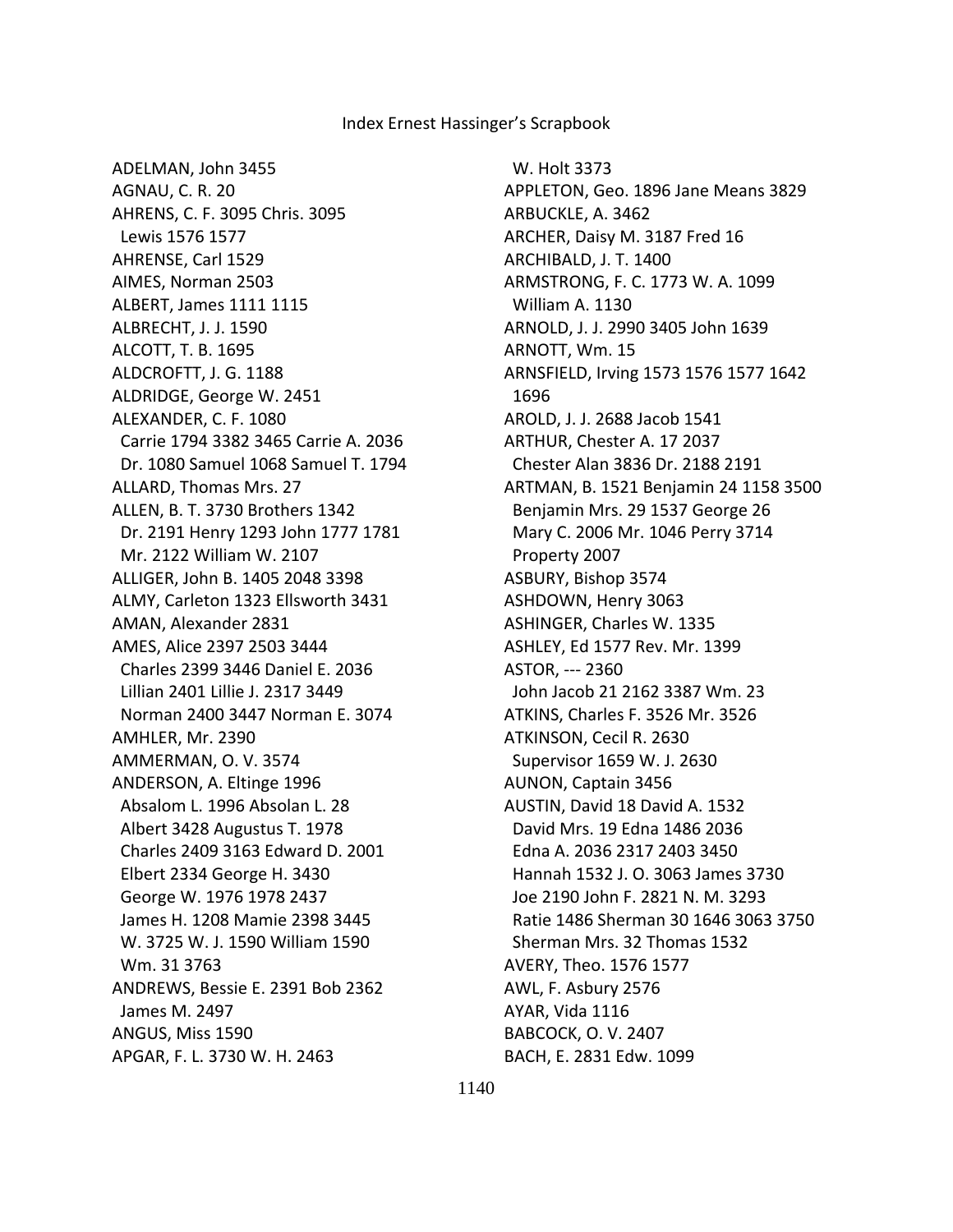# Index Ernest Hassinger's Scrapbook

ADELMAN, John 3455
AGNAU, C. R. 20
AHRENS, C. F. 3095 Chris. 3095
 Lewis 1576 1577
AHRENSE, Carl 1529
AIMES, Norman 2503
ALBERT, James 1111 1115
ALBRECHT, J. J. 1590
ALCOTT, T. B. 1695
ALDCROFTT, J. G. 1188
ALDRIDGE, George W. 2451
ALEXANDER, C. F. 1080
 Carrie 1794 3382 3465 Carrie A. 2036
 Dr. 1080 Samuel 1068 Samuel T. 1794
ALLARD, Thomas Mrs. 27
ALLEN, B. T. 3730 Brothers 1342
 Dr. 2191 Henry 1293 John 1777 1781
 Mr. 2122 William W. 2107
ALLIGER, John B. 1405 2048 3398
ALMY, Carleton 1323 Ellsworth 3431
AMAN, Alexander 2831
AMES, Alice 2397 2503 3444
 Charles 2399 3446 Daniel E. 2036
 Lillian 2401 Lillie J. 2317 3449
 Norman 2400 3447 Norman E. 3074
AMHLER, Mr. 2390
AMMERMAN, O. V. 3574
ANDERSON, A. Eltinge 1996
 Absalom L. 1996 Absolan L. 28
 Albert 3428 Augustus T. 1978
 Charles 2409 3163 Edward D. 2001
 Elbert 2334 George H. 3430
 George W. 1976 1978 2437
 James H. 1208 Mamie 2398 3445
 W. 3725 W. J. 1590 William 1590
 Wm. 31 3763
ANDREWS, Bessie E. 2391 Bob 2362
 James M. 2497
ANGUS, Miss 1590
APGAR, F. L. 3730 W. H. 2463
 W. Holt 3373
APPLETON, Geo. 1896 Jane Means 3829
ARBUCKLE, A. 3462
ARCHER, Daisy M. 3187 Fred 16
ARCHIBALD, J. T. 1400
ARMSTRONG, F. C. 1773 W. A. 1099
 William A. 1130
ARNOLD, J. J. 2990 3405 John 1639
ARNOTT, Wm. 15
ARNSFIELD, Irving 1573 1576 1577 1642
 1696
AROLD, J. J. 2688 Jacob 1541
ARTHUR, Chester A. 17 2037
 Chester Alan 3836 Dr. 2188 2191
ARTMAN, B. 1521 Benjamin 24 1158 3500
 Benjamin Mrs. 29 1537 George 26
 Mary C. 2006 Mr. 1046 Perry 3714
 Property 2007
ASBURY, Bishop 3574
ASHDOWN, Henry 3063
ASHINGER, Charles W. 1335
ASHLEY, Ed 1577 Rev. Mr. 1399
ASTOR, --- 2360
 John Jacob 21 2162 3387 Wm. 23
ATKINS, Charles F. 3526 Mr. 3526
ATKINSON, Cecil R. 2630
 Supervisor 1659 W. J. 2630
AUNON, Captain 3456
AUSTIN, David 18 David A. 1532
 David Mrs. 19 Edna 1486 2036
 Edna A. 2036 2317 2403 3450
 Hannah 1532 J. O. 3063 James 3730
 Joe 2190 John F. 2821 N. M. 3293
 Ratie 1486 Sherman 30 1646 3063 3750
 Sherman Mrs. 32 Thomas 1532
AVERY, Theo. 1576 1577
AWL, F. Asbury 2576
AYAR, Vida 1116
BABCOCK, O. V. 2407
BACH, E. 2831 Edw. 1099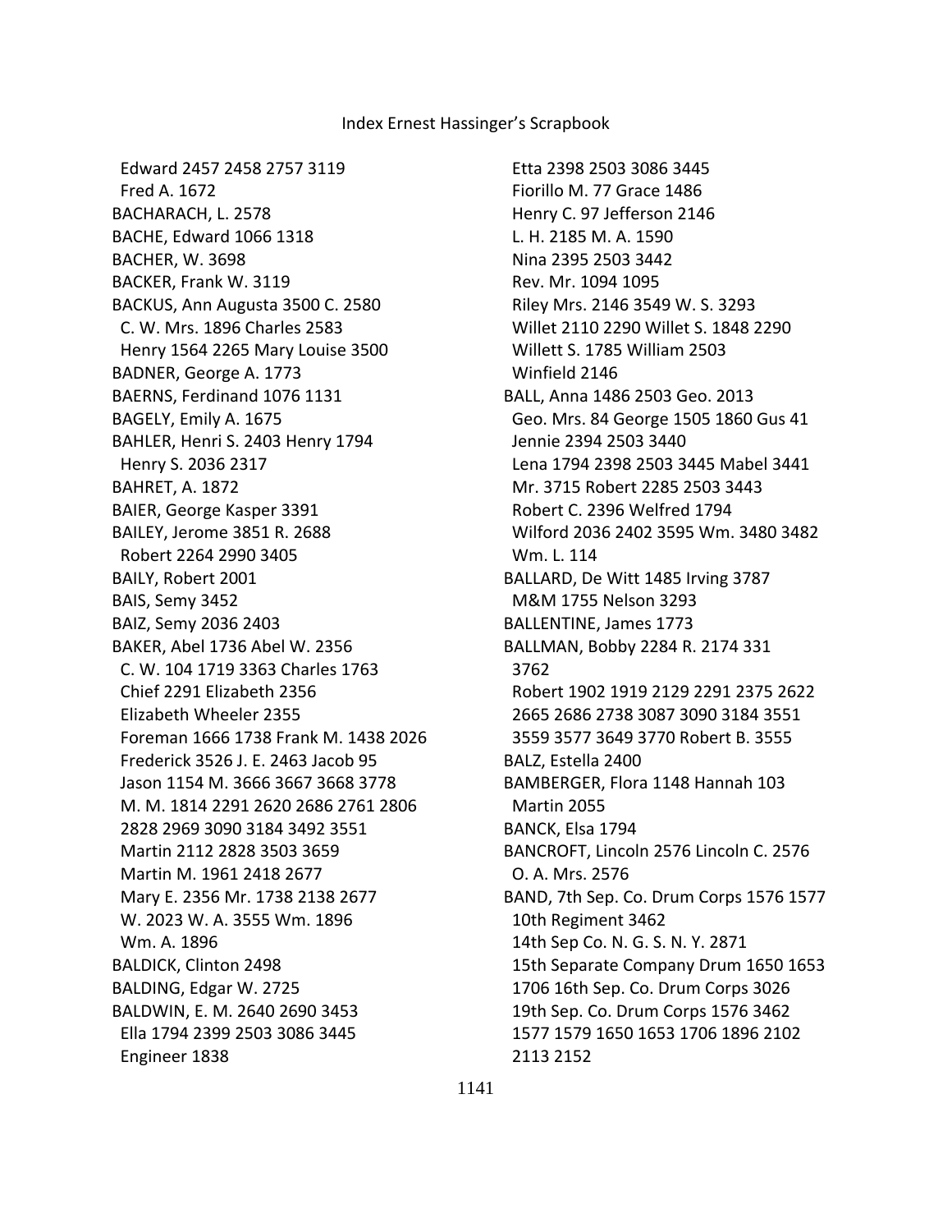Edward 2457 2458 2757 3119
Fred A. 1672
BACHARACH, L. 2578
BACHE, Edward 1066 1318
BACHER, W. 3698
BACKER, Frank W. 3119
BACKUS, Ann Augusta 3500 C. 2580
C. W. Mrs. 1896 Charles 2583
Henry 1564 2265 Mary Louise 3500
BADNER, George A. 1773
BAERNS, Ferdinand 1076 1131
BAGELY, Emily A. 1675
BAHLER, Henri S. 2403 Henry 1794
Henry S. 2036 2317
BAHRET, A. 1872
BAIER, George Kasper 3391
BAILEY, Jerome 3851 R. 2688
Robert 2264 2990 3405
BAILY, Robert 2001
BAIS, Semy 3452
BAIZ, Semy 2036 2403
BAKER, Abel 1736 Abel W. 2356
C. W. 104 1719 3363 Charles 1763
Chief 2291 Elizabeth 2356
Elizabeth Wheeler 2355
Foreman 1666 1738 Frank M. 1438 2026
Frederick 3526 J. E. 2463 Jacob 95
Jason 1154 M. 3666 3667 3668 3778
M. M. 1814 2291 2620 2686 2761 2806
2828 2969 3090 3184 3492 3551
Martin 2112 2828 3503 3659
Martin M. 1961 2418 2677
Mary E. 2356 Mr. 1738 2138 2677
W. 2023 W. A. 3555 Wm. 1896
Wm. A. 1896
BALDICK, Clinton 2498
BALDING, Edgar W. 2725
BALDWIN, E. M. 2640 2690 3453
Ella 1794 2399 2503 3086 3445
Engineer 1838
Etta 2398 2503 3086 3445
Fiorillo M. 77 Grace 1486
Henry C. 97 Jefferson 2146
L. H. 2185 M. A. 1590
Nina 2395 2503 3442
Rev. Mr. 1094 1095
Riley Mrs. 2146 3549 W. S. 3293
Willet 2110 2290 Willet S. 1848 2290
Willett S. 1785 William 2503
Winfield 2146
BALL, Anna 1486 2503 Geo. 2013
Geo. Mrs. 84 George 1505 1860 Gus 41
Jennie 2394 2503 3440
Lena 1794 2398 2503 3445 Mabel 3441
Mr. 3715 Robert 2285 2503 3443
Robert C. 2396 Welfred 1794
Wilford 2036 2402 3595 Wm. 3480 3482
Wm. L. 114
BALLARD, De Witt 1485 Irving 3787
M&M 1755 Nelson 3293
BALLENTINE, James 1773
BALLMAN, Bobby 2284 R. 2174 331
3762
Robert 1902 1919 2129 2291 2375 2622
2665 2686 2738 3087 3090 3184 3551
3559 3577 3649 3770 Robert B. 3555
BALZ, Estella 2400
BAMBERGER, Flora 1148 Hannah 103
Martin 2055
BANCK, Elsa 1794
BANCROFT, Lincoln 2576 Lincoln C. 2576
O. A. Mrs. 2576
BAND, 7th Sep. Co. Drum Corps 1576 1577
10th Regiment 3462
14th Sep Co. N. G. S. N. Y. 2871
15th Separate Company Drum 1650 1653
1706 16th Sep. Co. Drum Corps 3026
19th Sep. Co. Drum Corps 1576 3462
1577 1579 1650 1653 1706 1896 2102
2113 2152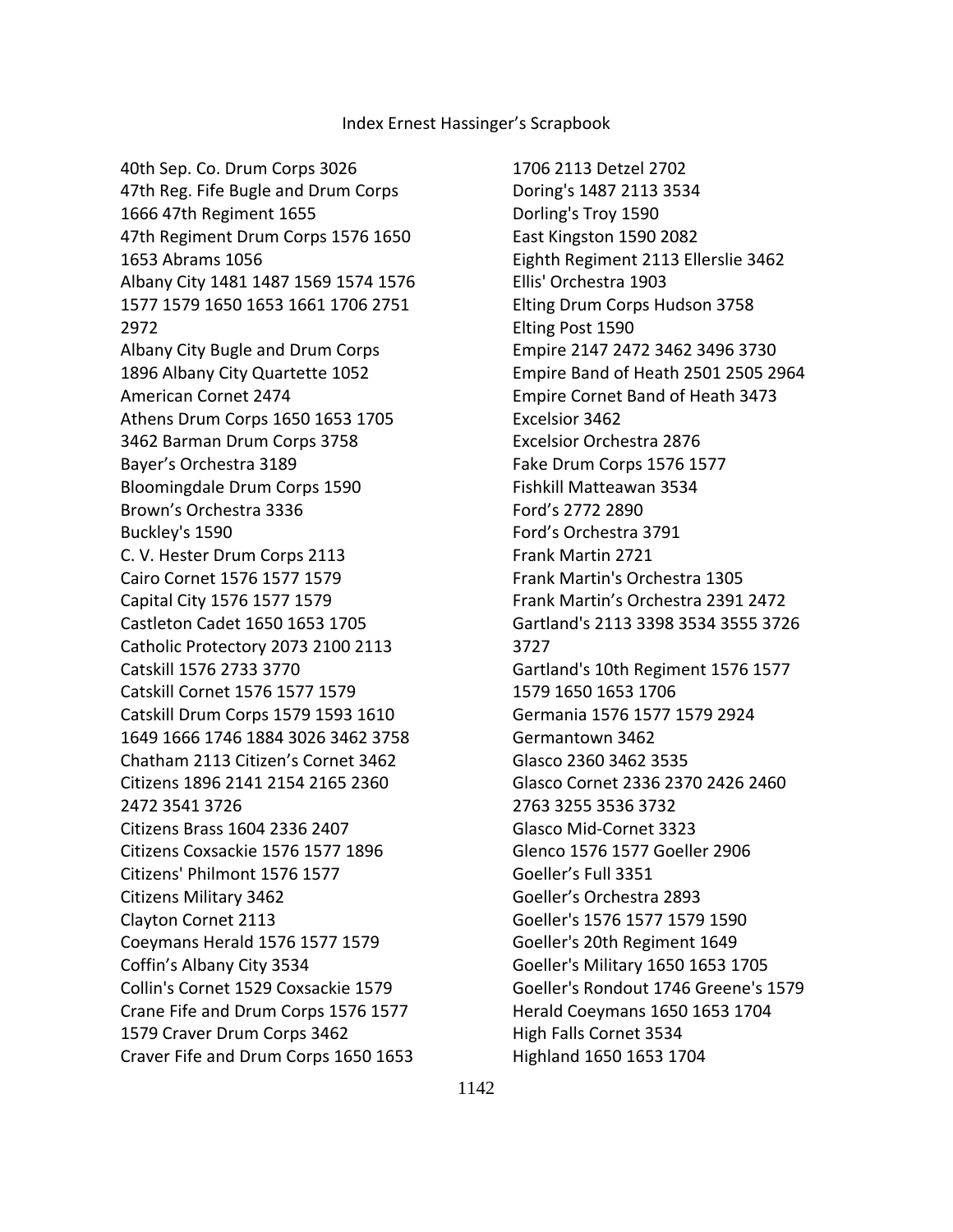Index Ernest Hassinger's Scrapbook

40th Sep. Co. Drum Corps 3026
47th Reg. Fife Bugle and Drum Corps 1666 47th Regiment 1655
47th Regiment Drum Corps 1576 1650 1653 Abrams 1056
Albany City 1481 1487 1569 1574 1576 1577 1579 1650 1653 1661 1706 2751 2972
Albany City Bugle and Drum Corps 1896 Albany City Quartette 1052
American Cornet 2474
Athens Drum Corps 1650 1653 1705 3462 Barman Drum Corps 3758
Bayer's Orchestra 3189
Bloomingdale Drum Corps 1590
Brown's Orchestra 3336
Buckley's 1590
C. V. Hester Drum Corps 2113
Cairo Cornet 1576 1577 1579
Capital City 1576 1577 1579
Castleton Cadet 1650 1653 1705
Catholic Protectory 2073 2100 2113
Catskill 1576 2733 3770
Catskill Cornet 1576 1577 1579
Catskill Drum Corps 1579 1593 1610 1649 1666 1746 1884 3026 3462 3758
Chatham 2113 Citizen's Cornet 3462
Citizens 1896 2141 2154 2165 2360 2472 3541 3726
Citizens Brass 1604 2336 2407
Citizens Coxsackie 1576 1577 1896
Citizens' Philmont 1576 1577
Citizens Military 3462
Clayton Cornet 2113
Coeymans Herald 1576 1577 1579
Coffin's Albany City 3534
Collin's Cornet 1529 Coxsackie 1579
Crane Fife and Drum Corps 1576 1577 1579 Craver Drum Corps 3462
Craver Fife and Drum Corps 1650 1653 1706 2113 Detzel 2702
Doring's 1487 2113 3534
Dorling's Troy 1590
East Kingston 1590 2082
Eighth Regiment 2113 Ellerslie 3462
Ellis' Orchestra 1903
Elting Drum Corps Hudson 3758
Elting Post 1590
Empire 2147 2472 3462 3496 3730
Empire Band of Heath 2501 2505 2964
Empire Cornet Band of Heath 3473
Excelsior 3462
Excelsior Orchestra 2876
Fake Drum Corps 1576 1577
Fishkill Matteawan 3534
Ford's 2772 2890
Ford's Orchestra 3791
Frank Martin 2721
Frank Martin's Orchestra 1305
Frank Martin's Orchestra 2391 2472
Gartland's 2113 3398 3534 3555 3726 3727
Gartland's 10th Regiment 1576 1577 1579 1650 1653 1706
Germania 1576 1577 1579 2924
Germantown 3462
Glasco 2360 3462 3535
Glasco Cornet 2336 2370 2426 2460 2763 3255 3536 3732
Glasco Mid-Cornet 3323
Glenco 1576 1577 Goeller 2906
Goeller's Full 3351
Goeller's Orchestra 2893
Goeller's 1576 1577 1579 1590
Goeller's 20th Regiment 1649
Goeller's Military 1650 1653 1705
Goeller's Rondout 1746 Greene's 1579
Herald Coeymans 1650 1653 1704
High Falls Cornet 3534
Highland 1650 1653 1704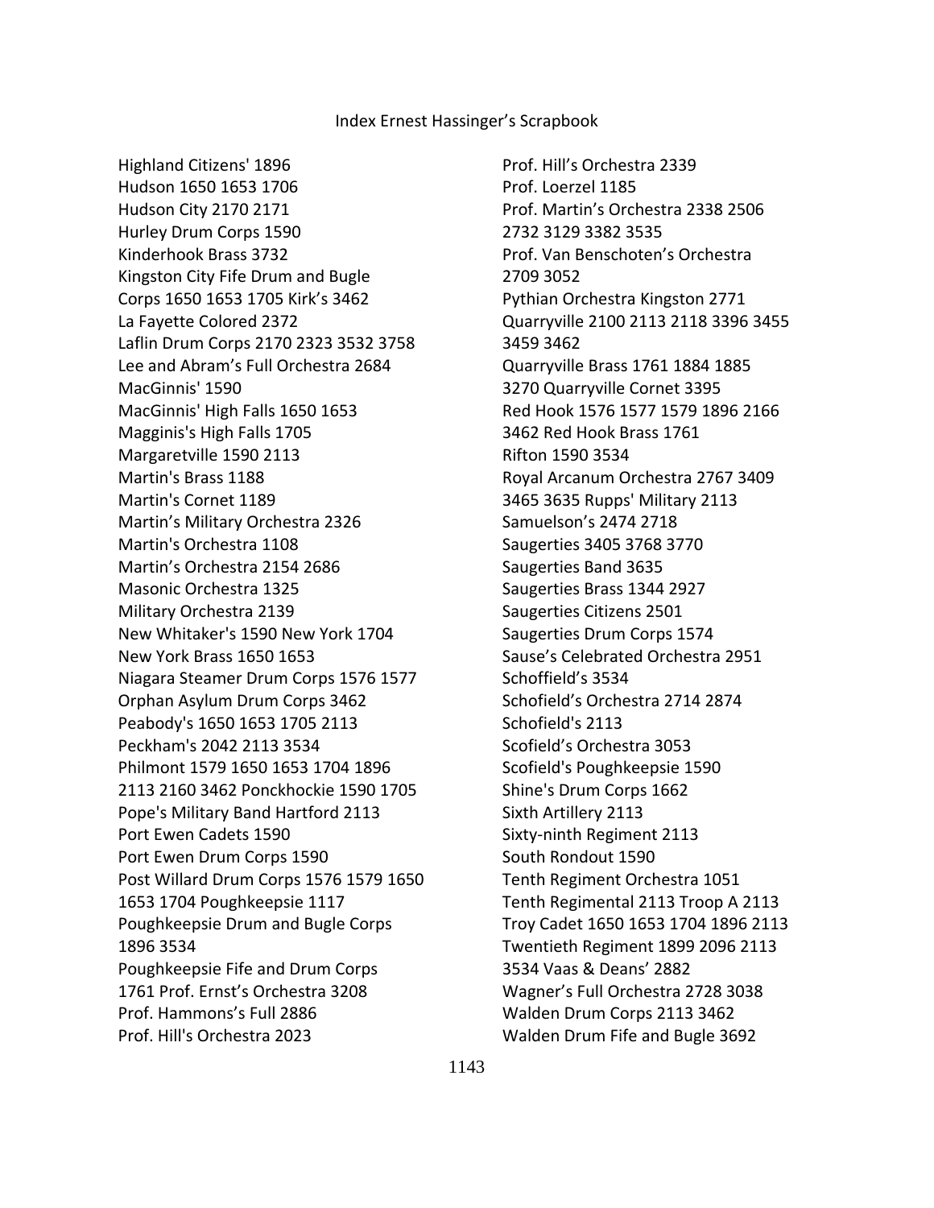Highland Citizens' 1896
Hudson 1650 1653 1706
Hudson City 2170 2171
Hurley Drum Corps 1590
Kinderhook Brass 3732
Kingston City Fife Drum and Bugle Corps 1650 1653 1705 Kirk's 3462
La Fayette Colored 2372
Laflin Drum Corps 2170 2323 3532 3758
Lee and Abram's Full Orchestra 2684
MacGinnis' 1590
MacGinnis' High Falls 1650 1653
Magginis's High Falls 1705
Margaretville 1590 2113
Martin's Brass 1188
Martin's Cornet 1189
Martin's Military Orchestra 2326
Martin's Orchestra 1108
Martin's Orchestra 2154 2686
Masonic Orchestra 1325
Military Orchestra 2139
New Whitaker's 1590 New York 1704
New York Brass 1650 1653
Niagara Steamer Drum Corps 1576 1577
Orphan Asylum Drum Corps 3462
Peabody's 1650 1653 1705 2113
Peckham's 2042 2113 3534
Philmont 1579 1650 1653 1704 1896 2113 2160 3462 Ponckhockie 1590 1705
Pope's Military Band Hartford 2113
Port Ewen Cadets 1590
Port Ewen Drum Corps 1590
Post Willard Drum Corps 1576 1579 1650 1653 1704 Poughkeepsie 1117
Poughkeepsie Drum and Bugle Corps 1896 3534
Poughkeepsie Fife and Drum Corps 1761 Prof. Ernst's Orchestra 3208
Prof. Hammons's Full 2886
Prof. Hill's Orchestra 2023
Prof. Hill's Orchestra 2339
Prof. Loerzel 1185
Prof. Martin's Orchestra 2338 2506 2732 3129 3382 3535
Prof. Van Benschoten's Orchestra 2709 3052
Pythian Orchestra Kingston 2771
Quarryville 2100 2113 2118 3396 3455 3459 3462
Quarryville Brass 1761 1884 1885 3270 Quarryville Cornet 3395
Red Hook 1576 1577 1579 1896 2166 3462 Red Hook Brass 1761
Rifton 1590 3534
Royal Arcanum Orchestra 2767 3409 3465 3635 Rupps' Military 2113
Samuelson's 2474 2718
Saugerties 3405 3768 3770
Saugerties Band 3635
Saugerties Brass 1344 2927
Saugerties Citizens 2501
Saugerties Drum Corps 1574
Sause's Celebrated Orchestra 2951
Schoffield's 3534
Schofield's Orchestra 2714 2874
Schofield's 2113
Scofield's Orchestra 3053
Scofield's Poughkeepsie 1590
Shine's Drum Corps 1662
Sixth Artillery 2113
Sixty-ninth Regiment 2113
South Rondout 1590
Tenth Regiment Orchestra 1051
Tenth Regimental 2113 Troop A 2113
Troy Cadet 1650 1653 1704 1896 2113
Twentieth Regiment 1899 2096 2113 3534 Vaas & Deans' 2882
Wagner's Full Orchestra 2728 3038
Walden Drum Corps 2113 3462
Walden Drum Fife and Bugle 3692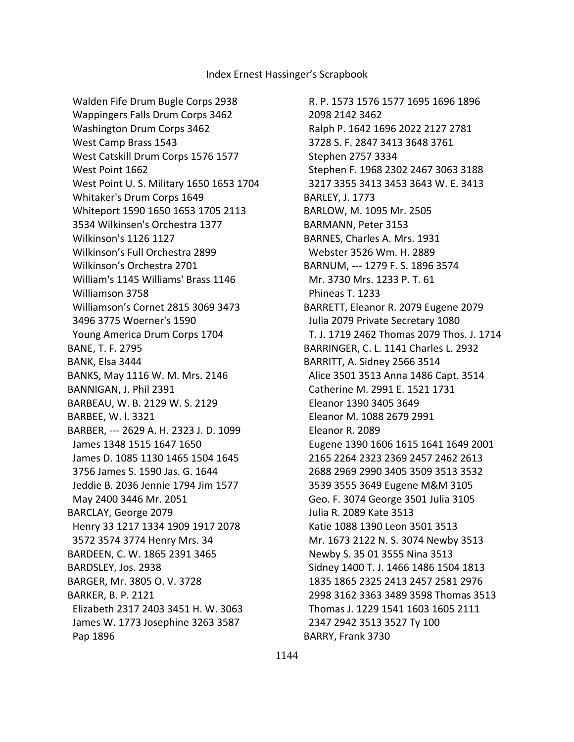Walden Fife Drum Bugle Corps 2938
Wappingers Falls Drum Corps 3462
Washington Drum Corps 3462
West Camp Brass 1543
West Catskill Drum Corps 1576 1577
West Point 1662
West Point U. S. Military 1650 1653 1704
Whitaker's Drum Corps 1649
Whiteport 1590 1650 1653 1705 2113
3534 Wilkinsen's Orchestra 1377
Wilkinson's 1126 1127
Wilkinson's Full Orchestra 2899
Wilkinson's Orchestra 2701
William's 1145 Williams' Brass 1146
Williamson 3758
Williamson's Cornet 2815 3069 3473
3496 3775 Woerner's 1590
Young America Drum Corps 1704

BANE, T. F. 2795
BANK, Elsa 3444
BANKS, May 1116 W. M. Mrs. 2146
BANNIGAN, J. Phil 2391
BARBEAU, W. B. 2129 W. S. 2129
BARBEE, W. l. 3321
BARBER, --- 2629 A. H. 2323 J. D. 1099
James 1348 1515 1647 1650
James D. 1085 1130 1465 1504 1645
3756 James S. 1590 Jas. G. 1644
Jeddie B. 2036 Jennie 1794 Jim 1577
May 2400 3446 Mr. 2051
BARCLAY, George 2079
Henry 33 1217 1334 1909 1917 2078
3572 3574 3774 Henry Mrs. 34
BARDEEN, C. W. 1865 2391 3465
BARDSLEY, Jos. 2938
BARGER, Mr. 3805 O. V. 3728
BARKER, B. P. 2121
Elizabeth 2317 2403 3451 H. W. 3063
James W. 1773 Josephine 3263 3587
Pap 1896
R. P. 1573 1576 1577 1695 1696 1896
2098 2142 3462
Ralph P. 1642 1696 2022 2127 2781
3728 S. F. 2847 3413 3648 3761
Stephen 2757 3334
Stephen F. 1968 2302 2467 3063 3188
3217 3355 3413 3453 3643 W. E. 3413
BARLEY, J. 1773
BARLOW, M. 1095 Mr. 2505
BARMANN, Peter 3153
BARNES, Charles A. Mrs. 1931
Webster 3526 Wm. H. 2889
BARNUM, --- 1279 F. S. 1896 3574
Mr. 3730 Mrs. 1233 P. T. 61
Phineas T. 1233
BARRETT, Eleanor R. 2079 Eugene 2079
Julia 2079 Private Secretary 1080
T. J. 1719 2462 Thomas 2079 Thos. J. 1714
BARRINGER, C. L. 1141 Charles L. 2932
BARRITT, A. Sidney 2566 3514
Alice 3501 3513 Anna 1486 Capt. 3514
Catherine M. 2991 E. 1521 1731
Eleanor 1390 3405 3649
Eleanor M. 1088 2679 2991
Eleanor R. 2089
Eugene 1390 1606 1615 1641 1649 2001
2165 2264 2323 2369 2457 2462 2613
2688 2969 2990 3405 3509 3513 3532
3539 3555 3649 Eugene M&M 3105
Geo. F. 3074 George 3501 Julia 3105
Julia R. 2089 Kate 3513
Katie 1088 1390 Leon 3501 3513
Mr. 1673 2122 N. S. 3074 Newby 3513
Newby S. 35 01 3555 Nina 3513
Sidney 1400 T. J. 1466 1486 1504 1813
1835 1865 2325 2413 2457 2581 2976
2998 3162 3363 3489 3598 Thomas 3513
Thomas J. 1229 1541 1603 1605 2111
2347 2942 3513 3527 Ty 100
BARRY, Frank 3730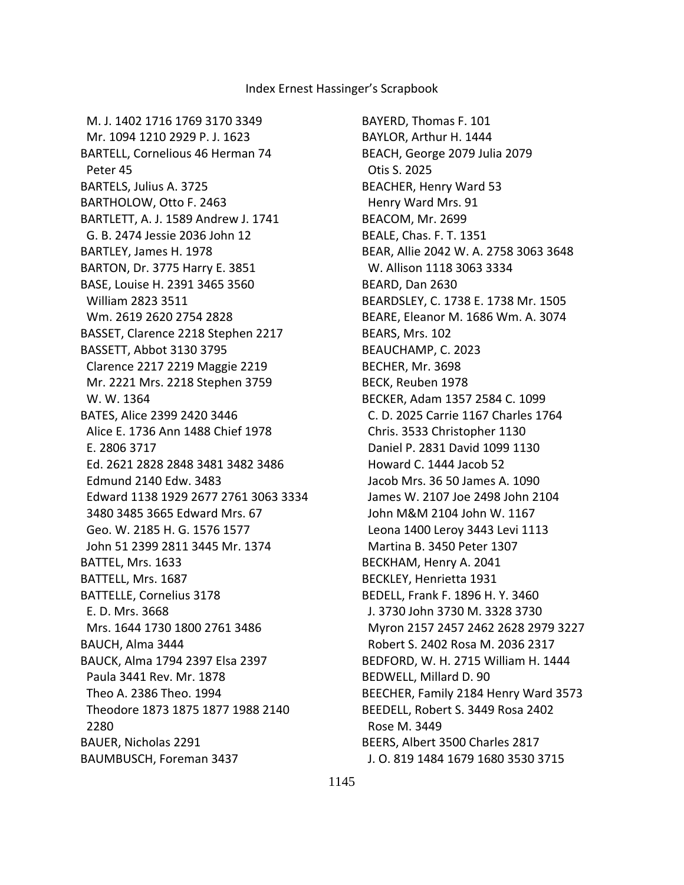M. J. 1402 1716 1769 3170 3349
Mr. 1094 1210 2929 P. J. 1623
BARTELL, Cornelious 46 Herman 74
Peter 45
BARTELS, Julius A. 3725
BARTHOLOW, Otto F. 2463
BARTLETT, A. J. 1589 Andrew J. 1741
G. B. 2474 Jessie 2036 John 12
BARTLEY, James H. 1978
BARTON, Dr. 3775 Harry E. 3851
BASE, Louise H. 2391 3465 3560
William 2823 3511
Wm. 2619 2620 2754 2828
BASSET, Clarence 2218 Stephen 2217
BASSETT, Abbot 3130 3795
Clarence 2217 2219 Maggie 2219
Mr. 2221 Mrs. 2218 Stephen 3759
W. W. 1364
BATES, Alice 2399 2420 3446
Alice E. 1736 Ann 1488 Chief 1978
E. 2806 3717
Ed. 2621 2828 2848 3481 3482 3486
Edmund 2140 Edw. 3483
Edward 1138 1929 2677 2761 3063 3334
3480 3485 3665 Edward Mrs. 67
Geo. W. 2185 H. G. 1576 1577
John 51 2399 2811 3445 Mr. 1374
BATTEL, Mrs. 1633
BATTELL, Mrs. 1687
BATTELLE, Cornelius 3178
E. D. Mrs. 3668
Mrs. 1644 1730 1800 2761 3486
BAUCH, Alma 3444
BAUCK, Alma 1794 2397 Elsa 2397
Paula 3441 Rev. Mr. 1878
Theo A. 2386 Theo. 1994
Theodore 1873 1875 1877 1988 2140
2280
BAUER, Nicholas 2291
BAUMBUSCH, Foreman 3437
BAYERD, Thomas F. 101
BAYLOR, Arthur H. 1444
BEACH, George 2079 Julia 2079
Otis S. 2025
BEACHER, Henry Ward 53
Henry Ward Mrs. 91
BEACOM, Mr. 2699
BEALE, Chas. F. T. 1351
BEAR, Allie 2042 W. A. 2758 3063 3648
W. Allison 1118 3063 3334
BEARD, Dan 2630
BEARDSLEY, C. 1738 E. 1738 Mr. 1505
BEARE, Eleanor M. 1686 Wm. A. 3074
BEARS, Mrs. 102
BEAUCHAMP, C. 2023
BECHER, Mr. 3698
BECK, Reuben 1978
BECKER, Adam 1357 2584 C. 1099
C. D. 2025 Carrie 1167 Charles 1764
Chris. 3533 Christopher 1130
Daniel P. 2831 David 1099 1130
Howard C. 1444 Jacob 52
Jacob Mrs. 36 50 James A. 1090
James W. 2107 Joe 2498 John 2104
John M&M 2104 John W. 1167
Leona 1400 Leroy 3443 Levi 1113
Martina B. 3450 Peter 1307
BECKHAM, Henry A. 2041
BECKLEY, Henrietta 1931
BEDELL, Frank F. 1896 H. Y. 3460
J. 3730 John 3730 M. 3328 3730
Myron 2157 2457 2462 2628 2979 3227
Robert S. 2402 Rosa M. 2036 2317
BEDFORD, W. H. 2715 William H. 1444
BEDWELL, Millard D. 90
BEECHER, Family 2184 Henry Ward 3573
BEEDELL, Robert S. 3449 Rosa 2402
Rose M. 3449
BEERS, Albert 3500 Charles 2817
J. O. 819 1484 1679 1680 3530 3715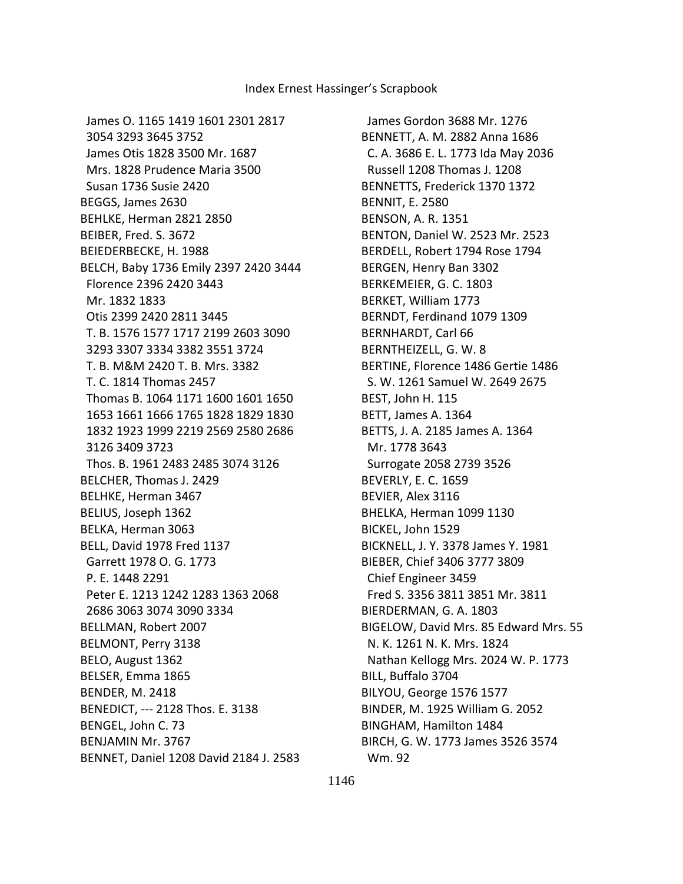James O. 1165 1419 1601 2301 2817
3054 3293 3645 3752
James Otis 1828 3500 Mr. 1687
Mrs. 1828 Prudence Maria 3500
Susan 1736 Susie 2420
BEGGS, James 2630
BEHLKE, Herman 2821 2850
BEIBER, Fred. S. 3672
BEIEDERBECKE, H. 1988
BELCH, Baby 1736 Emily 2397 2420 3444
Florence 2396 2420 3443
Mr. 1832 1833
Otis 2399 2420 2811 3445
T. B. 1576 1577 1717 2199 2603 3090
3293 3307 3334 3382 3551 3724
T. B. M&M 2420 T. B. Mrs. 3382
T. C. 1814 Thomas 2457
Thomas B. 1064 1171 1600 1601 1650
1653 1661 1666 1765 1828 1829 1830
1832 1923 1999 2219 2569 2580 2686
3126 3409 3723
Thos. B. 1961 2483 2485 3074 3126
BELCHER, Thomas J. 2429
BELHKE, Herman 3467
BELIUS, Joseph 1362
BELKA, Herman 3063
BELL, David 1978 Fred 1137
Garrett 1978 O. G. 1773
P. E. 1448 2291
Peter E. 1213 1242 1283 1363 2068
2686 3063 3074 3090 3334
BELLMAN, Robert 2007
BELMONT, Perry 3138
BELO, August 1362
BELSER, Emma 1865
BENDER, M. 2418
BENEDICT, --- 2128 Thos. E. 3138
BENGEL, John C. 73
BENJAMIN Mr. 3767
BENNET, Daniel 1208 David 2184 J. 2583
James Gordon 3688 Mr. 1276
BENNETT, A. M. 2882 Anna 1686
C. A. 3686 E. L. 1773 Ida May 2036
Russell 1208 Thomas J. 1208
BENNETTS, Frederick 1370 1372
BENNIT, E. 2580
BENSON, A. R. 1351
BENTON, Daniel W. 2523 Mr. 2523
BERDELL, Robert 1794 Rose 1794
BERGEN, Henry Ban 3302
BERKEMEIER, G. C. 1803
BERKET, William 1773
BERNDT, Ferdinand 1079 1309
BERNHARDT, Carl 66
BERNTHEIZELL, G. W. 8
BERTINE, Florence 1486 Gertie 1486
S. W. 1261 Samuel W. 2649 2675
BEST, John H. 115
BETT, James A. 1364
BETTS, J. A. 2185 James A. 1364
Mr. 1778 3643
Surrogate 2058 2739 3526
BEVERLY, E. C. 1659
BEVIER, Alex 3116
BHELKA, Herman 1099 1130
BICKEL, John 1529
BICKNELL, J. Y. 3378 James Y. 1981
BIEBER, Chief 3406 3777 3809
Chief Engineer 3459
Fred S. 3356 3811 3851 Mr. 3811
BIERDERMAN, G. A. 1803
BIGELOW, David Mrs. 85 Edward Mrs. 55
N. K. 1261 N. K. Mrs. 1824
Nathan Kellogg Mrs. 2024 W. P. 1773
BILL, Buffalo 3704
BILYOU, George 1576 1577
BINDER, M. 1925 William G. 2052
BINGHAM, Hamilton 1484
BIRCH, G. W. 1773 James 3526 3574
Wm. 92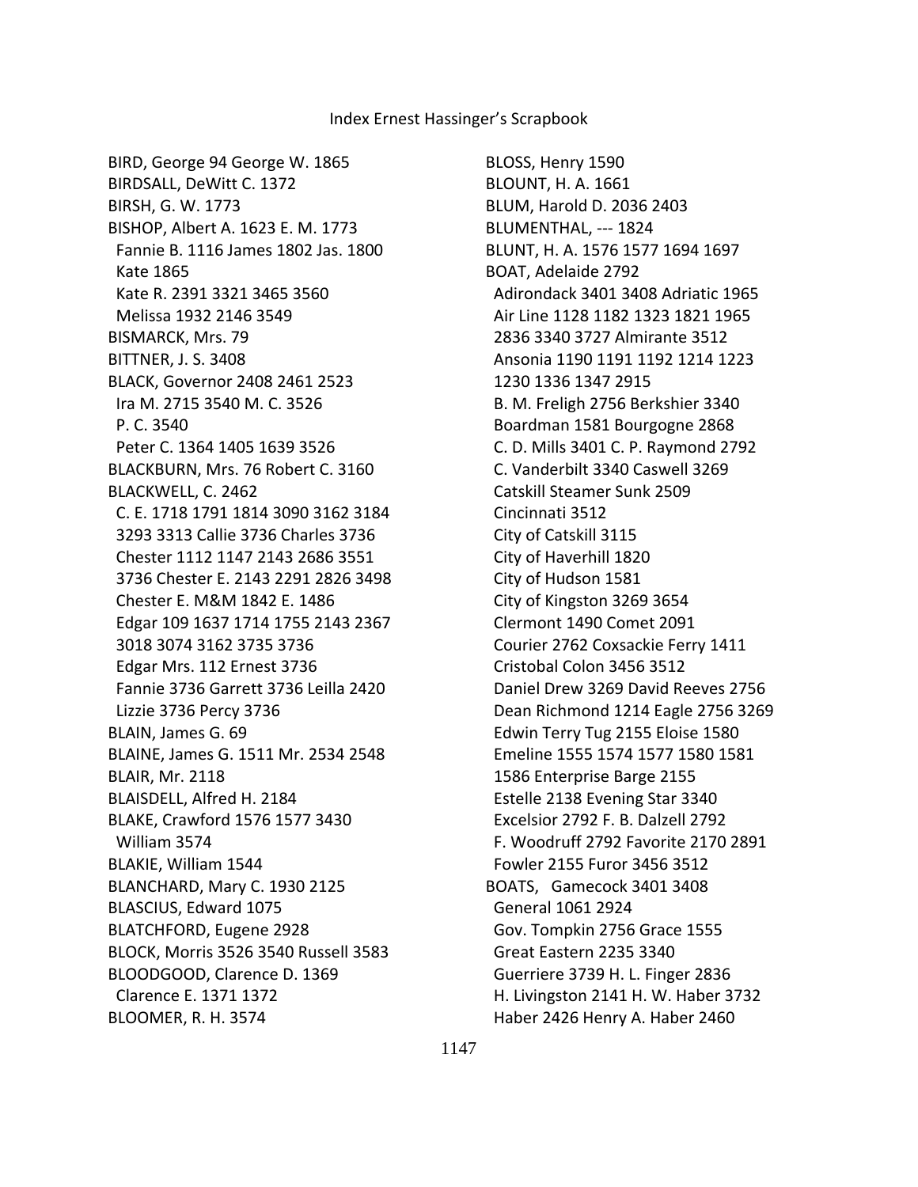BIRD, George 94 George W. 1865
BIRDSALL, DeWitt C. 1372
BIRSH, G. W. 1773
BISHOP, Albert A. 1623 E. M. 1773
Fannie B. 1116 James 1802 Jas. 1800
Kate 1865
Kate R. 2391 3321 3465 3560
Melissa 1932 2146 3549
BISMARCK, Mrs. 79
BITTNER, J. S. 3408
BLACK, Governor 2408 2461 2523
Ira M. 2715 3540 M. C. 3526
P. C. 3540
Peter C. 1364 1405 1639 3526
BLACKBURN, Mrs. 76 Robert C. 3160
BLACKWELL, C. 2462
C. E. 1718 1791 1814 3090 3162 3184
3293 3313 Callie 3736 Charles 3736
Chester 1112 1147 2143 2686 3551
3736 Chester E. 2143 2291 2826 3498
Chester E. M&M 1842 E. 1486
Edgar 109 1637 1714 1755 2143 2367
3018 3074 3162 3735 3736
Edgar Mrs. 112 Ernest 3736
Fannie 3736 Garrett 3736 Leilla 2420
Lizzie 3736 Percy 3736
BLAIN, James G. 69
BLAINE, James G. 1511 Mr. 2534 2548
BLAIR, Mr. 2118
BLAISDELL, Alfred H. 2184
BLAKE, Crawford 1576 1577 3430
William 3574
BLAKIE, William 1544
BLANCHARD, Mary C. 1930 2125
BLASCIUS, Edward 1075
BLATCHFORD, Eugene 2928
BLOCK, Morris 3526 3540 Russell 3583
BLOODGOOD, Clarence D. 1369
Clarence E. 1371 1372
BLOOMER, R. H. 3574
BLOSS, Henry 1590
BLOUNT, H. A. 1661
BLUM, Harold D. 2036 2403
BLUMENTHAL, --- 1824
BLUNT, H. A. 1576 1577 1694 1697
BOAT, Adelaide 2792
Adirondack 3401 3408 Adriatic 1965
Air Line 1128 1182 1323 1821 1965
2836 3340 3727 Almirante 3512
Ansonia 1190 1191 1192 1214 1223
1230 1336 1347 2915
B. M. Freligh 2756 Berkshier 3340
Boardman 1581 Bourgogne 2868
C. D. Mills 3401 C. P. Raymond 2792
C. Vanderbilt 3340 Caswell 3269
Catskill Steamer Sunk 2509
Cincinnati 3512
City of Catskill 3115
City of Haverhill 1820
City of Hudson 1581
City of Kingston 3269 3654
Clermont 1490 Comet 2091
Courier 2762 Coxsackie Ferry 1411
Cristobal Colon 3456 3512
Daniel Drew 3269 David Reeves 2756
Dean Richmond 1214 Eagle 2756 3269
Edwin Terry Tug 2155 Eloise 1580
Emeline 1555 1574 1577 1580 1581
1586 Enterprise Barge 2155
Estelle 2138 Evening Star 3340
Excelsior 2792 F. B. Dalzell 2792
F. Woodruff 2792 Favorite 2170 2891
Fowler 2155 Furor 3456 3512
BOATS, Gamecock 3401 3408
General 1061 2924
Gov. Tompkin 2756 Grace 1555
Great Eastern 2235 3340
Guerriere 3739 H. L. Finger 2836
H. Livingston 2141 H. W. Haber 3732
Haber 2426 Henry A. Haber 2460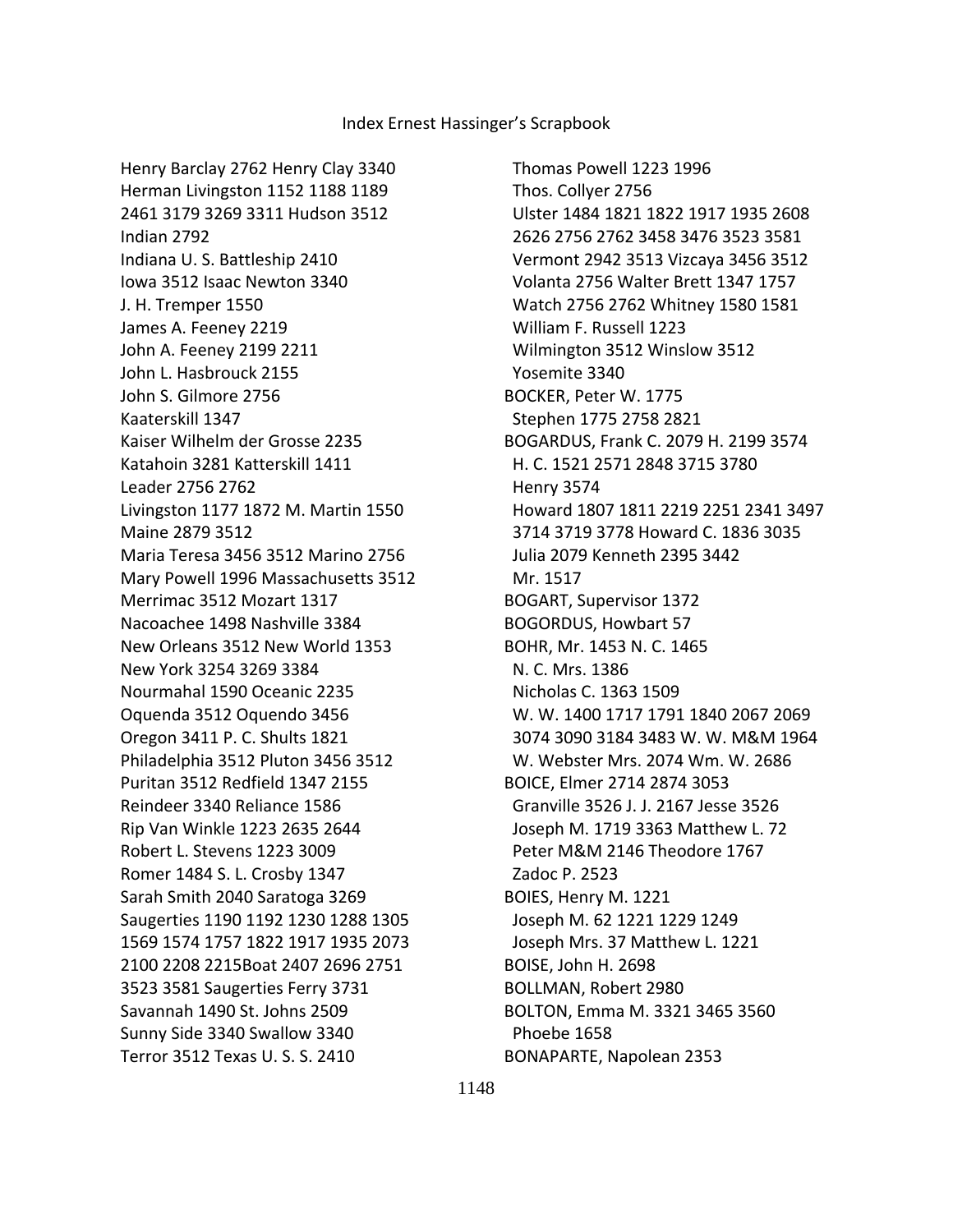Henry Barclay 2762 Henry Clay 3340
Herman Livingston 1152 1188 1189
2461 3179 3269 3311 Hudson 3512
Indian 2792
Indiana U. S. Battleship 2410
Iowa 3512 Isaac Newton 3340
J. H. Tremper 1550
James A. Feeney 2219
John A. Feeney 2199 2211
John L. Hasbrouck 2155
John S. Gilmore 2756
Kaaterskill 1347
Kaiser Wilhelm der Grosse 2235
Katahoin 3281 Katterskill 1411
Leader 2756 2762
Livingston 1177 1872 M. Martin 1550
Maine 2879 3512
Maria Teresa 3456 3512 Marino 2756
Mary Powell 1996 Massachusetts 3512
Merrimac 3512 Mozart 1317
Nacoachee 1498 Nashville 3384
New Orleans 3512 New World 1353
New York 3254 3269 3384
Nourmahal 1590 Oceanic 2235
Oquenda 3512 Oquendo 3456
Oregon 3411 P. C. Shults 1821
Philadelphia 3512 Pluton 3456 3512
Puritan 3512 Redfield 1347 2155
Reindeer 3340 Reliance 1586
Rip Van Winkle 1223 2635 2644
Robert L. Stevens 1223 3009
Romer 1484 S. L. Crosby 1347
Sarah Smith 2040 Saratoga 3269
Saugerties 1190 1192 1230 1288 1305
1569 1574 1757 1822 1917 1935 2073
2100 2208 2215Boat 2407 2696 2751
3523 3581 Saugerties Ferry 3731
Savannah 1490 St. Johns 2509
Sunny Side 3340 Swallow 3340
Terror 3512 Texas U. S. S. 2410
Thomas Powell 1223 1996
Thos. Collyer 2756
Ulster 1484 1821 1822 1917 1935 2608
2626 2756 2762 3458 3476 3523 3581
Vermont 2942 3513 Vizcaya 3456 3512
Volanta 2756 Walter Brett 1347 1757
Watch 2756 2762 Whitney 1580 1581
William F. Russell 1223
Wilmington 3512 Winslow 3512
Yosemite 3340

BOCKER, Peter W. 1775
Stephen 1775 2758 2821

BOGARDUS, Frank C. 2079 H. 2199 3574
H. C. 1521 2571 2848 3715 3780
Henry 3574
Howard 1807 1811 2219 2251 2341 3497
3714 3719 3778 Howard C. 1836 3035
Julia 2079 Kenneth 2395 3442
Mr. 1517

BOGART, Supervisor 1372

BOGORDUS, Howbart 57

BOHR, Mr. 1453 N. C. 1465
N. C. Mrs. 1386
Nicholas C. 1363 1509
W. W. 1400 1717 1791 1840 2067 2069
3074 3090 3184 3483 W. W. M&M 1964
W. Webster Mrs. 2074 Wm. W. 2686

BOICE, Elmer 2714 2874 3053
Granville 3526 J. J. 2167 Jesse 3526
Joseph M. 1719 3363 Matthew L. 72
Peter M&M 2146 Theodore 1767
Zadoc P. 2523

BOIES, Henry M. 1221
Joseph M. 62 1221 1229 1249
Joseph Mrs. 37 Matthew L. 1221

BOISE, John H. 2698

BOLLMAN, Robert 2980

BOLTON, Emma M. 3321 3465 3560
Phoebe 1658

BONAPARTE, Napolean 2353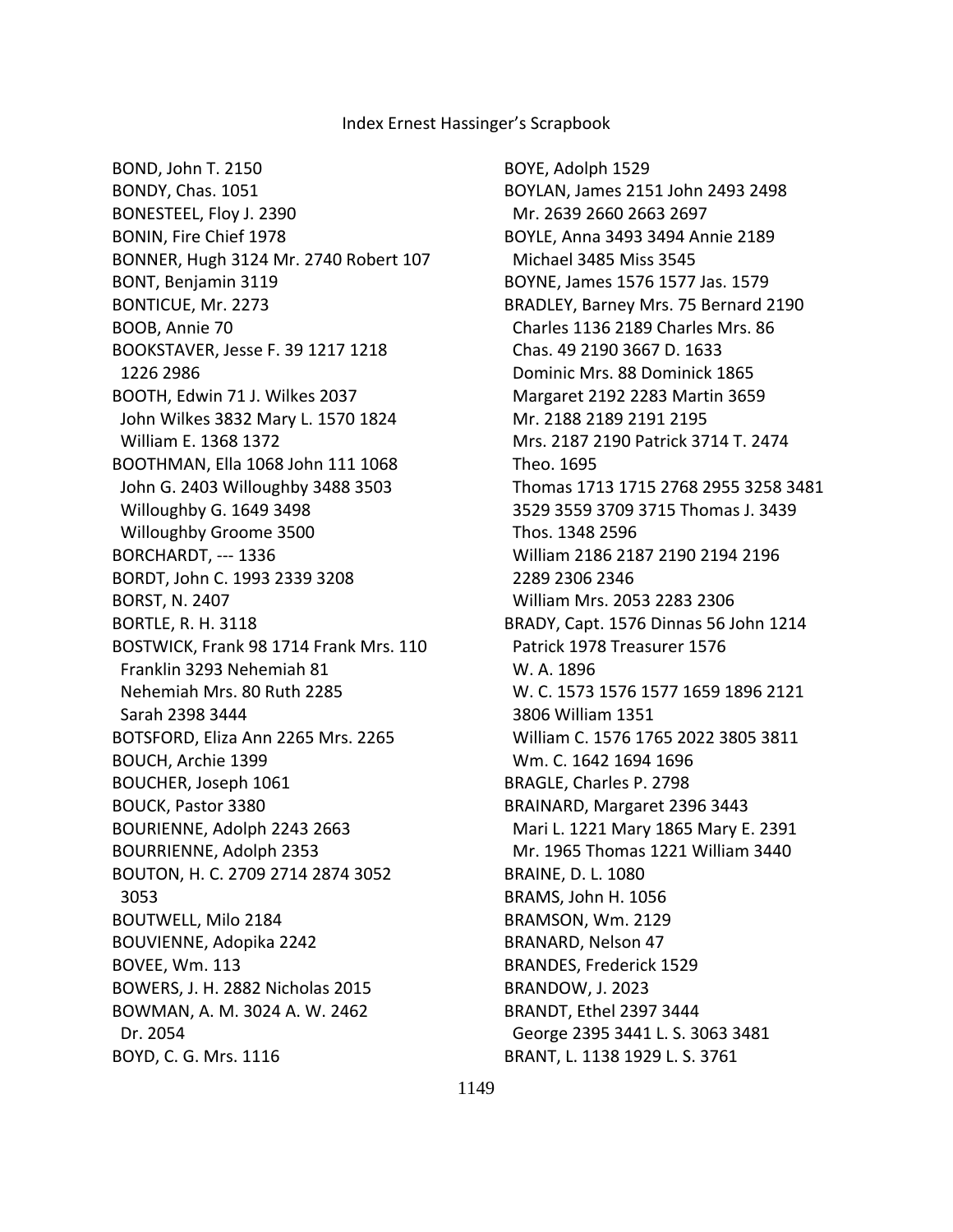BOND, John T. 2150
BONDY, Chas. 1051
BONESTEEL, Floy J. 2390
BONIN, Fire Chief 1978
BONNER, Hugh 3124 Mr. 2740 Robert 107
BONT, Benjamin 3119
BONTICUE, Mr. 2273
BOOB, Annie 70
BOOKSTAVER, Jesse F. 39 1217 1218 1226 2986
BOOTH, Edwin 71 J. Wilkes 2037 John Wilkes 3832 Mary L. 1570 1824 William E. 1368 1372
BOOTHMAN, Ella 1068 John 111 1068 John G. 2403 Willoughby 3488 3503 Willoughby G. 1649 3498 Willoughby Groome 3500
BORCHARDT, --- 1336
BORDT, John C. 1993 2339 3208
BORST, N. 2407
BORTLE, R. H. 3118
BOSTWICK, Frank 98 1714 Frank Mrs. 110 Franklin 3293 Nehemiah 81 Nehemiah Mrs. 80 Ruth 2285 Sarah 2398 3444
BOTSFORD, Eliza Ann 2265 Mrs. 2265
BOUCH, Archie 1399
BOUCHER, Joseph 1061
BOUCK, Pastor 3380
BOURIENNE, Adolph 2243 2663
BOURRIENNE, Adolph 2353
BOUTON, H. C. 2709 2714 2874 3052 3053
BOUTWELL, Milo 2184
BOUVIENNE, Adopika 2242
BOVEE, Wm. 113
BOWERS, J. H. 2882 Nicholas 2015
BOWMAN, A. M. 3024 A. W. 2462 Dr. 2054
BOYD, C. G. Mrs. 1116
BOYE, Adolph 1529
BOYLAN, James 2151 John 2493 2498 Mr. 2639 2660 2663 2697
BOYLE, Anna 3493 3494 Annie 2189 Michael 3485 Miss 3545
BOYNE, James 1576 1577 Jas. 1579
BRADLEY, Barney Mrs. 75 Bernard 2190 Charles 1136 2189 Charles Mrs. 86 Chas. 49 2190 3667 D. 1633 Dominic Mrs. 88 Dominick 1865 Margaret 2192 2283 Martin 3659 Mr. 2188 2189 2191 2195 Mrs. 2187 2190 Patrick 3714 T. 2474 Theo. 1695 Thomas 1713 1715 2768 2955 3258 3481 3529 3559 3709 3715 Thomas J. 3439 Thos. 1348 2596 William 2186 2187 2190 2194 2196 2289 2306 2346 William Mrs. 2053 2283 2306
BRADY, Capt. 1576 Dinnas 56 John 1214 Patrick 1978 Treasurer 1576 W. A. 1896 W. C. 1573 1576 1577 1659 1896 2121 3806 William 1351 William C. 1576 1765 2022 3805 3811 Wm. C. 1642 1694 1696
BRAGLE, Charles P. 2798
BRAINARD, Margaret 2396 3443 Mari L. 1221 Mary 1865 Mary E. 2391 Mr. 1965 Thomas 1221 William 3440
BRAINE, D. L. 1080
BRAMS, John H. 1056
BRAMSON, Wm. 2129
BRANARD, Nelson 47
BRANDES, Frederick 1529
BRANDOW, J. 2023
BRANDT, Ethel 2397 3444 George 2395 3441 L. S. 3063 3481
BRANT, L. 1138 1929 L. S. 3761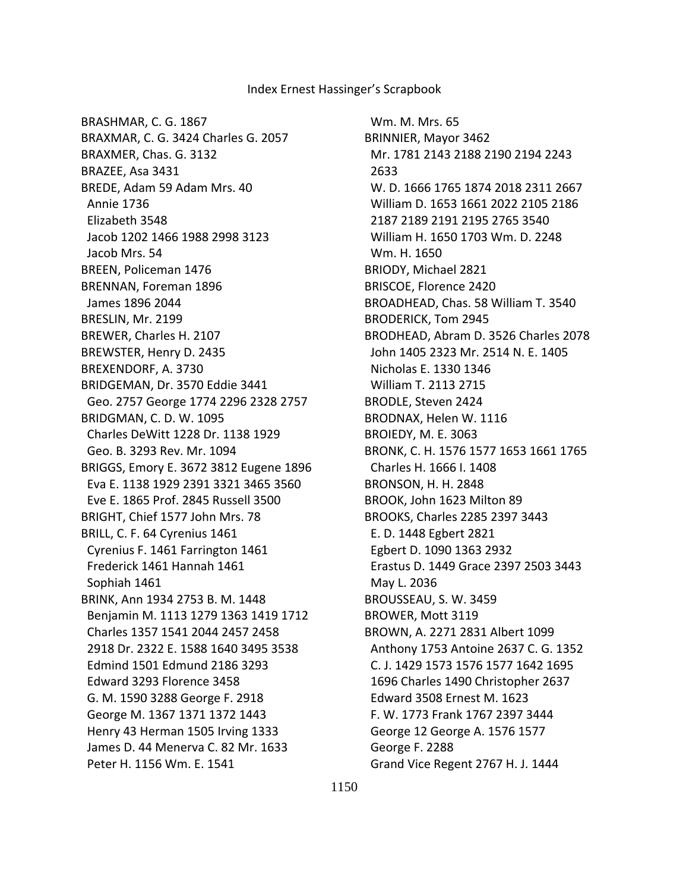BRASHMAR, C. G. 1867
BRAXMAR, C. G. 3424 Charles G. 2057
BRAXMER, Chas. G. 3132
BRAZEE, Asa 3431
BREDE, Adam 59 Adam Mrs. 40
 Annie 1736
 Elizabeth 3548
 Jacob 1202 1466 1988 2998 3123
 Jacob Mrs. 54
BREEN, Policeman 1476
BRENNAN, Foreman 1896
 James 1896 2044
BRESLIN, Mr. 2199
BREWER, Charles H. 2107
BREWSTER, Henry D. 2435
BREXENDORF, A. 3730
BRIDGEMAN, Dr. 3570 Eddie 3441
 Geo. 2757 George 1774 2296 2328 2757
BRIDGMAN, C. D. W. 1095
 Charles DeWitt 1228 Dr. 1138 1929
 Geo. B. 3293 Rev. Mr. 1094
BRIGGS, Emory E. 3672 3812 Eugene 1896
 Eva E. 1138 1929 2391 3321 3465 3560
 Eve E. 1865 Prof. 2845 Russell 3500
BRIGHT, Chief 1577 John Mrs. 78
BRILL, C. F. 64 Cyrenius 1461
 Cyrenius F. 1461 Farrington 1461
 Frederick 1461 Hannah 1461
 Sophiah 1461
BRINK, Ann 1934 2753 B. M. 1448
 Benjamin M. 1113 1279 1363 1419 1712
 Charles 1357 1541 2044 2457 2458
 2918 Dr. 2322 E. 1588 1640 3495 3538
 Edmind 1501 Edmund 2186 3293
 Edward 3293 Florence 3458
 G. M. 1590 3288 George F. 2918
 George M. 1367 1371 1372 1443
 Henry 43 Herman 1505 Irving 1333
 James D. 44 Menerva C. 82 Mr. 1633
 Peter H. 1156 Wm. E. 1541
 Wm. M. Mrs. 65
BRINNIER, Mayor 3462
 Mr. 1781 2143 2188 2190 2194 2243
 2633
 W. D. 1666 1765 1874 2018 2311 2667
 William D. 1653 1661 2022 2105 2186
 2187 2189 2191 2195 2765 3540
 William H. 1650 1703 Wm. D. 2248
 Wm. H. 1650
BRIODY, Michael 2821
BRISCOE, Florence 2420
BROADHEAD, Chas. 58 William T. 3540
BRODERICK, Tom 2945
BRODHEAD, Abram D. 3526 Charles 2078
 John 1405 2323 Mr. 2514 N. E. 1405
 Nicholas E. 1330 1346
 William T. 2113 2715
BRODLE, Steven 2424
BRODNAX, Helen W. 1116
BROIEDY, M. E. 3063
BRONK, C. H. 1576 1577 1653 1661 1765
 Charles H. 1666 I. 1408
BRONSON, H. H. 2848
BROOK, John 1623 Milton 89
BROOKS, Charles 2285 2397 3443
 E. D. 1448 Egbert 2821
 Egbert D. 1090 1363 2932
 Erastus D. 1449 Grace 2397 2503 3443
 May L. 2036
BROUSSEAU, S. W. 3459
BROWER, Mott 3119
BROWN, A. 2271 2831 Albert 1099
 Anthony 1753 Antoine 2637 C. G. 1352
 C. J. 1429 1573 1576 1577 1642 1695
 1696 Charles 1490 Christopher 2637
 Edward 3508 Ernest M. 1623
 F. W. 1773 Frank 1767 2397 3444
 George 12 George A. 1576 1577
 George F. 2288
 Grand Vice Regent 2767 H. J. 1444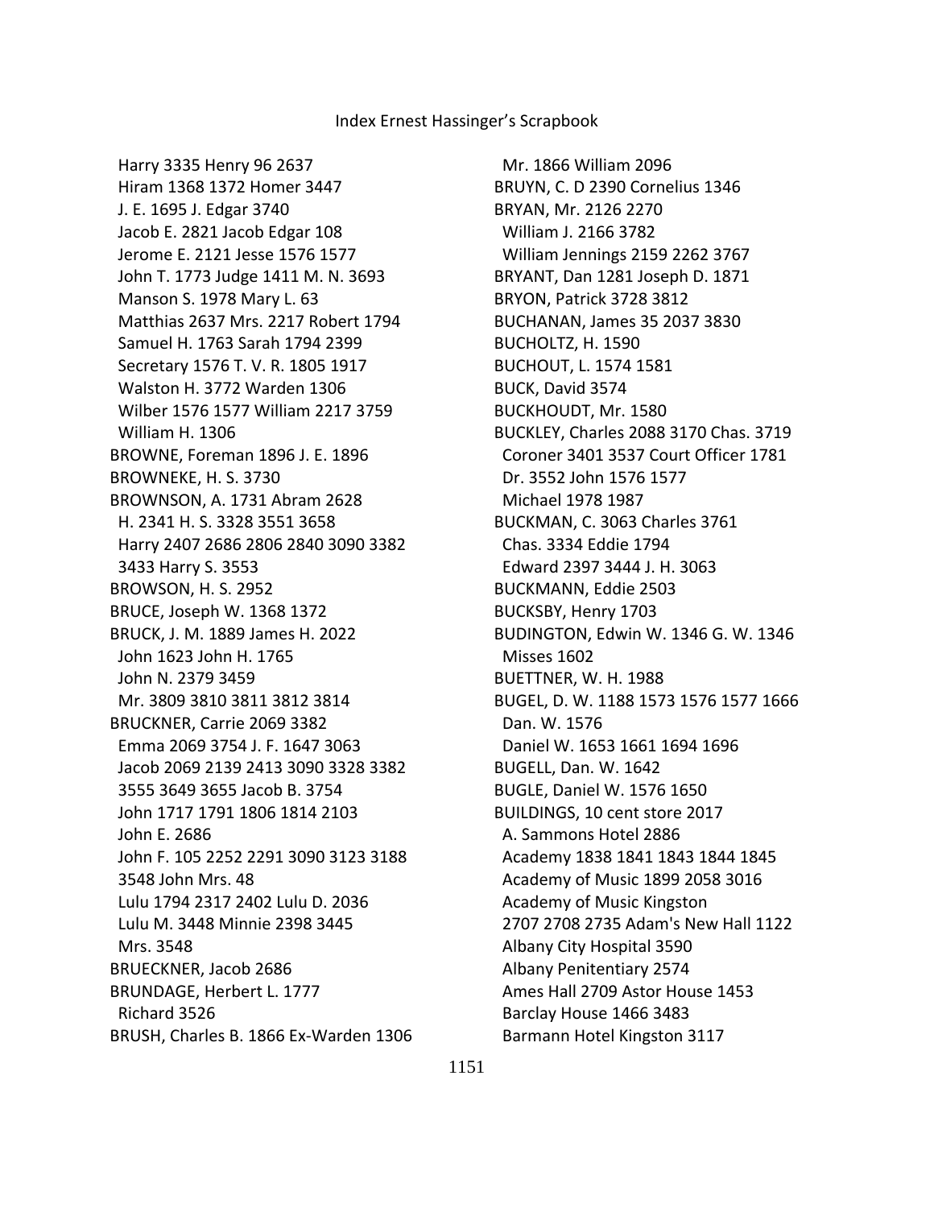Harry 3335 Henry 96 2637
Hiram 1368 1372 Homer 3447
J. E. 1695 J. Edgar 3740
Jacob E. 2821 Jacob Edgar 108
Jerome E. 2121 Jesse 1576 1577
John T. 1773 Judge 1411 M. N. 3693
Manson S. 1978 Mary L. 63
Matthias 2637 Mrs. 2217 Robert 1794
Samuel H. 1763 Sarah 1794 2399
Secretary 1576 T. V. R. 1805 1917
Walston H. 3772 Warden 1306
Wilber 1576 1577 William 2217 3759
William H. 1306
BROWNE, Foreman 1896 J. E. 1896
BROWNEKE, H. S. 3730
BROWNSON, A. 1731 Abram 2628
H. 2341 H. S. 3328 3551 3658
Harry 2407 2686 2806 2840 3090 3382
3433 Harry S. 3553
BROWSON, H. S. 2952
BRUCE, Joseph W. 1368 1372
BRUCK, J. M. 1889 James H. 2022
John 1623 John H. 1765
John N. 2379 3459
Mr. 3809 3810 3811 3812 3814
BRUCKNER, Carrie 2069 3382
Emma 2069 3754 J. F. 1647 3063
Jacob 2069 2139 2413 3090 3328 3382
3555 3649 3655 Jacob B. 3754
John 1717 1791 1806 1814 2103
John E. 2686
John F. 105 2252 2291 3090 3123 3188
3548 John Mrs. 48
Lulu 1794 2317 2402 Lulu D. 2036
Lulu M. 3448 Minnie 2398 3445
Mrs. 3548
BRUECKNER, Jacob 2686
BRUNDAGE, Herbert L. 1777
Richard 3526
BRUSH, Charles B. 1866 Ex-Warden 1306
Mr. 1866 William 2096
BRUYN, C. D 2390 Cornelius 1346
BRYAN, Mr. 2126 2270
William J. 2166 3782
William Jennings 2159 2262 3767
BRYANT, Dan 1281 Joseph D. 1871
BRYON, Patrick 3728 3812
BUCHANAN, James 35 2037 3830
BUCHOLTZ, H. 1590
BUCHOUT, L. 1574 1581
BUCK, David 3574
BUCKHOUDT, Mr. 1580
BUCKLEY, Charles 2088 3170 Chas. 3719
Coroner 3401 3537 Court Officer 1781
Dr. 3552 John 1576 1577
Michael 1978 1987
BUCKMAN, C. 3063 Charles 3761
Chas. 3334 Eddie 1794
Edward 2397 3444 J. H. 3063
BUCKMANN, Eddie 2503
BUCKSBY, Henry 1703
BUDINGTON, Edwin W. 1346 G. W. 1346
Misses 1602
BUETTNER, W. H. 1988
BUGEL, D. W. 1188 1573 1576 1577 1666
Dan. W. 1576
Daniel W. 1653 1661 1694 1696
BUGELL, Dan. W. 1642
BUGLE, Daniel W. 1576 1650
BUILDINGS, 10 cent store 2017
A. Sammons Hotel 2886
Academy 1838 1841 1843 1844 1845
Academy of Music 1899 2058 3016
Academy of Music Kingston
2707 2708 2735 Adam's New Hall 1122
Albany City Hospital 3590
Albany Penitentiary 2574
Ames Hall 2709 Astor House 1453
Barclay House 1466 3483
Barmann Hotel Kingston 3117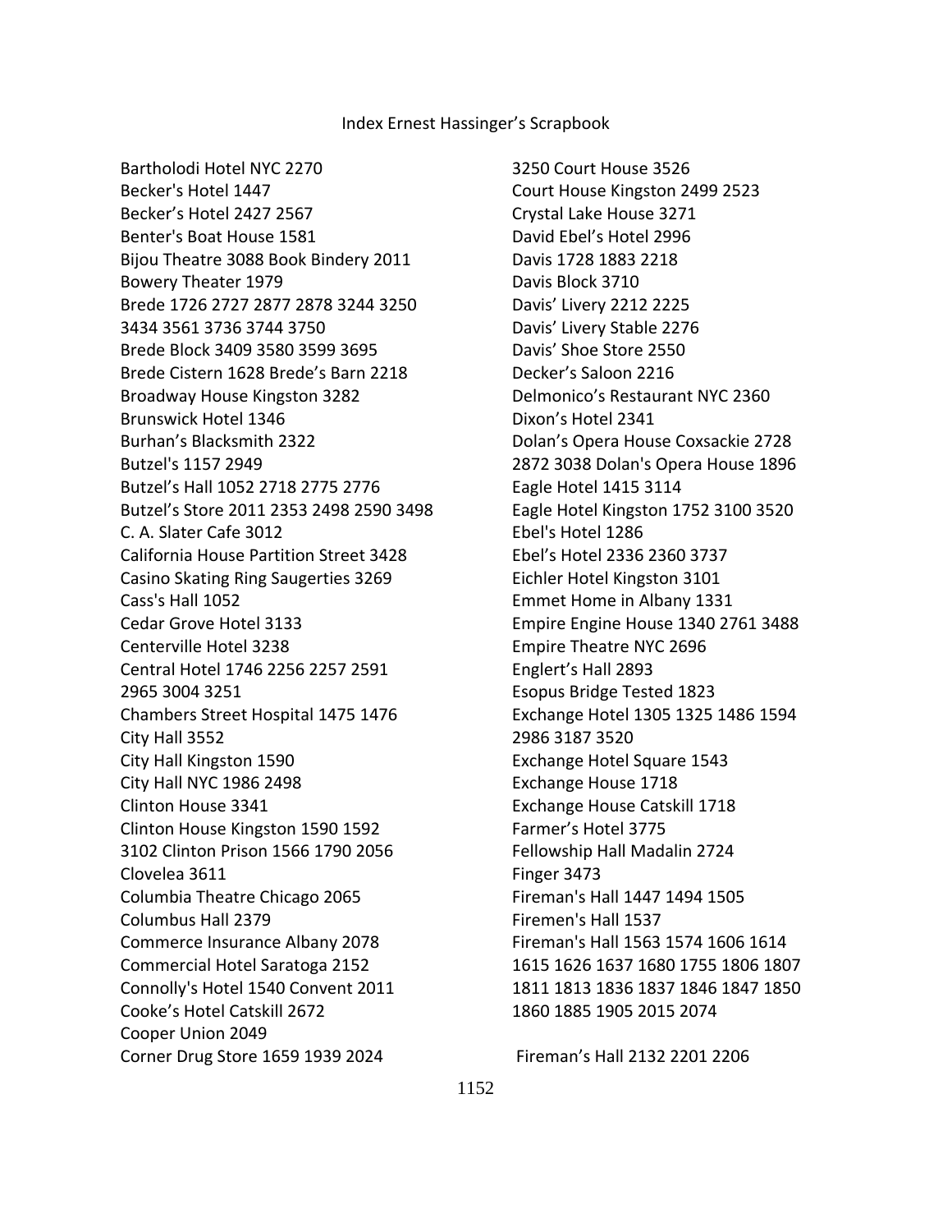# Index Ernest Hassinger's Scrapbook

Bartholodi Hotel NYC 2270
Becker's Hotel 1447
Becker's Hotel 2427 2567
Benter's Boat House 1581
Bijou Theatre 3088 Book Bindery 2011
Bowery Theater 1979
Brede 1726 2727 2877 2878 3244 3250 3434 3561 3736 3744 3750
Brede Block 3409 3580 3599 3695
Brede Cistern 1628 Brede's Barn 2218
Broadway House Kingston 3282
Brunswick Hotel 1346
Burhan's Blacksmith 2322
Butzel's 1157 2949
Butzel's Hall 1052 2718 2775 2776
Butzel's Store 2011 2353 2498 2590 3498
C. A. Slater Cafe 3012
California House Partition Street 3428
Casino Skating Ring Saugerties 3269
Cass's Hall 1052
Cedar Grove Hotel 3133
Centerville Hotel 3238
Central Hotel 1746 2256 2257 2591 2965 3004 3251
Chambers Street Hospital 1475 1476
City Hall 3552
City Hall Kingston 1590
City Hall NYC 1986 2498
Clinton House 3341
Clinton House Kingston 1590 1592 3102 Clinton Prison 1566 1790 2056
Clovelea 3611
Columbia Theatre Chicago 2065
Columbus Hall 2379
Commerce Insurance Albany 2078
Commercial Hotel Saratoga 2152
Connolly's Hotel 1540 Convent 2011
Cooke's Hotel Catskill 2672
Cooper Union 2049
Corner Drug Store 1659 1939 2024 3250 Court House 3526
Court House Kingston 2499 2523
Crystal Lake House 3271
David Ebel's Hotel 2996
Davis 1728 1883 2218
Davis Block 3710
Davis' Livery 2212 2225
Davis' Livery Stable 2276
Davis' Shoe Store 2550
Decker's Saloon 2216
Delmonico's Restaurant NYC 2360
Dixon's Hotel 2341
Dolan's Opera House Coxsackie 2728 2872 3038 Dolan's Opera House 1896
Eagle Hotel 1415 3114
Eagle Hotel Kingston 1752 3100 3520
Ebel's Hotel 1286
Ebel's Hotel 2336 2360 3737
Eichler Hotel Kingston 3101
Emmet Home in Albany 1331
Empire Engine House 1340 2761 3488
Empire Theatre NYC 2696
Englert's Hall 2893
Esopus Bridge Tested 1823
Exchange Hotel 1305 1325 1486 1594 2986 3187 3520
Exchange Hotel Square 1543
Exchange House 1718
Exchange House Catskill 1718
Farmer's Hotel 3775
Fellowship Hall Madalin 2724
Finger 3473
Fireman's Hall 1447 1494 1505
Firemen's Hall 1537
Fireman's Hall 1563 1574 1606 1614 1615 1626 1637 1680 1755 1806 1807 1811 1813 1836 1837 1846 1847 1850 1860 1885 1905 2015 2074
Fireman's Hall 2132 2201 2206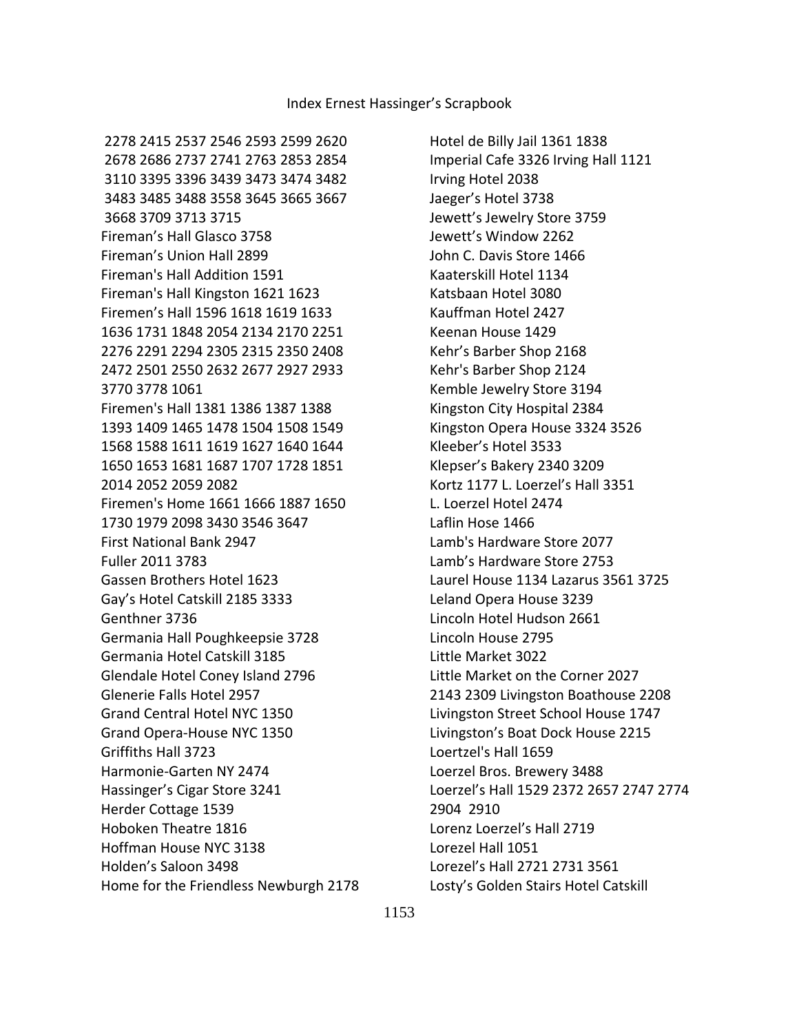2278 2415 2537 2546 2593 2599 2620 2678 2686 2737 2741 2763 2853 2854 3110 3395 3396 3439 3473 3474 3482 3483 3485 3488 3558 3645 3665 3667 3668 3709 3713 3715
Fireman's Hall Glasco 3758
Fireman's Union Hall 2899
Fireman's Hall Addition 1591
Fireman's Hall Kingston 1621 1623
Firemen's Hall 1596 1618 1619 1633 1636 1731 1848 2054 2134 2170 2251 2276 2291 2294 2305 2315 2350 2408 2472 2501 2550 2632 2677 2927 2933 3770 3778 1061
Firemen's Hall 1381 1386 1387 1388 1393 1409 1465 1478 1504 1508 1549 1568 1588 1611 1619 1627 1640 1644 1650 1653 1681 1687 1707 1728 1851 2014 2052 2059 2082
Firemen's Home 1661 1666 1887 1650 1730 1979 2098 3430 3546 3647
First National Bank 2947
Fuller 2011 3783
Gassen Brothers Hotel 1623
Gay's Hotel Catskill 2185 3333
Genthner 3736
Germania Hall Poughkeepsie 3728
Germania Hotel Catskill 3185
Glendale Hotel Coney Island 2796
Glenerie Falls Hotel 2957
Grand Central Hotel NYC 1350
Grand Opera-House NYC 1350
Griffiths Hall 3723
Harmonie-Garten NY 2474
Hassinger's Cigar Store 3241
Herder Cottage 1539
Hoboken Theatre 1816
Hoffman House NYC 3138
Holden's Saloon 3498
Home for the Friendless Newburgh 2178
Hotel de Billy Jail 1361 1838
Imperial Cafe 3326 Irving Hall 1121
Irving Hotel 2038
Jaeger's Hotel 3738
Jewett's Jewelry Store 3759
Jewett's Window 2262
John C. Davis Store 1466
Kaaterskill Hotel 1134
Katsbaan Hotel 3080
Kauffman Hotel 2427
Keenan House 1429
Kehr's Barber Shop 2168
Kehr's Barber Shop 2124
Kemble Jewelry Store 3194
Kingston City Hospital 2384
Kingston Opera House 3324 3526
Kleeber's Hotel 3533
Klepser's Bakery 2340 3209
Kortz 1177 L. Loerzel's Hall 3351
L. Loerzel Hotel 2474
Laflin Hose 1466
Lamb's Hardware Store 2077
Lamb's Hardware Store 2753
Laurel House 1134 Lazarus 3561 3725
Leland Opera House 3239
Lincoln Hotel Hudson 2661
Lincoln House 2795
Little Market 3022
Little Market on the Corner 2027 2143 2309 Livingston Boathouse 2208
Livingston Street School House 1747
Livingston's Boat Dock House 2215
Loertzel's Hall 1659
Loerzel Bros. Brewery 3488
Loerzel's Hall 1529 2372 2657 2747 2774 2904 2910
Lorenz Loerzel's Hall 2719
Lorezel Hall 1051
Lorezel's Hall 2721 2731 3561
Losty's Golden Stairs Hotel Catskill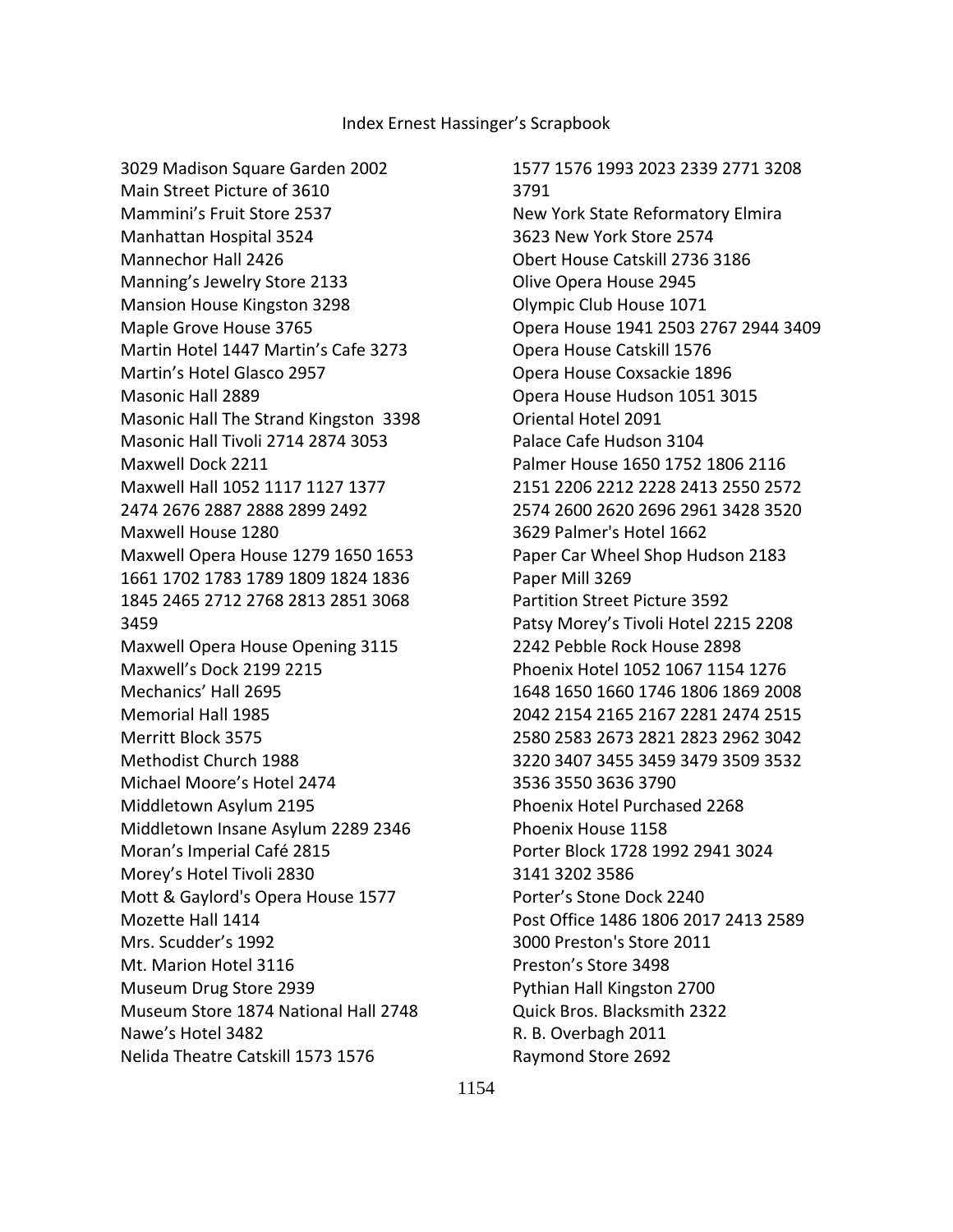3029 Madison Square Garden 2002
Main Street Picture of 3610
Mammini's Fruit Store 2537
Manhattan Hospital 3524
Mannechor Hall 2426
Manning's Jewelry Store 2133
Mansion House Kingston 3298
Maple Grove House 3765
Martin Hotel 1447 Martin's Cafe 3273
Martin's Hotel Glasco 2957
Masonic Hall 2889
Masonic Hall The Strand Kingston 3398
Masonic Hall Tivoli 2714 2874 3053
Maxwell Dock 2211
Maxwell Hall 1052 1117 1127 1377 2474 2676 2887 2888 2899 2492
Maxwell House 1280
Maxwell Opera House 1279 1650 1653 1661 1702 1783 1789 1809 1824 1836 1845 2465 2712 2768 2813 2851 3068 3459
Maxwell Opera House Opening 3115
Maxwell's Dock 2199 2215
Mechanics' Hall 2695
Memorial Hall 1985
Merritt Block 3575
Methodist Church 1988
Michael Moore's Hotel 2474
Middletown Asylum 2195
Middletown Insane Asylum 2289 2346
Moran's Imperial Café 2815
Morey's Hotel Tivoli 2830
Mott & Gaylord's Opera House 1577
Mozette Hall 1414
Mrs. Scudder's 1992
Mt. Marion Hotel 3116
Museum Drug Store 2939
Museum Store 1874 National Hall 2748
Nawe's Hotel 3482
Nelida Theatre Catskill 1573 1576 1577 1576 1993 2023 2339 2771 3208 3791
New York State Reformatory Elmira 3623 New York Store 2574
Obert House Catskill 2736 3186
Olive Opera House 2945
Olympic Club House 1071
Opera House 1941 2503 2767 2944 3409
Opera House Catskill 1576
Opera House Coxsackie 1896
Opera House Hudson 1051 3015
Oriental Hotel 2091
Palace Cafe Hudson 3104
Palmer House 1650 1752 1806 2116 2151 2206 2212 2228 2413 2550 2572 2574 2600 2620 2696 2961 3428 3520 3629 Palmer's Hotel 1662
Paper Car Wheel Shop Hudson 2183
Paper Mill 3269
Partition Street Picture 3592
Patsy Morey's Tivoli Hotel 2215 2208 2242 Pebble Rock House 2898
Phoenix Hotel 1052 1067 1154 1276 1648 1650 1660 1746 1806 1869 2008 2042 2154 2165 2167 2281 2474 2515 2580 2583 2673 2821 2823 2962 3042 3220 3407 3455 3459 3479 3509 3532 3536 3550 3636 3790
Phoenix Hotel Purchased 2268
Phoenix House 1158
Porter Block 1728 1992 2941 3024 3141 3202 3586
Porter's Stone Dock 2240
Post Office 1486 1806 2017 2413 2589 3000 Preston's Store 2011
Preston's Store 3498
Pythian Hall Kingston 2700
Quick Bros. Blacksmith 2322
R. B. Overbagh 2011
Raymond Store 2692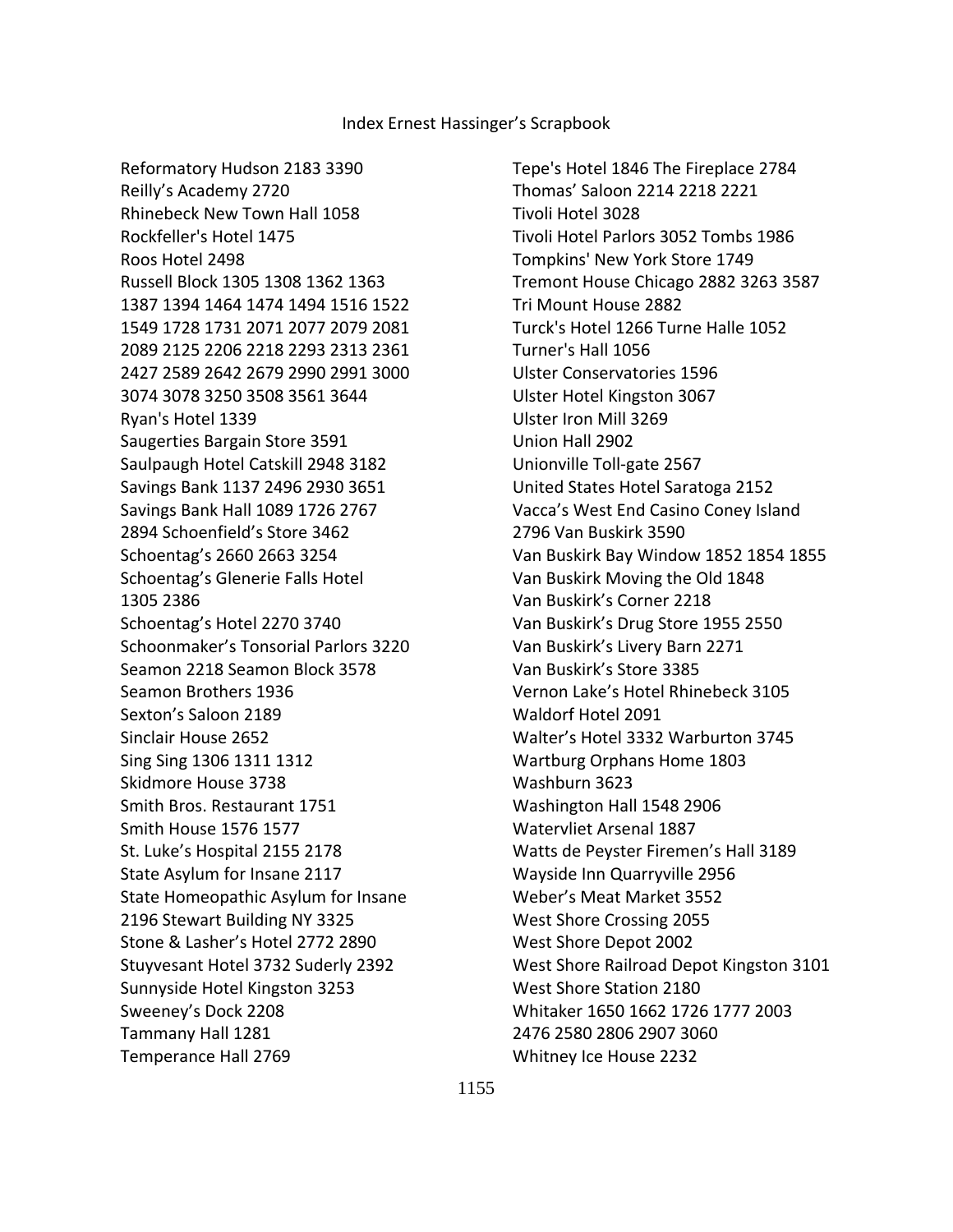Reformatory Hudson 2183 3390
Reilly's Academy 2720
Rhinebeck New Town Hall 1058
Rockfeller's Hotel 1475
Roos Hotel 2498
Russell Block 1305 1308 1362 1363 1387 1394 1464 1474 1494 1516 1522 1549 1728 1731 2071 2077 2079 2081 2089 2125 2206 2218 2293 2313 2361 2427 2589 2642 2679 2990 2991 3000 3074 3078 3250 3508 3561 3644
Ryan's Hotel 1339
Saugerties Bargain Store 3591
Saulpaugh Hotel Catskill 2948 3182
Savings Bank 1137 2496 2930 3651
Savings Bank Hall 1089 1726 2767 2894 Schoenfield's Store 3462
Schoentag's 2660 2663 3254
Schoentag's Glenerie Falls Hotel 1305 2386
Schoentag's Hotel 2270 3740
Schoonmaker's Tonsorial Parlors 3220
Seamon 2218 Seamon Block 3578
Seamon Brothers 1936
Sexton's Saloon 2189
Sinclair House 2652
Sing Sing 1306 1311 1312
Skidmore House 3738
Smith Bros. Restaurant 1751
Smith House 1576 1577
St. Luke's Hospital 2155 2178
State Asylum for Insane 2117
State Homeopathic Asylum for Insane 2196 Stewart Building NY 3325
Stone & Lasher's Hotel 2772 2890
Stuyvesant Hotel 3732 Suderly 2392
Sunnyside Hotel Kingston 3253
Sweeney's Dock 2208
Tammany Hall 1281
Temperance Hall 2769
Tepe's Hotel 1846 The Fireplace 2784
Thomas' Saloon 2214 2218 2221
Tivoli Hotel 3028
Tivoli Hotel Parlors 3052 Tombs 1986
Tompkins' New York Store 1749
Tremont House Chicago 2882 3263 3587
Tri Mount House 2882
Turck's Hotel 1266 Turne Halle 1052
Turner's Hall 1056
Ulster Conservatories 1596
Ulster Hotel Kingston 3067
Ulster Iron Mill 3269
Union Hall 2902
Unionville Toll-gate 2567
United States Hotel Saratoga 2152
Vacca's West End Casino Coney Island 2796 Van Buskirk 3590
Van Buskirk Bay Window 1852 1854 1855
Van Buskirk Moving the Old 1848
Van Buskirk's Corner 2218
Van Buskirk's Drug Store 1955 2550
Van Buskirk's Livery Barn 2271
Van Buskirk's Store 3385
Vernon Lake's Hotel Rhinebeck 3105
Waldorf Hotel 2091
Walter's Hotel 3332 Warburton 3745
Wartburg Orphans Home 1803
Washburn 3623
Washington Hall 1548 2906
Watervliet Arsenal 1887
Watts de Peyster Firemen's Hall 3189
Wayside Inn Quarryville 2956
Weber's Meat Market 3552
West Shore Crossing 2055
West Shore Depot 2002
West Shore Railroad Depot Kingston 3101
West Shore Station 2180
Whitaker 1650 1662 1726 1777 2003 2476 2580 2806 2907 3060
Whitney Ice House 2232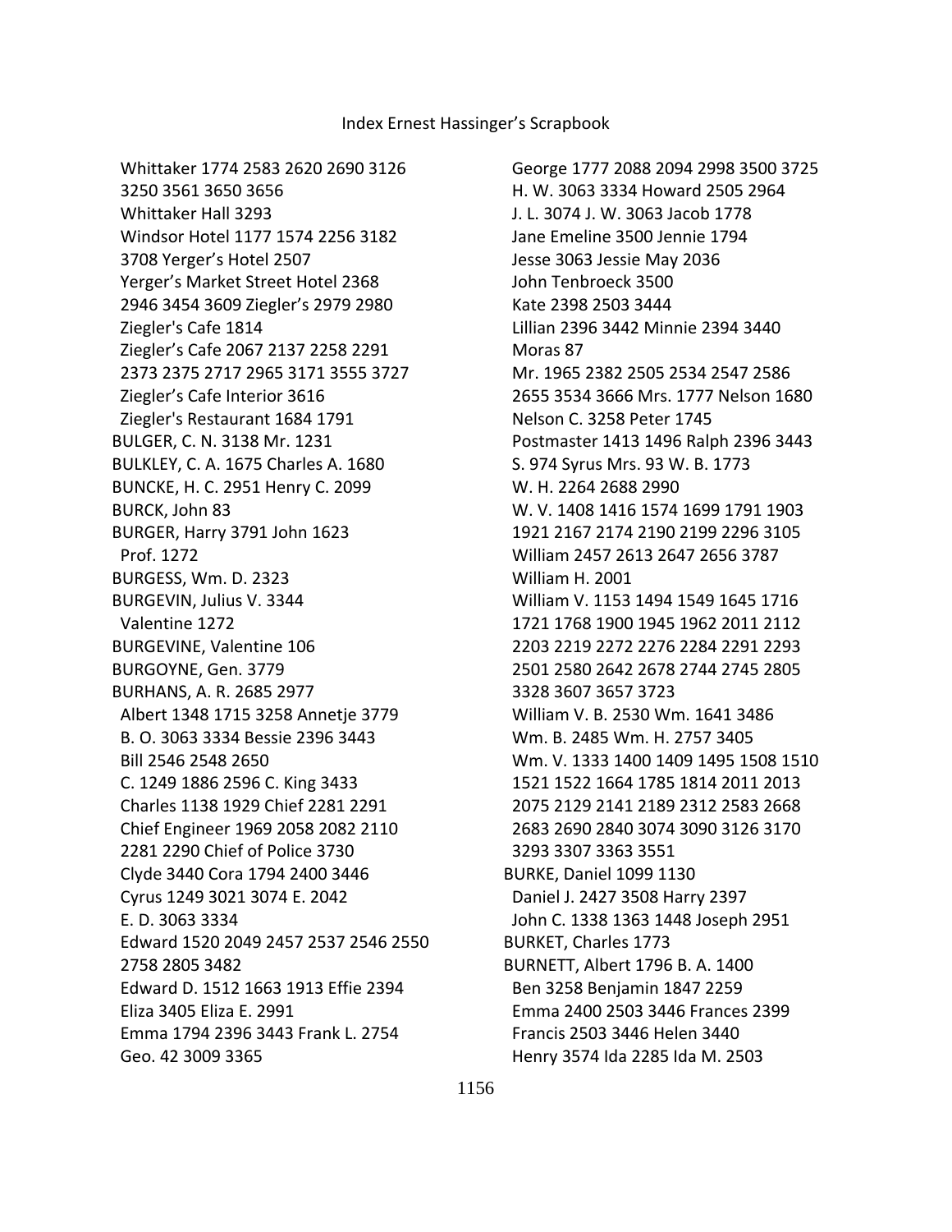Whittaker 1774 2583 2620 2690 3126 3250 3561 3650 3656
Whittaker Hall 3293
Windsor Hotel 1177 1574 2256 3182 3708 Yerger's Hotel 2507
Yerger's Market Street Hotel 2368 2946 3454 3609 Ziegler's 2979 2980
Ziegler's Cafe 1814
Ziegler's Cafe 2067 2137 2258 2291 2373 2375 2717 2965 3171 3555 3727
Ziegler's Cafe Interior 3616
Ziegler's Restaurant 1684 1791

BULGER, C. N. 3138 Mr. 1231
BULKLEY, C. A. 1675 Charles A. 1680
BUNCKE, H. C. 2951 Henry C. 2099
BURCK, John 83
BURGER, Harry 3791 John 1623
Prof. 1272
BURGESS, Wm. D. 2323
BURGEVIN, Julius V. 3344
Valentine 1272
BURGEVINE, Valentine 106
BURGOYNE, Gen. 3779
BURHANS, A. R. 2685 2977
Albert 1348 1715 3258 Annetje 3779
B. O. 3063 3334 Bessie 2396 3443
Bill 2546 2548 2650
C. 1249 1886 2596 C. King 3433
Charles 1138 1929 Chief 2281 2291
Chief Engineer 1969 2058 2082 2110 2281 2290 Chief of Police 3730
Clyde 3440 Cora 1794 2400 3446
Cyrus 1249 3021 3074 E. 2042
E. D. 3063 3334
Edward 1520 2049 2457 2537 2546 2550 2758 2805 3482
Edward D. 1512 1663 1913 Effie 2394
Eliza 3405 Eliza E. 2991
Emma 1794 2396 3443 Frank L. 2754
Geo. 42 3009 3365
George 1777 2088 2094 2998 3500 3725
H. W. 3063 3334 Howard 2505 2964
J. L. 3074 J. W. 3063 Jacob 1778
Jane Emeline 3500 Jennie 1794
Jesse 3063 Jessie May 2036
John Tenbroeck 3500
Kate 2398 2503 3444
Lillian 2396 3442 Minnie 2394 3440
Moras 87
Mr. 1965 2382 2505 2534 2547 2586 2655 3534 3666 Mrs. 1777 Nelson 1680
Nelson C. 3258 Peter 1745
Postmaster 1413 1496 Ralph 2396 3443
S. 974 Syrus Mrs. 93 W. B. 1773
W. H. 2264 2688 2990
W. V. 1408 1416 1574 1699 1791 1903 1921 2167 2174 2190 2199 2296 3105
William 2457 2613 2647 2656 3787
William H. 2001
William V. 1153 1494 1549 1645 1716 1721 1768 1900 1945 1962 2011 2112 2203 2219 2272 2276 2284 2291 2293 2501 2580 2642 2678 2744 2745 2805 3328 3607 3657 3723
William V. B. 2530 Wm. 1641 3486
Wm. B. 2485 Wm. H. 2757 3405
Wm. V. 1333 1400 1409 1495 1508 1510 1521 1522 1664 1785 1814 2011 2013 2075 2129 2141 2189 2312 2583 2668 2683 2690 2840 3074 3090 3126 3170 3293 3307 3363 3551

BURKE, Daniel 1099 1130
Daniel J. 2427 3508 Harry 2397
John C. 1338 1363 1448 Joseph 2951
BURKET, Charles 1773
BURNETT, Albert 1796 B. A. 1400
Ben 3258 Benjamin 1847 2259
Emma 2400 2503 3446 Frances 2399
Francis 2503 3446 Helen 3440
Henry 3574 Ida 2285 Ida M. 2503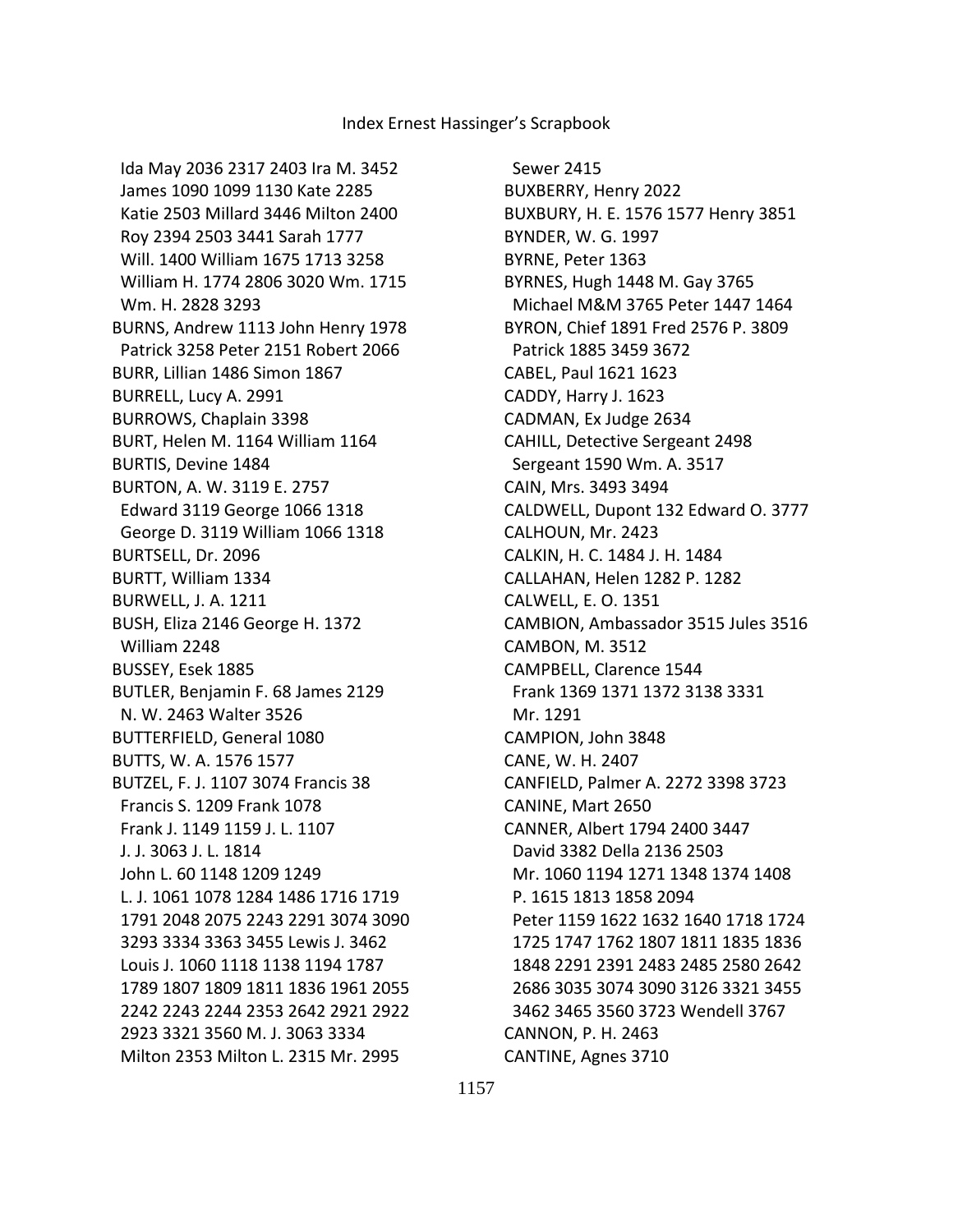Ida May 2036 2317 2403 Ira M. 3452
James 1090 1099 1130 Kate 2285
Katie 2503 Millard 3446 Milton 2400
Roy 2394 2503 3441 Sarah 1777
Will. 1400 William 1675 1713 3258
William H. 1774 2806 3020 Wm. 1715
Wm. H. 2828 3293

BURNS, Andrew 1113 John Henry 1978
Patrick 3258 Peter 2151 Robert 2066

BURR, Lillian 1486 Simon 1867

BURRELL, Lucy A. 2991

BURROWS, Chaplain 3398

BURT, Helen M. 1164 William 1164

BURTIS, Devine 1484

BURTON, A. W. 3119 E. 2757
Edward 3119 George 1066 1318
George D. 3119 William 1066 1318

BURTSELL, Dr. 2096

BURTT, William 1334

BURWELL, J. A. 1211

BUSH, Eliza 2146 George H. 1372
William 2248

BUSSEY, Esek 1885

BUTLER, Benjamin F. 68 James 2129
N. W. 2463 Walter 3526

BUTTERFIELD, General 1080

BUTTS, W. A. 1576 1577

BUTZEL, F. J. 1107 3074 Francis 38
Francis S. 1209 Frank 1078
Frank J. 1149 1159 J. L. 1107
J. J. 3063 J. L. 1814
John L. 60 1148 1209 1249
L. J. 1061 1078 1284 1486 1716 1719
1791 2048 2075 2243 2291 3074 3090
3293 3334 3363 3455 Lewis J. 3462
Louis J. 1060 1118 1138 1194 1787
1789 1807 1809 1811 1836 1961 2055
2242 2243 2244 2353 2642 2921 2922
2923 3321 3560 M. J. 3063 3334
Milton 2353 Milton L. 2315 Mr. 2995
Sewer 2415

BUXBERRY, Henry 2022

BUXBURY, H. E. 1576 1577 Henry 3851

BYNDER, W. G. 1997

BYRNE, Peter 1363

BYRNES, Hugh 1448 M. Gay 3765
Michael M&M 3765 Peter 1447 1464

BYRON, Chief 1891 Fred 2576 P. 3809
Patrick 1885 3459 3672

CABEL, Paul 1621 1623

CADDY, Harry J. 1623

CADMAN, Ex Judge 2634

CAHILL, Detective Sergeant 2498
Sergeant 1590 Wm. A. 3517

CAIN, Mrs. 3493 3494

CALDWELL, Dupont 132 Edward O. 3777

CALHOUN, Mr. 2423

CALKIN, H. C. 1484 J. H. 1484

CALLAHAN, Helen 1282 P. 1282

CALWELL, E. O. 1351

CAMBION, Ambassador 3515 Jules 3516

CAMBON, M. 3512

CAMPBELL, Clarence 1544
Frank 1369 1371 1372 3138 3331
Mr. 1291

CAMPION, John 3848

CANE, W. H. 2407

CANFIELD, Palmer A. 2272 3398 3723

CANINE, Mart 2650

CANNER, Albert 1794 2400 3447
David 3382 Della 2136 2503
Mr. 1060 1194 1271 1348 1374 1408
P. 1615 1813 1858 2094
Peter 1159 1622 1632 1640 1718 1724
1725 1747 1762 1807 1811 1835 1836
1848 2291 2391 2483 2485 2580 2642
2686 3035 3074 3090 3126 3321 3455
3462 3465 3560 3723 Wendell 3767

CANNON, P. H. 2463

CANTINE, Agnes 3710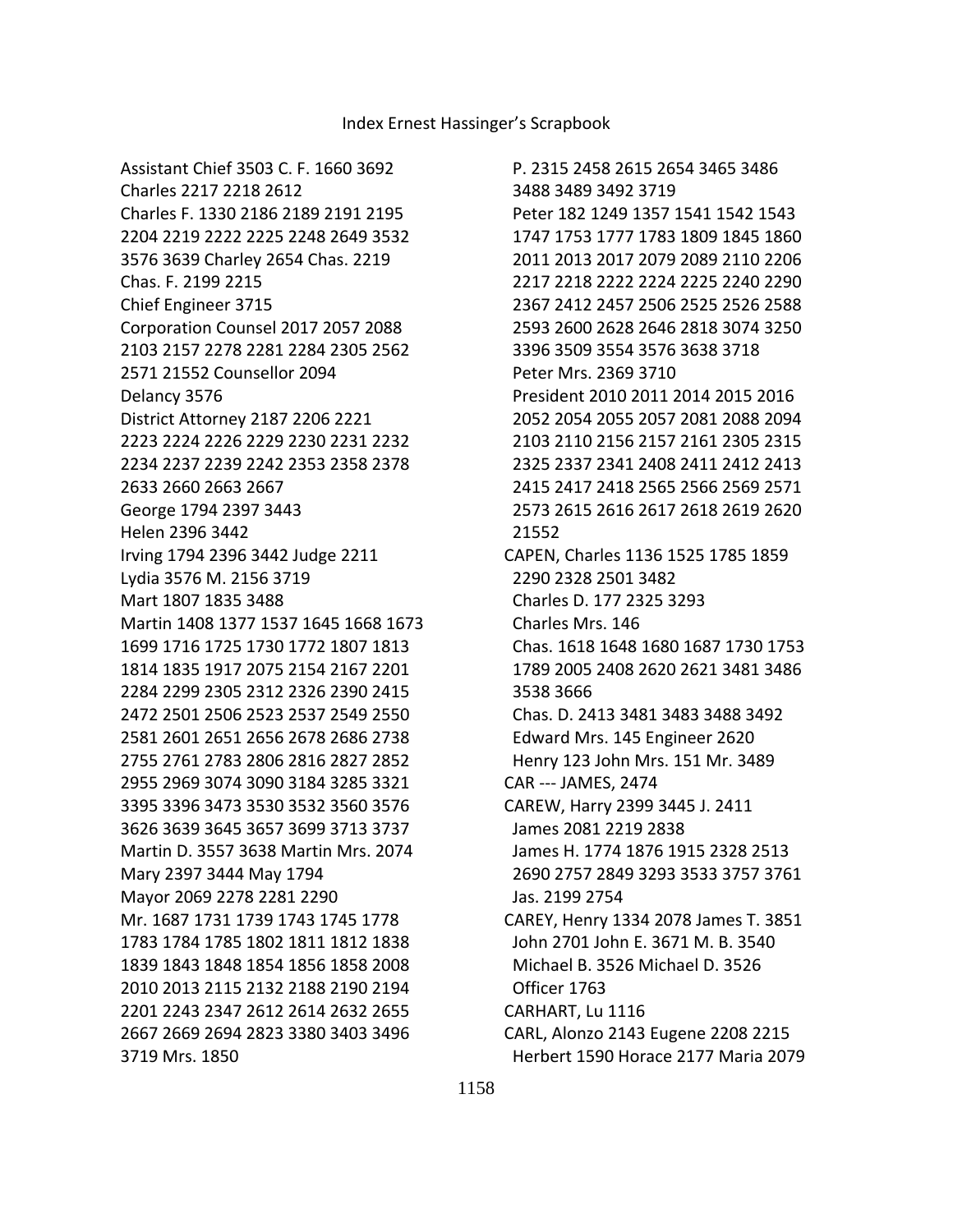Assistant Chief 3503 C. F. 1660 3692
Charles 2217 2218 2612
Charles F. 1330 2186 2189 2191 2195 2204 2219 2222 2225 2248 2649 3532 3576 3639 Charley 2654 Chas. 2219
Chas. F. 2199 2215
Chief Engineer 3715
Corporation Counsel 2017 2057 2088 2103 2157 2278 2281 2284 2305 2562 2571 21552 Counsellor 2094
Delancy 3576
District Attorney 2187 2206 2221 2223 2224 2226 2229 2230 2231 2232 2234 2237 2239 2242 2353 2358 2378 2633 2660 2663 2667
George 1794 2397 3443
Helen 2396 3442
Irving 1794 2396 3442 Judge 2211
Lydia 3576 M. 2156 3719
Mart 1807 1835 3488
Martin 1408 1377 1537 1645 1668 1673 1699 1716 1725 1730 1772 1807 1813 1814 1835 1917 2075 2154 2167 2201 2284 2299 2305 2312 2326 2390 2415 2472 2501 2506 2523 2537 2549 2550 2581 2601 2651 2656 2678 2686 2738 2755 2761 2783 2806 2816 2827 2852 2955 2969 3074 3090 3184 3285 3321 3395 3396 3473 3530 3532 3560 3576 3626 3639 3645 3657 3699 3713 3737
Martin D. 3557 3638 Martin Mrs. 2074
Mary 2397 3444 May 1794
Mayor 2069 2278 2281 2290
Mr. 1687 1731 1739 1743 1745 1778 1783 1784 1785 1802 1811 1812 1838 1839 1843 1848 1854 1856 1858 2008 2010 2013 2115 2132 2188 2190 2194 2201 2243 2347 2612 2614 2632 2655 2667 2669 2694 2823 3380 3403 3496 3719 Mrs. 1850
P. 2315 2458 2615 2654 3465 3486 3488 3489 3492 3719
Peter 182 1249 1357 1541 1542 1543 1747 1753 1777 1783 1809 1845 1860 2011 2013 2017 2079 2089 2110 2206 2217 2218 2222 2224 2225 2240 2290 2367 2412 2457 2506 2525 2526 2588 2593 2600 2628 2646 2818 3074 3250 3396 3509 3554 3576 3638 3718
Peter Mrs. 2369 3710
President 2010 2011 2014 2015 2016 2052 2054 2055 2057 2081 2088 2094 2103 2110 2156 2157 2161 2305 2315 2325 2337 2341 2408 2411 2412 2413 2415 2417 2418 2565 2566 2569 2571 2573 2615 2616 2617 2618 2619 2620 21552

CAPEN, Charles 1136 1525 1785 1859 2290 2328 2501 3482
Charles D. 177 2325 3293
Charles Mrs. 146
Chas. 1618 1648 1680 1687 1730 1753 1789 2005 2408 2620 2621 3481 3486 3538 3666
Chas. D. 2413 3481 3483 3488 3492
Edward Mrs. 145 Engineer 2620
Henry 123 John Mrs. 151 Mr. 3489

CAR --- JAMES, 2474

CAREW, Harry 2399 3445 J. 2411
James 2081 2219 2838
James H. 1774 1876 1915 2328 2513 2690 2757 2849 3293 3533 3757 3761
Jas. 2199 2754

CAREY, Henry 1334 2078 James T. 3851
John 2701 John E. 3671 M. B. 3540
Michael B. 3526 Michael D. 3526
Officer 1763

CARHART, Lu 1116

CARL, Alonzo 2143 Eugene 2208 2215
Herbert 1590 Horace 2177 Maria 2079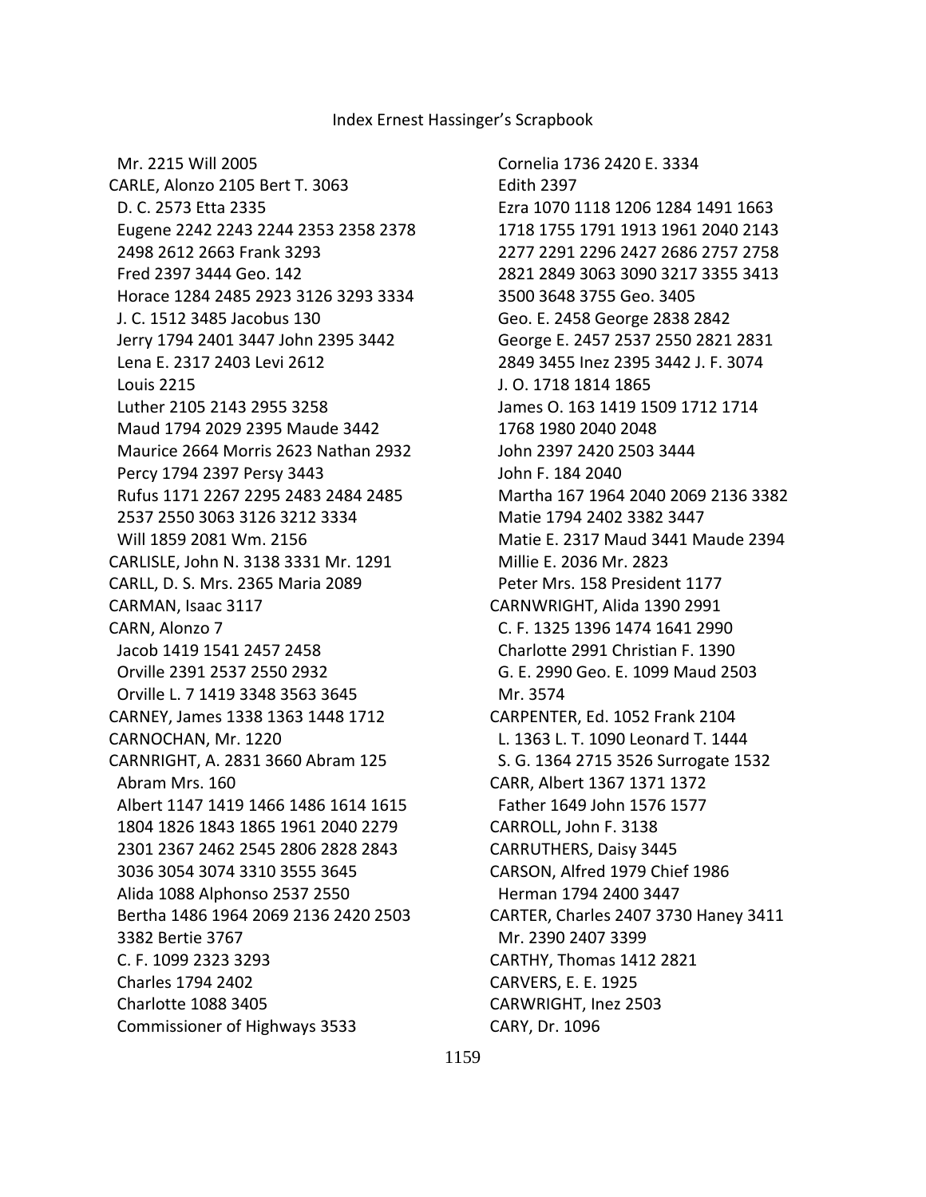Mr. 2215 Will 2005
CARLE, Alonzo 2105 Bert T. 3063
D. C. 2573 Etta 2335
Eugene 2242 2243 2244 2353 2358 2378 2498 2612 2663 Frank 3293
Fred 2397 3444 Geo. 142
Horace 1284 2485 2923 3126 3293 3334
J. C. 1512 3485 Jacobus 130
Jerry 1794 2401 3447 John 2395 3442
Lena E. 2317 2403 Levi 2612
Louis 2215
Luther 2105 2143 2955 3258
Maud 1794 2029 2395 Maude 3442
Maurice 2664 Morris 2623 Nathan 2932
Percy 1794 2397 Persy 3443
Rufus 1171 2267 2295 2483 2484 2485 2537 2550 3063 3126 3212 3334
Will 1859 2081 Wm. 2156
CARLISLE, John N. 3138 3331 Mr. 1291
CARLL, D. S. Mrs. 2365 Maria 2089
CARMAN, Isaac 3117
CARN, Alonzo 7
Jacob 1419 1541 2457 2458
Orville 2391 2537 2550 2932
Orville L. 7 1419 3348 3563 3645
CARNEY, James 1338 1363 1448 1712
CARNOCHAN, Mr. 1220
CARNRIGHT, A. 2831 3660 Abram 125
Abram Mrs. 160
Albert 1147 1419 1466 1486 1614 1615 1804 1826 1843 1865 1961 2040 2279 2301 2367 2462 2545 2806 2828 2843 3036 3054 3074 3310 3555 3645
Alida 1088 Alphonso 2537 2550
Bertha 1486 1964 2069 2136 2420 2503 3382 Bertie 3767
C. F. 1099 2323 3293
Charles 1794 2402
Charlotte 1088 3405
Commissioner of Highways 3533
Cornelia 1736 2420 E. 3334
Edith 2397
Ezra 1070 1118 1206 1284 1491 1663 1718 1755 1791 1913 1961 2040 2143 2277 2291 2296 2427 2686 2757 2758 2821 2849 3063 3090 3217 3355 3413 3500 3648 3755 Geo. 3405
Geo. E. 2458 George 2838 2842
George E. 2457 2537 2550 2821 2831 2849 3455 Inez 2395 3442 J. F. 3074
J. O. 1718 1814 1865
James O. 163 1419 1509 1712 1714 1768 1980 2040 2048
John 2397 2420 2503 3444
John F. 184 2040
Martha 167 1964 2040 2069 2136 3382
Matie 1794 2402 3382 3447
Matie E. 2317 Maud 3441 Maude 2394
Millie E. 2036 Mr. 2823
Peter Mrs. 158 President 1177
CARNWRIGHT, Alida 1390 2991
C. F. 1325 1396 1474 1641 2990
Charlotte 2991 Christian F. 1390
G. E. 2990 Geo. E. 1099 Maud 2503
Mr. 3574
CARPENTER, Ed. 1052 Frank 2104
L. 1363 L. T. 1090 Leonard T. 1444
S. G. 1364 2715 3526 Surrogate 1532
CARR, Albert 1367 1371 1372
Father 1649 John 1576 1577
CARROLL, John F. 3138
CARRUTHERS, Daisy 3445
CARSON, Alfred 1979 Chief 1986
Herman 1794 2400 3447
CARTER, Charles 2407 3730 Haney 3411
Mr. 2390 2407 3399
CARTHY, Thomas 1412 2821
CARVERS, E. E. 1925
CARWRIGHT, Inez 2503
CARY, Dr. 1096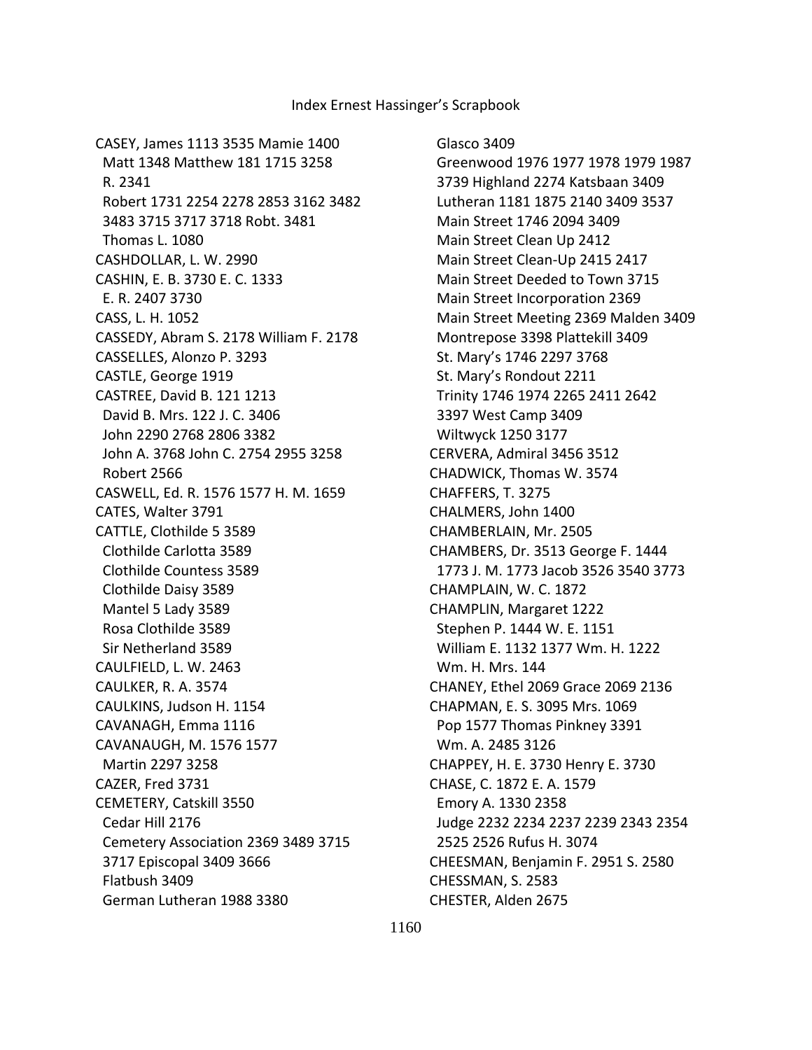CASEY, James 1113 3535 Mamie 1400
 Matt 1348 Matthew 181 1715 3258
 R. 2341
 Robert 1731 2254 2278 2853 3162 3482
 3483 3715 3717 3718 Robt. 3481
 Thomas L. 1080
CASHDOLLAR, L. W. 2990
CASHIN, E. B. 3730 E. C. 1333
 E. R. 2407 3730
CASS, L. H. 1052
CASSEDY, Abram S. 2178 William F. 2178
CASSELLES, Alonzo P. 3293
CASTLE, George 1919
CASTREE, David B. 121 1213
 David B. Mrs. 122 J. C. 3406
 John 2290 2768 2806 3382
 John A. 3768 John C. 2754 2955 3258
 Robert 2566
CASWELL, Ed. R. 1576 1577 H. M. 1659
CATES, Walter 3791
CATTLE, Clothilde 5 3589
 Clothilde Carlotta 3589
 Clothilde Countess 3589
 Clothilde Daisy 3589
 Mantel 5 Lady 3589
 Rosa Clothilde 3589
 Sir Netherland 3589
CAULFIELD, L. W. 2463
CAULKER, R. A. 3574
CAULKINS, Judson H. 1154
CAVANAGH, Emma 1116
CAVANAUGH, M. 1576 1577
 Martin 2297 3258
CAZER, Fred 3731
CEMETERY, Catskill 3550
 Cedar Hill 2176
 Cemetery Association 2369 3489 3715
 3717 Episcopal 3409 3666
 Flatbush 3409
 German Lutheran 1988 3380
 Glasco 3409
 Greenwood 1976 1977 1978 1979 1987
 3739 Highland 2274 Katsbaan 3409
 Lutheran 1181 1875 2140 3409 3537
 Main Street 1746 2094 3409
 Main Street Clean Up 2412
 Main Street Clean-Up 2415 2417
 Main Street Deeded to Town 3715
 Main Street Incorporation 2369
 Main Street Meeting 2369 Malden 3409
 Montrepose 3398 Plattekill 3409
 St. Mary's 1746 2297 3768
 St. Mary's Rondout 2211
 Trinity 1746 1974 2265 2411 2642
 3397 West Camp 3409
 Wiltwyck 1250 3177
CERVERA, Admiral 3456 3512
CHADWICK, Thomas W. 3574
CHAFFERS, T. 3275
CHALMERS, John 1400
CHAMBERLAIN, Mr. 2505
CHAMBERS, Dr. 3513 George F. 1444
 1773 J. M. 1773 Jacob 3526 3540 3773
CHAMPLAIN, W. C. 1872
CHAMPLIN, Margaret 1222
 Stephen P. 1444 W. E. 1151
 William E. 1132 1377 Wm. H. 1222
 Wm. H. Mrs. 144
CHANEY, Ethel 2069 Grace 2069 2136
CHAPMAN, E. S. 3095 Mrs. 1069
 Pop 1577 Thomas Pinkney 3391
 Wm. A. 2485 3126
CHAPPEY, H. E. 3730 Henry E. 3730
CHASE, C. 1872 E. A. 1579
 Emory A. 1330 2358
 Judge 2232 2234 2237 2239 2343 2354
 2525 2526 Rufus H. 3074
CHEESMAN, Benjamin F. 2951 S. 2580
CHESSMAN, S. 2583
CHESTER, Alden 2675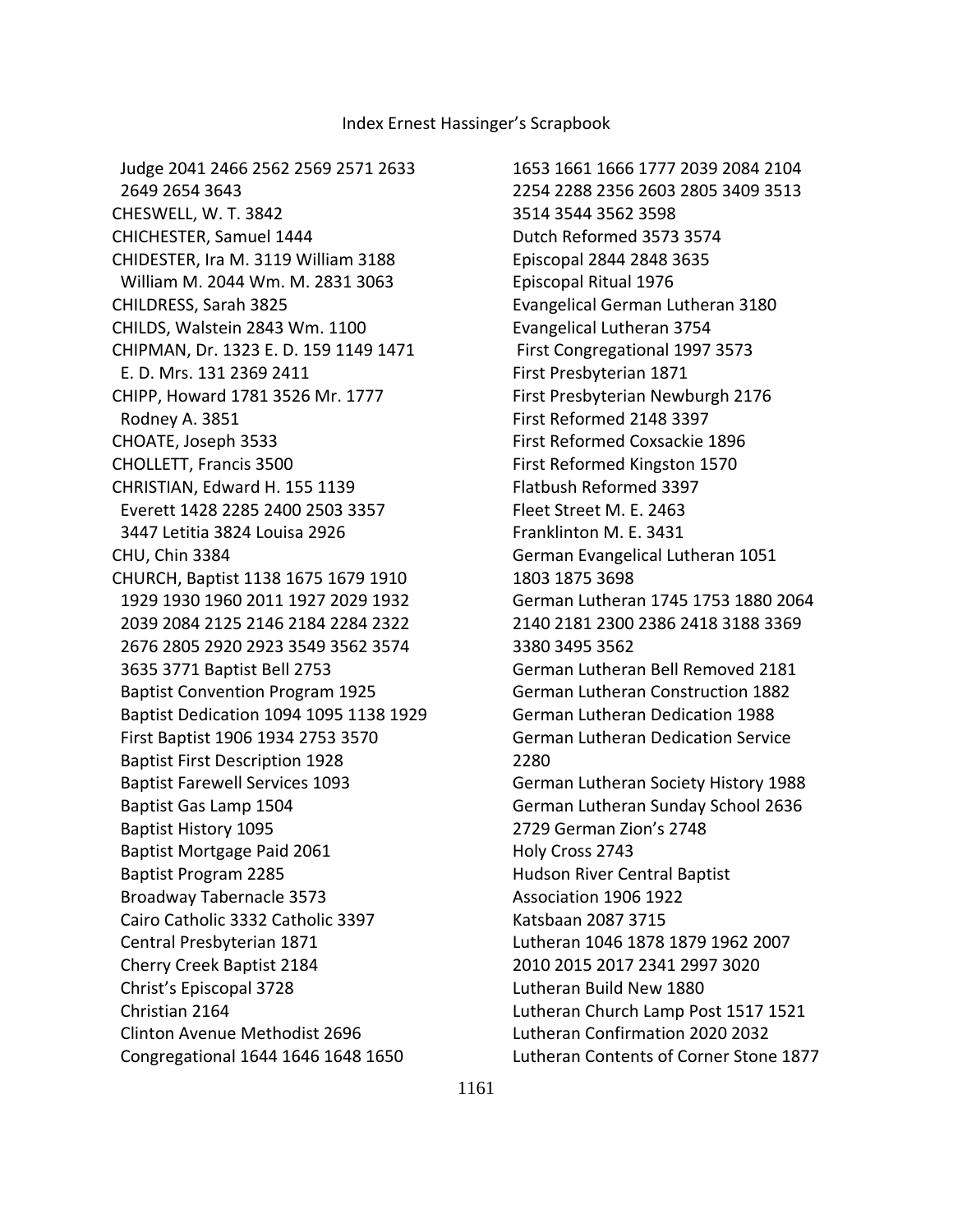Judge 2041 2466 2562 2569 2571 2633 2649 2654 3643
CHESWELL, W. T. 3842
CHICHESTER, Samuel 1444
CHIDESTER, Ira M. 3119 William 3188
William M. 2044 Wm. M. 2831 3063
CHILDRESS, Sarah 3825
CHILDS, Walstein 2843 Wm. 1100
CHIPMAN, Dr. 1323 E. D. 159 1149 1471
E. D. Mrs. 131 2369 2411
CHIPP, Howard 1781 3526 Mr. 1777
Rodney A. 3851
CHOATE, Joseph 3533
CHOLLETT, Francis 3500
CHRISTIAN, Edward H. 155 1139
Everett 1428 2285 2400 2503 3357 3447 Letitia 3824 Louisa 2926
CHU, Chin 3384
CHURCH, Baptist 1138 1675 1679 1910 1929 1930 1960 2011 1927 2029 1932 2039 2084 2125 2146 2184 2284 2322 2676 2805 2920 2923 3549 3562 3574 3635 3771 Baptist Bell 2753
Baptist Convention Program 1925
Baptist Dedication 1094 1095 1138 1929
First Baptist 1906 1934 2753 3570
Baptist First Description 1928
Baptist Farewell Services 1093
Baptist Gas Lamp 1504
Baptist History 1095
Baptist Mortgage Paid 2061
Baptist Program 2285
Broadway Tabernacle 3573
Cairo Catholic 3332 Catholic 3397
Central Presbyterian 1871
Cherry Creek Baptist 2184
Christ's Episcopal 3728
Christian 2164
Clinton Avenue Methodist 2696
Congregational 1644 1646 1648 1650 1653 1661 1666 1777 2039 2084 2104 2254 2288 2356 2603 2805 3409 3513 3514 3544 3562 3598
Dutch Reformed 3573 3574
Episcopal 2844 2848 3635
Episcopal Ritual 1976
Evangelical German Lutheran 3180
Evangelical Lutheran 3754
First Congregational 1997 3573
First Presbyterian 1871
First Presbyterian Newburgh 2176
First Reformed 2148 3397
First Reformed Coxsackie 1896
First Reformed Kingston 1570
Flatbush Reformed 3397
Fleet Street M. E. 2463
Franklinton M. E. 3431
German Evangelical Lutheran 1051 1803 1875 3698
German Lutheran 1745 1753 1880 2064 2140 2181 2300 2386 2418 3188 3369 3380 3495 3562
German Lutheran Bell Removed 2181
German Lutheran Construction 1882
German Lutheran Dedication 1988
German Lutheran Dedication Service 2280
German Lutheran Society History 1988
German Lutheran Sunday School 2636 2729 German Zion's 2748
Holy Cross 2743
Hudson River Central Baptist Association 1906 1922
Katsbaan 2087 3715
Lutheran 1046 1878 1879 1962 2007 2010 2015 2017 2341 2997 3020
Lutheran Build New 1880
Lutheran Church Lamp Post 1517 1521
Lutheran Confirmation 2020 2032
Lutheran Contents of Corner Stone 1877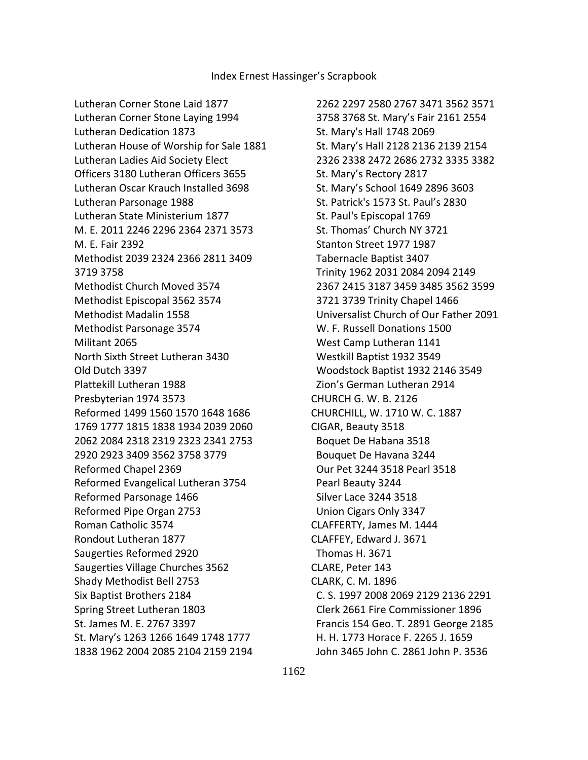Lutheran Corner Stone Laid 1877
Lutheran Corner Stone Laying 1994
Lutheran Dedication 1873
Lutheran House of Worship for Sale 1881
Lutheran Ladies Aid Society Elect
Officers 3180 Lutheran Officers 3655
Lutheran Oscar Krauch Installed 3698
Lutheran Parsonage 1988
Lutheran State Ministerium 1877
M. E. 2011 2246 2296 2364 2371 3573
M. E. Fair 2392
Methodist 2039 2324 2366 2811 3409
3719 3758
Methodist Church Moved 3574
Methodist Episcopal 3562 3574
Methodist Madalin 1558
Methodist Parsonage 3574
Militant 2065
North Sixth Street Lutheran 3430
Old Dutch 3397
Plattekill Lutheran 1988
Presbyterian 1974 3573
Reformed 1499 1560 1570 1648 1686
1769 1777 1815 1838 1934 2039 2060
2062 2084 2318 2319 2323 2341 2753
2920 2923 3409 3562 3758 3779
Reformed Chapel 2369
Reformed Evangelical Lutheran 3754
Reformed Parsonage 1466
Reformed Pipe Organ 2753
Roman Catholic 3574
Rondout Lutheran 1877
Saugerties Reformed 2920
Saugerties Village Churches 3562
Shady Methodist Bell 2753
Six Baptist Brothers 2184
Spring Street Lutheran 1803
St. James M. E. 2767 3397
St. Mary's 1263 1266 1649 1748 1777
1838 1962 2004 2085 2104 2159 2194
2262 2297 2580 2767 3471 3562 3571
3758 3768 St. Mary's Fair 2161 2554
St. Mary's Hall 1748 2069
St. Mary's Hall 2128 2136 2139 2154
2326 2338 2472 2686 2732 3335 3382
St. Mary's Rectory 2817
St. Mary's School 1649 2896 3603
St. Patrick's 1573 St. Paul's 2830
St. Paul's Episcopal 1769
St. Thomas' Church NY 3721
Stanton Street 1977 1987
Tabernacle Baptist 3407
Trinity 1962 2031 2084 2094 2149
2367 2415 3187 3459 3485 3562 3599
3721 3739 Trinity Chapel 1466
Universalist Church of Our Father 2091
W. F. Russell Donations 1500
West Camp Lutheran 1141
Westkill Baptist 1932 3549
Woodstock Baptist 1932 2146 3549
Zion's German Lutheran 2914

CHURCH G. W. B. 2126
CHURCHILL, W. 1710 W. C. 1887
CIGAR, Beauty 3518
Boquet De Habana 3518
Bouquet De Havana 3244
Our Pet 3244 3518 Pearl 3518
Pearl Beauty 3244
Silver Lace 3244 3518
Union Cigars Only 3347
CLAFFERTY, James M. 1444
CLAFFEY, Edward J. 3671
Thomas H. 3671
CLARE, Peter 143
CLARK, C. M. 1896
C. S. 1997 2008 2069 2129 2136 2291
Clerk 2661 Fire Commissioner 1896
Francis 154 Geo. T. 2891 George 2185
H. H. 1773 Horace F. 2265 J. 1659
John 3465 John C. 2861 John P. 3536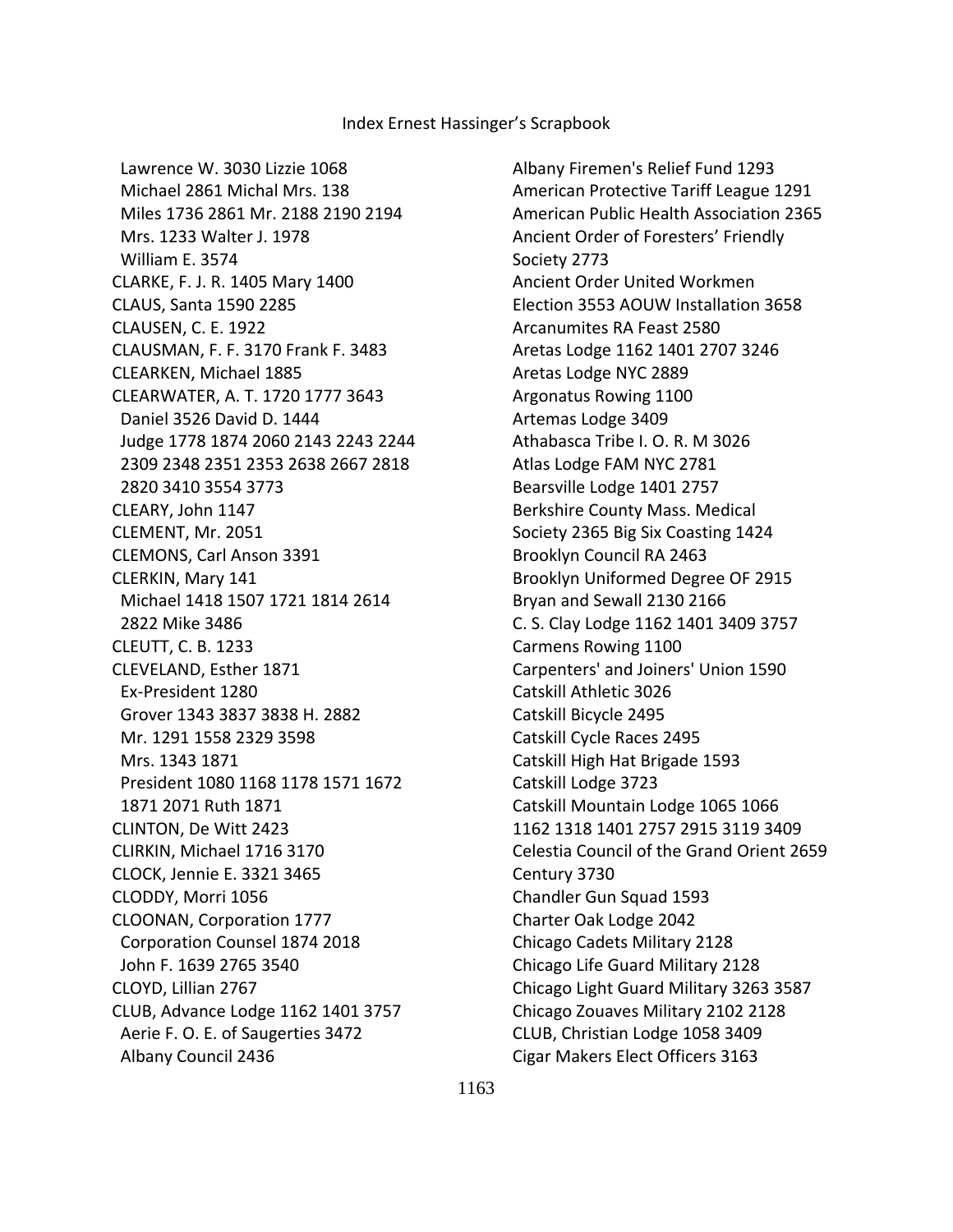Lawrence W. 3030 Lizzie 1068
Michael 2861 Michal Mrs. 138
Miles 1736 2861 Mr. 2188 2190 2194
Mrs. 1233 Walter J. 1978
William E. 3574
CLARKE, F. J. R. 1405 Mary 1400
CLAUS, Santa 1590 2285
CLAUSEN, C. E. 1922
CLAUSMAN, F. F. 3170 Frank F. 3483
CLEARKEN, Michael 1885
CLEARWATER, A. T. 1720 1777 3643
Daniel 3526 David D. 1444
Judge 1778 1874 2060 2143 2243 2244 2309 2348 2351 2353 2638 2667 2818 2820 3410 3554 3773
CLEARY, John 1147
CLEMENT, Mr. 2051
CLEMONS, Carl Anson 3391
CLERKIN, Mary 141
Michael 1418 1507 1721 1814 2614 2822 Mike 3486
CLEUTT, C. B. 1233
CLEVELAND, Esther 1871
Ex-President 1280
Grover 1343 3837 3838 H. 2882
Mr. 1291 1558 2329 3598
Mrs. 1343 1871
President 1080 1168 1178 1571 1672 1871 2071 Ruth 1871
CLINTON, De Witt 2423
CLIRKIN, Michael 1716 3170
CLOCK, Jennie E. 3321 3465
CLODDY, Morri 1056
CLOONAN, Corporation 1777
Corporation Counsel 1874 2018
John F. 1639 2765 3540
CLOYD, Lillian 2767
CLUB, Advance Lodge 1162 1401 3757
Aerie F. O. E. of Saugerties 3472
Albany Council 2436
Albany Firemen's Relief Fund 1293
American Protective Tariff League 1291
American Public Health Association 2365
Ancient Order of Foresters' Friendly Society 2773
Ancient Order United Workmen Election 3553 AOUW Installation 3658
Arcanumites RA Feast 2580
Aretas Lodge 1162 1401 2707 3246
Aretas Lodge NYC 2889
Argonatus Rowing 1100
Artemas Lodge 3409
Athabasca Tribe I. O. R. M 3026
Atlas Lodge FAM NYC 2781
Bearsville Lodge 1401 2757
Berkshire County Mass. Medical Society 2365 Big Six Coasting 1424
Brooklyn Council RA 2463
Brooklyn Uniformed Degree OF 2915
Bryan and Sewall 2130 2166
C. S. Clay Lodge 1162 1401 3409 3757
Carmens Rowing 1100
Carpenters' and Joiners' Union 1590
Catskill Athletic 3026
Catskill Bicycle 2495
Catskill Cycle Races 2495
Catskill High Hat Brigade 1593
Catskill Lodge 3723
Catskill Mountain Lodge 1065 1066 1162 1318 1401 2757 2915 3119 3409
Celestia Council of the Grand Orient 2659
Century 3730
Chandler Gun Squad 1593
Charter Oak Lodge 2042
Chicago Cadets Military 2128
Chicago Life Guard Military 2128
Chicago Light Guard Military 3263 3587
Chicago Zouaves Military 2102 2128
CLUB, Christian Lodge 1058 3409
Cigar Makers Elect Officers 3163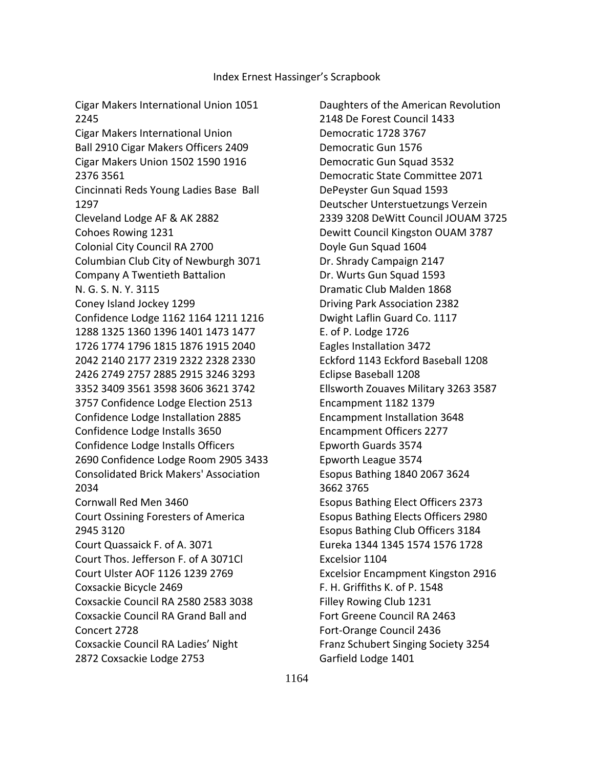Cigar Makers International Union 1051 2245
Cigar Makers International Union Ball 2910 Cigar Makers Officers 2409
Cigar Makers Union 1502 1590 1916 2376 3561
Cincinnati Reds Young Ladies Base Ball 1297
Cleveland Lodge AF & AK 2882
Cohoes Rowing 1231
Colonial City Council RA 2700
Columbian Club City of Newburgh 3071
Company A Twentieth Battalion N. G. S. N. Y. 3115
Coney Island Jockey 1299
Confidence Lodge 1162 1164 1211 1216 1288 1325 1360 1396 1401 1473 1477 1726 1774 1796 1815 1876 1915 2040 2042 2140 2177 2319 2322 2328 2330 2426 2749 2757 2885 2915 3246 3293 3352 3409 3561 3598 3606 3621 3742 3757 Confidence Lodge Election 2513
Confidence Lodge Installation 2885
Confidence Lodge Installs 3650
Confidence Lodge Installs Officers 2690 Confidence Lodge Room 2905 3433
Consolidated Brick Makers' Association 2034
Cornwall Red Men 3460
Court Ossining Foresters of America 2945 3120
Court Quassaick F. of A. 3071
Court Thos. Jefferson F. of A 3071Cl
Court Ulster AOF 1126 1239 2769
Coxsackie Bicycle 2469
Coxsackie Council RA 2580 2583 3038
Coxsackie Council RA Grand Ball and Concert 2728
Coxsackie Council RA Ladies' Night 2872 Coxsackie Lodge 2753
Daughters of the American Revolution 2148 De Forest Council 1433
Democratic 1728 3767
Democratic Gun 1576
Democratic Gun Squad 3532
Democratic State Committee 2071
DePeyster Gun Squad 1593
Deutscher Unterstuetzungs Verzein 2339 3208 DeWitt Council JOUAM 3725
Dewitt Council Kingston OUAM 3787
Doyle Gun Squad 1604
Dr. Shrady Campaign 2147
Dr. Wurts Gun Squad 1593
Dramatic Club Malden 1868
Driving Park Association 2382
Dwight Laflin Guard Co. 1117
E. of P. Lodge 1726
Eagles Installation 3472
Eckford 1143 Eckford Baseball 1208
Eclipse Baseball 1208
Ellsworth Zouaves Military 3263 3587
Encampment 1182 1379
Encampment Installation 3648
Encampment Officers 2277
Epworth Guards 3574
Epworth League 3574
Esopus Bathing 1840 2067 3624 3662 3765
Esopus Bathing Elect Officers 2373
Esopus Bathing Elects Officers 2980
Esopus Bathing Club Officers 3184
Eureka 1344 1345 1574 1576 1728
Excelsior 1104
Excelsior Encampment Kingston 2916
F. H. Griffiths K. of P. 1548
Filley Rowing Club 1231
Fort Greene Council RA 2463
Fort-Orange Council 2436
Franz Schubert Singing Society 3254
Garfield Lodge 1401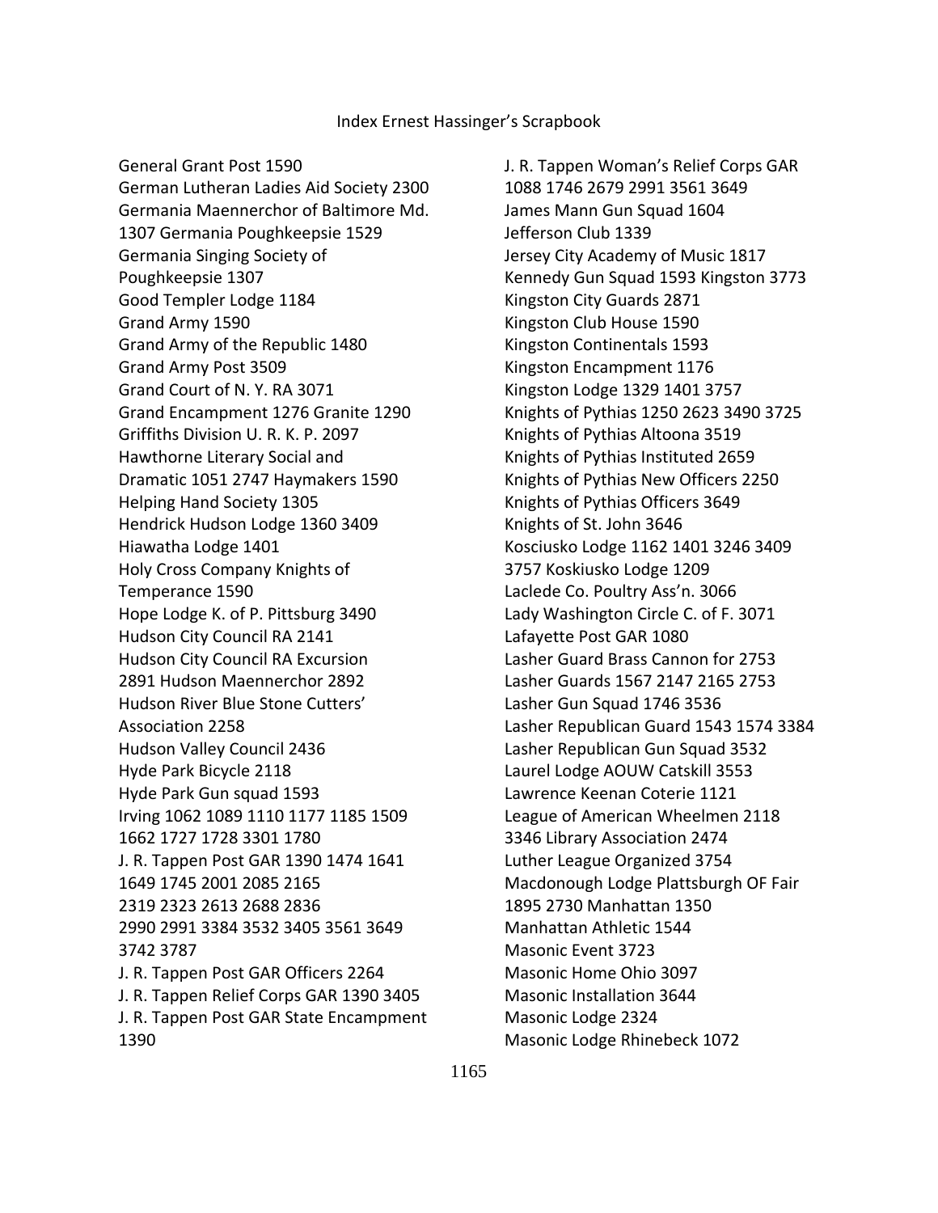Index Ernest Hassinger's Scrapbook

General Grant Post 1590
German Lutheran Ladies Aid Society 2300
Germania Maennerchor of Baltimore Md. 1307 Germania Poughkeepsie 1529
Germania Singing Society of Poughkeepsie 1307
Good Templer Lodge 1184
Grand Army 1590
Grand Army of the Republic 1480
Grand Army Post 3509
Grand Court of N. Y. RA 3071
Grand Encampment 1276 Granite 1290
Griffiths Division U. R. K. P. 2097
Hawthorne Literary Social and Dramatic 1051 2747 Haymakers 1590
Helping Hand Society 1305
Hendrick Hudson Lodge 1360 3409
Hiawatha Lodge 1401
Holy Cross Company Knights of Temperance 1590
Hope Lodge K. of P. Pittsburg 3490
Hudson City Council RA 2141
Hudson City Council RA Excursion 2891 Hudson Maennerchor 2892
Hudson River Blue Stone Cutters' Association 2258
Hudson Valley Council 2436
Hyde Park Bicycle 2118
Hyde Park Gun squad 1593
Irving 1062 1089 1110 1177 1185 1509 1662 1727 1728 3301 1780
J. R. Tappen Post GAR 1390 1474 1641 1649 1745 2001 2085 2165 2319 2323 2613 2688 2836 2990 2991 3384 3532 3405 3561 3649 3742 3787
J. R. Tappen Post GAR Officers 2264
J. R. Tappen Relief Corps GAR 1390 3405
J. R. Tappen Post GAR State Encampment 1390
J. R. Tappen Woman's Relief Corps GAR 1088 1746 2679 2991 3561 3649
James Mann Gun Squad 1604
Jefferson Club 1339
Jersey City Academy of Music 1817
Kennedy Gun Squad 1593 Kingston 3773
Kingston City Guards 2871
Kingston Club House 1590
Kingston Continentals 1593
Kingston Encampment 1176
Kingston Lodge 1329 1401 3757
Knights of Pythias 1250 2623 3490 3725
Knights of Pythias Altoona 3519
Knights of Pythias Instituted 2659
Knights of Pythias New Officers 2250
Knights of Pythias Officers 3649
Knights of St. John 3646
Kosciusko Lodge 1162 1401 3246 3409 3757 Koskiusko Lodge 1209
Laclede Co. Poultry Ass'n. 3066
Lady Washington Circle C. of F. 3071
Lafayette Post GAR 1080
Lasher Guard Brass Cannon for 2753
Lasher Guards 1567 2147 2165 2753
Lasher Gun Squad 1746 3536
Lasher Republican Guard 1543 1574 3384
Lasher Republican Gun Squad 3532
Laurel Lodge AOUW Catskill 3553
Lawrence Keenan Coterie 1121
League of American Wheelmen 2118 3346 Library Association 2474
Luther League Organized 3754
Macdonough Lodge Plattsburgh OF Fair 1895 2730 Manhattan 1350
Manhattan Athletic 1544
Masonic Event 3723
Masonic Home Ohio 3097
Masonic Installation 3644
Masonic Lodge 2324
Masonic Lodge Rhinebeck 1072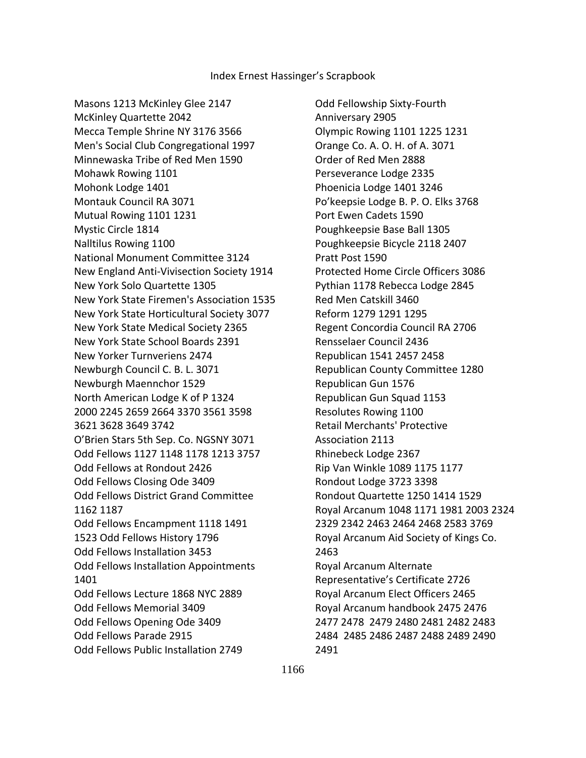Masons 1213 McKinley Glee 2147
McKinley Quartette 2042
Mecca Temple Shrine NY 3176 3566
Men's Social Club Congregational 1997
Minnewaska Tribe of Red Men 1590
Mohawk Rowing 1101
Mohonk Lodge 1401
Montauk Council RA 3071
Mutual Rowing 1101 1231
Mystic Circle 1814
Nalltilus Rowing 1100
National Monument Committee 3124
New England Anti-Vivisection Society 1914
New York Solo Quartette 1305
New York State Firemen's Association 1535
New York State Horticultural Society 3077
New York State Medical Society 2365
New York State School Boards 2391
New Yorker Turnveriens 2474
Newburgh Council C. B. L. 3071
Newburgh Maennchor 1529
North American Lodge K of P 1324 2000 2245 2659 2664 3370 3561 3598 3621 3628 3649 3742
O'Brien Stars 5th Sep. Co. NGSNY 3071
Odd Fellows 1127 1148 1178 1213 3757
Odd Fellows at Rondout 2426
Odd Fellows Closing Ode 3409
Odd Fellows District Grand Committee 1162 1187
Odd Fellows Encampment 1118 1491 1523 Odd Fellows History 1796
Odd Fellows Installation 3453
Odd Fellows Installation Appointments 1401
Odd Fellows Lecture 1868 NYC 2889
Odd Fellows Memorial 3409
Odd Fellows Opening Ode 3409
Odd Fellows Parade 2915
Odd Fellows Public Installation 2749
Odd Fellowship Sixty-Fourth Anniversary 2905
Olympic Rowing 1101 1225 1231
Orange Co. A. O. H. of A. 3071
Order of Red Men 2888
Perseverance Lodge 2335
Phoenicia Lodge 1401 3246
Po'keepsie Lodge B. P. O. Elks 3768
Port Ewen Cadets 1590
Poughkeepsie Base Ball 1305
Poughkeepsie Bicycle 2118 2407
Pratt Post 1590
Protected Home Circle Officers 3086
Pythian 1178 Rebecca Lodge 2845
Red Men Catskill 3460
Reform 1279 1291 1295
Regent Concordia Council RA 2706
Rensselaer Council 2436
Republican 1541 2457 2458
Republican County Committee 1280
Republican Gun 1576
Republican Gun Squad 1153
Resolutes Rowing 1100
Retail Merchants' Protective Association 2113
Rhinebeck Lodge 2367
Rip Van Winkle 1089 1175 1177
Rondout Lodge 3723 3398
Rondout Quartette 1250 1414 1529
Royal Arcanum 1048 1171 1981 2003 2324 2329 2342 2463 2464 2468 2583 3769
Royal Arcanum Aid Society of Kings Co. 2463
Royal Arcanum Alternate Representative's Certificate 2726
Royal Arcanum Elect Officers 2465
Royal Arcanum handbook 2475 2476 2477 2478 2479 2480 2481 2482 2483 2484 2485 2486 2487 2488 2489 2490 2491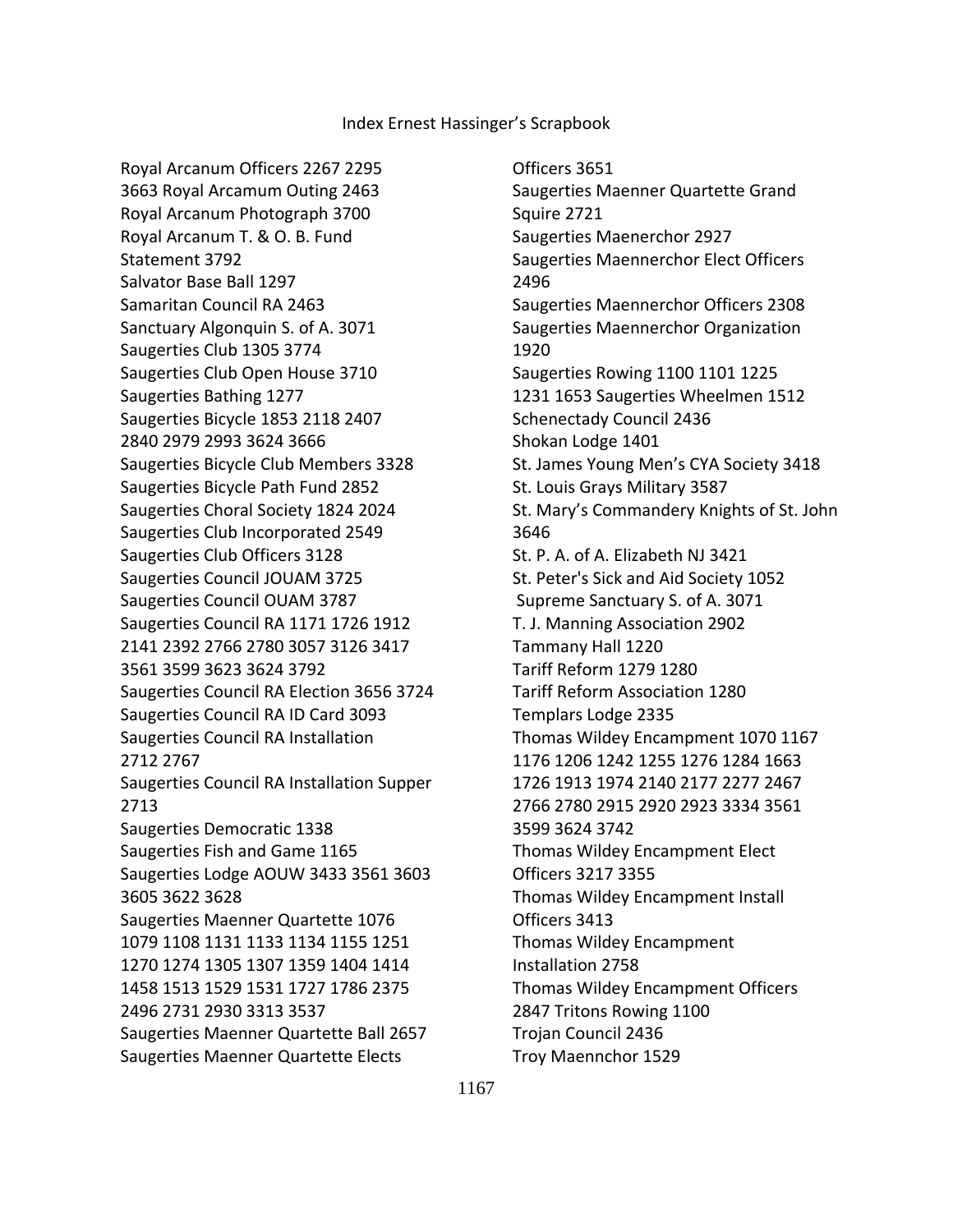Royal Arcanum Officers 2267 2295 3663 Royal Arcamum Outing 2463
Royal Arcanum Photograph 3700
Royal Arcanum T. & O. B. Fund Statement 3792
Salvator Base Ball 1297
Samaritan Council RA 2463
Sanctuary Algonquin S. of A. 3071
Saugerties Club 1305 3774
Saugerties Club Open House 3710
Saugerties Bathing 1277
Saugerties Bicycle 1853 2118 2407 2840 2979 2993 3624 3666
Saugerties Bicycle Club Members 3328
Saugerties Bicycle Path Fund 2852
Saugerties Choral Society 1824 2024
Saugerties Club Incorporated 2549
Saugerties Club Officers 3128
Saugerties Council JOUAM 3725
Saugerties Council OUAM 3787
Saugerties Council RA 1171 1726 1912 2141 2392 2766 2780 3057 3126 3417 3561 3599 3623 3624 3792
Saugerties Council RA Election 3656 3724
Saugerties Council RA ID Card 3093
Saugerties Council RA Installation 2712 2767
Saugerties Council RA Installation Supper 2713
Saugerties Democratic 1338
Saugerties Fish and Game 1165
Saugerties Lodge AOUW 3433 3561 3603 3605 3622 3628
Saugerties Maenner Quartette 1076 1079 1108 1131 1133 1134 1155 1251 1270 1274 1305 1307 1359 1404 1414 1458 1513 1529 1531 1727 1786 2375 2496 2731 2930 3313 3537
Saugerties Maenner Quartette Ball 2657
Saugerties Maenner Quartette Elects Officers 3651
Saugerties Maenner Quartette Grand Squire 2721
Saugerties Maenerchor 2927
Saugerties Maennerchor Elect Officers 2496
Saugerties Maennerchor Officers 2308
Saugerties Maennerchor Organization 1920
Saugerties Rowing 1100 1101 1225 1231 1653 Saugerties Wheelmen 1512
Schenectady Council 2436
Shokan Lodge 1401
St. James Young Men's CYA Society 3418
St. Louis Grays Military 3587
St. Mary's Commandery Knights of St. John 3646
St. P. A. of A. Elizabeth NJ 3421
St. Peter's Sick and Aid Society 1052
Supreme Sanctuary S. of A. 3071
T. J. Manning Association 2902
Tammany Hall 1220
Tariff Reform 1279 1280
Tariff Reform Association 1280
Templars Lodge 2335
Thomas Wildey Encampment 1070 1167 1176 1206 1242 1255 1276 1284 1663 1726 1913 1974 2140 2177 2277 2467 2766 2780 2915 2920 2923 3334 3561 3599 3624 3742
Thomas Wildey Encampment Elect Officers 3217 3355
Thomas Wildey Encampment Install Officers 3413
Thomas Wildey Encampment Installation 2758
Thomas Wildey Encampment Officers 2847 Tritons Rowing 1100
Trojan Council 2436
Troy Maennchor 1529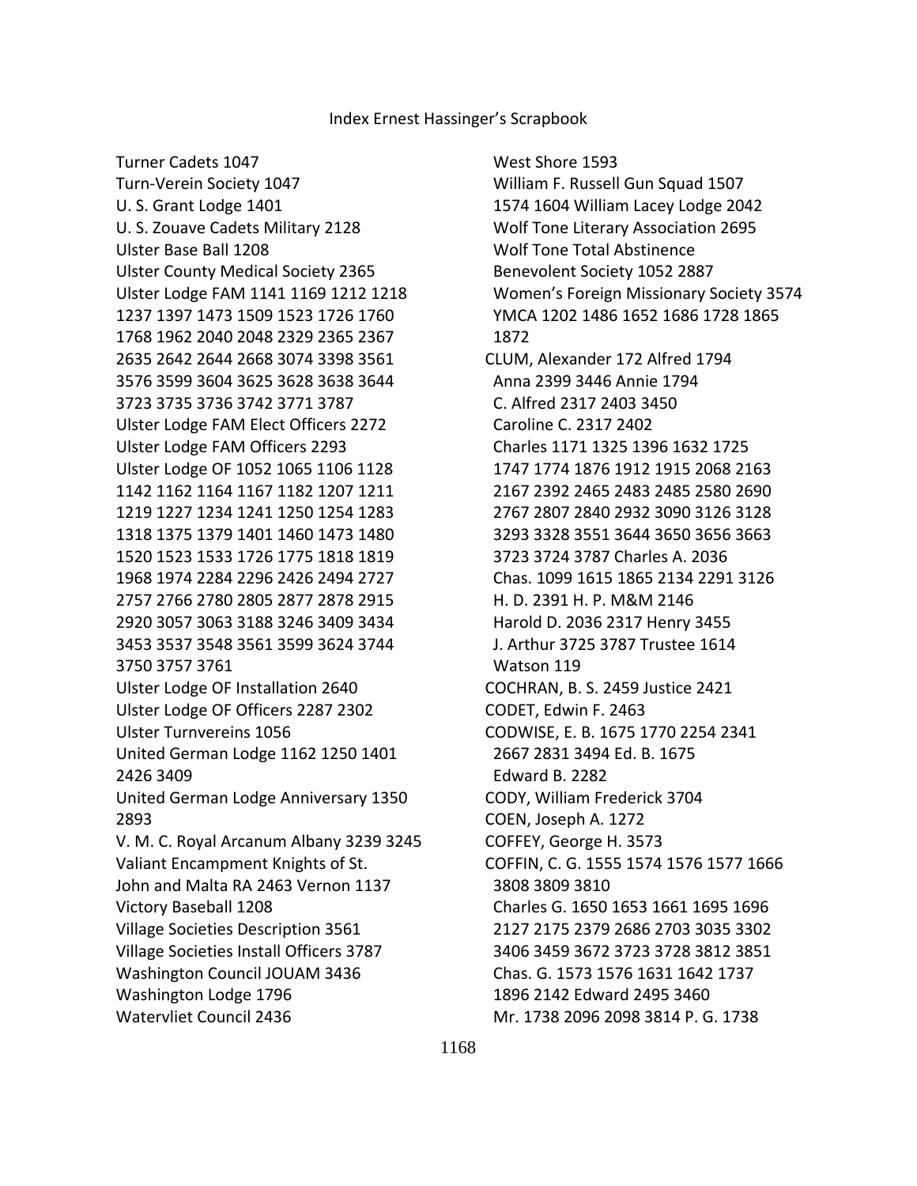Index Ernest Hassinger's Scrapbook

Turner Cadets 1047
Turn-Verein Society 1047
U. S. Grant Lodge 1401
U. S. Zouave Cadets Military 2128
Ulster Base Ball 1208
Ulster County Medical Society 2365
Ulster Lodge FAM 1141 1169 1212 1218 1237 1397 1473 1509 1523 1726 1760 1768 1962 2040 2048 2329 2365 2367 2635 2642 2644 2668 3074 3398 3561 3576 3599 3604 3625 3628 3638 3644 3723 3735 3736 3742 3771 3787
Ulster Lodge FAM Elect Officers 2272
Ulster Lodge FAM Officers 2293
Ulster Lodge OF 1052 1065 1106 1128 1142 1162 1164 1167 1182 1207 1211 1219 1227 1234 1241 1250 1254 1283 1318 1375 1379 1401 1460 1473 1480 1520 1523 1533 1726 1775 1818 1819 1968 1974 2284 2296 2426 2494 2727 2757 2766 2780 2805 2877 2878 2915 2920 3057 3063 3188 3246 3409 3434 3453 3537 3548 3561 3599 3624 3744 3750 3757 3761
Ulster Lodge OF Installation 2640
Ulster Lodge OF Officers 2287 2302
Ulster Turnvereins 1056
United German Lodge 1162 1250 1401 2426 3409
United German Lodge Anniversary 1350 2893
V. M. C. Royal Arcanum Albany 3239 3245
Valiant Encampment Knights of St. John and Malta RA 2463 Vernon 1137
Victory Baseball 1208
Village Societies Description 3561
Village Societies Install Officers 3787
Washington Council JOUAM 3436
Washington Lodge 1796
Watervliet Council 2436
West Shore 1593
William F. Russell Gun Squad 1507 1574 1604 William Lacey Lodge 2042
Wolf Tone Literary Association 2695
Wolf Tone Total Abstinence Benevolent Society 1052 2887
Women's Foreign Missionary Society 3574
YMCA 1202 1486 1652 1686 1728 1865 1872

CLUM, Alexander 172 Alfred 1794
Anna 2399 3446 Annie 1794
C. Alfred 2317 2403 3450
Caroline C. 2317 2402
Charles 1171 1325 1396 1632 1725 1747 1774 1876 1912 1915 2068 2163 2167 2392 2465 2483 2485 2580 2690 2767 2807 2840 2932 3090 3126 3128 3293 3328 3551 3644 3650 3656 3663 3723 3724 3787 Charles A. 2036
Chas. 1099 1615 1865 2134 2291 3126
H. D. 2391 H. P. M&M 2146
Harold D. 2036 2317 Henry 3455
J. Arthur 3725 3787 Trustee 1614
Watson 119

COCHRAN, B. S. 2459 Justice 2421

CODET, Edwin F. 2463

CODWISE, E. B. 1675 1770 2254 2341 2667 2831 3494 Ed. B. 1675
Edward B. 2282

CODY, William Frederick 3704

COEN, Joseph A. 1272

COFFEY, George H. 3573

COFFIN, C. G. 1555 1574 1576 1577 1666 3808 3809 3810
Charles G. 1650 1653 1661 1695 1696 2127 2175 2379 2686 2703 3035 3302 3406 3459 3672 3723 3728 3812 3851
Chas. G. 1573 1576 1631 1642 1737 1896 2142 Edward 2495 3460
Mr. 1738 2096 2098 3814 P. G. 1738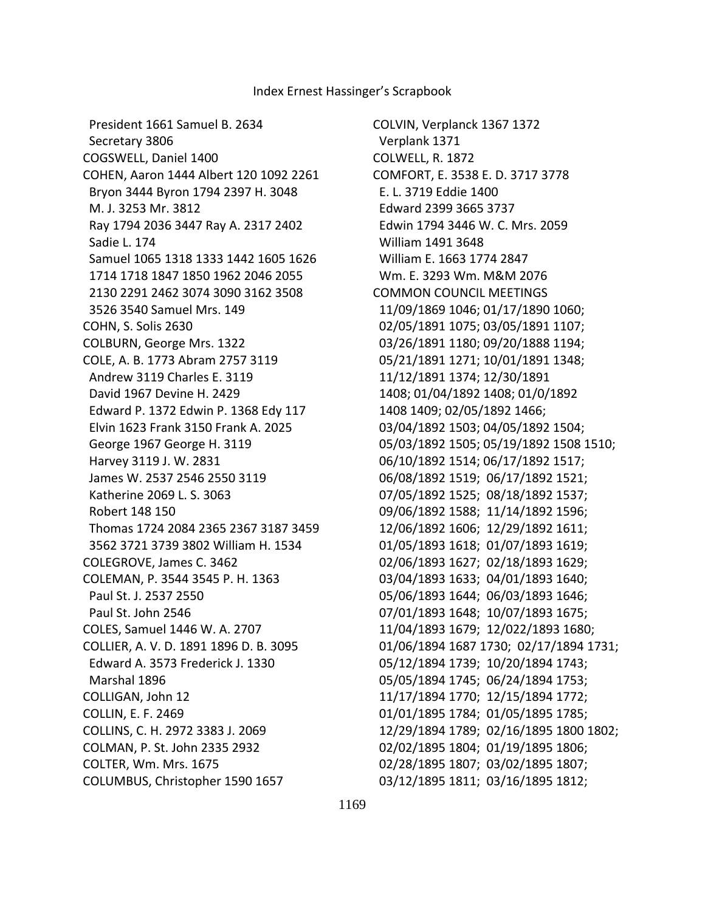President 1661 Samuel B. 2634
Secretary 3806
COGSWELL, Daniel 1400
COHEN, Aaron 1444 Albert 120 1092 2261
Bryon 3444 Byron 1794 2397 H. 3048
M. J. 3253 Mr. 3812
Ray 1794 2036 3447 Ray A. 2317 2402
Sadie L. 174
Samuel 1065 1318 1333 1442 1605 1626
1714 1718 1847 1850 1962 2046 2055
2130 2291 2462 3074 3090 3162 3508
3526 3540 Samuel Mrs. 149
COHN, S. Solis 2630
COLBURN, George Mrs. 1322
COLE, A. B. 1773 Abram 2757 3119
Andrew 3119 Charles E. 3119
David 1967 Devine H. 2429
Edward P. 1372 Edwin P. 1368 Edy 117
Elvin 1623 Frank 3150 Frank A. 2025
George 1967 George H. 3119
Harvey 3119 J. W. 2831
James W. 2537 2546 2550 3119
Katherine 2069 L. S. 3063
Robert 148 150
Thomas 1724 2084 2365 2367 3187 3459
3562 3721 3739 3802 William H. 1534
COLEGROVE, James C. 3462
COLEMAN, P. 3544 3545 P. H. 1363
Paul St. J. 2537 2550
Paul St. John 2546
COLES, Samuel 1446 W. A. 2707
COLLIER, A. V. D. 1891 1896 D. B. 3095
Edward A. 3573 Frederick J. 1330
Marshal 1896
COLLIGAN, John 12
COLLIN, E. F. 2469
COLLINS, C. H. 2972 3383 J. 2069
COLMAN, P. St. John 2335 2932
COLTER, Wm. Mrs. 1675
COLUMBUS, Christopher 1590 1657
COLVIN, Verplanck 1367 1372
Verplank 1371
COLWELL, R. 1872
COMFORT, E. 3538 E. D. 3717 3778
E. L. 3719 Eddie 1400
Edward 2399 3665 3737
Edwin 1794 3446 W. C. Mrs. 2059
William 1491 3648
William E. 1663 1774 2847
Wm. E. 3293 Wm. M&M 2076
COMMON COUNCIL MEETINGS
11/09/1869 1046; 01/17/1890 1060;
02/05/1891 1075; 03/05/1891 1107;
03/26/1891 1180; 09/20/1888 1194;
05/21/1891 1271; 10/01/1891 1348;
11/12/1891 1374; 12/30/1891
1408; 01/04/1892 1408; 01/0/1892
1408 1409; 02/05/1892 1466;
03/04/1892 1503; 04/05/1892 1504;
05/03/1892 1505; 05/19/1892 1508 1510;
06/10/1892 1514; 06/17/1892 1517;
06/08/1892 1519; 06/17/1892 1521;
07/05/1892 1525; 08/18/1892 1537;
09/06/1892 1588; 11/14/1892 1596;
12/06/1892 1606; 12/29/1892 1611;
01/05/1893 1618; 01/07/1893 1619;
02/06/1893 1627; 02/18/1893 1629;
03/04/1893 1633; 04/01/1893 1640;
05/06/1893 1644; 06/03/1893 1646;
07/01/1893 1648; 10/07/1893 1675;
11/04/1893 1679; 12/022/1893 1680;
01/06/1894 1687 1730; 02/17/1894 1731;
05/12/1894 1739; 10/20/1894 1743;
05/05/1894 1745; 06/24/1894 1753;
11/17/1894 1770; 12/15/1894 1772;
01/01/1895 1784; 01/05/1895 1785;
12/29/1894 1789; 02/16/1895 1800 1802;
02/02/1895 1804; 01/19/1895 1806;
02/28/1895 1807; 03/02/1895 1807;
03/12/1895 1811; 03/16/1895 1812;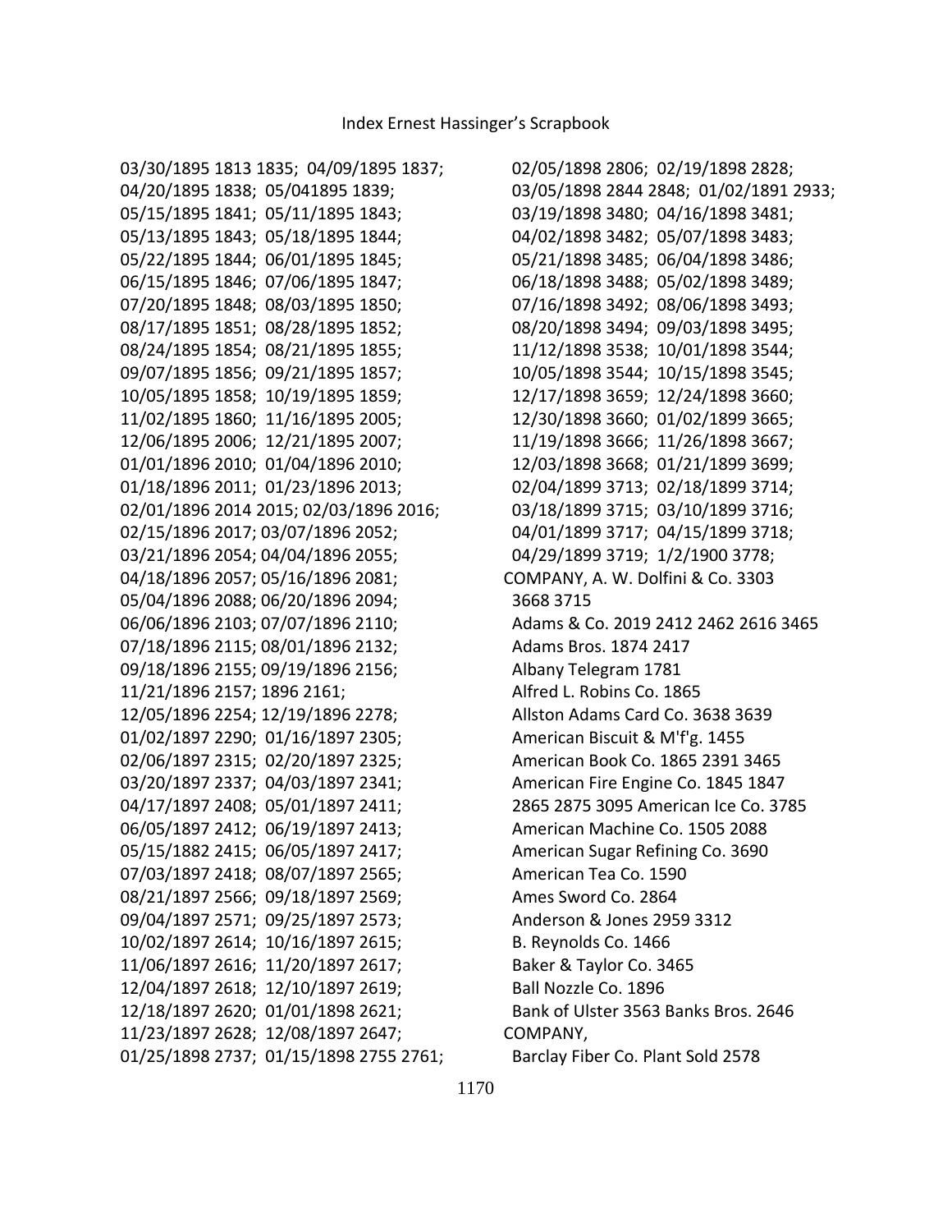03/30/1895 1813 1835;  04/09/1895 1837;
04/20/1895 1838;  05/041895 1839;
05/15/1895 1841;  05/11/1895 1843;
05/13/1895 1843;  05/18/1895 1844;
05/22/1895 1844;  06/01/1895 1845;
06/15/1895 1846;  07/06/1895 1847;
07/20/1895 1848;  08/03/1895 1850;
08/17/1895 1851;  08/28/1895 1852;
08/24/1895 1854;  08/21/1895 1855;
09/07/1895 1856;  09/21/1895 1857;
10/05/1895 1858;  10/19/1895 1859;
11/02/1895 1860;  11/16/1895 2005;
12/06/1895 2006;  12/21/1895 2007;
01/01/1896 2010;  01/04/1896 2010;
01/18/1896 2011;  01/23/1896 2013;
02/01/1896 2014 2015; 02/03/1896 2016;
02/15/1896 2017; 03/07/1896 2052;
03/21/1896 2054; 04/04/1896 2055;
04/18/1896 2057; 05/16/1896 2081;
05/04/1896 2088; 06/20/1896 2094;
06/06/1896 2103; 07/07/1896 2110;
07/18/1896 2115; 08/01/1896 2132;
09/18/1896 2155; 09/19/1896 2156;
11/21/1896 2157; 1896 2161;
12/05/1896 2254; 12/19/1896 2278;
01/02/1897 2290;  01/16/1897 2305;
02/06/1897 2315;  02/20/1897 2325;
03/20/1897 2337;  04/03/1897 2341;
04/17/1897 2408;  05/01/1897 2411;
06/05/1897 2412;  06/19/1897 2413;
05/15/1882 2415;  06/05/1897 2417;
07/03/1897 2418;  08/07/1897 2565;
08/21/1897 2566;  09/18/1897 2569;
09/04/1897 2571;  09/25/1897 2573;
10/02/1897 2614;  10/16/1897 2615;
11/06/1897 2616;  11/20/1897 2617;
12/04/1897 2618;  12/10/1897 2619;
12/18/1897 2620;  01/01/1898 2621;
11/23/1897 2628;  12/08/1897 2647;
01/25/1898 2737;  01/15/1898 2755 2761;
02/05/1898 2806;  02/19/1898 2828;
03/05/1898 2844 2848;  01/02/1891 2933;
03/19/1898 3480;  04/16/1898 3481;
04/02/1898 3482;  05/07/1898 3483;
05/21/1898 3485;  06/04/1898 3486;
06/18/1898 3488;  05/02/1898 3489;
07/16/1898 3492;  08/06/1898 3493;
08/20/1898 3494;  09/03/1898 3495;
11/12/1898 3538;  10/01/1898 3544;
10/05/1898 3544;  10/15/1898 3545;
12/17/1898 3659;  12/24/1898 3660;
12/30/1898 3660;  01/02/1899 3665;
11/19/1898 3666;  11/26/1898 3667;
12/03/1898 3668;  01/21/1899 3699;
02/04/1899 3713;  02/18/1899 3714;
03/18/1899 3715;  03/10/1899 3716;
04/01/1899 3717;  04/15/1899 3718;
04/29/1899 3719;  1/2/1900 3778;

COMPANY, A. W. Dolfini & Co. 3303 3668 3715
Adams & Co. 2019 2412 2462 2616 3465
Adams Bros. 1874 2417
Albany Telegram 1781
Alfred L. Robins Co. 1865
Allston Adams Card Co. 3638 3639
American Biscuit & M'f'g. 1455
American Book Co. 1865 2391 3465
American Fire Engine Co. 1845 1847 2865 2875 3095 American Ice Co. 3785
American Machine Co. 1505 2088
American Sugar Refining Co. 3690
American Tea Co. 1590
Ames Sword Co. 2864
Anderson & Jones 2959 3312
B. Reynolds Co. 1466
Baker & Taylor Co. 3465
Ball Nozzle Co. 1896
Bank of Ulster 3563 Banks Bros. 2646

COMPANY,
Barclay Fiber Co. Plant Sold 2578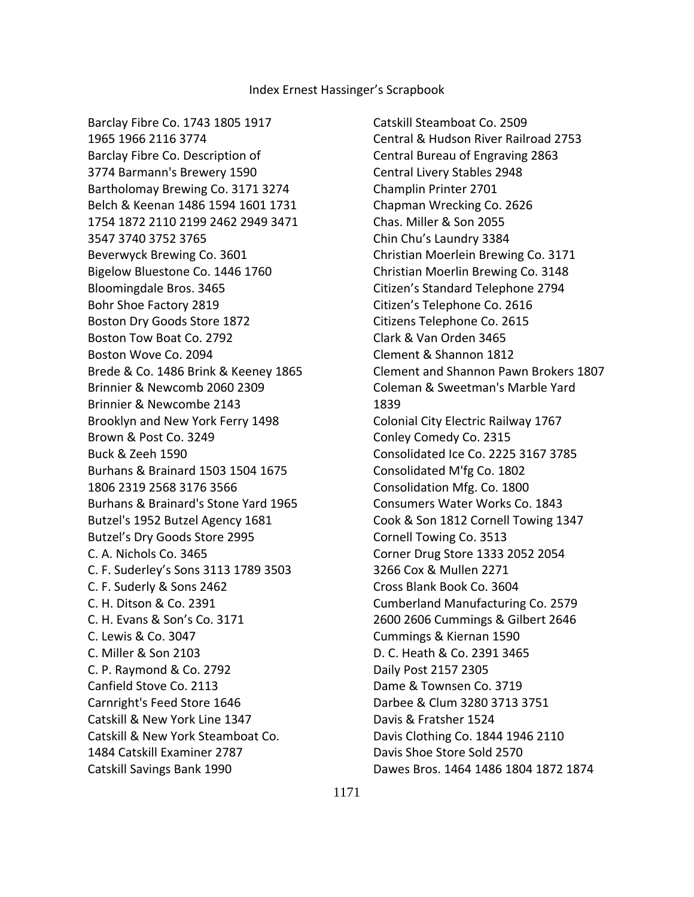Index Ernest Hassinger's Scrapbook

Barclay Fibre Co. 1743 1805 1917 1965 1966 2116 3774
Barclay Fibre Co. Description of 3774 Barmann's Brewery 1590
Bartholomay Brewing Co. 3171 3274
Belch & Keenan 1486 1594 1601 1731 1754 1872 2110 2199 2462 2949 3471 3547 3740 3752 3765
Beverwyck Brewing Co. 3601
Bigelow Bluestone Co. 1446 1760
Bloomingdale Bros. 3465
Bohr Shoe Factory 2819
Boston Dry Goods Store 1872
Boston Tow Boat Co. 2792
Boston Wove Co. 2094
Brede & Co. 1486 Brink & Keeney 1865
Brinnier & Newcomb 2060 2309
Brinnier & Newcombe 2143
Brooklyn and New York Ferry 1498
Brown & Post Co. 3249
Buck & Zeeh 1590
Burhans & Brainard 1503 1504 1675 1806 2319 2568 3176 3566
Burhans & Brainard's Stone Yard 1965
Butzel's 1952 Butzel Agency 1681
Butzel's Dry Goods Store 2995
C. A. Nichols Co. 3465
C. F. Suderley's Sons 3113 1789 3503
C. F. Suderly & Sons 2462
C. H. Ditson & Co. 2391
C. H. Evans & Son's Co. 3171
C. Lewis & Co. 3047
C. Miller & Son 2103
C. P. Raymond & Co. 2792
Canfield Stove Co. 2113
Carnright's Feed Store 1646
Catskill & New York Line 1347
Catskill & New York Steamboat Co. 1484 Catskill Examiner 2787
Catskill Savings Bank 1990
Catskill Steamboat Co. 2509
Central & Hudson River Railroad 2753
Central Bureau of Engraving 2863
Central Livery Stables 2948
Champlin Printer 2701
Chapman Wrecking Co. 2626
Chas. Miller & Son 2055
Chin Chu's Laundry 3384
Christian Moerlein Brewing Co. 3171
Christian Moerlin Brewing Co. 3148
Citizen's Standard Telephone 2794
Citizen's Telephone Co. 2616
Citizens Telephone Co. 2615
Clark & Van Orden 3465
Clement & Shannon 1812
Clement and Shannon Pawn Brokers 1807
Coleman & Sweetman's Marble Yard 1839
Colonial City Electric Railway 1767
Conley Comedy Co. 2315
Consolidated Ice Co. 2225 3167 3785
Consolidated M'fg Co. 1802
Consolidation Mfg. Co. 1800
Consumers Water Works Co. 1843
Cook & Son 1812 Cornell Towing 1347
Cornell Towing Co. 3513
Corner Drug Store 1333 2052 2054 3266 Cox & Mullen 2271
Cross Blank Book Co. 3604
Cumberland Manufacturing Co. 2579 2600 2606 Cummings & Gilbert 2646
Cummings & Kiernan 1590
D. C. Heath & Co. 2391 3465
Daily Post 2157 2305
Dame & Townsen Co. 3719
Darbee & Clum 3280 3713 3751
Davis & Fratsher 1524
Davis Clothing Co. 1844 1946 2110
Davis Shoe Store Sold 2570
Dawes Bros. 1464 1486 1804 1872 1874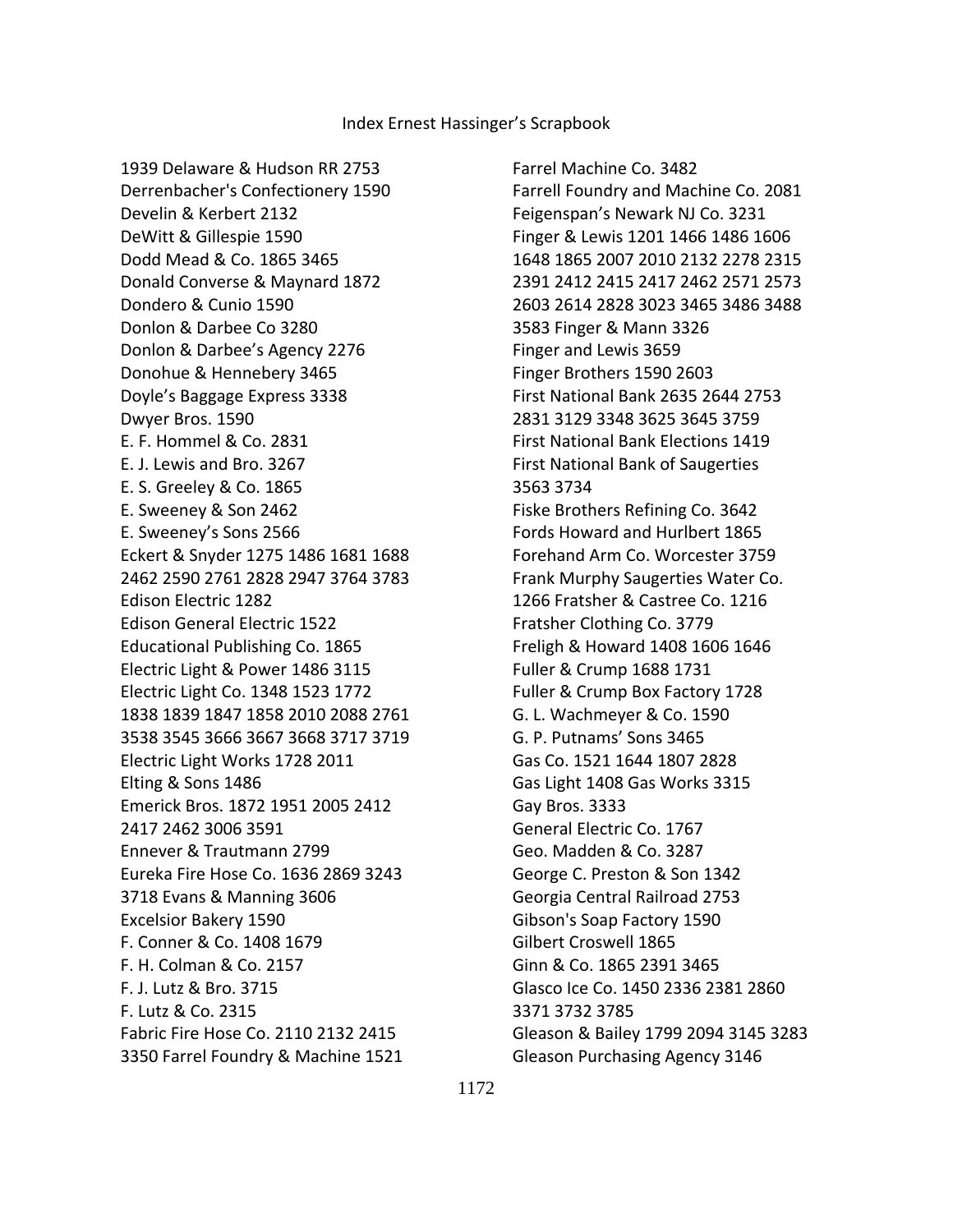# Index Ernest Hassinger's Scrapbook

1939 Delaware & Hudson RR 2753
Derrenbacher's Confectionery 1590
Develin & Kerbert 2132
DeWitt & Gillespie 1590
Dodd Mead & Co. 1865 3465
Donald Converse & Maynard 1872
Dondero & Cunio 1590
Donlon & Darbee Co 3280
Donlon & Darbee's Agency 2276
Donohue & Hennebery 3465
Doyle's Baggage Express 3338
Dwyer Bros. 1590
E. F. Hommel & Co. 2831
E. J. Lewis and Bro. 3267
E. S. Greeley & Co. 1865
E. Sweeney & Son 2462
E. Sweeney's Sons 2566
Eckert & Snyder 1275 1486 1681 1688 2462 2590 2761 2828 2947 3764 3783
Edison Electric 1282
Edison General Electric 1522
Educational Publishing Co. 1865
Electric Light & Power 1486 3115
Electric Light Co. 1348 1523 1772 1838 1839 1847 1858 2010 2088 2761 3538 3545 3666 3667 3668 3717 3719
Electric Light Works 1728 2011
Elting & Sons 1486
Emerick Bros. 1872 1951 2005 2412 2417 2462 3006 3591
Ennever & Trautmann 2799
Eureka Fire Hose Co. 1636 2869 3243 3718 Evans & Manning 3606
Excelsior Bakery 1590
F. Conner & Co. 1408 1679
F. H. Colman & Co. 2157
F. J. Lutz & Bro. 3715
F. Lutz & Co. 2315
Fabric Fire Hose Co. 2110 2132 2415 3350 Farrel Foundry & Machine 1521
Farrel Machine Co. 3482
Farrell Foundry and Machine Co. 2081
Feigenspan's Newark NJ Co. 3231
Finger & Lewis 1201 1466 1486 1606 1648 1865 2007 2010 2132 2278 2315 2391 2412 2415 2417 2462 2571 2573 2603 2614 2828 3023 3465 3486 3488 3583 Finger & Mann 3326
Finger and Lewis 3659
Finger Brothers 1590 2603
First National Bank 2635 2644 2753 2831 3129 3348 3625 3645 3759
First National Bank Elections 1419
First National Bank of Saugerties 3563 3734
Fiske Brothers Refining Co. 3642
Fords Howard and Hurlbert 1865
Forehand Arm Co. Worcester 3759
Frank Murphy Saugerties Water Co. 1266 Fratsher & Castree Co. 1216
Fratsher Clothing Co. 3779
Freligh & Howard 1408 1606 1646
Fuller & Crump 1688 1731
Fuller & Crump Box Factory 1728
G. L. Wachmeyer & Co. 1590
G. P. Putnams' Sons 3465
Gas Co. 1521 1644 1807 2828
Gas Light 1408 Gas Works 3315
Gay Bros. 3333
General Electric Co. 1767
Geo. Madden & Co. 3287
George C. Preston & Son 1342
Georgia Central Railroad 2753
Gibson's Soap Factory 1590
Gilbert Croswell 1865
Ginn & Co. 1865 2391 3465
Glasco Ice Co. 1450 2336 2381 2860 3371 3732 3785
Gleason & Bailey 1799 2094 3145 3283
Gleason Purchasing Agency 3146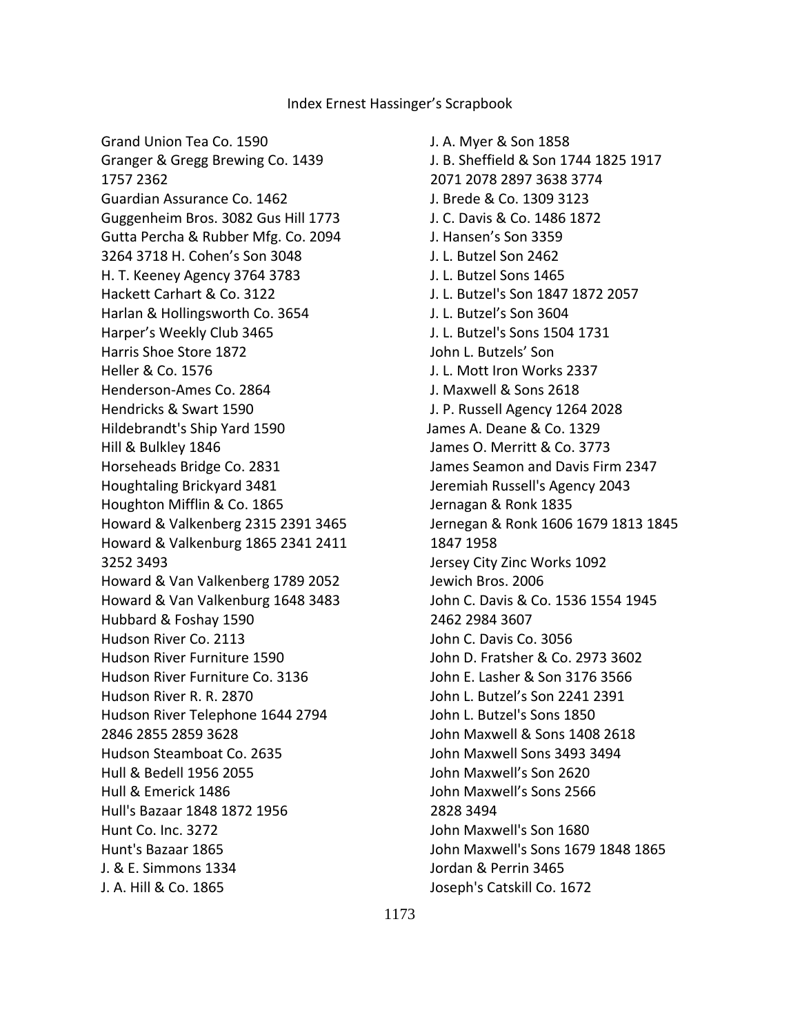Grand Union Tea Co. 1590
Granger & Gregg Brewing Co. 1439 1757 2362
Guardian Assurance Co. 1462
Guggenheim Bros. 3082 Gus Hill 1773
Gutta Percha & Rubber Mfg. Co. 2094 3264 3718 H. Cohen's Son 3048
H. T. Keeney Agency 3764 3783
Hackett Carhart & Co. 3122
Harlan & Hollingsworth Co. 3654
Harper's Weekly Club 3465
Harris Shoe Store 1872
Heller & Co. 1576
Henderson-Ames Co. 2864
Hendricks & Swart 1590
Hildebrandt's Ship Yard 1590
Hill & Bulkley 1846
Horseheads Bridge Co. 2831
Houghtaling Brickyard 3481
Houghton Mifflin & Co. 1865
Howard & Valkenberg 2315 2391 3465
Howard & Valkenburg 1865 2341 2411 3252 3493
Howard & Van Valkenberg 1789 2052
Howard & Van Valkenburg 1648 3483
Hubbard & Foshay 1590
Hudson River Co. 2113
Hudson River Furniture 1590
Hudson River Furniture Co. 3136
Hudson River R. R. 2870
Hudson River Telephone 1644 2794 2846 2855 2859 3628
Hudson Steamboat Co. 2635
Hull & Bedell 1956 2055
Hull & Emerick 1486
Hull's Bazaar 1848 1872 1956
Hunt Co. Inc. 3272
Hunt's Bazaar 1865
J. & E. Simmons 1334
J. A. Hill & Co. 1865
J. A. Myer & Son 1858
J. B. Sheffield & Son 1744 1825 1917 2071 2078 2897 3638 3774
J. Brede & Co. 1309 3123
J. C. Davis & Co. 1486 1872
J. Hansen's Son 3359
J. L. Butzel Son 2462
J. L. Butzel Sons 1465
J. L. Butzel's Son 1847 1872 2057
J. L. Butzel's Son 3604
J. L. Butzel's Sons 1504 1731
John L. Butzels' Son
J. L. Mott Iron Works 2337
J. Maxwell & Sons 2618
J. P. Russell Agency 1264 2028
James A. Deane & Co. 1329
James O. Merritt & Co. 3773
James Seamon and Davis Firm 2347
Jeremiah Russell's Agency 2043
Jernagan & Ronk 1835
Jernegan & Ronk 1606 1679 1813 1845 1847 1958
Jersey City Zinc Works 1092
Jewich Bros. 2006
John C. Davis & Co. 1536 1554 1945 2462 2984 3607
John C. Davis Co. 3056
John D. Fratsher & Co. 2973 3602
John E. Lasher & Son 3176 3566
John L. Butzel's Son 2241 2391
John L. Butzel's Sons 1850
John Maxwell & Sons 1408 2618
John Maxwell Sons 3493 3494
John Maxwell's Son 2620
John Maxwell's Sons 2566 2828 3494
John Maxwell's Son 1680
John Maxwell's Sons 1679 1848 1865
Jordan & Perrin 3465
Joseph's Catskill Co. 1672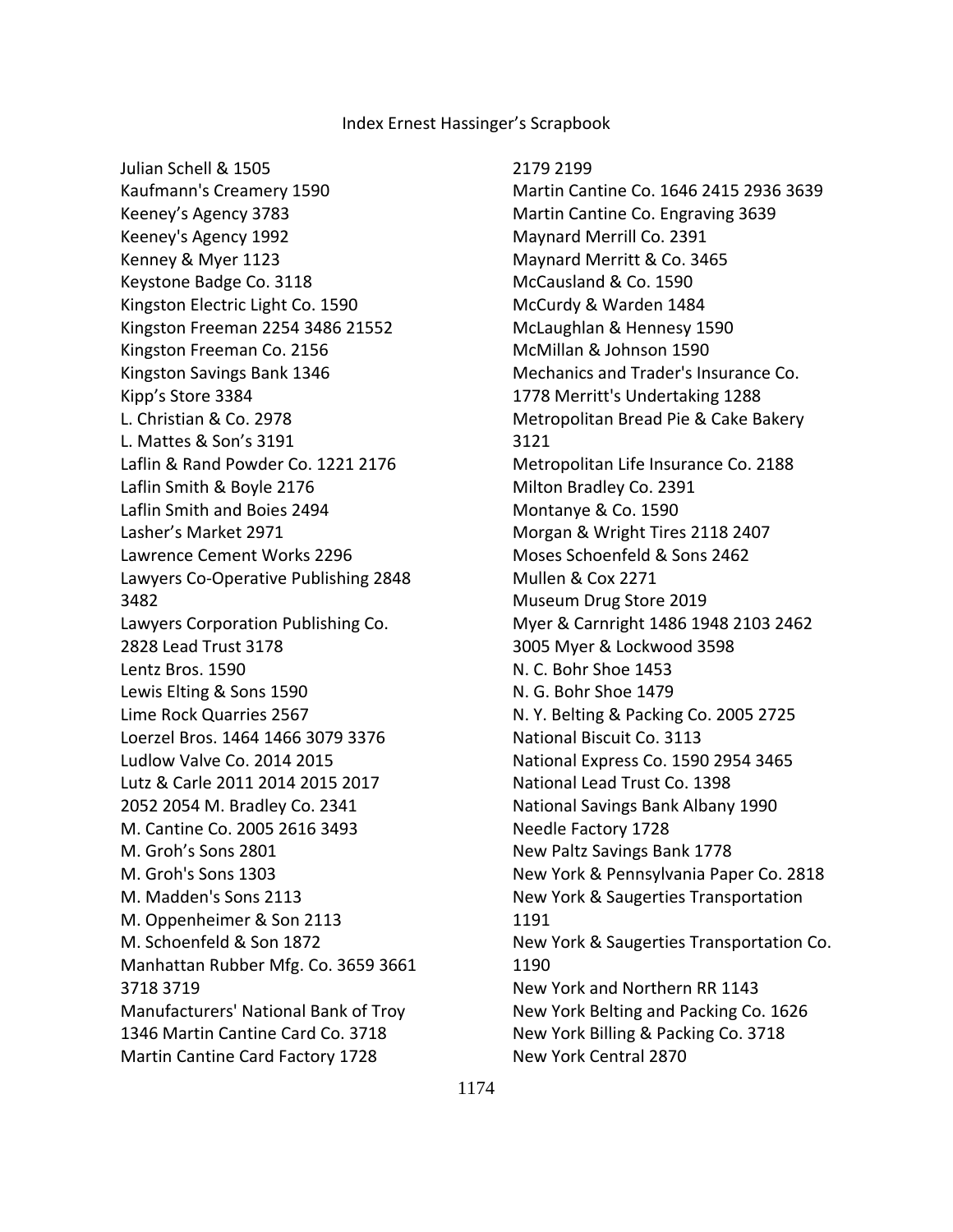Index Ernest Hassinger's Scrapbook

Julian Schell & 1505
Kaufmann's Creamery 1590
Keeney's Agency 3783
Keeney's Agency 1992
Kenney & Myer 1123
Keystone Badge Co. 3118
Kingston Electric Light Co. 1590
Kingston Freeman 2254 3486 21552
Kingston Freeman Co. 2156
Kingston Savings Bank 1346
Kipp's Store 3384
L. Christian & Co. 2978
L. Mattes & Son's 3191
Laflin & Rand Powder Co. 1221 2176
Laflin Smith & Boyle 2176
Laflin Smith and Boies 2494
Lasher's Market 2971
Lawrence Cement Works 2296
Lawyers Co-Operative Publishing 2848 3482
Lawyers Corporation Publishing Co. 2828 Lead Trust 3178
Lentz Bros. 1590
Lewis Elting & Sons 1590
Lime Rock Quarries 2567
Loerzel Bros. 1464 1466 3079 3376
Ludlow Valve Co. 2014 2015
Lutz & Carle 2011 2014 2015 2017 2052 2054 M. Bradley Co. 2341
M. Cantine Co. 2005 2616 3493
M. Groh's Sons 2801
M. Groh's Sons 1303
M. Madden's Sons 2113
M. Oppenheimer & Son 2113
M. Schoenfeld & Son 1872
Manhattan Rubber Mfg. Co. 3659 3661 3718 3719
Manufacturers' National Bank of Troy 1346 Martin Cantine Card Co. 3718
Martin Cantine Card Factory 1728
2179 2199
Martin Cantine Co. 1646 2415 2936 3639
Martin Cantine Co. Engraving 3639
Maynard Merrill Co. 2391
Maynard Merritt & Co. 3465
McCausland & Co. 1590
McCurdy & Warden 1484
McLaughlan & Hennesy 1590
McMillan & Johnson 1590
Mechanics and Trader's Insurance Co. 1778 Merritt's Undertaking 1288
Metropolitan Bread Pie & Cake Bakery 3121
Metropolitan Life Insurance Co. 2188
Milton Bradley Co. 2391
Montanye & Co. 1590
Morgan & Wright Tires 2118 2407
Moses Schoenfeld & Sons 2462
Mullen & Cox 2271
Museum Drug Store 2019
Myer & Carnright 1486 1948 2103 2462 3005 Myer & Lockwood 3598
N. C. Bohr Shoe 1453
N. G. Bohr Shoe 1479
N. Y. Belting & Packing Co. 2005 2725
National Biscuit Co. 3113
National Express Co. 1590 2954 3465
National Lead Trust Co. 1398
National Savings Bank Albany 1990
Needle Factory 1728
New Paltz Savings Bank 1778
New York & Pennsylvania Paper Co. 2818
New York & Saugerties Transportation 1191
New York & Saugerties Transportation Co. 1190
New York and Northern RR 1143
New York Belting and Packing Co. 1626
New York Billing & Packing Co. 3718
New York Central 2870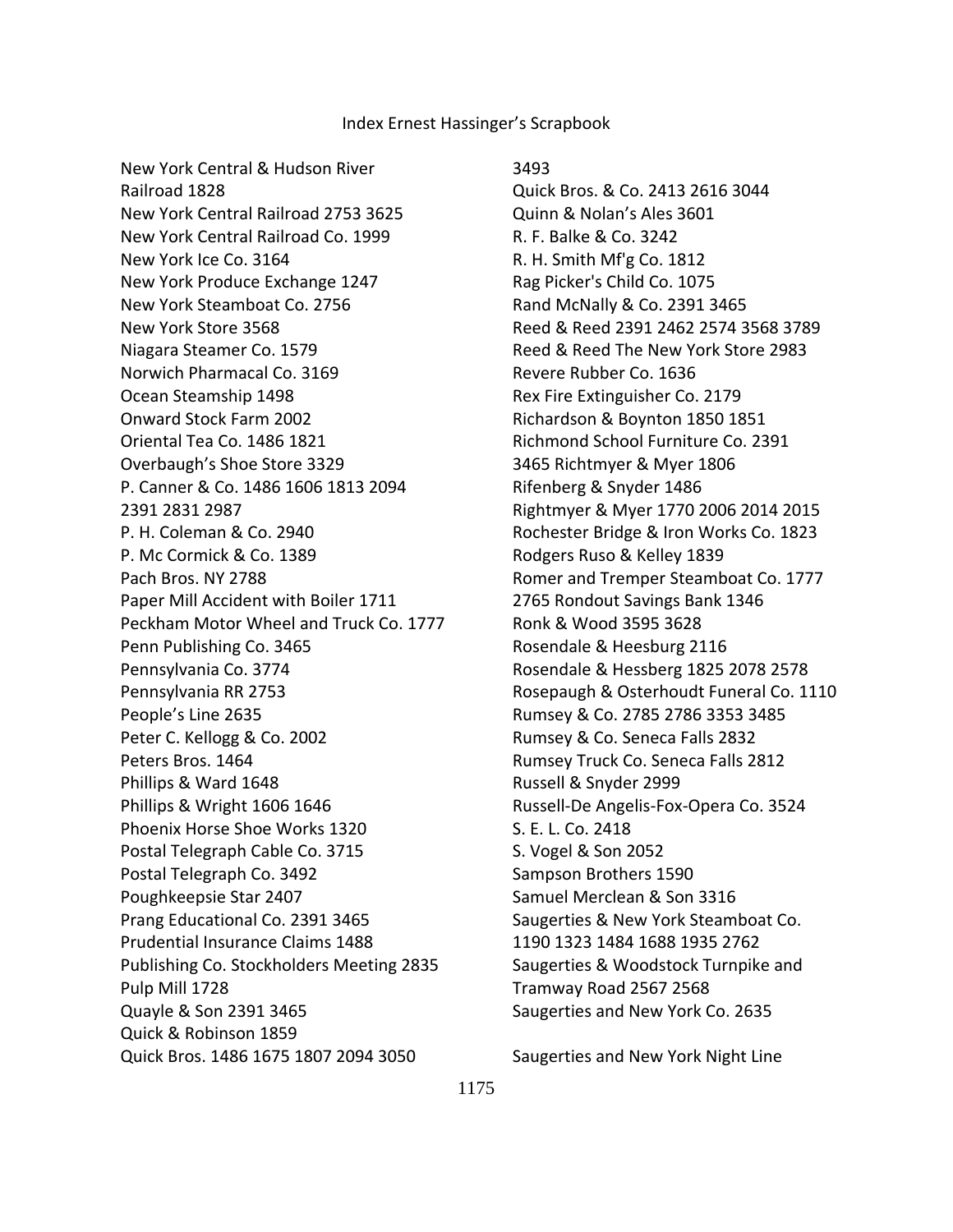New York Central & Hudson River Railroad 1828
New York Central Railroad 2753 3625
New York Central Railroad Co. 1999
New York Ice Co. 3164
New York Produce Exchange 1247
New York Steamboat Co. 2756
New York Store 3568
Niagara Steamer Co. 1579
Norwich Pharmacal Co. 3169
Ocean Steamship 1498
Onward Stock Farm 2002
Oriental Tea Co. 1486 1821
Overbaugh's Shoe Store 3329
P. Canner & Co. 1486 1606 1813 2094 2391 2831 2987
P. H. Coleman & Co. 2940
P. Mc Cormick & Co. 1389
Pach Bros. NY 2788
Paper Mill Accident with Boiler 1711
Peckham Motor Wheel and Truck Co. 1777
Penn Publishing Co. 3465
Pennsylvania Co. 3774
Pennsylvania RR 2753
People's Line 2635
Peter C. Kellogg & Co. 2002
Peters Bros. 1464
Phillips & Ward 1648
Phillips & Wright 1606 1646
Phoenix Horse Shoe Works 1320
Postal Telegraph Cable Co. 3715
Postal Telegraph Co. 3492
Poughkeepsie Star 2407
Prang Educational Co. 2391 3465
Prudential Insurance Claims 1488
Publishing Co. Stockholders Meeting 2835
Pulp Mill 1728
Quayle & Son 2391 3465
Quick & Robinson 1859
Quick Bros. 1486 1675 1807 2094 3050 3493
Quick Bros. & Co. 2413 2616 3044
Quinn & Nolan's Ales 3601
R. F. Balke & Co. 3242
R. H. Smith Mf'g Co. 1812
Rag Picker's Child Co. 1075
Rand McNally & Co. 2391 3465
Reed & Reed 2391 2462 2574 3568 3789
Reed & Reed The New York Store 2983
Revere Rubber Co. 1636
Rex Fire Extinguisher Co. 2179
Richardson & Boynton 1850 1851
Richmond School Furniture Co. 2391 3465 Richtmyer & Myer 1806
Rifenberg & Snyder 1486
Rightmyer & Myer 1770 2006 2014 2015
Rochester Bridge & Iron Works Co. 1823
Rodgers Ruso & Kelley 1839
Romer and Tremper Steamboat Co. 1777 2765 Rondout Savings Bank 1346
Ronk & Wood 3595 3628
Rosendale & Heesburg 2116
Rosendale & Hessberg 1825 2078 2578
Rosepaugh & Osterhoudt Funeral Co. 1110
Rumsey & Co. 2785 2786 3353 3485
Rumsey & Co. Seneca Falls 2832
Rumsey Truck Co. Seneca Falls 2812
Russell & Snyder 2999
Russell-De Angelis-Fox-Opera Co. 3524
S. E. L. Co. 2418
S. Vogel & Son 2052
Sampson Brothers 1590
Samuel Merclean & Son 3316
Saugerties & New York Steamboat Co. 1190 1323 1484 1688 1935 2762
Saugerties & Woodstock Turnpike and Tramway Road 2567 2568
Saugerties and New York Co. 2635

Saugerties and New York Night Line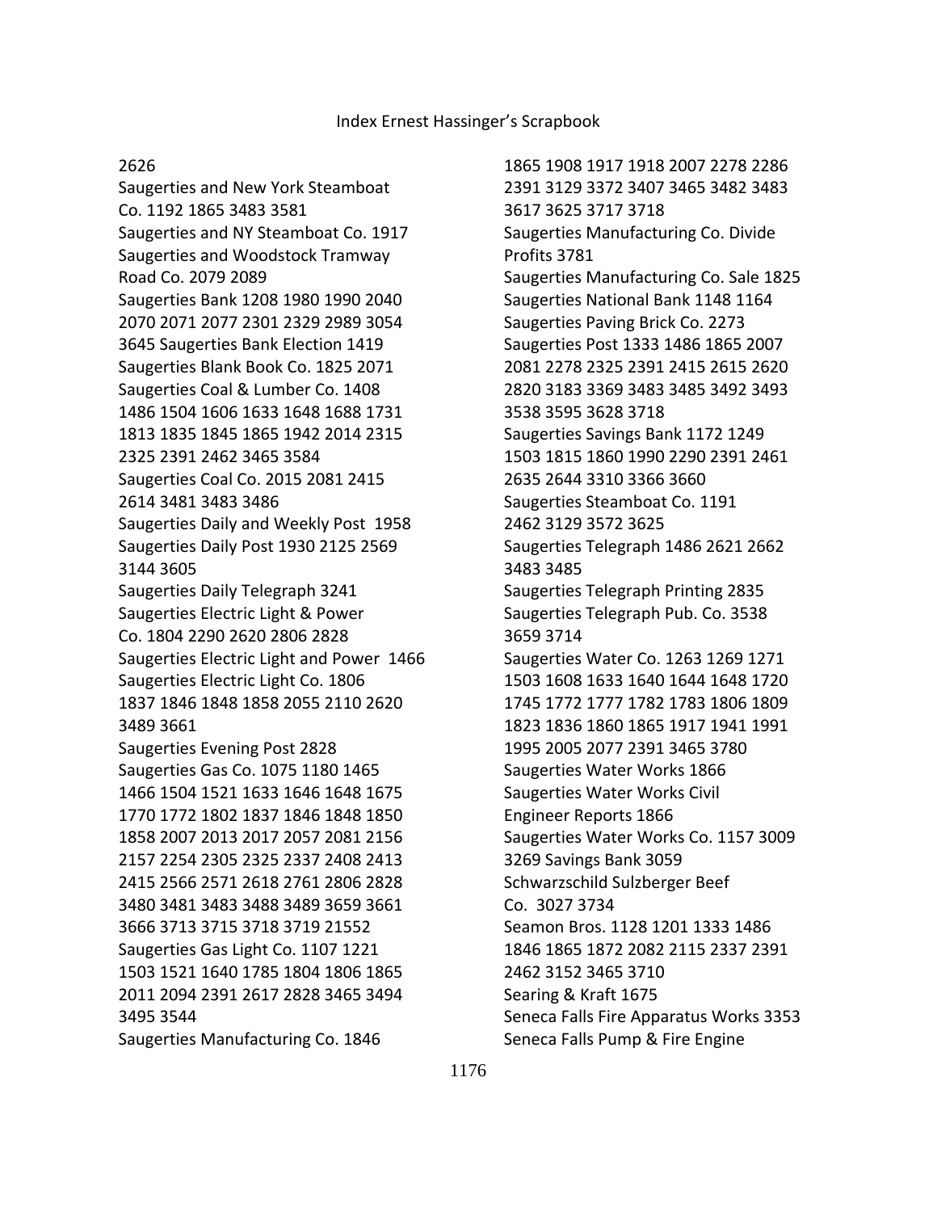2626
Saugerties and New York Steamboat Co. 1192 1865 3483 3581
Saugerties and NY Steamboat Co. 1917
Saugerties and Woodstock Tramway Road Co. 2079 2089
Saugerties Bank 1208 1980 1990 2040 2070 2071 2077 2301 2329 2989 3054 3645 Saugerties Bank Election 1419
Saugerties Blank Book Co. 1825 2071
Saugerties Coal & Lumber Co. 1408 1486 1504 1606 1633 1648 1688 1731 1813 1835 1845 1865 1942 2014 2315 2325 2391 2462 3465 3584
Saugerties Coal Co. 2015 2081 2415 2614 3481 3483 3486
Saugerties Daily and Weekly Post 1958
Saugerties Daily Post 1930 2125 2569 3144 3605
Saugerties Daily Telegraph 3241
Saugerties Electric Light & Power Co. 1804 2290 2620 2806 2828
Saugerties Electric Light and Power 1466
Saugerties Electric Light Co. 1806 1837 1846 1848 1858 2055 2110 2620 3489 3661
Saugerties Evening Post 2828
Saugerties Gas Co. 1075 1180 1465 1466 1504 1521 1633 1646 1648 1675 1770 1772 1802 1837 1846 1848 1850 1858 2007 2013 2017 2057 2081 2156 2157 2254 2305 2325 2337 2408 2413 2415 2566 2571 2618 2761 2806 2828 3480 3481 3483 3488 3489 3659 3661 3666 3713 3715 3718 3719 21552
Saugerties Gas Light Co. 1107 1221 1503 1521 1640 1785 1804 1806 1865 2011 2094 2391 2617 2828 3465 3494 3495 3544
Saugerties Manufacturing Co. 1846 1865 1908 1917 1918 2007 2278 2286 2391 3129 3372 3407 3465 3482 3483 3617 3625 3717 3718
Saugerties Manufacturing Co. Divide Profits 3781
Saugerties Manufacturing Co. Sale 1825
Saugerties National Bank 1148 1164
Saugerties Paving Brick Co. 2273
Saugerties Post 1333 1486 1865 2007 2081 2278 2325 2391 2415 2615 2620 2820 3183 3369 3483 3485 3492 3493 3538 3595 3628 3718
Saugerties Savings Bank 1172 1249 1503 1815 1860 1990 2290 2391 2461 2635 2644 3310 3366 3660
Saugerties Steamboat Co. 1191 2462 3129 3572 3625
Saugerties Telegraph 1486 2621 2662 3483 3485
Saugerties Telegraph Printing 2835
Saugerties Telegraph Pub. Co. 3538 3659 3714
Saugerties Water Co. 1263 1269 1271 1503 1608 1633 1640 1644 1648 1720 1745 1772 1777 1782 1783 1806 1809 1823 1836 1860 1865 1917 1941 1991 1995 2005 2077 2391 3465 3780
Saugerties Water Works 1866
Saugerties Water Works Civil Engineer Reports 1866
Saugerties Water Works Co. 1157 3009 3269 Savings Bank 3059
Schwarzschild Sulzberger Beef Co. 3027 3734
Seamon Bros. 1128 1201 1333 1486 1846 1865 1872 2082 2115 2337 2391 2462 3152 3465 3710
Searing & Kraft 1675
Seneca Falls Fire Apparatus Works 3353
Seneca Falls Pump & Fire Engine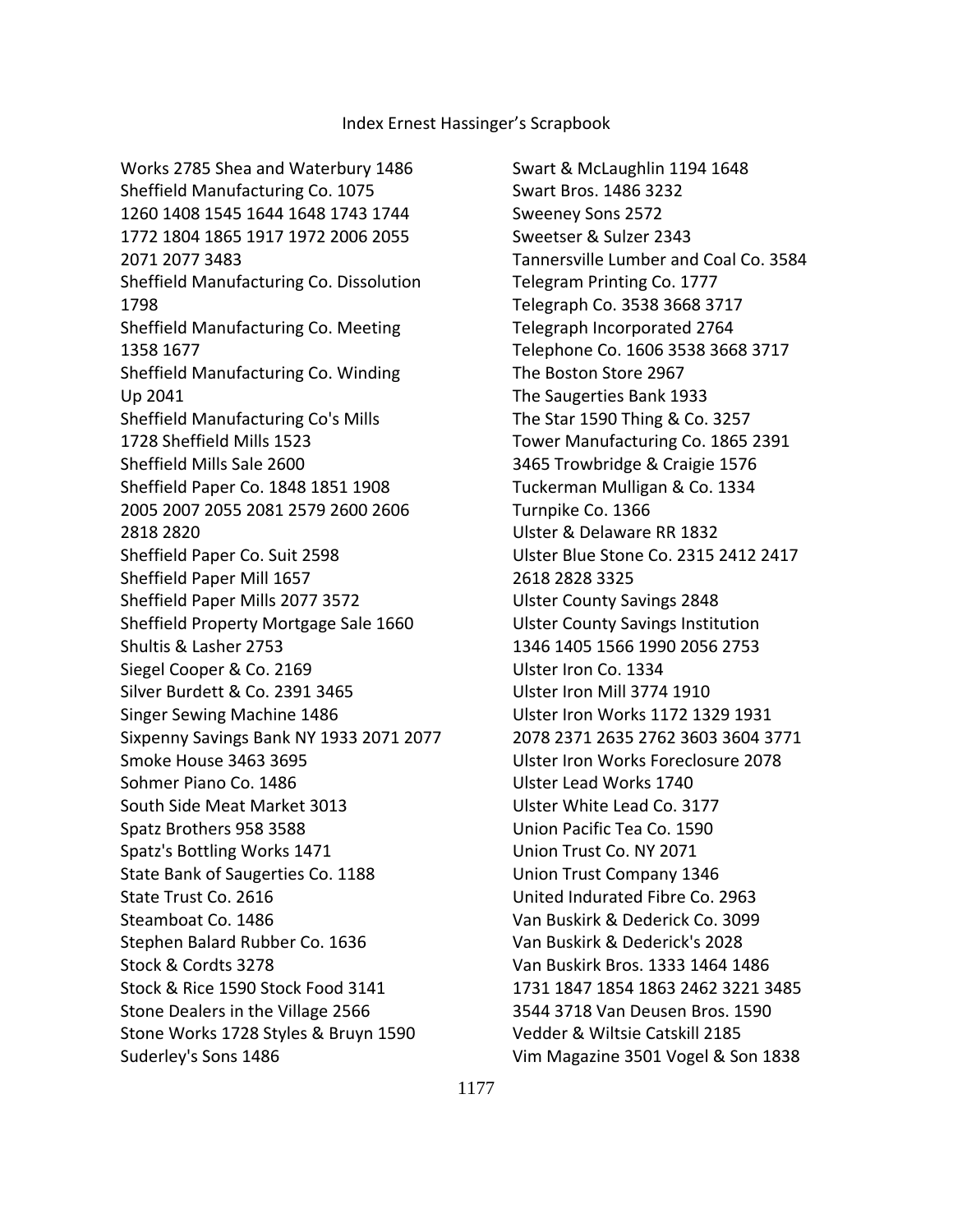Works 2785 Shea and Waterbury 1486
Sheffield Manufacturing Co. 1075 1260 1408 1545 1644 1648 1743 1744 1772 1804 1865 1917 1972 2006 2055 2071 2077 3483
Sheffield Manufacturing Co. Dissolution 1798
Sheffield Manufacturing Co. Meeting 1358 1677
Sheffield Manufacturing Co. Winding Up 2041
Sheffield Manufacturing Co's Mills 1728 Sheffield Mills 1523
Sheffield Mills Sale 2600
Sheffield Paper Co. 1848 1851 1908 2005 2007 2055 2081 2579 2600 2606 2818 2820
Sheffield Paper Co. Suit 2598
Sheffield Paper Mill 1657
Sheffield Paper Mills 2077 3572
Sheffield Property Mortgage Sale 1660
Shultis & Lasher 2753
Siegel Cooper & Co. 2169
Silver Burdett & Co. 2391 3465
Singer Sewing Machine 1486
Sixpenny Savings Bank NY 1933 2071 2077
Smoke House 3463 3695
Sohmer Piano Co. 1486
South Side Meat Market 3013
Spatz Brothers 958 3588
Spatz's Bottling Works 1471
State Bank of Saugerties Co. 1188
State Trust Co. 2616
Steamboat Co. 1486
Stephen Balard Rubber Co. 1636
Stock & Cordts 3278
Stock & Rice 1590 Stock Food 3141
Stone Dealers in the Village 2566
Stone Works 1728 Styles & Bruyn 1590
Suderley's Sons 1486
Swart & McLaughlin 1194 1648
Swart Bros. 1486 3232
Sweeney Sons 2572
Sweetser & Sulzer 2343
Tannersville Lumber and Coal Co. 3584
Telegram Printing Co. 1777
Telegraph Co. 3538 3668 3717
Telegraph Incorporated 2764
Telephone Co. 1606 3538 3668 3717
The Boston Store 2967
The Saugerties Bank 1933
The Star 1590 Thing & Co. 3257
Tower Manufacturing Co. 1865 2391 3465 Trowbridge & Craigie 1576
Tuckerman Mulligan & Co. 1334
Turnpike Co. 1366
Ulster & Delaware RR 1832
Ulster Blue Stone Co. 2315 2412 2417 2618 2828 3325
Ulster County Savings 2848
Ulster County Savings Institution 1346 1405 1566 1990 2056 2753
Ulster Iron Co. 1334
Ulster Iron Mill 3774 1910
Ulster Iron Works 1172 1329 1931 2078 2371 2635 2762 3603 3604 3771
Ulster Iron Works Foreclosure 2078
Ulster Lead Works 1740
Ulster White Lead Co. 3177
Union Pacific Tea Co. 1590
Union Trust Co. NY 2071
Union Trust Company 1346
United Indurated Fibre Co. 2963
Van Buskirk & Dederick Co. 3099
Van Buskirk & Dederick's 2028
Van Buskirk Bros. 1333 1464 1486 1731 1847 1854 1863 2462 3221 3485 3544 3718 Van Deusen Bros. 1590
Vedder & Wiltsie Catskill 2185
Vim Magazine 3501 Vogel & Son 1838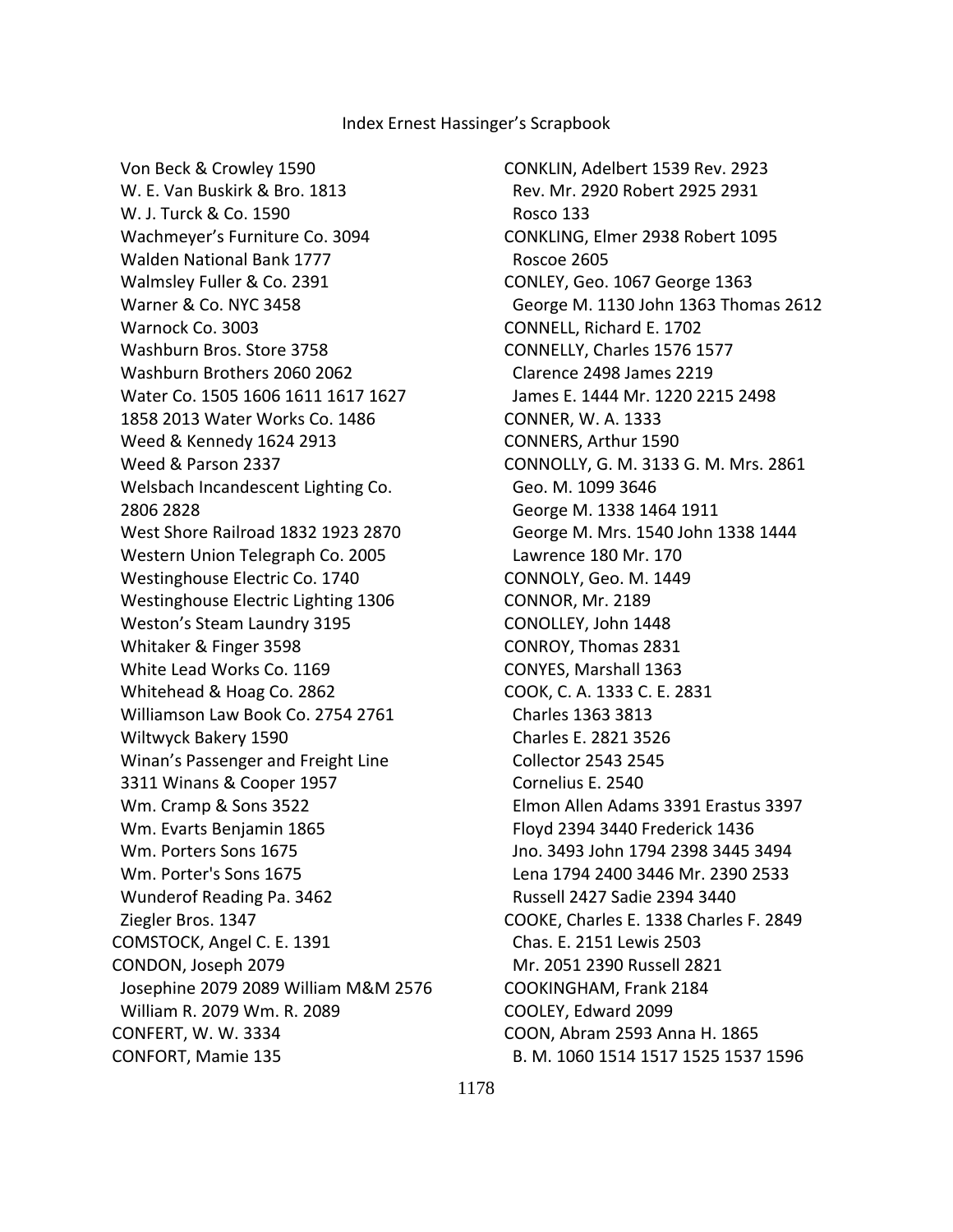Von Beck & Crowley 1590
W. E. Van Buskirk & Bro. 1813
W. J. Turck & Co. 1590
Wachmeyer's Furniture Co. 3094
Walden National Bank 1777
Walmsley Fuller & Co. 2391
Warner & Co. NYC 3458
Warnock Co. 3003
Washburn Bros. Store 3758
Washburn Brothers 2060 2062
Water Co. 1505 1606 1611 1617 1627
1858 2013 Water Works Co. 1486
Weed & Kennedy 1624 2913
Weed & Parson 2337
Welsbach Incandescent Lighting Co.
2806 2828
West Shore Railroad 1832 1923 2870
Western Union Telegraph Co. 2005
Westinghouse Electric Co. 1740
Westinghouse Electric Lighting 1306
Weston's Steam Laundry 3195
Whitaker & Finger 3598
White Lead Works Co. 1169
Whitehead & Hoag Co. 2862
Williamson Law Book Co. 2754 2761
Wiltwyck Bakery 1590
Winan's Passenger and Freight Line
3311 Winans & Cooper 1957
Wm. Cramp & Sons 3522
Wm. Evarts Benjamin 1865
Wm. Porters Sons 1675
Wm. Porter's Sons 1675
Wunderof Reading Pa. 3462
Ziegler Bros. 1347

COMSTOCK, Angel C. E. 1391
CONDON, Joseph 2079
Josephine 2079 2089 William M&M 2576
William R. 2079 Wm. R. 2089
CONFERT, W. W. 3334
CONFORT, Mamie 135
CONKLIN, Adelbert 1539 Rev. 2923
Rev. Mr. 2920 Robert 2925 2931
Rosco 133
CONKLING, Elmer 2938 Robert 1095
Roscoe 2605
CONLEY, Geo. 1067 George 1363
George M. 1130 John 1363 Thomas 2612
CONNELL, Richard E. 1702
CONNELLY, Charles 1576 1577
Clarence 2498 James 2219
James E. 1444 Mr. 1220 2215 2498
CONNER, W. A. 1333
CONNERS, Arthur 1590
CONNOLLY, G. M. 3133 G. M. Mrs. 2861
Geo. M. 1099 3646
George M. 1338 1464 1911
George M. Mrs. 1540 John 1338 1444
Lawrence 180 Mr. 170
CONNOLY, Geo. M. 1449
CONNOR, Mr. 2189
CONOLLEY, John 1448
CONROY, Thomas 2831
CONYES, Marshall 1363
COOK, C. A. 1333 C. E. 2831
Charles 1363 3813
Charles E. 2821 3526
Collector 2543 2545
Cornelius E. 2540
Elmon Allen Adams 3391 Erastus 3397
Floyd 2394 3440 Frederick 1436
Jno. 3493 John 1794 2398 3445 3494
Lena 1794 2400 3446 Mr. 2390 2533
Russell 2427 Sadie 2394 3440
COOKE, Charles E. 1338 Charles F. 2849
Chas. E. 2151 Lewis 2503
Mr. 2051 2390 Russell 2821
COOKINGHAM, Frank 2184
COOLEY, Edward 2099
COON, Abram 2593 Anna H. 1865
B. M. 1060 1514 1517 1525 1537 1596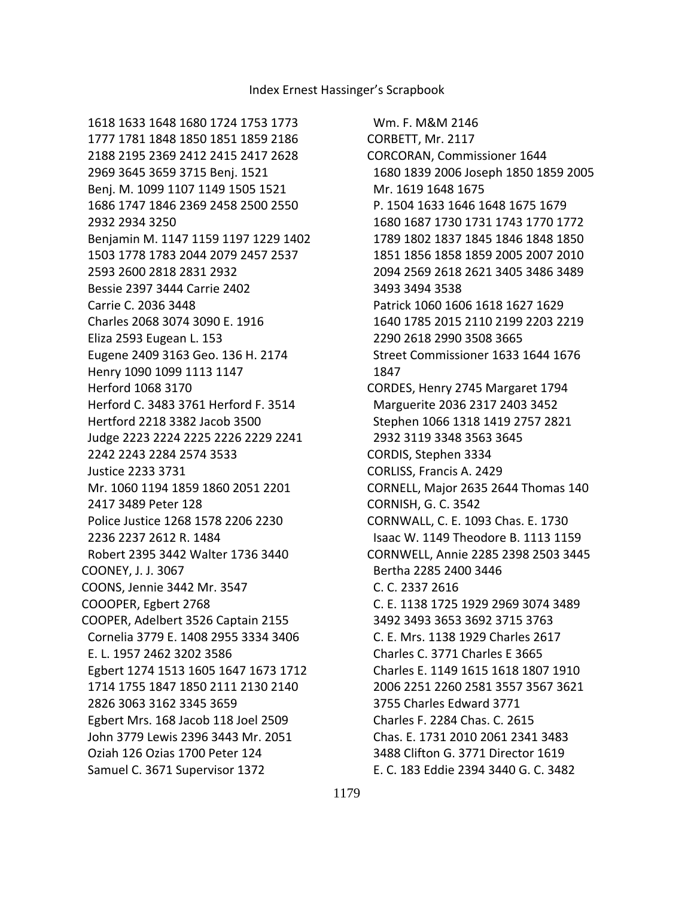1618 1633 1648 1680 1724 1753 1773
1777 1781 1848 1850 1851 1859 2186
2188 2195 2369 2412 2415 2417 2628
2969 3645 3659 3715 Benj. 1521
Benj. M. 1099 1107 1149 1505 1521
1686 1747 1846 2369 2458 2500 2550
2932 2934 3250
Benjamin M. 1147 1159 1197 1229 1402
1503 1778 1783 2044 2079 2457 2537
2593 2600 2818 2831 2932
Bessie 2397 3444 Carrie 2402
Carrie C. 2036 3448
Charles 2068 3074 3090 E. 1916
Eliza 2593 Eugean L. 153
Eugene 2409 3163 Geo. 136 H. 2174
Henry 1090 1099 1113 1147
Herford 1068 3170
Herford C. 3483 3761 Herford F. 3514
Hertford 2218 3382 Jacob 3500
Judge 2223 2224 2225 2226 2229 2241
2242 2243 2284 2574 3533
Justice 2233 3731
Mr. 1060 1194 1859 1860 2051 2201
2417 3489 Peter 128
Police Justice 1268 1578 2206 2230
2236 2237 2612 R. 1484
Robert 2395 3442 Walter 1736 3440

COONEY, J. J. 3067

COONS, Jennie 3442 Mr. 3547

COOOPER, Egbert 2768

COOPER, Adelbert 3526 Captain 2155
Cornelia 3779 E. 1408 2955 3334 3406
E. L. 1957 2462 3202 3586
Egbert 1274 1513 1605 1647 1673 1712
1714 1755 1847 1850 2111 2130 2140
2826 3063 3162 3345 3659
Egbert Mrs. 168 Jacob 118 Joel 2509
John 3779 Lewis 2396 3443 Mr. 2051
Oziah 126 Ozias 1700 Peter 124
Samuel C. 3671 Supervisor 1372
Wm. F. M&M 2146

CORBETT, Mr. 2117

CORCORAN, Commissioner 1644
1680 1839 2006 Joseph 1850 1859 2005
Mr. 1619 1648 1675
P. 1504 1633 1646 1648 1675 1679
1680 1687 1730 1731 1743 1770 1772
1789 1802 1837 1845 1846 1848 1850
1851 1856 1858 1859 2005 2007 2010
2094 2569 2618 2621 3405 3486 3489
3493 3494 3538
Patrick 1060 1606 1618 1627 1629
1640 1785 2015 2110 2199 2203 2219
2290 2618 2990 3508 3665
Street Commissioner 1633 1644 1676
1847

CORDES, Henry 2745 Margaret 1794
Marguerite 2036 2317 2403 3452
Stephen 1066 1318 1419 2757 2821
2932 3119 3348 3563 3645

CORDIS, Stephen 3334

CORLISS, Francis A. 2429

CORNELL, Major 2635 2644 Thomas 140

CORNISH, G. C. 3542

CORNWALL, C. E. 1093 Chas. E. 1730
Isaac W. 1149 Theodore B. 1113 1159

CORNWELL, Annie 2285 2398 2503 3445
Bertha 2285 2400 3446
C. C. 2337 2616
C. E. 1138 1725 1929 2969 3074 3489
3492 3493 3653 3692 3715 3763
C. E. Mrs. 1138 1929 Charles 2617
Charles C. 3771 Charles E 3665
Charles E. 1149 1615 1618 1807 1910
2006 2251 2260 2581 3557 3567 3621
3755 Charles Edward 3771
Charles F. 2284 Chas. C. 2615
Chas. E. 1731 2010 2061 2341 3483
3488 Clifton G. 3771 Director 1619
E. C. 183 Eddie 2394 3440 G. C. 3482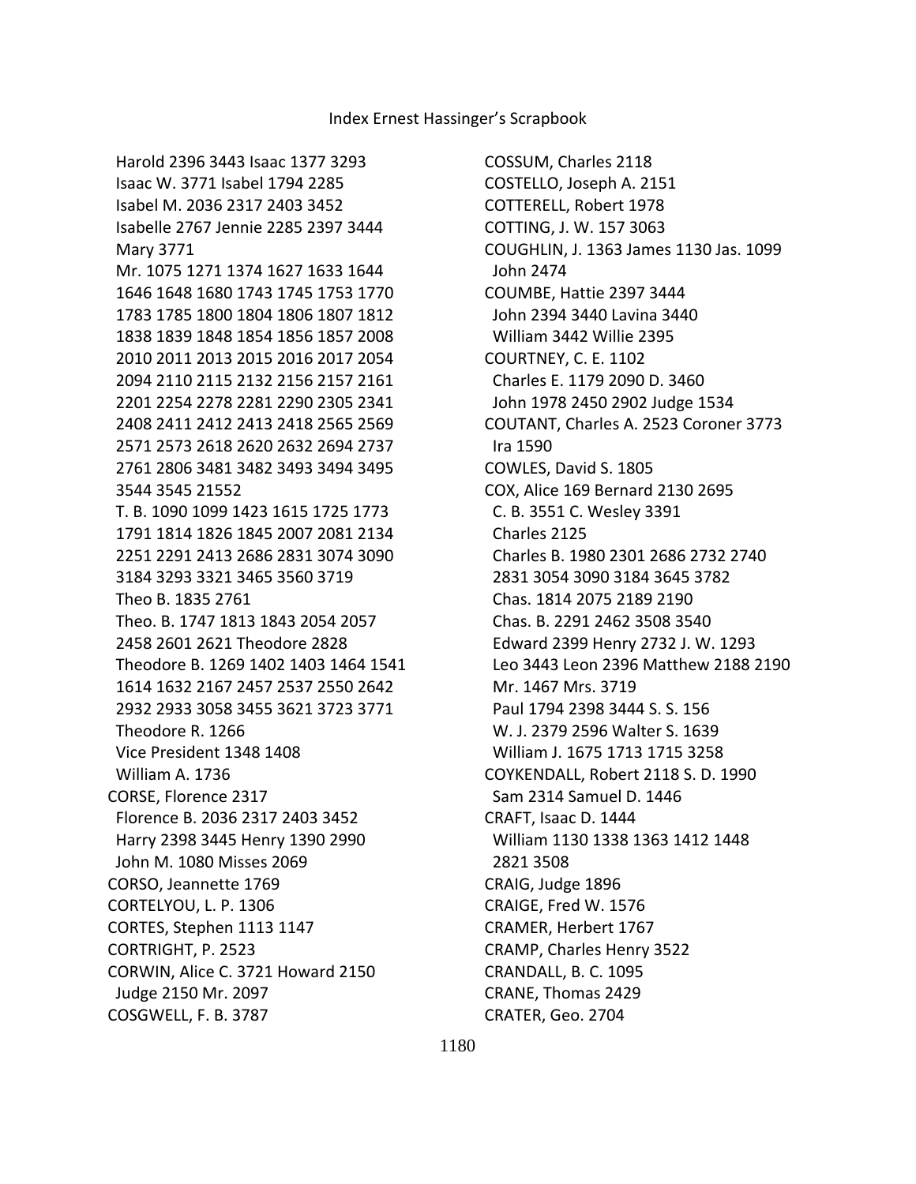Harold 2396 3443 Isaac 1377 3293
Isaac W. 3771 Isabel 1794 2285
Isabel M. 2036 2317 2403 3452
Isabelle 2767 Jennie 2285 2397 3444
Mary 3771
Mr. 1075 1271 1374 1627 1633 1644 1646 1648 1680 1743 1745 1753 1770 1783 1785 1800 1804 1806 1807 1812 1838 1839 1848 1854 1856 1857 2008 2010 2011 2013 2015 2016 2017 2054 2094 2110 2115 2132 2156 2157 2161 2201 2254 2278 2281 2290 2305 2341 2408 2411 2412 2413 2418 2565 2569 2571 2573 2618 2620 2632 2694 2737 2761 2806 3481 3482 3493 3494 3495 3544 3545 21552
T. B. 1090 1099 1423 1615 1725 1773 1791 1814 1826 1845 2007 2081 2134 2251 2291 2413 2686 2831 3074 3090 3184 3293 3321 3465 3560 3719
Theo B. 1835 2761
Theo. B. 1747 1813 1843 2054 2057 2458 2601 2621 Theodore 2828
Theodore B. 1269 1402 1403 1464 1541 1614 1632 2167 2457 2537 2550 2642 2932 2933 3058 3455 3621 3723 3771
Theodore R. 1266
Vice President 1348 1408
William A. 1736

CORSE, Florence 2317
Florence B. 2036 2317 2403 3452
Harry 2398 3445 Henry 1390 2990
John M. 1080 Misses 2069

CORSO, Jeannette 1769

CORTELYOU, L. P. 1306

CORTES, Stephen 1113 1147

CORTRIGHT, P. 2523

CORWIN, Alice C. 3721 Howard 2150
Judge 2150 Mr. 2097

COSGWELL, F. B. 3787

COSSUM, Charles 2118

COSTELLO, Joseph A. 2151

COTTERELL, Robert 1978

COTTING, J. W. 157 3063

COUGHLIN, J. 1363 James 1130 Jas. 1099
John 2474

COUMBE, Hattie 2397 3444
John 2394 3440 Lavina 3440
William 3442 Willie 2395

COURTNEY, C. E. 1102
Charles E. 1179 2090 D. 3460
John 1978 2450 2902 Judge 1534

COUTANT, Charles A. 2523 Coroner 3773
Ira 1590

COWLES, David S. 1805

COX, Alice 169 Bernard 2130 2695
C. B. 3551 C. Wesley 3391
Charles 2125
Charles B. 1980 2301 2686 2732 2740 2831 3054 3090 3184 3645 3782
Chas. 1814 2075 2189 2190
Chas. B. 2291 2462 3508 3540
Edward 2399 Henry 2732 J. W. 1293
Leo 3443 Leon 2396 Matthew 2188 2190
Mr. 1467 Mrs. 3719
Paul 1794 2398 3444 S. S. 156
W. J. 2379 2596 Walter S. 1639
William J. 1675 1713 1715 3258

COYKENDALL, Robert 2118 S. D. 1990
Sam 2314 Samuel D. 1446

CRAFT, Isaac D. 1444
William 1130 1338 1363 1412 1448 2821 3508

CRAIG, Judge 1896

CRAIGE, Fred W. 1576

CRAMER, Herbert 1767

CRAMP, Charles Henry 3522

CRANDALL, B. C. 1095

CRANE, Thomas 2429

CRATER, Geo. 2704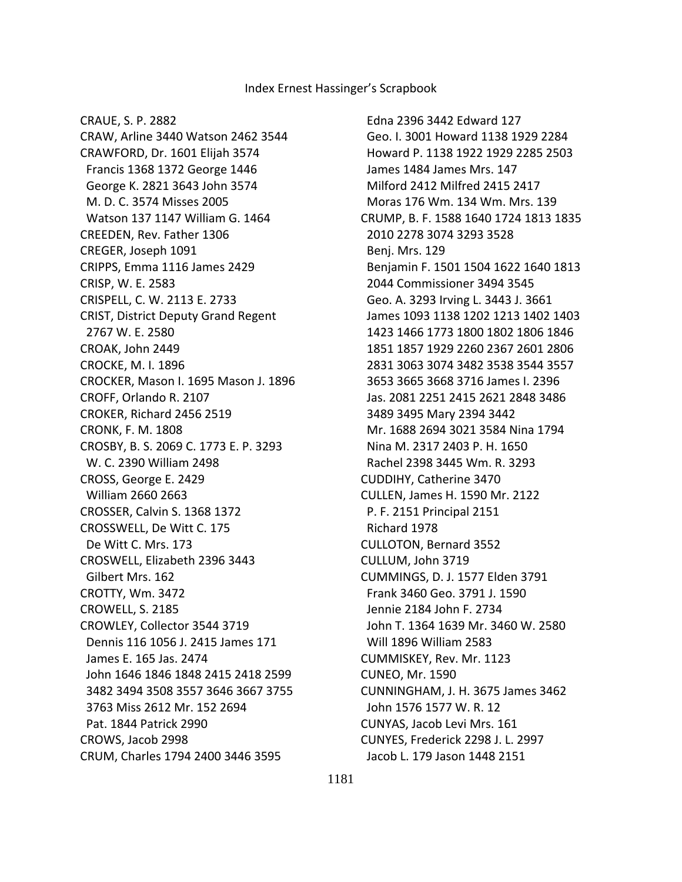CRAUE, S. P. 2882
CRAW, Arline 3440 Watson 2462 3544
CRAWFORD, Dr. 1601 Elijah 3574
Francis 1368 1372 George 1446
George K. 2821 3643 John 3574
M. D. C. 3574 Misses 2005
Watson 137 1147 William G. 1464
CREEDEN, Rev. Father 1306
CREGER, Joseph 1091
CRIPPS, Emma 1116 James 2429
CRISP, W. E. 2583
CRISPELL, C. W. 2113 E. 2733
CRIST, District Deputy Grand Regent 2767 W. E. 2580
CROAK, John 2449
CROCKE, M. I. 1896
CROCKER, Mason I. 1695 Mason J. 1896
CROFF, Orlando R. 2107
CROKER, Richard 2456 2519
CRONK, F. M. 1808
CROSBY, B. S. 2069 C. 1773 E. P. 3293
W. C. 2390 William 2498
CROSS, George E. 2429
William 2660 2663
CROSSER, Calvin S. 1368 1372
CROSSWELL, De Witt C. 175
De Witt C. Mrs. 173
CROSWELL, Elizabeth 2396 3443
Gilbert Mrs. 162
CROTTY, Wm. 3472
CROWELL, S. 2185
CROWLEY, Collector 3544 3719
Dennis 116 1056 J. 2415 James 171
James E. 165 Jas. 2474
John 1646 1846 1848 2415 2418 2599
3482 3494 3508 3557 3646 3667 3755
3763 Miss 2612 Mr. 152 2694
Pat. 1844 Patrick 2990
CROWS, Jacob 2998
CRUM, Charles 1794 2400 3446 3595
Edna 2396 3442 Edward 127
Geo. I. 3001 Howard 1138 1929 2284
Howard P. 1138 1922 1929 2285 2503
James 1484 James Mrs. 147
Milford 2412 Milfred 2415 2417
Moras 176 Wm. 134 Wm. Mrs. 139
CRUMP, B. F. 1588 1640 1724 1813 1835
2010 2278 3074 3293 3528
Benj. Mrs. 129
Benjamin F. 1501 1504 1622 1640 1813
2044 Commissioner 3494 3545
Geo. A. 3293 Irving L. 3443 J. 3661
James 1093 1138 1202 1213 1402 1403
1423 1466 1773 1800 1802 1806 1846
1851 1857 1929 2260 2367 2601 2806
2831 3063 3074 3482 3538 3544 3557
3653 3665 3668 3716 James I. 2396
Jas. 2081 2251 2415 2621 2848 3486
3489 3495 Mary 2394 3442
Mr. 1688 2694 3021 3584 Nina 1794
Nina M. 2317 2403 P. H. 1650
Rachel 2398 3445 Wm. R. 3293
CUDDIHY, Catherine 3470
CULLEN, James H. 1590 Mr. 2122
P. F. 2151 Principal 2151
Richard 1978
CULLOTON, Bernard 3552
CULLUM, John 3719
CUMMINGS, D. J. 1577 Elden 3791
Frank 3460 Geo. 3791 J. 1590
Jennie 2184 John F. 2734
John T. 1364 1639 Mr. 3460 W. 2580
Will 1896 William 2583
CUMMISKEY, Rev. Mr. 1123
CUNEO, Mr. 1590
CUNNINGHAM, J. H. 3675 James 3462
John 1576 1577 W. R. 12
CUNYAS, Jacob Levi Mrs. 161
CUNYES, Frederick 2298 J. L. 2997
Jacob L. 179 Jason 1448 2151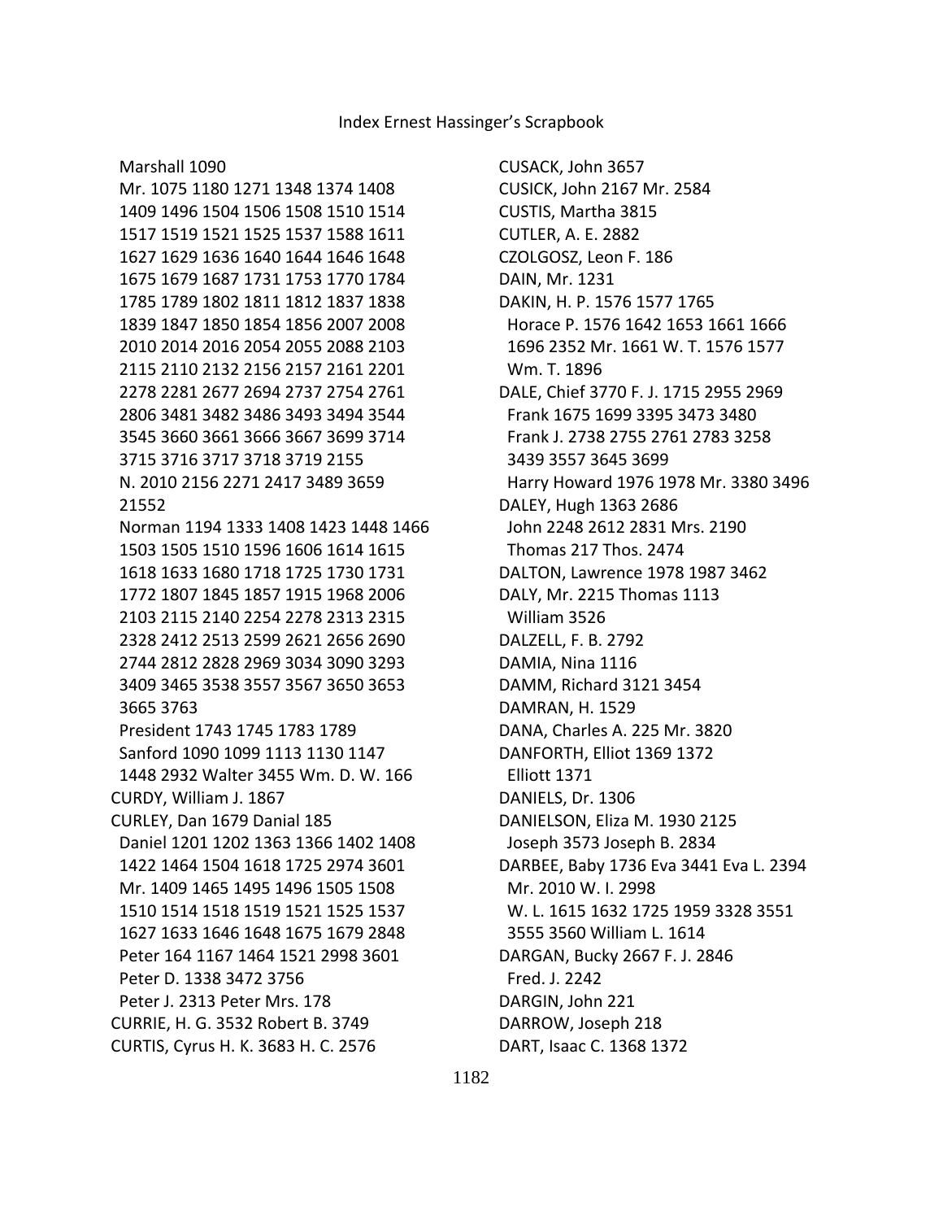Marshall 1090
Mr. 1075 1180 1271 1348 1374 1408 1409 1496 1504 1506 1508 1510 1514 1517 1519 1521 1525 1537 1588 1611 1627 1629 1636 1640 1644 1646 1648 1675 1679 1687 1731 1753 1770 1784 1785 1789 1802 1811 1812 1837 1838 1839 1847 1850 1854 1856 2007 2008 2010 2014 2016 2054 2055 2088 2103 2115 2110 2132 2156 2157 2161 2201 2278 2281 2677 2694 2737 2754 2761 2806 3481 3482 3486 3493 3494 3544 3545 3660 3661 3666 3667 3699 3714 3715 3716 3717 3718 3719 2155
N. 2010 2156 2271 2417 3489 3659 21552
Norman 1194 1333 1408 1423 1448 1466 1503 1505 1510 1596 1606 1614 1615 1618 1633 1680 1718 1725 1730 1731 1772 1807 1845 1857 1915 1968 2006 2103 2115 2140 2254 2278 2313 2315 2328 2412 2513 2599 2621 2656 2690 2744 2812 2828 2969 3034 3090 3293 3409 3465 3538 3557 3567 3650 3653 3665 3763
President 1743 1745 1783 1789
Sanford 1090 1099 1113 1130 1147 1448 2932 Walter 3455 Wm. D. W. 166

CURDY, William J. 1867

CURLEY, Dan 1679 Danial 185
Daniel 1201 1202 1363 1366 1402 1408 1422 1464 1504 1618 1725 2974 3601
Mr. 1409 1465 1495 1496 1505 1508 1510 1514 1518 1519 1521 1525 1537 1627 1633 1646 1648 1675 1679 2848
Peter 164 1167 1464 1521 2998 3601
Peter D. 1338 3472 3756
Peter J. 2313 Peter Mrs. 178

CURRIE, H. G. 3532 Robert B. 3749

CURTIS, Cyrus H. K. 3683 H. C. 2576

CUSACK, John 3657

CUSICK, John 2167 Mr. 2584

CUSTIS, Martha 3815

CUTLER, A. E. 2882

CZOLGOSZ, Leon F. 186

DAIN, Mr. 1231

DAKIN, H. P. 1576 1577 1765
Horace P. 1576 1642 1653 1661 1666 1696 2352 Mr. 1661 W. T. 1576 1577
Wm. T. 1896

DALE, Chief 3770 F. J. 1715 2955 2969
Frank 1675 1699 3395 3473 3480
Frank J. 2738 2755 2761 2783 3258 3439 3557 3645 3699
Harry Howard 1976 1978 Mr. 3380 3496

DALEY, Hugh 1363 2686
John 2248 2612 2831 Mrs. 2190
Thomas 217 Thos. 2474

DALTON, Lawrence 1978 1987 3462

DALY, Mr. 2215 Thomas 1113
William 3526

DALZELL, F. B. 2792

DAMIA, Nina 1116

DAMM, Richard 3121 3454

DAMRAN, H. 1529

DANA, Charles A. 225 Mr. 3820

DANFORTH, Elliot 1369 1372
Elliott 1371

DANIELS, Dr. 1306

DANIELSON, Eliza M. 1930 2125
Joseph 3573 Joseph B. 2834

DARBEE, Baby 1736 Eva 3441 Eva L. 2394
Mr. 2010 W. I. 2998
W. L. 1615 1632 1725 1959 3328 3551 3555 3560 William L. 1614

DARGAN, Bucky 2667 F. J. 2846
Fred. J. 2242

DARGIN, John 221

DARROW, Joseph 218

DART, Isaac C. 1368 1372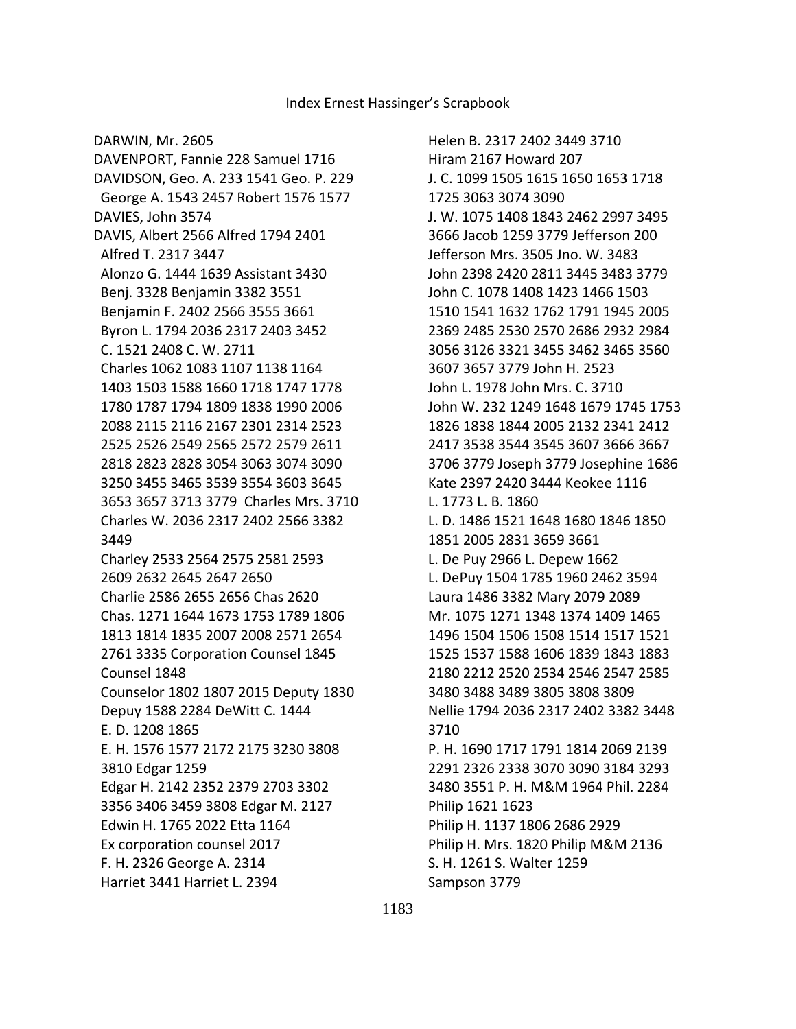DARWIN, Mr. 2605
DAVENPORT, Fannie 228 Samuel 1716
DAVIDSON, Geo. A. 233 1541 Geo. P. 229
George A. 1543 2457 Robert 1576 1577
DAVIES, John 3574
DAVIS, Albert 2566 Alfred 1794 2401
Alfred T. 2317 3447
Alonzo G. 1444 1639 Assistant 3430
Benj. 3328 Benjamin 3382 3551
Benjamin F. 2402 2566 3555 3661
Byron L. 1794 2036 2317 2403 3452
C. 1521 2408 C. W. 2711
Charles 1062 1083 1107 1138 1164 1403 1503 1588 1660 1718 1747 1778 1780 1787 1794 1809 1838 1990 2006 2088 2115 2116 2167 2301 2314 2523 2525 2526 2549 2565 2572 2579 2611 2818 2823 2828 3054 3063 3074 3090 3250 3455 3465 3539 3554 3603 3645 3653 3657 3713 3779 Charles Mrs. 3710
Charles W. 2036 2317 2402 2566 3382 3449
Charley 2533 2564 2575 2581 2593 2609 2632 2645 2647 2650
Charlie 2586 2655 2656 Chas 2620
Chas. 1271 1644 1673 1753 1789 1806 1813 1814 1835 2007 2008 2571 2654 2761 3335 Corporation Counsel 1845
Counsel 1848
Counselor 1802 1807 2015 Deputy 1830
Depuy 1588 2284 DeWitt C. 1444
E. D. 1208 1865
E. H. 1576 1577 2172 2175 3230 3808 3810 Edgar 1259
Edgar H. 2142 2352 2379 2703 3302 3356 3406 3459 3808 Edgar M. 2127
Edwin H. 1765 2022 Etta 1164
Ex corporation counsel 2017
F. H. 2326 George A. 2314
Harriet 3441 Harriet L. 2394
Helen B. 2317 2402 3449 3710
Hiram 2167 Howard 207
J. C. 1099 1505 1615 1650 1653 1718 1725 3063 3074 3090
J. W. 1075 1408 1843 2462 2997 3495 3666 Jacob 1259 3779 Jefferson 200
Jefferson Mrs. 3505 Jno. W. 3483
John 2398 2420 2811 3445 3483 3779
John C. 1078 1408 1423 1466 1503 1510 1541 1632 1762 1791 1945 2005 2369 2485 2530 2570 2686 2932 2984 3056 3126 3321 3455 3462 3465 3560 3607 3657 3779 John H. 2523
John L. 1978 John Mrs. C. 3710
John W. 232 1249 1648 1679 1745 1753 1826 1838 1844 2005 2132 2341 2412 2417 3538 3544 3545 3607 3666 3667 3706 3779 Joseph 3779 Josephine 1686
Kate 2397 2420 3444 Keokee 1116
L. 1773 L. B. 1860
L. D. 1486 1521 1648 1680 1846 1850 1851 2005 2831 3659 3661
L. De Puy 2966 L. Depew 1662
L. DePuy 1504 1785 1960 2462 3594
Laura 1486 3382 Mary 2079 2089
Mr. 1075 1271 1348 1374 1409 1465 1496 1504 1506 1508 1514 1517 1521 1525 1537 1588 1606 1839 1843 1883 2180 2212 2520 2534 2546 2547 2585 3480 3488 3489 3805 3808 3809
Nellie 1794 2036 2317 2402 3382 3448 3710
P. H. 1690 1717 1791 1814 2069 2139 2291 2326 2338 3070 3090 3184 3293 3480 3551 P. H. M&M 1964 Phil. 2284
Philip 1621 1623
Philip H. 1137 1806 2686 2929
Philip H. Mrs. 1820 Philip M&M 2136
S. H. 1261 S. Walter 1259
Sampson 3779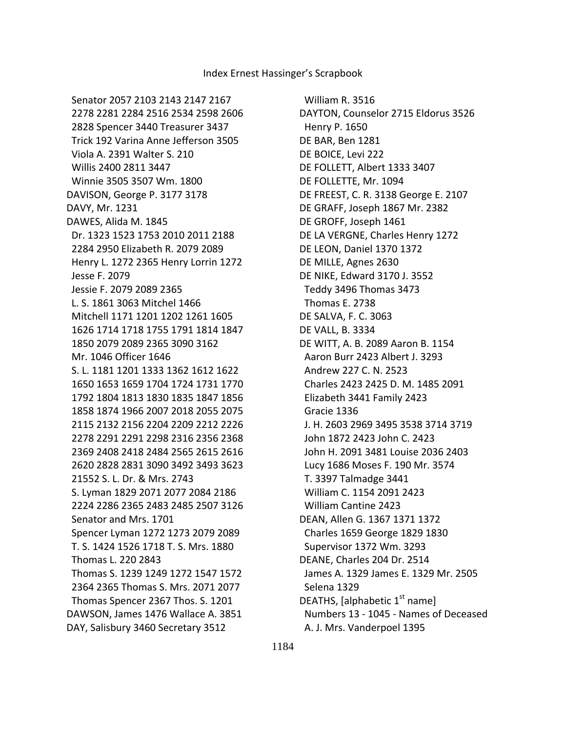Senator 2057 2103 2143 2147 2167 2278 2281 2284 2516 2534 2598 2606 2828 Spencer 3440 Treasurer 3437
Trick 192 Varina Anne Jefferson 3505
Viola A. 2391 Walter S. 210
Willis 2400 2811 3447
Winnie 3505 3507 Wm. 1800

DAVISON, George P. 3177 3178

DAVY, Mr. 1231

DAWES, Alida M. 1845
Dr. 1323 1523 1753 2010 2011 2188 2284 2950 Elizabeth R. 2079 2089
Henry L. 1272 2365 Henry Lorrin 1272
Jesse F. 2079
Jessie F. 2079 2089 2365
L. S. 1861 3063 Mitchel 1466
Mitchell 1171 1201 1202 1261 1605 1626 1714 1718 1755 1791 1814 1847 1850 2079 2089 2365 3090 3162
Mr. 1046 Officer 1646
S. L. 1181 1201 1333 1362 1612 1622 1650 1653 1659 1704 1724 1731 1770 1792 1804 1813 1830 1835 1847 1856 1858 1874 1966 2007 2018 2055 2075 2115 2132 2156 2204 2209 2212 2226 2278 2291 2291 2298 2316 2356 2368 2369 2408 2418 2484 2565 2615 2616 2620 2828 2831 3090 3492 3493 3623 21552 S. L. Dr. & Mrs. 2743
S. Lyman 1829 2071 2077 2084 2186 2224 2286 2365 2483 2485 2507 3126
Senator and Mrs. 1701
Spencer Lyman 1272 1273 2079 2089
T. S. 1424 1526 1718 T. S. Mrs. 1880
Thomas L. 220 2843
Thomas S. 1239 1249 1272 1547 1572 2364 2365 Thomas S. Mrs. 2071 2077
Thomas Spencer 2367 Thos. S. 1201

DAWSON, James 1476 Wallace A. 3851

DAY, Salisbury 3460 Secretary 3512
William R. 3516

DAYTON, Counselor 2715 Eldorus 3526
Henry P. 1650

DE BAR, Ben 1281

DE BOICE, Levi 222

DE FOLLETT, Albert 1333 3407

DE FOLLETTE, Mr. 1094

DE FREEST, C. R. 3138 George E. 2107

DE GRAFF, Joseph 1867 Mr. 2382

DE GROFF, Joseph 1461

DE LA VERGNE, Charles Henry 1272

DE LEON, Daniel 1370 1372

DE MILLE, Agnes 2630

DE NIKE, Edward 3170 J. 3552
Teddy 3496 Thomas 3473
Thomas E. 2738

DE SALVA, F. C. 3063

DE VALL, B. 3334

DE WITT, A. B. 2089 Aaron B. 1154
Aaron Burr 2423 Albert J. 3293
Andrew 227 C. N. 2523
Charles 2423 2425 D. M. 1485 2091
Elizabeth 3441 Family 2423
Gracie 1336
J. H. 2603 2969 3495 3538 3714 3719
John 1872 2423 John C. 2423
John H. 2091 3481 Louise 2036 2403
Lucy 1686 Moses F. 190 Mr. 3574
T. 3397 Talmadge 3441
William C. 1154 2091 2423
William Cantine 2423

DEAN, Allen G. 1367 1371 1372
Charles 1659 George 1829 1830
Supervisor 1372 Wm. 3293

DEANE, Charles 204 Dr. 2514
James A. 1329 James E. 1329 Mr. 2505
Selena 1329

DEATHS, [alphabetic 1st name]
Numbers 13 - 1045 - Names of Deceased
A. J. Mrs. Vanderpoel 1395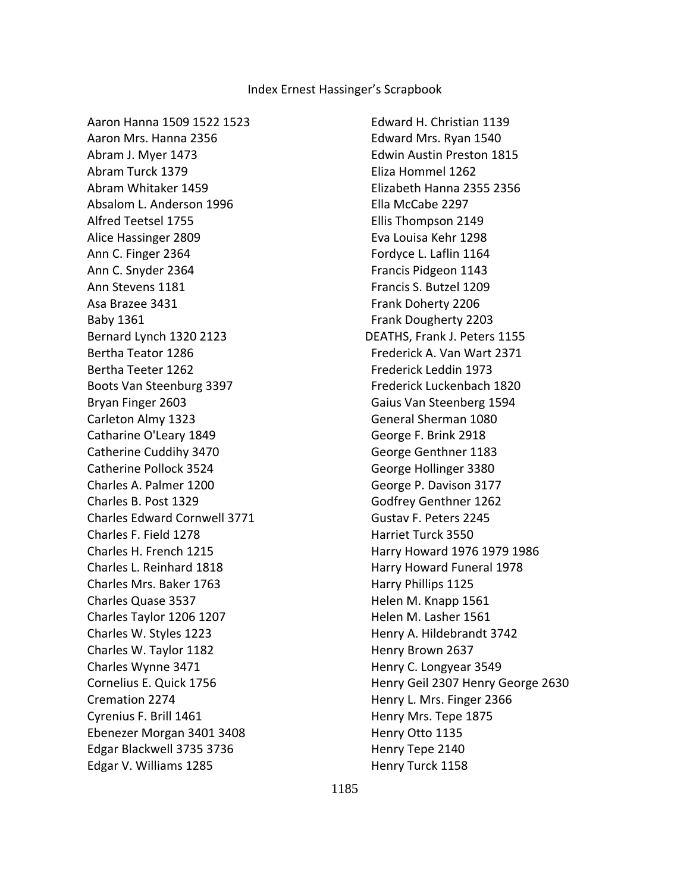Index Ernest Hassinger's Scrapbook

Aaron Hanna 1509 1522 1523
Aaron Mrs. Hanna 2356
Abram J. Myer 1473
Abram Turck 1379
Abram Whitaker 1459
Absalom L. Anderson 1996
Alfred Teetsel 1755
Alice Hassinger 2809
Ann C. Finger 2364
Ann C. Snyder 2364
Ann Stevens 1181
Asa Brazee 3431
Baby 1361
Bernard Lynch 1320 2123
Bertha Teator 1286
Bertha Teeter 1262
Boots Van Steenburg 3397
Bryan Finger 2603
Carleton Almy 1323
Catharine O'Leary 1849
Catherine Cuddihy 3470
Catherine Pollock 3524
Charles A. Palmer 1200
Charles B. Post 1329
Charles Edward Cornwell 3771
Charles F. Field 1278
Charles H. French 1215
Charles L. Reinhard 1818
Charles Mrs. Baker 1763
Charles Quase 3537
Charles Taylor 1206 1207
Charles W. Styles 1223
Charles W. Taylor 1182
Charles Wynne 3471
Cornelius E. Quick 1756
Cremation 2274
Cyrenius F. Brill 1461
Ebenezer Morgan 3401 3408
Edgar Blackwell 3735 3736
Edgar V. Williams 1285
Edward H. Christian 1139
Edward Mrs. Ryan 1540
Edwin Austin Preston 1815
Eliza Hommel 1262
Elizabeth Hanna 2355 2356
Ella McCabe 2297
Ellis Thompson 2149
Eva Louisa Kehr 1298
Fordyce L. Laflin 1164
Francis Pidgeon 1143
Francis S. Butzel 1209
Frank Doherty 2206
Frank Dougherty 2203
DEATHS, Frank J. Peters 1155
Frederick A. Van Wart 2371
Frederick Leddin 1973
Frederick Luckenbach 1820
Gaius Van Steenberg 1594
General Sherman 1080
George F. Brink 2918
George Genthner 1183
George Hollinger 3380
George P. Davison 3177
Godfrey Genthner 1262
Gustav F. Peters 2245
Harriet Turck 3550
Harry Howard 1976 1979 1986
Harry Howard Funeral 1978
Harry Phillips 1125
Helen M. Knapp 1561
Helen M. Lasher 1561
Henry A. Hildebrandt 3742
Henry Brown 2637
Henry C. Longyear 3549
Henry Geil 2307 Henry George 2630
Henry L. Mrs. Finger 2366
Henry Mrs. Tepe 1875
Henry Otto 1135
Henry Tepe 2140
Henry Turck 1158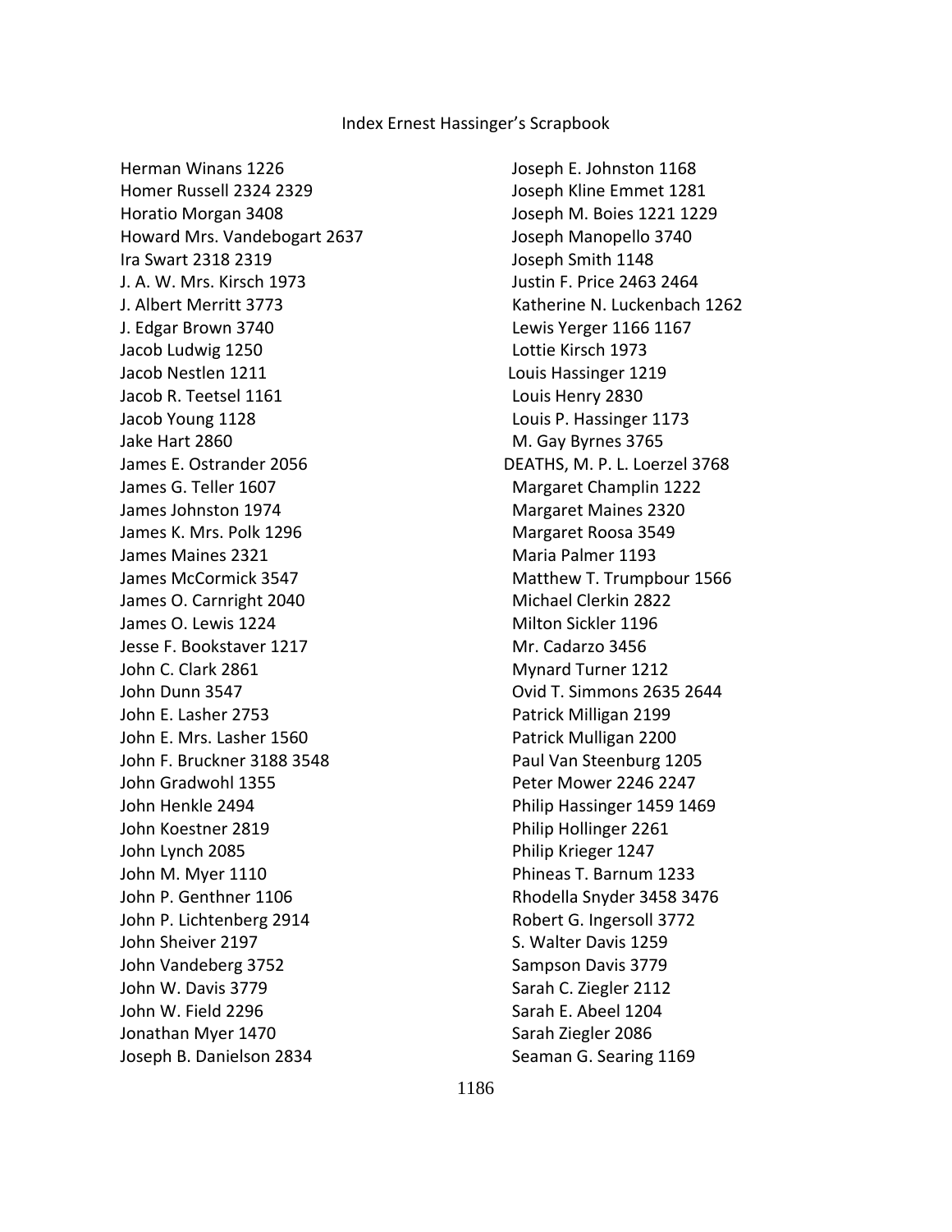Index Ernest Hassinger's Scrapbook

Herman Winans 1226
Homer Russell 2324 2329
Horatio Morgan 3408
Howard Mrs. Vandebogart 2637
Ira Swart 2318 2319
J. A. W. Mrs. Kirsch 1973
J. Albert Merritt 3773
J. Edgar Brown 3740
Jacob Ludwig 1250
Jacob Nestlen 1211
Jacob R. Teetsel 1161
Jacob Young 1128
Jake Hart 2860
James E. Ostrander 2056
James G. Teller 1607
James Johnston 1974
James K. Mrs. Polk 1296
James Maines 2321
James McCormick 3547
James O. Carnright 2040
James O. Lewis 1224
Jesse F. Bookstaver 1217
John C. Clark 2861
John Dunn 3547
John E. Lasher 2753
John E. Mrs. Lasher 1560
John F. Bruckner 3188 3548
John Gradwohl 1355
John Henkle 2494
John Koestner 2819
John Lynch 2085
John M. Myer 1110
John P. Genthner 1106
John P. Lichtenberg 2914
John Sheiver 2197
John Vandeberg 3752
John W. Davis 3779
John W. Field 2296
Jonathan Myer 1470
Joseph B. Danielson 2834
Joseph E. Johnston 1168
Joseph Kline Emmet 1281
Joseph M. Boies 1221 1229
Joseph Manopello 3740
Joseph Smith 1148
Justin F. Price 2463 2464
Katherine N. Luckenbach 1262
Lewis Yerger 1166 1167
Lottie Kirsch 1973
Louis Hassinger 1219
Louis Henry 2830
Louis P. Hassinger 1173
M. Gay Byrnes 3765
DEATHS, M. P. L. Loerzel 3768
Margaret Champlin 1222
Margaret Maines 2320
Margaret Roosa 3549
Maria Palmer 1193
Matthew T. Trumpbour 1566
Michael Clerkin 2822
Milton Sickler 1196
Mr. Cadarzo 3456
Mynard Turner 1212
Ovid T. Simmons 2635 2644
Patrick Milligan 2199
Patrick Mulligan 2200
Paul Van Steenburg 1205
Peter Mower 2246 2247
Philip Hassinger 1459 1469
Philip Hollinger 2261
Philip Krieger 1247
Phineas T. Barnum 1233
Rhodella Snyder 3458 3476
Robert G. Ingersoll 3772
S. Walter Davis 1259
Sampson Davis 3779
Sarah C. Ziegler 2112
Sarah E. Abeel 1204
Sarah Ziegler 2086
Seaman G. Searing 1169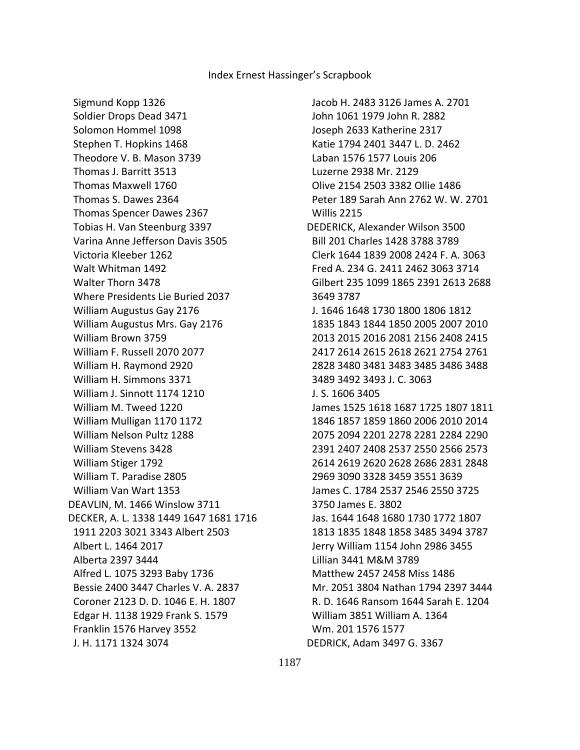Sigmund Kopp 1326
Soldier Drops Dead 3471
Solomon Hommel 1098
Stephen T. Hopkins 1468
Theodore V. B. Mason 3739
Thomas J. Barritt 3513
Thomas Maxwell 1760
Thomas S. Dawes 2364
Thomas Spencer Dawes 2367
Tobias H. Van Steenburg 3397
Varina Anne Jefferson Davis 3505
Victoria Kleeber 1262
Walt Whitman 1492
Walter Thorn 3478
Where Presidents Lie Buried 2037
William Augustus Gay 2176
William Augustus Mrs. Gay 2176
William Brown 3759
William F. Russell 2070 2077
William H. Raymond 2920
William H. Simmons 3371
William J. Sinnott 1174 1210
William M. Tweed 1220
William Mulligan 1170 1172
William Nelson Pultz 1288
William Stevens 3428
William Stiger 1792
William T. Paradise 2805
William Van Wart 1353

DEAVLIN, M. 1466 Winslow 3711

DECKER, A. L. 1338 1449 1647 1681 1716 1911 2203 3021 3343 Albert 2503
Albert L. 1464 2017
Alberta 2397 3444
Alfred L. 1075 3293 Baby 1736
Bessie 2400 3447 Charles V. A. 2837
Coroner 2123 D. D. 1046 E. H. 1807
Edgar H. 1138 1929 Frank S. 1579
Franklin 1576 Harvey 3552
J. H. 1171 1324 3074
Jacob H. 2483 3126 James A. 2701
John 1061 1979 John R. 2882
Joseph 2633 Katherine 2317
Katie 1794 2401 3447 L. D. 2462
Laban 1576 1577 Louis 206
Luzerne 2938 Mr. 2129
Olive 2154 2503 3382 Ollie 1486
Peter 189 Sarah Ann 2762 W. W. 2701
Willis 2215

DEDERICK, Alexander Wilson 3500
Bill 201 Charles 1428 3788 3789
Clerk 1644 1839 2008 2424 F. A. 3063
Fred A. 234 G. 2411 2462 3063 3714
Gilbert 235 1099 1865 2391 2613 2688 3649 3787
J. 1646 1648 1730 1800 1806 1812 1835 1843 1844 1850 2005 2007 2010 2013 2015 2016 2081 2156 2408 2415 2417 2614 2615 2618 2621 2754 2761 2828 3480 3481 3483 3485 3486 3488 3489 3492 3493 J. C. 3063
J. S. 1606 3405
James 1525 1618 1687 1725 1807 1811 1846 1857 1859 1860 2006 2010 2014 2075 2094 2201 2278 2281 2284 2290 2391 2407 2408 2537 2550 2566 2573 2614 2619 2620 2628 2686 2831 2848 2969 3090 3328 3459 3551 3639
James C. 1784 2537 2546 2550 3725 3750 James E. 3802
Jas. 1644 1648 1680 1730 1772 1807 1813 1835 1848 1858 3485 3494 3787
Jerry William 1154 John 2986 3455
Lillian 3441 M&M 3789
Matthew 2457 2458 Miss 1486
Mr. 2051 3804 Nathan 1794 2397 3444
R. D. 1646 Ransom 1644 Sarah E. 1204
William 3851 William A. 1364
Wm. 201 1576 1577

DEDRICK, Adam 3497 G. 3367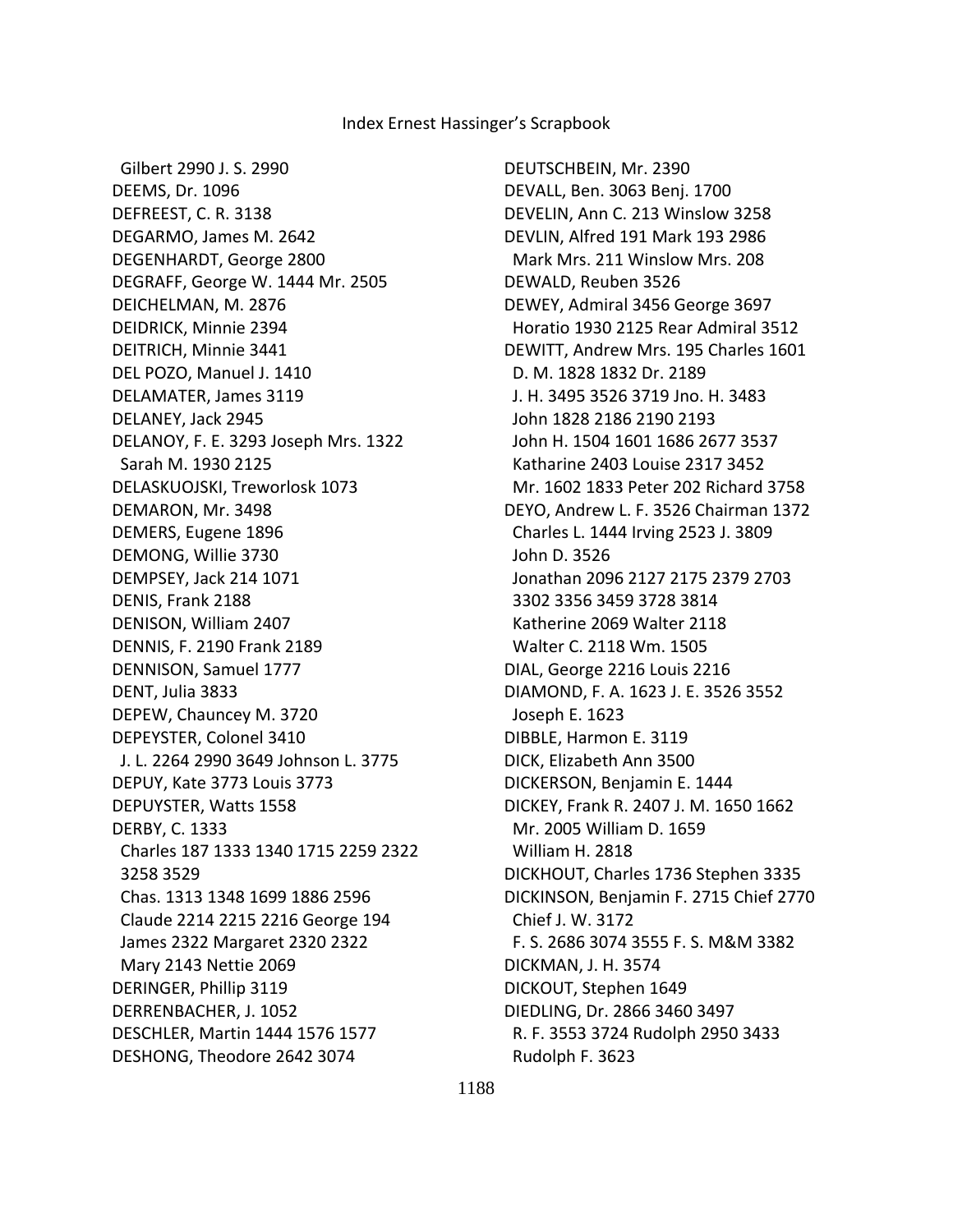Gilbert 2990 J. S. 2990
DEEMS, Dr. 1096
DEFREEST, C. R. 3138
DEGARMO, James M. 2642
DEGENHARDT, George 2800
DEGRAFF, George W. 1444 Mr. 2505
DEICHELMAN, M. 2876
DEIDRICK, Minnie 2394
DEITRICH, Minnie 3441
DEL POZO, Manuel J. 1410
DELAMATER, James 3119
DELANEY, Jack 2945
DELANOY, F. E. 3293 Joseph Mrs. 1322
Sarah M. 1930 2125
DELASKUOJSKI, Treworlosk 1073
DEMARON, Mr. 3498
DEMERS, Eugene 1896
DEMONG, Willie 3730
DEMPSEY, Jack 214 1071
DENIS, Frank 2188
DENISON, William 2407
DENNIS, F. 2190 Frank 2189
DENNISON, Samuel 1777
DENT, Julia 3833
DEPEW, Chauncey M. 3720
DEPEYSTER, Colonel 3410
J. L. 2264 2990 3649 Johnson L. 3775
DEPUY, Kate 3773 Louis 3773
DEPUYSTER, Watts 1558
DERBY, C. 1333
Charles 187 1333 1340 1715 2259 2322
3258 3529
Chas. 1313 1348 1699 1886 2596
Claude 2214 2215 2216 George 194
James 2322 Margaret 2320 2322
Mary 2143 Nettie 2069
DERINGER, Phillip 3119
DERRENBACHER, J. 1052
DESCHLER, Martin 1444 1576 1577
DESHONG, Theodore 2642 3074
DEUTSCHBEIN, Mr. 2390
DEVALL, Ben. 3063 Benj. 1700
DEVELIN, Ann C. 213 Winslow 3258
DEVLIN, Alfred 191 Mark 193 2986
Mark Mrs. 211 Winslow Mrs. 208
DEWALD, Reuben 3526
DEWEY, Admiral 3456 George 3697
Horatio 1930 2125 Rear Admiral 3512
DEWITT, Andrew Mrs. 195 Charles 1601
D. M. 1828 1832 Dr. 2189
J. H. 3495 3526 3719 Jno. H. 3483
John 1828 2186 2190 2193
John H. 1504 1601 1686 2677 3537
Katharine 2403 Louise 2317 3452
Mr. 1602 1833 Peter 202 Richard 3758
DEYO, Andrew L. F. 3526 Chairman 1372
Charles L. 1444 Irving 2523 J. 3809
John D. 3526
Jonathan 2096 2127 2175 2379 2703
3302 3356 3459 3728 3814
Katherine 2069 Walter 2118
Walter C. 2118 Wm. 1505
DIAL, George 2216 Louis 2216
DIAMOND, F. A. 1623 J. E. 3526 3552
Joseph E. 1623
DIBBLE, Harmon E. 3119
DICK, Elizabeth Ann 3500
DICKERSON, Benjamin E. 1444
DICKEY, Frank R. 2407 J. M. 1650 1662
Mr. 2005 William D. 1659
William H. 2818
DICKHOUT, Charles 1736 Stephen 3335
DICKINSON, Benjamin F. 2715 Chief 2770
Chief J. W. 3172
F. S. 2686 3074 3555 F. S. M&M 3382
DICKMAN, J. H. 3574
DICKOUT, Stephen 1649
DIEDLING, Dr. 2866 3460 3497
R. F. 3553 3724 Rudolph 2950 3433
Rudolph F. 3623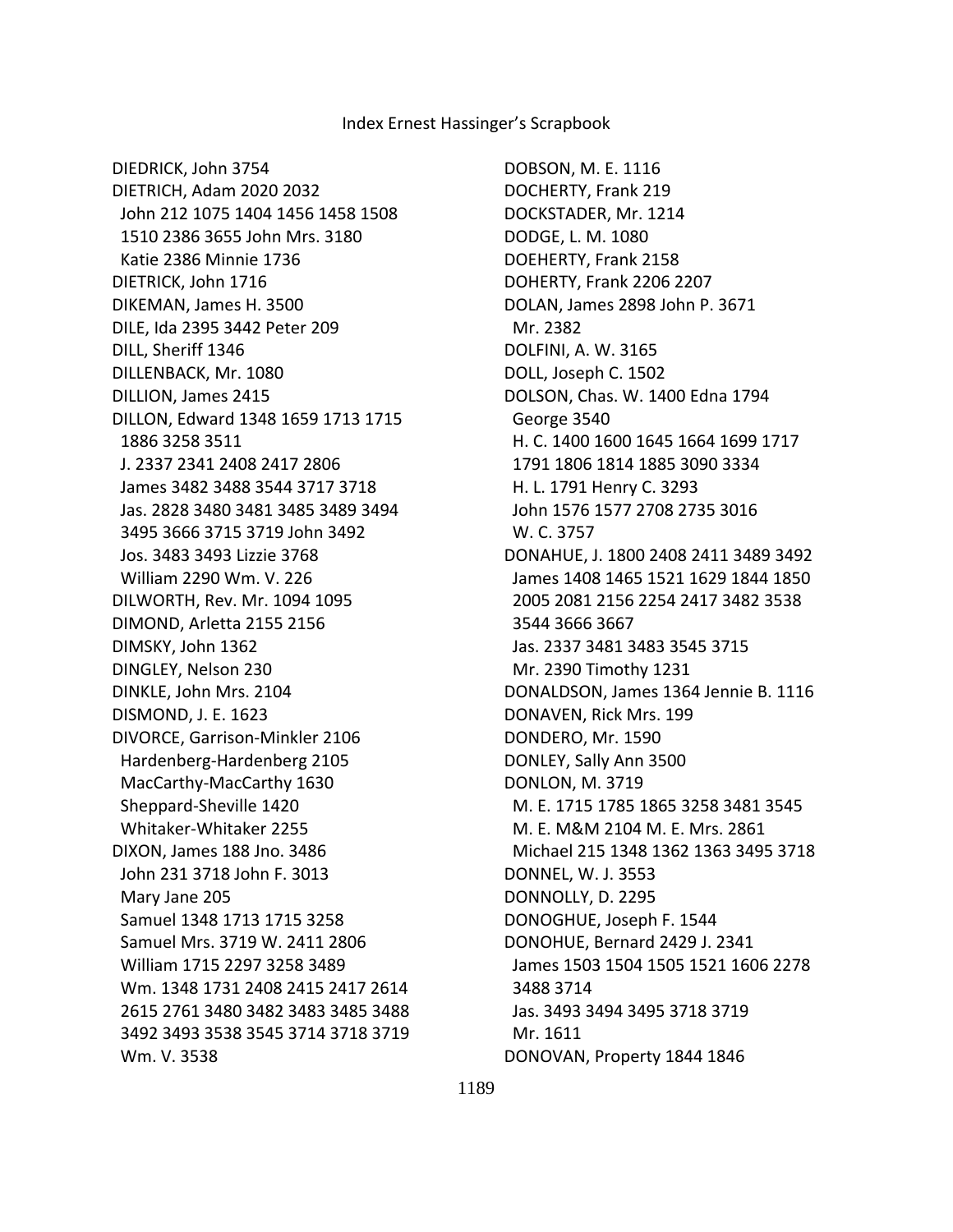DIEDRICH, John 3754
DIETRICH, Adam 2020 2032
John 212 1075 1404 1456 1458 1508
1510 2386 3655 John Mrs. 3180
Katie 2386 Minnie 1736
DIETRICK, John 1716
DIKEMAN, James H. 3500
DILE, Ida 2395 3442 Peter 209
DILL, Sheriff 1346
DILLENBACK, Mr. 1080
DILLION, James 2415
DILLON, Edward 1348 1659 1713 1715
1886 3258 3511
J. 2337 2341 2408 2417 2806
James 3482 3488 3544 3717 3718
Jas. 2828 3480 3481 3485 3489 3494
3495 3666 3715 3719 John 3492
Jos. 3483 3493 Lizzie 3768
William 2290 Wm. V. 226
DILWORTH, Rev. Mr. 1094 1095
DIMOND, Arletta 2155 2156
DIMSKY, John 1362
DINGLEY, Nelson 230
DINKLE, John Mrs. 2104
DISMOND, J. E. 1623
DIVORCE, Garrison-Minkler 2106
Hardenberg-Hardenberg 2105
MacCarthy-MacCarthy 1630
Sheppard-Sheville 1420
Whitaker-Whitaker 2255
DIXON, James 188 Jno. 3486
John 231 3718 John F. 3013
Mary Jane 205
Samuel 1348 1713 1715 3258
Samuel Mrs. 3719 W. 2411 2806
William 1715 2297 3258 3489
Wm. 1348 1731 2408 2415 2417 2614
2615 2761 3480 3482 3483 3485 3488
3492 3493 3538 3545 3714 3718 3719
Wm. V. 3538
DOBSON, M. E. 1116
DOCHERTY, Frank 219
DOCKSTADER, Mr. 1214
DODGE, L. M. 1080
DOEHERTY, Frank 2158
DOHERTY, Frank 2206 2207
DOLAN, James 2898 John P. 3671
Mr. 2382
DOLFINI, A. W. 3165
DOLL, Joseph C. 1502
DOLSON, Chas. W. 1400 Edna 1794
George 3540
H. C. 1400 1600 1645 1664 1699 1717
1791 1806 1814 1885 3090 3334
H. L. 1791 Henry C. 3293
John 1576 1577 2708 2735 3016
W. C. 3757
DONAHUE, J. 1800 2408 2411 3489 3492
James 1408 1465 1521 1629 1844 1850
2005 2081 2156 2254 2417 3482 3538
3544 3666 3667
Jas. 2337 3481 3483 3545 3715
Mr. 2390 Timothy 1231
DONALDSON, James 1364 Jennie B. 1116
DONAVEN, Rick Mrs. 199
DONDERO, Mr. 1590
DONLEY, Sally Ann 3500
DONLON, M. 3719
M. E. 1715 1785 1865 3258 3481 3545
M. E. M&M 2104 M. E. Mrs. 2861
Michael 215 1348 1362 1363 3495 3718
DONNEL, W. J. 3553
DONNOLLY, D. 2295
DONOGHUE, Joseph F. 1544
DONOHUE, Bernard 2429 J. 2341
James 1503 1504 1505 1521 1606 2278
3488 3714
Jas. 3493 3494 3495 3718 3719
Mr. 1611
DONOVAN, Property 1844 1846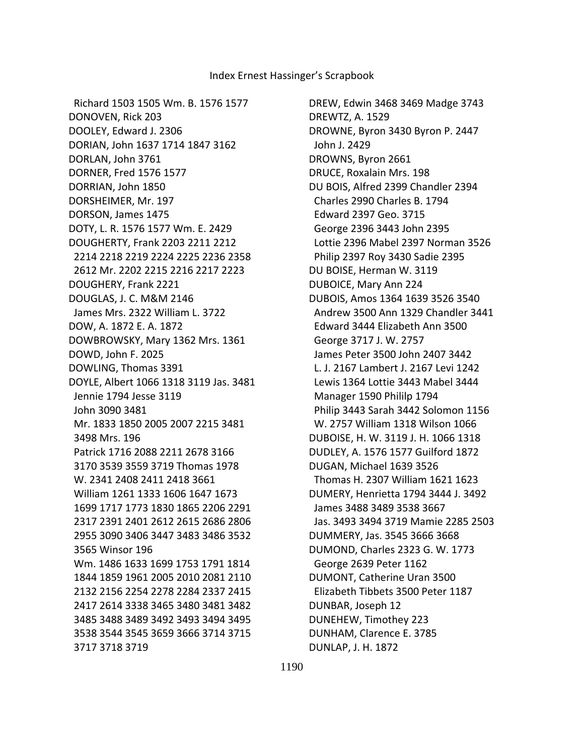Richard 1503 1505 Wm. B. 1576 1577
DONOVEN, Rick 203
DOOLEY, Edward J. 2306
DORIAN, John 1637 1714 1847 3162
DORLAN, John 3761
DORNER, Fred 1576 1577
DORRIAN, John 1850
DORSHEIMER, Mr. 197
DORSON, James 1475
DOTY, L. R. 1576 1577 Wm. E. 2429
DOUGHERTY, Frank 2203 2211 2212 2214 2218 2219 2224 2225 2236 2358 2612 Mr. 2202 2215 2216 2217 2223
DOUGHERY, Frank 2221
DOUGLAS, J. C. M&M 2146 James Mrs. 2322 William L. 3722
DOW, A. 1872 E. A. 1872
DOWBROWSKY, Mary 1362 Mrs. 1361
DOWD, John F. 2025
DOWLING, Thomas 3391
DOYLE, Albert 1066 1318 3119 Jas. 3481 Jennie 1794 Jesse 3119 John 3090 3481 Mr. 1833 1850 2005 2007 2215 3481 3498 Mrs. 196 Patrick 1716 2088 2211 2678 3166 3170 3539 3559 3719 Thomas 1978 W. 2341 2408 2411 2418 3661 William 1261 1333 1606 1647 1673 1699 1717 1773 1830 1865 2206 2291 2317 2391 2401 2612 2615 2686 2806 2955 3090 3406 3447 3483 3486 3532 3565 Winsor 196 Wm. 1486 1633 1699 1753 1791 1814 1844 1859 1961 2005 2010 2081 2110 2132 2156 2254 2278 2284 2337 2415 2417 2614 3338 3465 3480 3481 3482 3485 3488 3489 3492 3493 3494 3495 3538 3544 3545 3659 3666 3714 3715 3717 3718 3719
DREW, Edwin 3468 3469 Madge 3743
DREWTZ, A. 1529
DROWNE, Byron 3430 Byron P. 2447 John J. 2429
DROWNS, Byron 2661
DRUCE, Roxalain Mrs. 198
DU BOIS, Alfred 2399 Chandler 2394 Charles 2990 Charles B. 1794 Edward 2397 Geo. 3715 George 2396 3443 John 2395 Lottie 2396 Mabel 2397 Norman 3526 Philip 2397 Roy 3430 Sadie 2395
DU BOISE, Herman W. 3119
DUBOICE, Mary Ann 224
DUBOIS, Amos 1364 1639 3526 3540 Andrew 3500 Ann 1329 Chandler 3441 Edward 3444 Elizabeth Ann 3500 George 3717 J. W. 2757 James Peter 3500 John 2407 3442 L. J. 2167 Lambert J. 2167 Levi 1242 Lewis 1364 Lottie 3443 Mabel 3444 Manager 1590 Phililp 1794 Philip 3443 Sarah 3442 Solomon 1156 W. 2757 William 1318 Wilson 1066
DUBOISE, H. W. 3119 J. H. 1066 1318
DUDLEY, A. 1576 1577 Guilford 1872
DUGAN, Michael 1639 3526 Thomas H. 2307 William 1621 1623
DUMERY, Henrietta 1794 3444 J. 3492 James 3488 3489 3538 3667 Jas. 3493 3494 3719 Mamie 2285 2503
DUMMERY, Jas. 3545 3666 3668
DUMOND, Charles 2323 G. W. 1773 George 2639 Peter 1162
DUMONT, Catherine Uran 3500 Elizabeth Tibbets 3500 Peter 1187
DUNBAR, Joseph 12
DUNEHEW, Timothey 223
DUNHAM, Clarence E. 3785
DUNLAP, J. H. 1872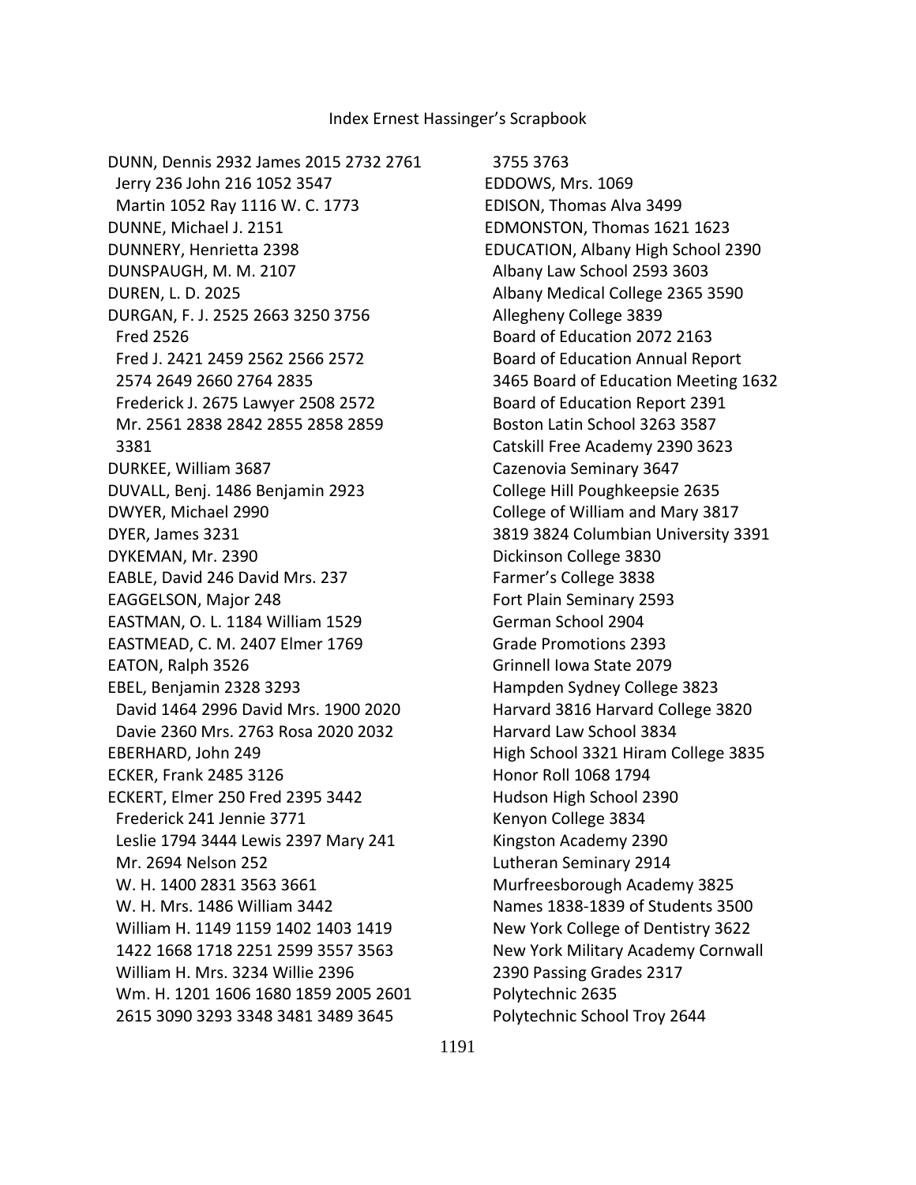DUNN, Dennis 2932 James 2015 2732 2761
Jerry 236 John 216 1052 3547
Martin 1052 Ray 1116 W. C. 1773
DUNNE, Michael J. 2151
DUNNERY, Henrietta 2398
DUNSPAUGH, M. M. 2107
DUREN, L. D. 2025
DURGAN, F. J. 2525 2663 3250 3756
Fred 2526
Fred J. 2421 2459 2562 2566 2572
2574 2649 2660 2764 2835
Frederick J. 2675 Lawyer 2508 2572
Mr. 2561 2838 2842 2855 2858 2859
3381
DURKEE, William 3687
DUVALL, Benj. 1486 Benjamin 2923
DWYER, Michael 2990
DYER, James 3231
DYKEMAN, Mr. 2390
EABLE, David 246 David Mrs. 237
EAGGELSON, Major 248
EASTMAN, O. L. 1184 William 1529
EASTMEAD, C. M. 2407 Elmer 1769
EATON, Ralph 3526
EBEL, Benjamin 2328 3293
David 1464 2996 David Mrs. 1900 2020
Davie 2360 Mrs. 2763 Rosa 2020 2032
EBERHARD, John 249
ECKER, Frank 2485 3126
ECKERT, Elmer 250 Fred 2395 3442
Frederick 241 Jennie 3771
Leslie 1794 3444 Lewis 2397 Mary 241
Mr. 2694 Nelson 252
W. H. 1400 2831 3563 3661
W. H. Mrs. 1486 William 3442
William H. 1149 1159 1402 1403 1419
1422 1668 1718 2251 2599 3557 3563
William H. Mrs. 3234 Willie 2396
Wm. H. 1201 1606 1680 1859 2005 2601
2615 3090 3293 3348 3481 3489 3645
3755 3763
EDDOWS, Mrs. 1069
EDISON, Thomas Alva 3499
EDMONSTON, Thomas 1621 1623
EDUCATION, Albany High School 2390
Albany Law School 2593 3603
Albany Medical College 2365 3590
Allegheny College 3839
Board of Education 2072 2163
Board of Education Annual Report
3465 Board of Education Meeting 1632
Board of Education Report 2391
Boston Latin School 3263 3587
Catskill Free Academy 2390 3623
Cazenovia Seminary 3647
College Hill Poughkeepsie 2635
College of William and Mary 3817
3819 3824 Columbian University 3391
Dickinson College 3830
Farmer's College 3838
Fort Plain Seminary 2593
German School 2904
Grade Promotions 2393
Grinnell Iowa State 2079
Hampden Sydney College 3823
Harvard 3816 Harvard College 3820
Harvard Law School 3834
High School 3321 Hiram College 3835
Honor Roll 1068 1794
Hudson High School 2390
Kenyon College 3834
Kingston Academy 2390
Lutheran Seminary 2914
Murfreesborough Academy 3825
Names 1838-1839 of Students 3500
New York College of Dentistry 3622
New York Military Academy Cornwall
2390 Passing Grades 2317
Polytechnic 2635
Polytechnic School Troy 2644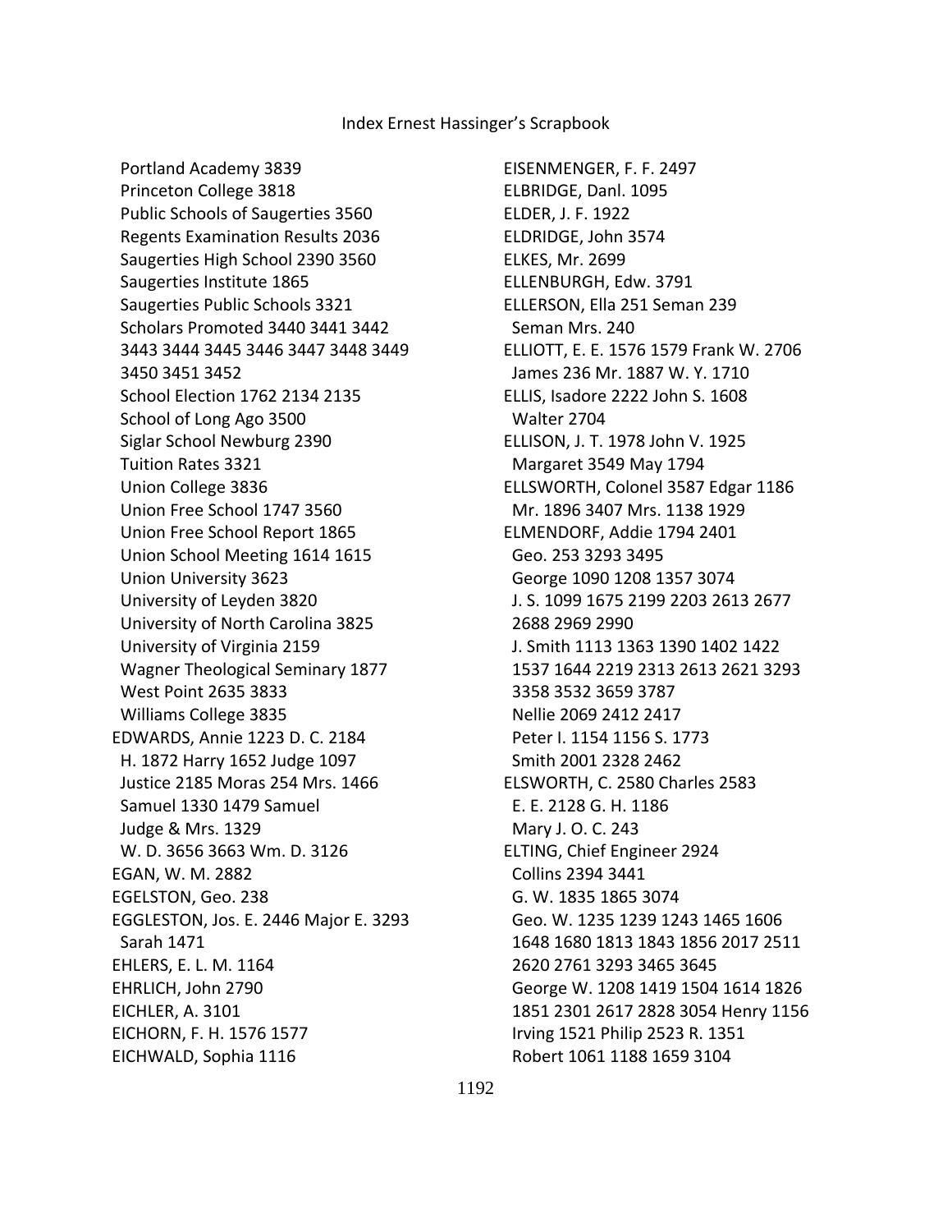Portland Academy 3839
Princeton College 3818
Public Schools of Saugerties 3560
Regents Examination Results 2036
Saugerties High School 2390 3560
Saugerties Institute 1865
Saugerties Public Schools 3321
Scholars Promoted 3440 3441 3442 3443 3444 3445 3446 3447 3448 3449 3450 3451 3452
School Election 1762 2134 2135
School of Long Ago 3500
Siglar School Newburg 2390
Tuition Rates 3321
Union College 3836
Union Free School 1747 3560
Union Free School Report 1865
Union School Meeting 1614 1615
Union University 3623
University of Leyden 3820
University of North Carolina 3825
University of Virginia 2159
Wagner Theological Seminary 1877
West Point 2635 3833
Williams College 3835

EDWARDS, Annie 1223 D. C. 2184 H. 1872 Harry 1652 Judge 1097 Justice 2185 Moras 254 Mrs. 1466 Samuel 1330 1479 Samuel Judge & Mrs. 1329 W. D. 3656 3663 Wm. D. 3126
EGAN, W. M. 2882
EGELSTON, Geo. 238
EGGLESTON, Jos. E. 2446 Major E. 3293 Sarah 1471
EHLERS, E. L. M. 1164
EHRLICH, John 2790
EICHLER, A. 3101
EICHORN, F. H. 1576 1577
EICHWALD, Sophia 1116
EISENMENGER, F. F. 2497
ELBRIDGE, Danl. 1095
ELDER, J. F. 1922
ELDRIDGE, John 3574
ELKES, Mr. 2699
ELLENBURGH, Edw. 3791
ELLERSON, Ella 251 Seman 239 Seman Mrs. 240
ELLIOTT, E. E. 1576 1579 Frank W. 2706 James 236 Mr. 1887 W. Y. 1710
ELLIS, Isadore 2222 John S. 1608 Walter 2704
ELLISON, J. T. 1978 John V. 1925 Margaret 3549 May 1794
ELLSWORTH, Colonel 3587 Edgar 1186 Mr. 1896 3407 Mrs. 1138 1929
ELMENDORF, Addie 1794 2401
Geo. 253 3293 3495
George 1090 1208 1357 3074
J. S. 1099 1675 2199 2203 2613 2677 2688 2969 2990
J. Smith 1113 1363 1390 1402 1422 1537 1644 2219 2313 2613 2621 3293 3358 3532 3659 3787
Nellie 2069 2412 2417
Peter I. 1154 1156 S. 1773
Smith 2001 2328 2462
ELSWORTH, C. 2580 Charles 2583 E. E. 2128 G. H. 1186 Mary J. O. C. 243
ELTING, Chief Engineer 2924
Collins 2394 3441
G. W. 1835 1865 3074
Geo. W. 1235 1239 1243 1465 1606 1648 1680 1813 1843 1856 2017 2511 2620 2761 3293 3465 3645
George W. 1208 1419 1504 1614 1826 1851 2301 2617 2828 3054 Henry 1156
Irving 1521 Philip 2523 R. 1351
Robert 1061 1188 1659 3104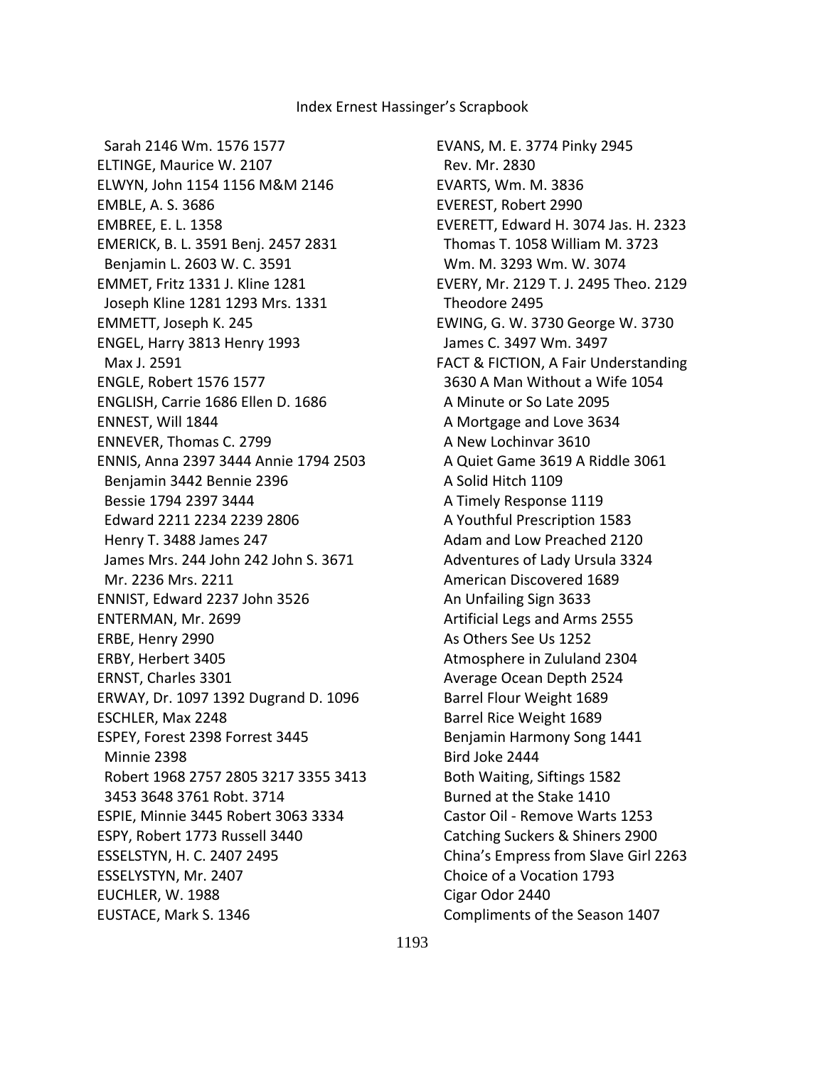Sarah 2146 Wm. 1576 1577
ELTINGE, Maurice W. 2107
ELWYN, John 1154 1156 M&M 2146
EMBLE, A. S. 3686
EMBREE, E. L. 1358
EMERICK, B. L. 3591 Benj. 2457 2831
Benjamin L. 2603 W. C. 3591
EMMET, Fritz 1331 J. Kline 1281
Joseph Kline 1281 1293 Mrs. 1331
EMMETT, Joseph K. 245
ENGEL, Harry 3813 Henry 1993
Max J. 2591
ENGLE, Robert 1576 1577
ENGLISH, Carrie 1686 Ellen D. 1686
ENNEST, Will 1844
ENNEVER, Thomas C. 2799
ENNIS, Anna 2397 3444 Annie 1794 2503
Benjamin 3442 Bennie 2396
Bessie 1794 2397 3444
Edward 2211 2234 2239 2806
Henry T. 3488 James 247
James Mrs. 244 John 242 John S. 3671
Mr. 2236 Mrs. 2211
ENNIST, Edward 2237 John 3526
ENTERMAN, Mr. 2699
ERBE, Henry 2990
ERBY, Herbert 3405
ERNST, Charles 3301
ERWAY, Dr. 1097 1392 Dugrand D. 1096
ESCHLER, Max 2248
ESPEY, Forest 2398 Forrest 3445
Minnie 2398
Robert 1968 2757 2805 3217 3355 3413
3453 3648 3761 Robt. 3714
ESPIE, Minnie 3445 Robert 3063 3334
ESPY, Robert 1773 Russell 3440
ESSELSTYN, H. C. 2407 2495
ESSELYSTYN, Mr. 2407
EUCHLER, W. 1988
EUSTACE, Mark S. 1346
EVANS, M. E. 3774 Pinky 2945
Rev. Mr. 2830
EVARTS, Wm. M. 3836
EVEREST, Robert 2990
EVERETT, Edward H. 3074 Jas. H. 2323
Thomas T. 1058 William M. 3723
Wm. M. 3293 Wm. W. 3074
EVERY, Mr. 2129 T. J. 2495 Theo. 2129
Theodore 2495
EWING, G. W. 3730 George W. 3730
James C. 3497 Wm. 3497
FACT & FICTION, A Fair Understanding
3630 A Man Without a Wife 1054
A Minute or So Late 2095
A Mortgage and Love 3634
A New Lochinvar 3610
A Quiet Game 3619 A Riddle 3061
A Solid Hitch 1109
A Timely Response 1119
A Youthful Prescription 1583
Adam and Low Preached 2120
Adventures of Lady Ursula 3324
American Discovered 1689
An Unfailing Sign 3633
Artificial Legs and Arms 2555
As Others See Us 1252
Atmosphere in Zululand 2304
Average Ocean Depth 2524
Barrel Flour Weight 1689
Barrel Rice Weight 1689
Benjamin Harmony Song 1441
Bird Joke 2444
Both Waiting, Siftings 1582
Burned at the Stake 1410
Castor Oil - Remove Warts 1253
Catching Suckers & Shiners 2900
China's Empress from Slave Girl 2263
Choice of a Vocation 1793
Cigar Odor 2440
Compliments of the Season 1407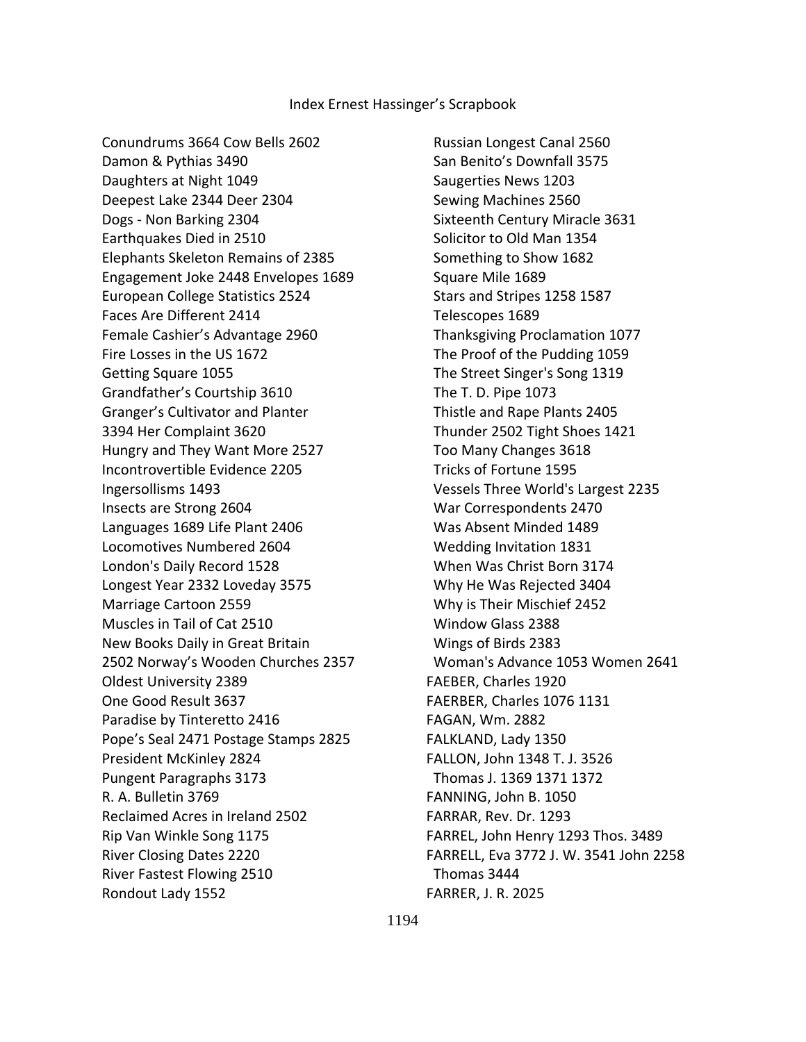Conundrums 3664 Cow Bells 2602
Damon & Pythias 3490
Daughters at Night 1049
Deepest Lake 2344 Deer 2304
Dogs - Non Barking 2304
Earthquakes Died in 2510
Elephants Skeleton Remains of 2385
Engagement Joke 2448 Envelopes 1689
European College Statistics 2524
Faces Are Different 2414
Female Cashier's Advantage 2960
Fire Losses in the US 1672
Getting Square 1055
Grandfather's Courtship 3610
Granger's Cultivator and Planter
3394 Her Complaint 3620
Hungry and They Want More 2527
Incontrovertible Evidence 2205
Ingersollisms 1493
Insects are Strong 2604
Languages 1689 Life Plant 2406
Locomotives Numbered 2604
London's Daily Record 1528
Longest Year 2332 Loveday 3575
Marriage Cartoon 2559
Muscles in Tail of Cat 2510
New Books Daily in Great Britain
2502 Norway's Wooden Churches 2357
Oldest University 2389
One Good Result 3637
Paradise by Tintoretto 2416
Pope's Seal 2471 Postage Stamps 2825
President McKinley 2824
Pungent Paragraphs 3173
R. A. Bulletin 3769
Reclaimed Acres in Ireland 2502
Rip Van Winkle Song 1175
River Closing Dates 2220
River Fastest Flowing 2510
Rondout Lady 1552
Russian Longest Canal 2560
San Benito's Downfall 3575
Saugerties News 1203
Sewing Machines 2560
Sixteenth Century Miracle 3631
Solicitor to Old Man 1354
Something to Show 1682
Square Mile 1689
Stars and Stripes 1258 1587
Telescopes 1689
Thanksgiving Proclamation 1077
The Proof of the Pudding 1059
The Street Singer's Song 1319
The T. D. Pipe 1073
Thistle and Rape Plants 2405
Thunder 2502 Tight Shoes 1421
Too Many Changes 3618
Tricks of Fortune 1595
Vessels Three World's Largest 2235
War Correspondents 2470
Was Absent Minded 1489
Wedding Invitation 1831
When Was Christ Born 3174
Why He Was Rejected 3404
Why is Their Mischief 2452
Window Glass 2388
Wings of Birds 2383
Woman's Advance 1053 Women 2641
FAEBER, Charles 1920
FAERBER, Charles 1076 1131
FAGAN, Wm. 2882
FALKLAND, Lady 1350
FALLON, John 1348 T. J. 3526
Thomas J. 1369 1371 1372
FANNING, John B. 1050
FARRAR, Rev. Dr. 1293
FARREL, John Henry 1293 Thos. 3489
FARRELL, Eva 3772 J. W. 3541 John 2258
Thomas 3444
FARRER, J. R. 2025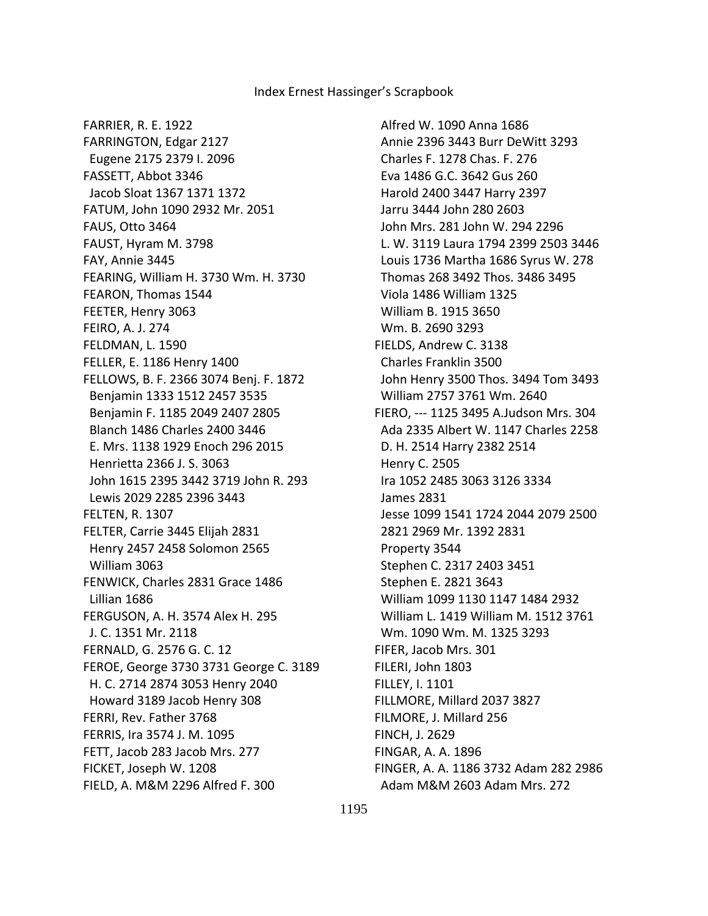FARRIER, R. E. 1922
FARRINGTON, Edgar 2127
  Eugene 2175 2379 I. 2096
FASSETT, Abbot 3346
  Jacob Sloat 1367 1371 1372
FATUM, John 1090 2932 Mr. 2051
FAUS, Otto 3464
FAUST, Hyram M. 3798
FAY, Annie 3445
FEARING, William H. 3730 Wm. H. 3730
FEARON, Thomas 1544
FEETER, Henry 3063
FEIRO, A. J. 274
FELDMAN, L. 1590
FELLER, E. 1186 Henry 1400
FELLOWS, B. F. 2366 3074 Benj. F. 1872
  Benjamin 1333 1512 2457 3535
  Benjamin F. 1185 2049 2407 2805
  Blanch 1486 Charles 2400 3446
  E. Mrs. 1138 1929 Enoch 296 2015
  Henrietta 2366 J. S. 3063
  John 1615 2395 3442 3719 John R. 293
  Lewis 2029 2285 2396 3443
FELTEN, R. 1307
FELTER, Carrie 3445 Elijah 2831
  Henry 2457 2458 Solomon 2565
  William 3063
FENWICK, Charles 2831 Grace 1486
  Lillian 1686
FERGUSON, A. H. 3574 Alex H. 295
  J. C. 1351 Mr. 2118
FERNALD, G. 2576 G. C. 12
FEROE, George 3730 3731 George C. 3189
  H. C. 2714 2874 3053 Henry 2040
  Howard 3189 Jacob Henry 308
FERRI, Rev. Father 3768
FERRIS, Ira 3574 J. M. 1095
FETT, Jacob 283 Jacob Mrs. 277
FICKET, Joseph W. 1208
FIELD, A. M&M 2296 Alfred F. 300
  Alfred W. 1090 Anna 1686
  Annie 2396 3443 Burr DeWitt 3293
  Charles F. 1278 Chas. F. 276
  Eva 1486 G.C. 3642 Gus 260
  Harold 2400 3447 Harry 2397
  Jarru 3444 John 280 2603
  John Mrs. 281 John W. 294 2296
  L. W. 3119 Laura 1794 2399 2503 3446
  Louis 1736 Martha 1686 Syrus W. 278
  Thomas 268 3492 Thos. 3486 3495
  Viola 1486 William 1325
  William B. 1915 3650
  Wm. B. 2690 3293
FIELDS, Andrew C. 3138
  Charles Franklin 3500
  John Henry 3500 Thos. 3494 Tom 3493
  William 2757 3761 Wm. 2640
FIERO, --- 1125 3495 A.Judson Mrs. 304
  Ada 2335 Albert W. 1147 Charles 2258
  D. H. 2514 Harry 2382 2514
  Henry C. 2505
  Ira 1052 2485 3063 3126 3334
  James 2831
  Jesse 1099 1541 1724 2044 2079 2500
  2821 2969 Mr. 1392 2831
  Property 3544
  Stephen C. 2317 2403 3451
  Stephen E. 2821 3643
  William 1099 1130 1147 1484 2932
  William L. 1419 William M. 1512 3761
  Wm. 1090 Wm. M. 1325 3293
FIFER, Jacob Mrs. 301
FILERI, John 1803
FILLEY, I. 1101
FILLMORE, Millard 2037 3827
FILMORE, J. Millard 256
FINCH, J. 2629
FINGAR, A. A. 1896
FINGER, A. A. 1186 3732 Adam 282 2986
  Adam M&M 2603 Adam Mrs. 272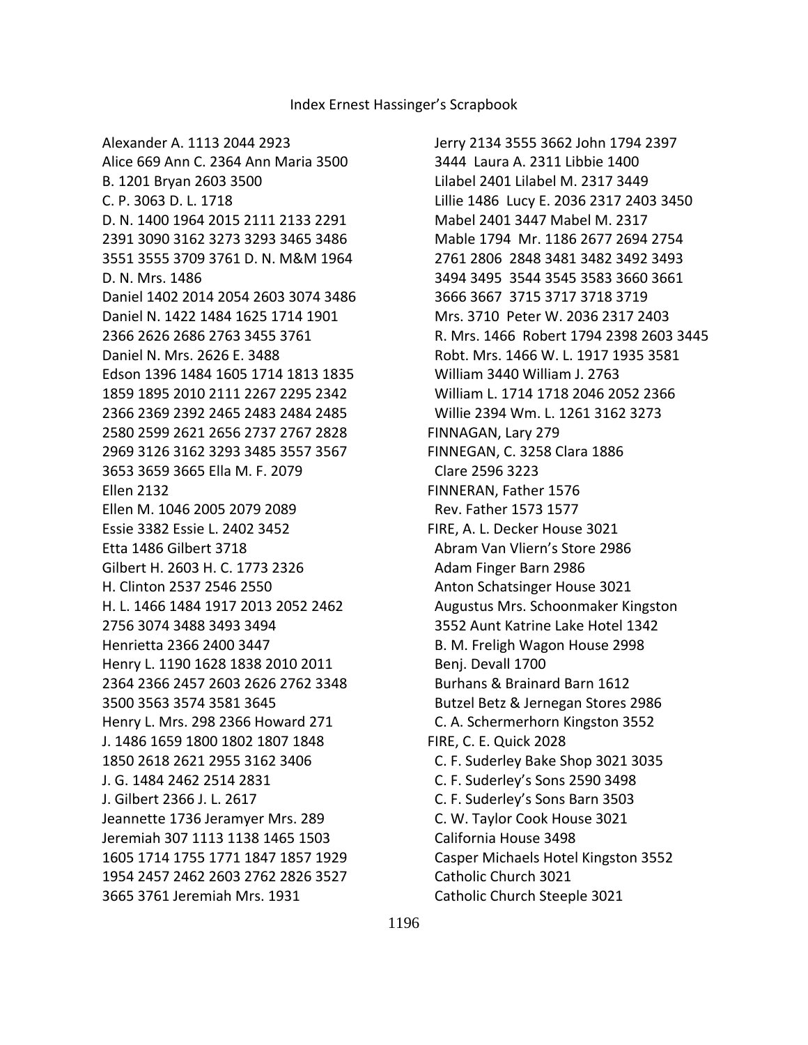Alexander A. 1113 2044 2923
Alice 669 Ann C. 2364 Ann Maria 3500
B. 1201 Bryan 2603 3500
C. P. 3063 D. L. 1718
D. N. 1400 1964 2015 2111 2133 2291
2391 3090 3162 3273 3293 3465 3486
3551 3555 3709 3761 D. N. M&M 1964
D. N. Mrs. 1486
Daniel 1402 2014 2054 2603 3074 3486
Daniel N. 1422 1484 1625 1714 1901
2366 2626 2686 2763 3455 3761
Daniel N. Mrs. 2626 E. 3488
Edson 1396 1484 1605 1714 1813 1835
1859 1895 2010 2111 2267 2295 2342
2366 2369 2392 2465 2483 2484 2485
2580 2599 2621 2656 2737 2767 2828
2969 3126 3162 3293 3485 3557 3567
3653 3659 3665 Ella M. F. 2079
Ellen 2132
Ellen M. 1046 2005 2079 2089
Essie 3382 Essie L. 2402 3452
Etta 1486 Gilbert 3718
Gilbert H. 2603 H. C. 1773 2326
H. Clinton 2537 2546 2550
H. L. 1466 1484 1917 2013 2052 2462
2756 3074 3488 3493 3494
Henrietta 2366 2400 3447
Henry L. 1190 1628 1838 2010 2011
2364 2366 2457 2603 2626 2762 3348
3500 3563 3574 3581 3645
Henry L. Mrs. 298 2366 Howard 271
J. 1486 1659 1800 1802 1807 1848
1850 2618 2621 2955 3162 3406
J. G. 1484 2462 2514 2831
J. Gilbert 2366 J. L. 2617
Jeannette 1736 Jeramyer Mrs. 289
Jeremiah 307 1113 1138 1465 1503
1605 1714 1755 1771 1847 1857 1929
1954 2457 2462 2603 2762 2826 3527
3665 3761 Jeremiah Mrs. 1931

Jerry 2134 3555 3662 John 1794 2397
3444 Laura A. 2311 Libbie 1400
Lilabel 2401 Lilabel M. 2317 3449
Lillie 1486 Lucy E. 2036 2317 2403 3450
Mabel 2401 3447 Mabel M. 2317
Mable 1794 Mr. 1186 2677 2694 2754
2761 2806 2848 3481 3482 3492 3493
3494 3495 3544 3545 3583 3660 3661
3666 3667 3715 3717 3718 3719
Mrs. 3710 Peter W. 2036 2317 2403
R. Mrs. 1466 Robert 1794 2398 2603 3445
Robt. Mrs. 1466 W. L. 1917 1935 3581
William 3440 William J. 2763
William L. 1714 1718 2046 2052 2366
Willie 2394 Wm. L. 1261 3162 3273

FINNAGAN, Lary 279

FINNEGAN, C. 3258 Clara 1886
Clare 2596 3223

FINNERAN, Father 1576
Rev. Father 1573 1577

FIRE, A. L. Decker House 3021
Abram Van Vliern's Store 2986
Adam Finger Barn 2986
Anton Schatsinger House 3021
Augustus Mrs. Schoonmaker Kingston
3552 Aunt Katrine Lake Hotel 1342
B. M. Freligh Wagon House 2998
Benj. Devall 1700
Burhans & Brainard Barn 1612
Butzel Betz & Jernegan Stores 2986
C. A. Schermerhorn Kingston 3552

FIRE, C. E. Quick 2028
C. F. Suderley Bake Shop 3021 3035
C. F. Suderley's Sons 2590 3498
C. F. Suderley's Sons Barn 3503
C. W. Taylor Cook House 3021
California House 3498
Casper Michaels Hotel Kingston 3552
Catholic Church 3021
Catholic Church Steeple 3021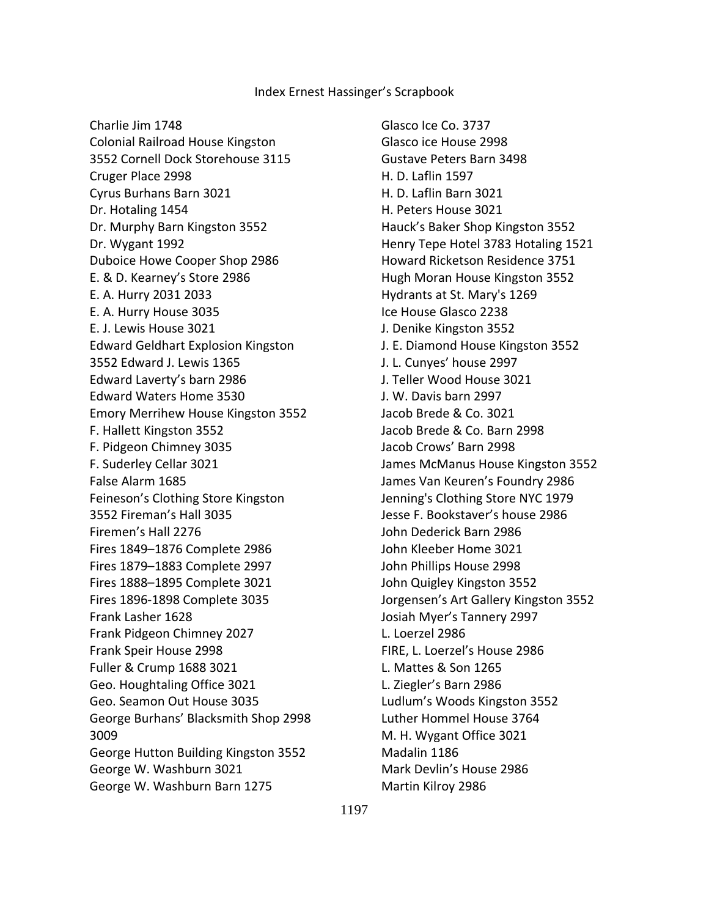Index Ernest Hassinger's Scrapbook

Charlie Jim 1748
Colonial Railroad House Kingston 3552 Cornell Dock Storehouse 3115
Cruger Place 2998
Cyrus Burhans Barn 3021
Dr. Hotaling 1454
Dr. Murphy Barn Kingston 3552
Dr. Wygant 1992
Duboice Howe Cooper Shop 2986
E. & D. Kearney's Store 2986
E. A. Hurry 2031 2033
E. A. Hurry House 3035
E. J. Lewis House 3021
Edward Geldhart Explosion Kingston 3552 Edward J. Lewis 1365
Edward Laverty's barn 2986
Edward Waters Home 3530
Emory Merrihew House Kingston 3552
F. Hallett Kingston 3552
F. Pidgeon Chimney 3035
F. Suderley Cellar 3021
False Alarm 1685
Feineson's Clothing Store Kingston 3552 Fireman's Hall 3035
Firemen's Hall 2276
Fires 1849–1876 Complete 2986
Fires 1879–1883 Complete 2997
Fires 1888–1895 Complete 3021
Fires 1896-1898 Complete 3035
Frank Lasher 1628
Frank Pidgeon Chimney 2027
Frank Speir House 2998
Fuller & Crump 1688 3021
Geo. Houghtaling Office 3021
Geo. Seamon Out House 3035
George Burhans' Blacksmith Shop 2998 3009
George Hutton Building Kingston 3552
George W. Washburn 3021
George W. Washburn Barn 1275
Glasco Ice Co. 3737
Glasco ice House 2998
Gustave Peters Barn 3498
H. D. Laflin 1597
H. D. Laflin Barn 3021
H. Peters House 3021
Hauck's Baker Shop Kingston 3552
Henry Tepe Hotel 3783 Hotaling 1521
Howard Ricketson Residence 3751
Hugh Moran House Kingston 3552
Hydrants at St. Mary's 1269
Ice House Glasco 2238
J. Denike Kingston 3552
J. E. Diamond House Kingston 3552
J. L. Cunyes' house 2997
J. Teller Wood House 3021
J. W. Davis barn 2997
Jacob Brede & Co. 3021
Jacob Brede & Co. Barn 2998
Jacob Crows' Barn 2998
James McManus House Kingston 3552
James Van Keuren's Foundry 2986
Jenning's Clothing Store NYC 1979
Jesse F. Bookstaver's house 2986
John Dederick Barn 2986
John Kleeber Home 3021
John Phillips House 2998
John Quigley Kingston 3552
Jorgensen's Art Gallery Kingston 3552
Josiah Myer's Tannery 2997
L. Loerzel 2986
FIRE, L. Loerzel's House 2986
L. Mattes & Son 1265
L. Ziegler's Barn 2986
Ludlum's Woods Kingston 3552
Luther Hommel House 3764
M. H. Wygant Office 3021
Madalin 1186
Mark Devlin's House 2986
Martin Kilroy 2986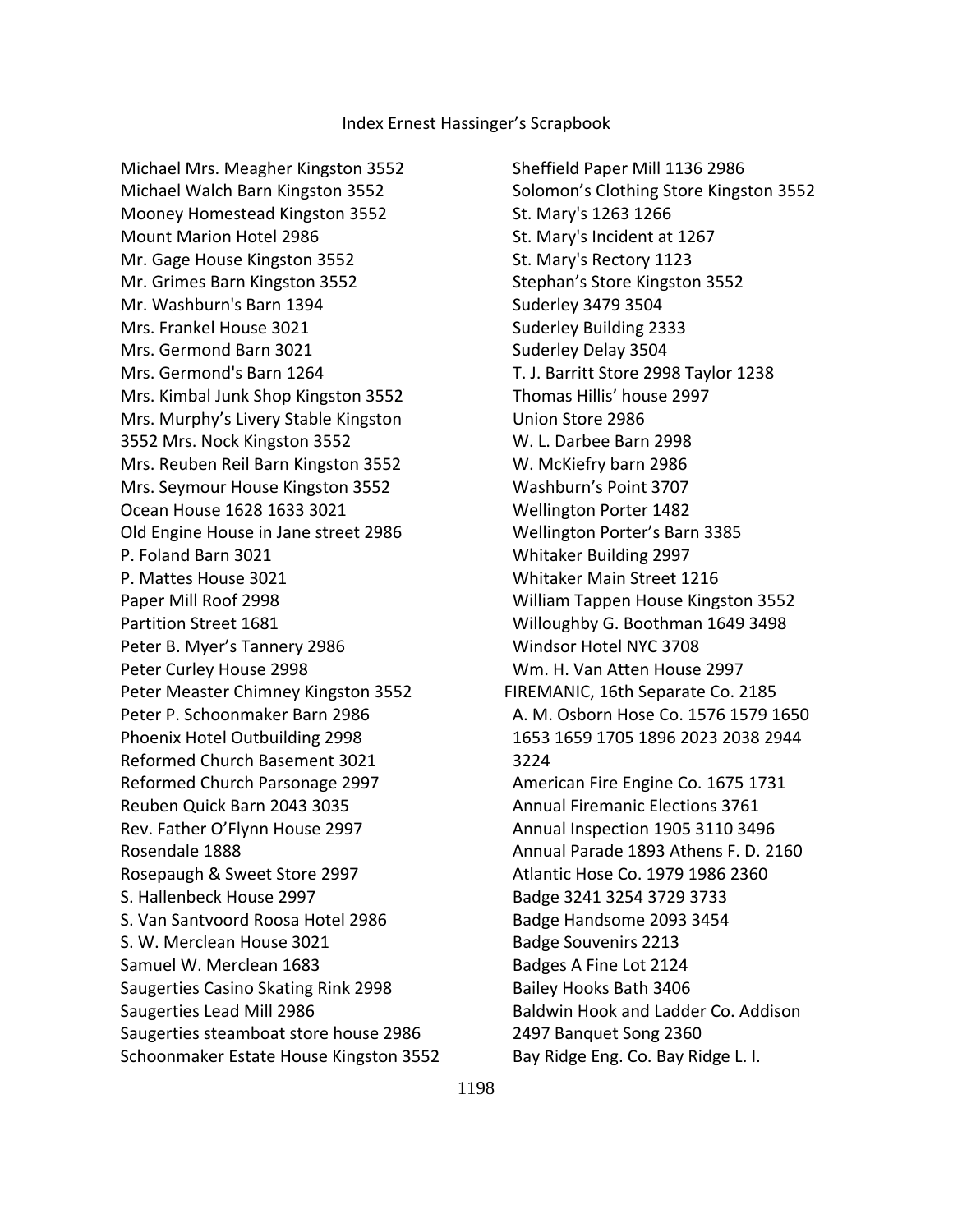Michael Mrs. Meagher Kingston 3552
Michael Walch Barn Kingston 3552
Mooney Homestead Kingston 3552
Mount Marion Hotel 2986
Mr. Gage House Kingston 3552
Mr. Grimes Barn Kingston 3552
Mr. Washburn's Barn 1394
Mrs. Frankel House 3021
Mrs. Germond Barn 3021
Mrs. Germond's Barn 1264
Mrs. Kimbal Junk Shop Kingston 3552
Mrs. Murphy's Livery Stable Kingston 3552 Mrs. Nock Kingston 3552
Mrs. Reuben Reil Barn Kingston 3552
Mrs. Seymour House Kingston 3552
Ocean House 1628 1633 3021
Old Engine House in Jane street 2986
P. Foland Barn 3021
P. Mattes House 3021
Paper Mill Roof 2998
Partition Street 1681
Peter B. Myer's Tannery 2986
Peter Curley House 2998
Peter Measter Chimney Kingston 3552
Peter P. Schoonmaker Barn 2986
Phoenix Hotel Outbuilding 2998
Reformed Church Basement 3021
Reformed Church Parsonage 2997
Reuben Quick Barn 2043 3035
Rev. Father O'Flynn House 2997
Rosendale 1888
Rosepaugh & Sweet Store 2997
S. Hallenbeck House 2997
S. Van Santvoord Roosa Hotel 2986
S. W. Merclean House 3021
Samuel W. Merclean 1683
Saugerties Casino Skating Rink 2998
Saugerties Lead Mill 2986
Saugerties steamboat store house 2986
Schoonmaker Estate House Kingston 3552
Sheffield Paper Mill 1136 2986
Solomon's Clothing Store Kingston 3552
St. Mary's 1263 1266
St. Mary's Incident at 1267
St. Mary's Rectory 1123
Stephan's Store Kingston 3552
Suderley 3479 3504
Suderley Building 2333
Suderley Delay 3504
T. J. Barritt Store 2998 Taylor 1238
Thomas Hillis' house 2997
Union Store 2986
W. L. Darbee Barn 2998
W. McKiefry barn 2986
Washburn's Point 3707
Wellington Porter 1482
Wellington Porter's Barn 3385
Whitaker Building 2997
Whitaker Main Street 1216
William Tappen House Kingston 3552
Willoughby G. Boothman 1649 3498
Windsor Hotel NYC 3708
Wm. H. Van Atten House 2997

FIREMANIC, 16th Separate Co. 2185
A. M. Osborn Hose Co. 1576 1579 1650 1653 1659 1705 1896 2023 2038 2944 3224
American Fire Engine Co. 1675 1731
Annual Firemanic Elections 3761
Annual Inspection 1905 3110 3496
Annual Parade 1893 Athens F. D. 2160
Atlantic Hose Co. 1979 1986 2360
Badge 3241 3254 3729 3733
Badge Handsome 2093 3454
Badge Souvenirs 2213
Badges A Fine Lot 2124
Bailey Hooks Bath 3406
Baldwin Hook and Ladder Co. Addison 2497 Banquet Song 2360
Bay Ridge Eng. Co. Bay Ridge L. I.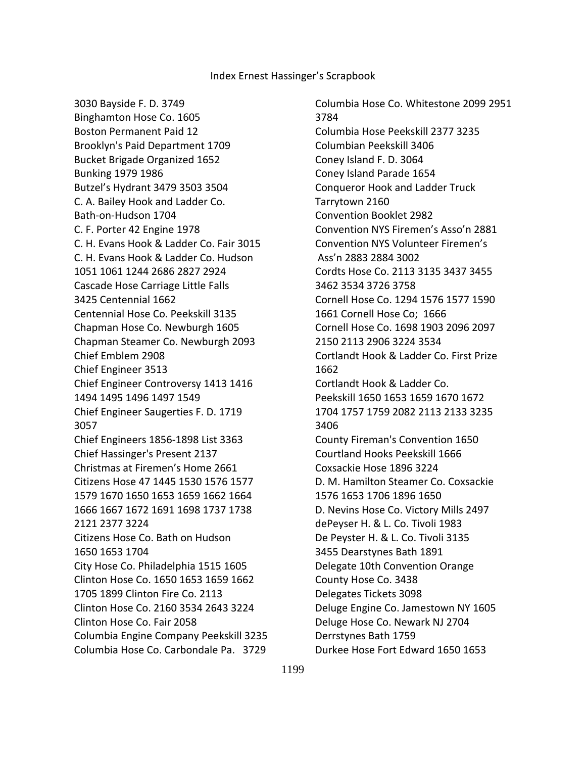# Index Ernest Hassinger's Scrapbook

3030 Bayside F. D. 3749
Binghamton Hose Co. 1605
Boston Permanent Paid 12
Brooklyn's Paid Department 1709
Bucket Brigade Organized 1652
Bunking 1979 1986
Butzel's Hydrant 3479 3503 3504
C. A. Bailey Hook and Ladder Co. Bath-on-Hudson 1704
C. F. Porter 42 Engine 1978
C. H. Evans Hook & Ladder Co. Fair 3015
C. H. Evans Hook & Ladder Co. Hudson 1051 1061 1244 2686 2827 2924
Cascade Hose Carriage Little Falls 3425 Centennial 1662
Centennial Hose Co. Peekskill 3135
Chapman Hose Co. Newburgh 1605
Chapman Steamer Co. Newburgh 2093
Chief Emblem 2908
Chief Engineer 3513
Chief Engineer Controversy 1413 1416 1494 1495 1496 1497 1549
Chief Engineer Saugerties F. D. 1719 3057
Chief Engineers 1856-1898 List 3363
Chief Hassinger's Present 2137
Christmas at Firemen's Home 2661
Citizens Hose 47 1445 1530 1576 1577 1579 1670 1650 1653 1659 1662 1664 1666 1667 1672 1691 1698 1737 1738 2121 2377 3224
Citizens Hose Co. Bath on Hudson 1650 1653 1704
City Hose Co. Philadelphia 1515 1605
Clinton Hose Co. 1650 1653 1659 1662 1705 1899 Clinton Fire Co. 2113
Clinton Hose Co. 2160 3534 2643 3224
Clinton Hose Co. Fair 2058
Columbia Engine Company Peekskill 3235
Columbia Hose Co. Carbondale Pa. 3729
Columbia Hose Co. Whitestone 2099 2951 3784
Columbia Hose Peekskill 2377 3235
Columbian Peekskill 3406
Coney Island F. D. 3064
Coney Island Parade 1654
Conqueror Hook and Ladder Truck Tarrytown 2160
Convention Booklet 2982
Convention NYS Firemen's Asso'n 2881
Convention NYS Volunteer Firemen's Ass'n 2883 2884 3002
Cordts Hose Co. 2113 3135 3437 3455 3462 3534 3726 3758
Cornell Hose Co. 1294 1576 1577 1590 1661 Cornell Hose Co; 1666
Cornell Hose Co. 1698 1903 2096 2097 2150 2113 2906 3224 3534
Cortlandt Hook & Ladder Co. First Prize 1662
Cortlandt Hook & Ladder Co. Peekskill 1650 1653 1659 1670 1672 1704 1757 1759 2082 2113 2133 3235 3406
County Fireman's Convention 1650
Courtland Hooks Peekskill 1666
Coxsackie Hose 1896 3224
D. M. Hamilton Steamer Co. Coxsackie 1576 1653 1706 1896 1650
D. Nevins Hose Co. Victory Mills 2497
dePeyser H. & L. Co. Tivoli 1983
De Peyster H. & L. Co. Tivoli 3135 3455 Dearstynes Bath 1891
Delegate 10th Convention Orange County Hose Co. 3438
Delegates Tickets 3098
Deluge Engine Co. Jamestown NY 1605
Deluge Hose Co. Newark NJ 2704
Derrstynes Bath 1759
Durkee Hose Fort Edward 1650 1653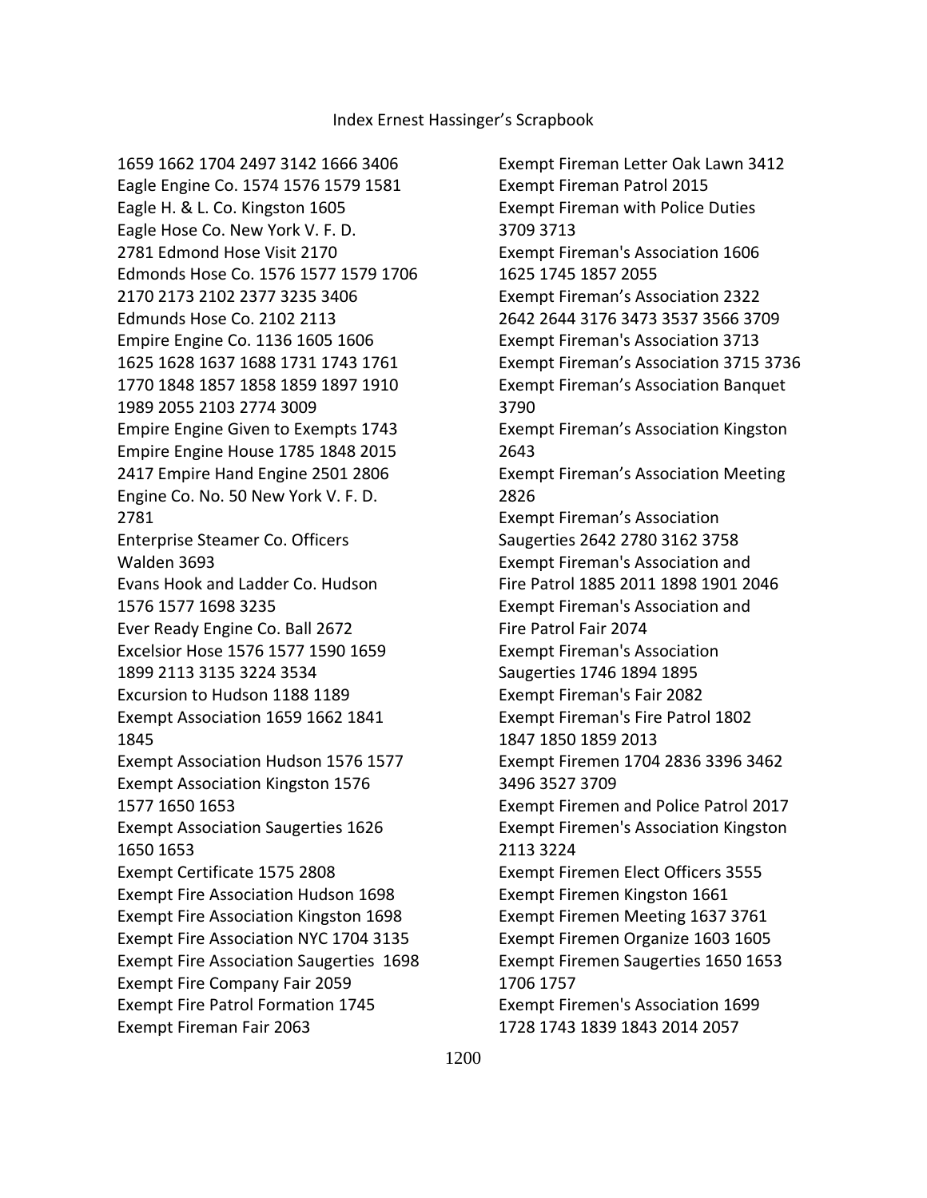1659 1662 1704 2497 3142 1666 3406
Eagle Engine Co. 1574 1576 1579 1581
Eagle H. & L. Co. Kingston 1605
Eagle Hose Co. New York V. F. D.
2781 Edmond Hose Visit 2170
Edmonds Hose Co. 1576 1577 1579 1706
2170 2173 2102 2377 3235 3406
Edmunds Hose Co. 2102 2113
Empire Engine Co. 1136 1605 1606
1625 1628 1637 1688 1731 1743 1761
1770 1848 1857 1858 1859 1897 1910
1989 2055 2103 2774 3009
Empire Engine Given to Exempts 1743
Empire Engine House 1785 1848 2015
2417 Empire Hand Engine 2501 2806
Engine Co. No. 50 New York V. F. D.
2781
Enterprise Steamer Co. Officers
Walden 3693
Evans Hook and Ladder Co. Hudson
1576 1577 1698 3235
Ever Ready Engine Co. Ball 2672
Excelsior Hose 1576 1577 1590 1659
1899 2113 3135 3224 3534
Excursion to Hudson 1188 1189
Exempt Association 1659 1662 1841
1845
Exempt Association Hudson 1576 1577
Exempt Association Kingston 1576
1577 1650 1653
Exempt Association Saugerties 1626
1650 1653
Exempt Certificate 1575 2808
Exempt Fire Association Hudson 1698
Exempt Fire Association Kingston 1698
Exempt Fire Association NYC 1704 3135
Exempt Fire Association Saugerties 1698
Exempt Fire Company Fair 2059
Exempt Fire Patrol Formation 1745
Exempt Fireman Fair 2063
Exempt Fireman Letter Oak Lawn 3412
Exempt Fireman Patrol 2015
Exempt Fireman with Police Duties
3709 3713
Exempt Fireman's Association 1606
1625 1745 1857 2055
Exempt Fireman's Association 2322
2642 2644 3176 3473 3537 3566 3709
Exempt Fireman's Association 3713
Exempt Fireman's Association 3715 3736
Exempt Fireman's Association Banquet
3790
Exempt Fireman's Association Kingston
2643
Exempt Fireman's Association Meeting
2826
Exempt Fireman's Association
Saugerties 2642 2780 3162 3758
Exempt Fireman's Association and
Fire Patrol 1885 2011 1898 1901 2046
Exempt Fireman's Association and
Fire Patrol Fair 2074
Exempt Fireman's Association
Saugerties 1746 1894 1895
Exempt Fireman's Fair 2082
Exempt Fireman's Fire Patrol 1802
1847 1850 1859 2013
Exempt Firemen 1704 2836 3396 3462
3496 3527 3709
Exempt Firemen and Police Patrol 2017
Exempt Firemen's Association Kingston
2113 3224
Exempt Firemen Elect Officers 3555
Exempt Firemen Kingston 1661
Exempt Firemen Meeting 1637 3761
Exempt Firemen Organize 1603 1605
Exempt Firemen Saugerties 1650 1653
1706 1757
Exempt Firemen's Association 1699
1728 1743 1839 1843 2014 2057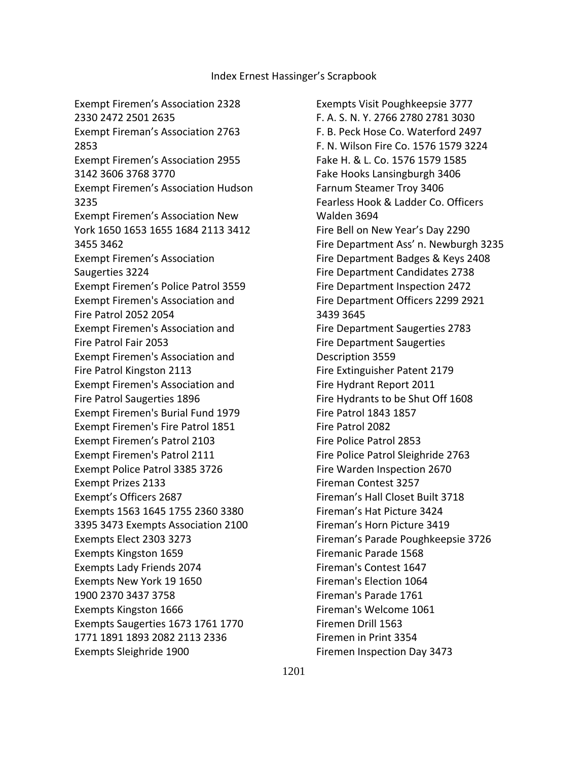Exempt Firemen's Association 2328 2330 2472 2501 2635
Exempt Fireman's Association 2763 2853
Exempt Firemen's Association 2955 3142 3606 3768 3770
Exempt Firemen's Association Hudson 3235
Exempt Firemen's Association New York 1650 1653 1655 1684 2113 3412 3455 3462
Exempt Firemen's Association Saugerties 3224
Exempt Firemen's Police Patrol 3559
Exempt Firemen's Association and Fire Patrol 2052 2054
Exempt Firemen's Association and Fire Patrol Fair 2053
Exempt Firemen's Association and Fire Patrol Kingston 2113
Exempt Firemen's Association and Fire Patrol Saugerties 1896
Exempt Firemen's Burial Fund 1979
Exempt Firemen's Fire Patrol 1851
Exempt Firemen's Patrol 2103
Exempt Firemen's Patrol 2111
Exempt Police Patrol 3385 3726
Exempt Prizes 2133
Exempt's Officers 2687
Exempts 1563 1645 1755 2360 3380 3395 3473 Exempts Association 2100
Exempts Elect 2303 3273
Exempts Kingston 1659
Exempts Lady Friends 2074
Exempts New York 19 1650 1900 2370 3437 3758
Exempts Kingston 1666
Exempts Saugerties 1673 1761 1770 1771 1891 1893 2082 2113 2336
Exempts Sleighride 1900
Exempts Visit Poughkeepsie 3777
F. A. S. N. Y. 2766 2780 2781 3030
F. B. Peck Hose Co. Waterford 2497
F. N. Wilson Fire Co. 1576 1579 3224
Fake H. & L. Co. 1576 1579 1585
Fake Hooks Lansingburgh 3406
Farnum Steamer Troy 3406
Fearless Hook & Ladder Co. Officers Walden 3694
Fire Bell on New Year's Day 2290
Fire Department Ass' n. Newburgh 3235
Fire Department Badges & Keys 2408
Fire Department Candidates 2738
Fire Department Inspection 2472
Fire Department Officers 2299 2921 3439 3645
Fire Department Saugerties 2783
Fire Department Saugerties Description 3559
Fire Extinguisher Patent 2179
Fire Hydrant Report 2011
Fire Hydrants to be Shut Off 1608
Fire Patrol 1843 1857
Fire Patrol 2082
Fire Police Patrol 2853
Fire Police Patrol Sleighride 2763
Fire Warden Inspection 2670
Fireman Contest 3257
Fireman's Hall Closet Built 3718
Fireman's Hat Picture 3424
Fireman's Horn Picture 3419
Fireman's Parade Poughkeepsie 3726
Firemanic Parade 1568
Fireman's Contest 1647
Fireman's Election 1064
Fireman's Parade 1761
Fireman's Welcome 1061
Firemen Drill 1563
Firemen in Print 3354
Firemen Inspection Day 3473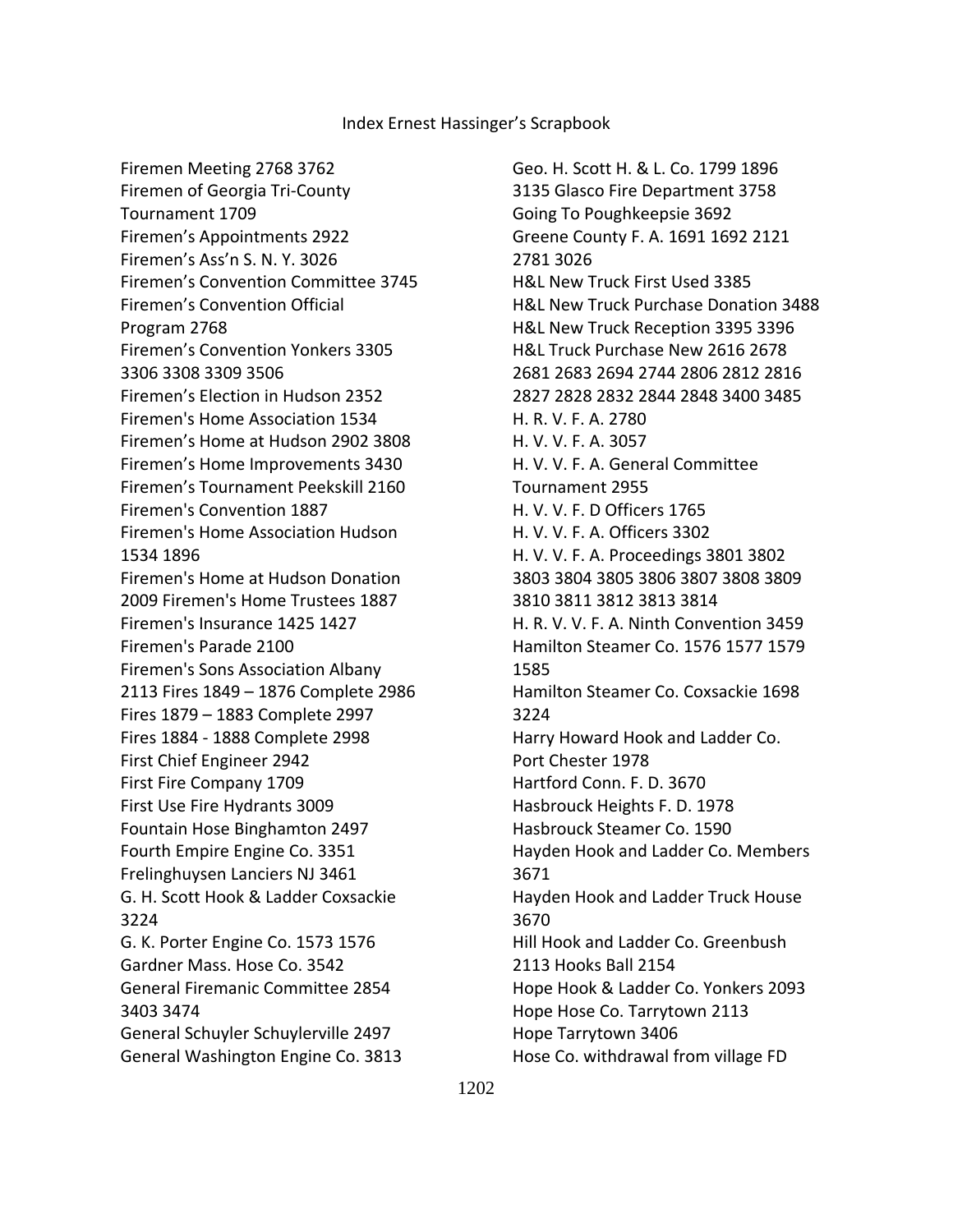Firemen Meeting 2768 3762
Firemen of Georgia Tri-County Tournament 1709
Firemen's Appointments 2922
Firemen's Ass'n S. N. Y. 3026
Firemen's Convention Committee 3745
Firemen's Convention Official Program 2768
Firemen's Convention Yonkers 3305 3306 3308 3309 3506
Firemen's Election in Hudson 2352
Firemen's Home Association 1534
Firemen's Home at Hudson 2902 3808
Firemen's Home Improvements 3430
Firemen's Tournament Peekskill 2160
Firemen's Convention 1887
Firemen's Home Association Hudson 1534 1896
Firemen's Home at Hudson Donation 2009
Firemen's Home Trustees 1887
Firemen's Insurance 1425 1427
Firemen's Parade 2100
Firemen's Sons Association Albany 2113
Fires 1849 – 1876 Complete 2986
Fires 1879 – 1883 Complete 2997
Fires 1884 - 1888 Complete 2998
First Chief Engineer 2942
First Fire Company 1709
First Use Fire Hydrants 3009
Fountain Hose Binghamton 2497
Fourth Empire Engine Co. 3351
Frelinghuysen Lanciers NJ 3461
G. H. Scott Hook & Ladder Coxsackie 3224
G. K. Porter Engine Co. 1573 1576
Gardner Mass. Hose Co. 3542
General Firemanic Committee 2854 3403 3474
General Schuyler Schuylerville 2497
General Washington Engine Co. 3813
Geo. H. Scott H. & L. Co. 1799 1896 3135
Glasco Fire Department 3758
Going To Poughkeepsie 3692
Greene County F. A. 1691 1692 2121 2781 3026
H&L New Truck First Used 3385
H&L New Truck Purchase Donation 3488
H&L New Truck Reception 3395 3396
H&L Truck Purchase New 2616 2678 2681 2683 2694 2744 2806 2812 2816 2827 2828 2832 2844 2848 3400 3485
H. R. V. F. A. 2780
H. V. V. F. A. 3057
H. V. V. F. A. General Committee Tournament 2955
H. V. V. F. D Officers 1765
H. V. V. F. A. Officers 3302
H. V. V. F. A. Proceedings 3801 3802 3803 3804 3805 3806 3807 3808 3809 3810 3811 3812 3813 3814
H. R. V. V. F. A. Ninth Convention 3459
Hamilton Steamer Co. 1576 1577 1579 1585
Hamilton Steamer Co. Coxsackie 1698 3224
Harry Howard Hook and Ladder Co. Port Chester 1978
Hartford Conn. F. D. 3670
Hasbrouck Heights F. D. 1978
Hasbrouck Steamer Co. 1590
Hayden Hook and Ladder Co. Members 3671
Hayden Hook and Ladder Truck House 3670
Hill Hook and Ladder Co. Greenbush 2113
Hooks Ball 2154
Hope Hook & Ladder Co. Yonkers 2093
Hope Hose Co. Tarrytown 2113
Hope Tarrytown 3406
Hose Co. withdrawal from village FD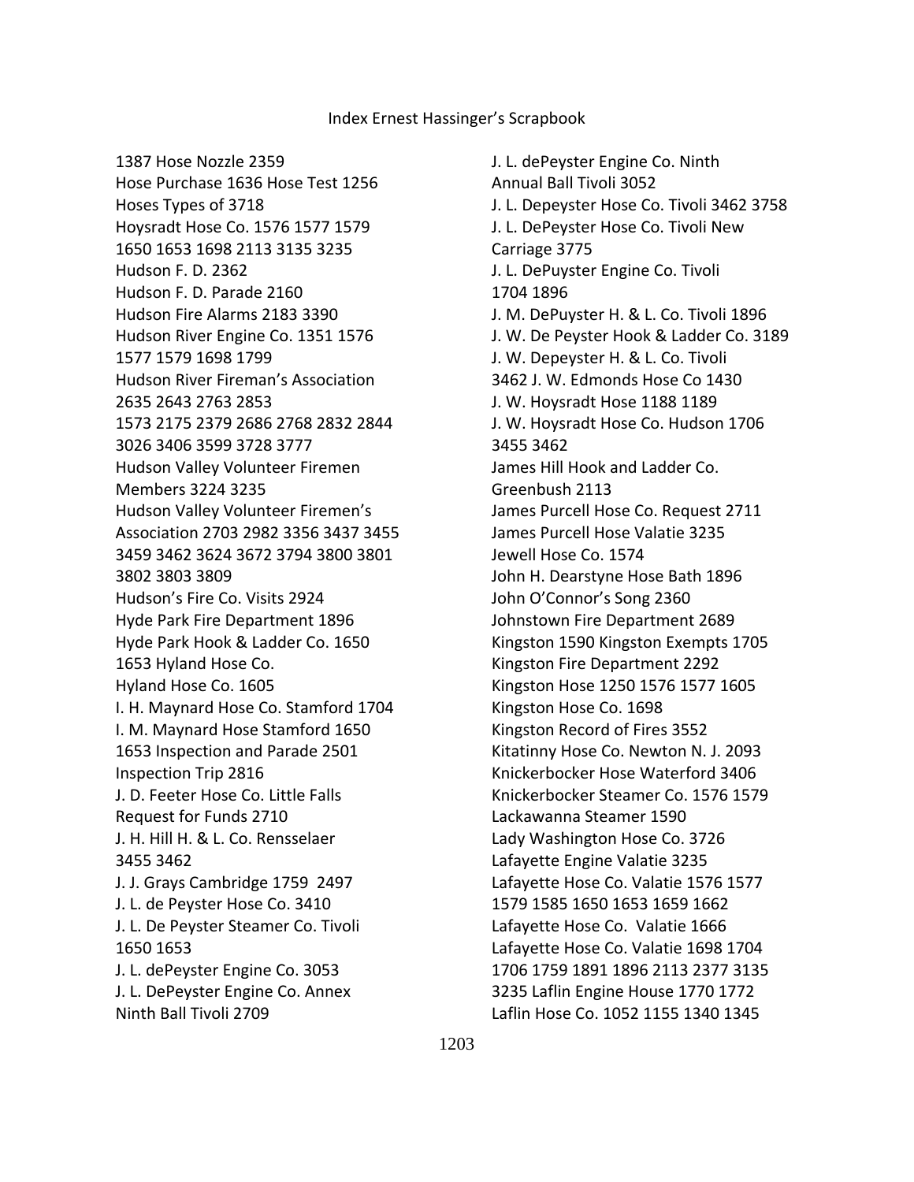1387 Hose Nozzle 2359
Hose Purchase 1636 Hose Test 1256
Hoses Types of 3718
Hoysradt Hose Co. 1576 1577 1579
1650 1653 1698 2113 3135 3235
Hudson F. D. 2362
Hudson F. D. Parade 2160
Hudson Fire Alarms 2183 3390
Hudson River Engine Co. 1351 1576
1577 1579 1698 1799
Hudson River Fireman's Association
2635 2643 2763 2853
1573 2175 2379 2686 2768 2832 2844
3026 3406 3599 3728 3777
Hudson Valley Volunteer Firemen
Members 3224 3235
Hudson Valley Volunteer Firemen's
Association 2703 2982 3356 3437 3455
3459 3462 3624 3672 3794 3800 3801
3802 3803 3809
Hudson's Fire Co. Visits 2924
Hyde Park Fire Department 1896
Hyde Park Hook & Ladder Co. 1650
1653 Hyland Hose Co.
Hyland Hose Co. 1605
I. H. Maynard Hose Co. Stamford 1704
I. M. Maynard Hose Stamford 1650
1653 Inspection and Parade 2501
Inspection Trip 2816
J. D. Feeter Hose Co. Little Falls
Request for Funds 2710
J. H. Hill H. & L. Co. Rensselaer
3455 3462
J. J. Grays Cambridge 1759 2497
J. L. de Peyster Hose Co. 3410
J. L. De Peyster Steamer Co. Tivoli
1650 1653
J. L. dePeyster Engine Co. 3053
J. L. DePeyster Engine Co. Annex
Ninth Ball Tivoli 2709
J. L. dePeyster Engine Co. Ninth
Annual Ball Tivoli 3052
J. L. Depeyster Hose Co. Tivoli 3462 3758
J. L. DePeyster Hose Co. Tivoli New
Carriage 3775
J. L. DePuyster Engine Co. Tivoli
1704 1896
J. M. DePuyster H. & L. Co. Tivoli 1896
J. W. De Peyster Hook & Ladder Co. 3189
J. W. Depeyster H. & L. Co. Tivoli
3462 J. W. Edmonds Hose Co 1430
J. W. Hoysradt Hose 1188 1189
J. W. Hoysradt Hose Co. Hudson 1706
3455 3462
James Hill Hook and Ladder Co.
Greenbush 2113
James Purcell Hose Co. Request 2711
James Purcell Hose Valatie 3235
Jewell Hose Co. 1574
John H. Dearstyne Hose Bath 1896
John O'Connor's Song 2360
Johnstown Fire Department 2689
Kingston 1590 Kingston Exempts 1705
Kingston Fire Department 2292
Kingston Hose 1250 1576 1577 1605
Kingston Hose Co. 1698
Kingston Record of Fires 3552
Kitatinny Hose Co. Newton N. J. 2093
Knickerbocker Hose Waterford 3406
Knickerbocker Steamer Co. 1576 1579
Lackawanna Steamer 1590
Lady Washington Hose Co. 3726
Lafayette Engine Valatie 3235
Lafayette Hose Co. Valatie 1576 1577
1579 1585 1650 1653 1659 1662
Lafayette Hose Co. Valatie 1666
Lafayette Hose Co. Valatie 1698 1704
1706 1759 1891 1896 2113 2377 3135
3235 Laflin Engine House 1770 1772
Laflin Hose Co. 1052 1155 1340 1345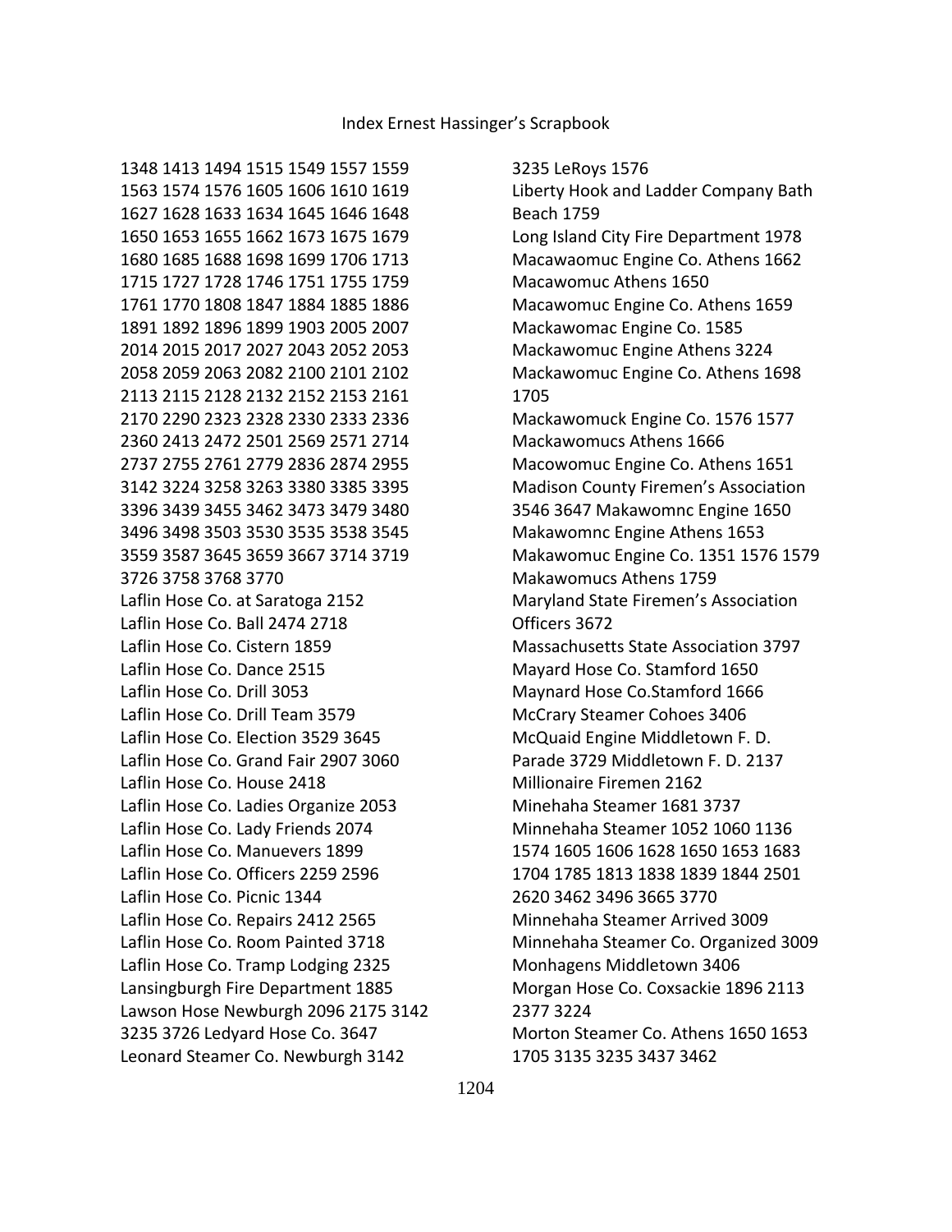1348 1413 1494 1515 1549 1557 1559 1563 1574 1576 1605 1606 1610 1619 1627 1628 1633 1634 1645 1646 1648 1650 1653 1655 1662 1673 1675 1679 1680 1685 1688 1698 1699 1706 1713 1715 1727 1728 1746 1751 1755 1759 1761 1770 1808 1847 1884 1885 1886 1891 1892 1896 1899 1903 2005 2007 2014 2015 2017 2027 2043 2052 2053 2058 2059 2063 2082 2100 2101 2102 2113 2115 2128 2132 2152 2153 2161 2170 2290 2323 2328 2330 2333 2336 2360 2413 2472 2501 2569 2571 2714 2737 2755 2761 2779 2836 2874 2955 3142 3224 3258 3263 3380 3385 3395 3396 3439 3455 3462 3473 3479 3480 3496 3498 3503 3530 3535 3538 3545 3559 3587 3645 3659 3667 3714 3719 3726 3758 3768 3770

Laflin Hose Co. at Saratoga 2152
Laflin Hose Co. Ball 2474 2718
Laflin Hose Co. Cistern 1859
Laflin Hose Co. Dance 2515
Laflin Hose Co. Drill 3053
Laflin Hose Co. Drill Team 3579
Laflin Hose Co. Election 3529 3645
Laflin Hose Co. Grand Fair 2907 3060
Laflin Hose Co. House 2418
Laflin Hose Co. Ladies Organize 2053
Laflin Hose Co. Lady Friends 2074
Laflin Hose Co. Manuevers 1899
Laflin Hose Co. Officers 2259 2596
Laflin Hose Co. Picnic 1344
Laflin Hose Co. Repairs 2412 2565
Laflin Hose Co. Room Painted 3718
Laflin Hose Co. Tramp Lodging 2325
Lansingburgh Fire Department 1885
Lawson Hose Newburgh 2096 2175 3142 3235 3726 Ledyard Hose Co. 3647
Leonard Steamer Co. Newburgh 3142 3235 LeRoys 1576
Liberty Hook and Ladder Company Bath Beach 1759
Long Island City Fire Department 1978
Macawaomuc Engine Co. Athens 1662
Macawomuc Athens 1650
Macawomuc Engine Co. Athens 1659
Mackawomac Engine Co. 1585
Mackawomuc Engine Athens 3224
Mackawomuc Engine Co. Athens 1698 1705
Mackawomuck Engine Co. 1576 1577
Mackawomucs Athens 1666
Macowomuc Engine Co. Athens 1651
Madison County Firemen's Association 3546 3647 Makawomnc Engine 1650
Makawomnc Engine Athens 1653
Makawomuc Engine Co. 1351 1576 1579
Makawomucs Athens 1759
Maryland State Firemen's Association Officers 3672
Massachusetts State Association 3797
Mayard Hose Co. Stamford 1650
Maynard Hose Co.Stamford 1666
McCrary Steamer Cohoes 3406
McQuaid Engine Middletown F. D. Parade 3729 Middletown F. D. 2137
Millionaire Firemen 2162
Minehaha Steamer 1681 3737
Minnehaha Steamer 1052 1060 1136 1574 1605 1606 1628 1650 1653 1683 1704 1785 1813 1838 1839 1844 2501 2620 3462 3496 3665 3770
Minnehaha Steamer Arrived 3009
Minnehaha Steamer Co. Organized 3009
Monhagens Middletown 3406
Morgan Hose Co. Coxsackie 1896 2113 2377 3224
Morton Steamer Co. Athens 1650 1653 1705 3135 3235 3437 3462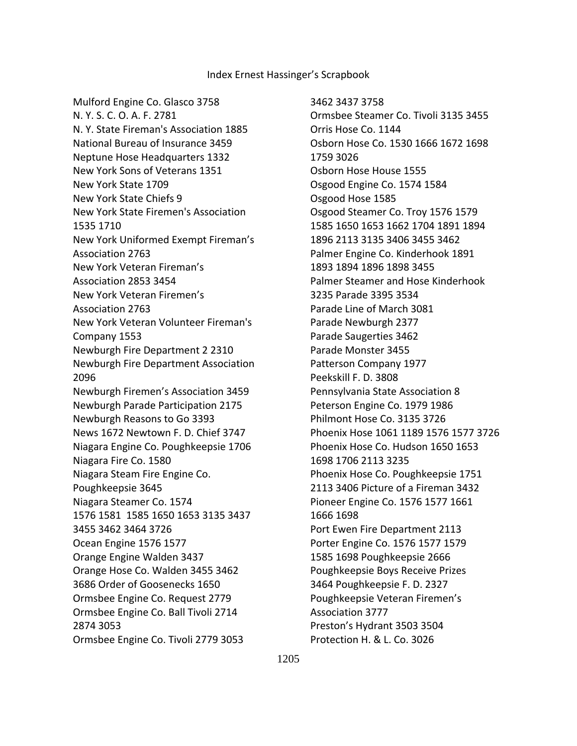Index Ernest Hassinger's Scrapbook

Mulford Engine Co. Glasco 3758
N. Y. S. C. O. A. F. 2781
N. Y. State Fireman's Association 1885
National Bureau of Insurance 3459
Neptune Hose Headquarters 1332
New York Sons of Veterans 1351
New York State 1709
New York State Chiefs 9
New York State Firemen's Association 1535 1710
New York Uniformed Exempt Fireman's Association 2763
New York Veteran Fireman's Association 2853 3454
New York Veteran Firemen's Association 2763
New York Veteran Volunteer Fireman's Company 1553
Newburgh Fire Department 2 2310
Newburgh Fire Department Association 2096
Newburgh Firemen's Association 3459
Newburgh Parade Participation 2175
Newburgh Reasons to Go 3393
News 1672 Newtown F. D. Chief 3747
Niagara Engine Co. Poughkeepsie 1706
Niagara Fire Co. 1580
Niagara Steam Fire Engine Co. Poughkeepsie 3645
Niagara Steamer Co. 1574 1576 1581 1585 1650 1653 3135 3437 3455 3462 3464 3726
Ocean Engine 1576 1577
Orange Engine Walden 3437
Orange Hose Co. Walden 3455 3462 3686 Order of Goosenecks 1650
Ormsbee Engine Co. Request 2779
Ormsbee Engine Co. Ball Tivoli 2714 2874 3053
Ormsbee Engine Co. Tivoli 2779 3053 3462 3437 3758
Ormsbee Steamer Co. Tivoli 3135 3455
Orris Hose Co. 1144
Osborn Hose Co. 1530 1666 1672 1698 1759 3026
Osborn Hose House 1555
Osgood Engine Co. 1574 1584
Osgood Hose 1585
Osgood Steamer Co. Troy 1576 1579 1585 1650 1653 1662 1704 1891 1894 1896 2113 3135 3406 3455 3462
Palmer Engine Co. Kinderhook 1891 1893 1894 1896 1898 3455
Palmer Steamer and Hose Kinderhook 3235 Parade 3395 3534
Parade Line of March 3081
Parade Newburgh 2377
Parade Saugerties 3462
Parade Monster 3455
Patterson Company 1977
Peekskill F. D. 3808
Pennsylvania State Association 8
Peterson Engine Co. 1979 1986
Philmont Hose Co. 3135 3726
Phoenix Hose 1061 1189 1576 1577 3726
Phoenix Hose Co. Hudson 1650 1653 1698 1706 2113 3235
Phoenix Hose Co. Poughkeepsie 1751 2113 3406 Picture of a Fireman 3432
Pioneer Engine Co. 1576 1577 1661 1666 1698
Port Ewen Fire Department 2113
Porter Engine Co. 1576 1577 1579 1585 1698 Poughkeepsie 2666
Poughkeepsie Boys Receive Prizes 3464 Poughkeepsie F. D. 2327
Poughkeepsie Veteran Firemen's Association 3777
Preston's Hydrant 3503 3504
Protection H. & L. Co. 3026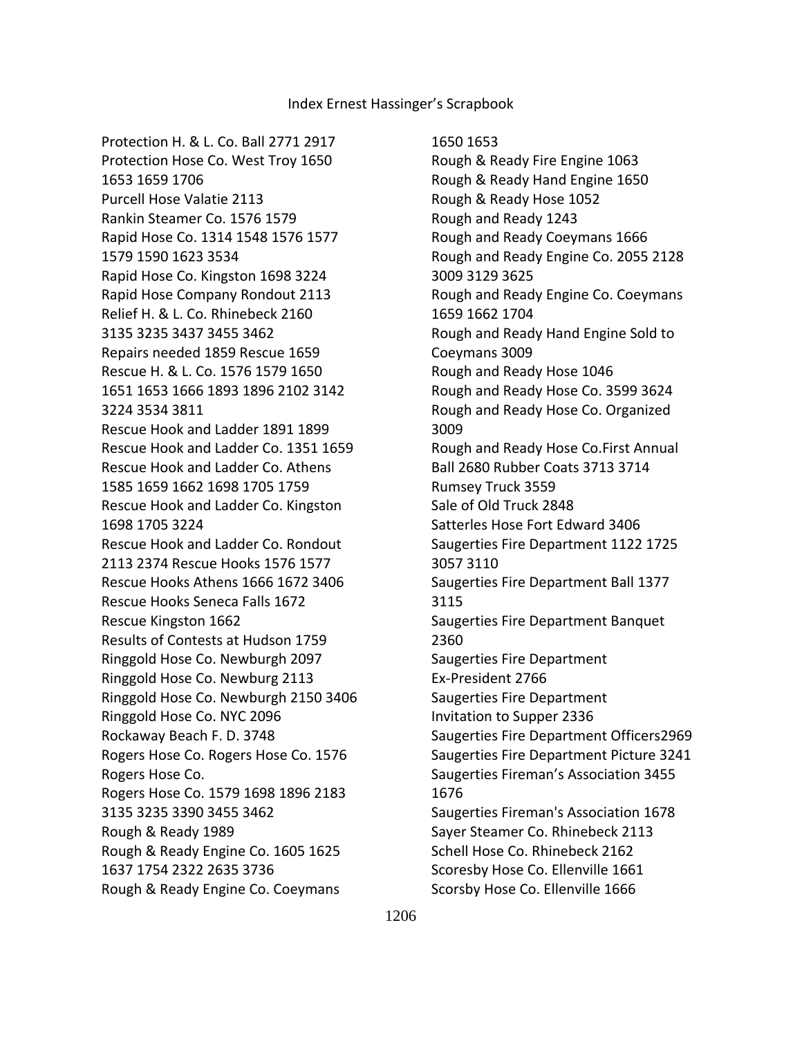Protection H. & L. Co. Ball 2771 2917
Protection Hose Co. West Troy 1650 1653 1659 1706
Purcell Hose Valatie 2113
Rankin Steamer Co. 1576 1579
Rapid Hose Co. 1314 1548 1576 1577 1579 1590 1623 3534
Rapid Hose Co. Kingston 1698 3224
Rapid Hose Company Rondout 2113
Relief H. & L. Co. Rhinebeck 2160 3135 3235 3437 3455 3462
Repairs needed 1859 Rescue 1659
Rescue H. & L. Co. 1576 1579 1650 1651 1653 1666 1893 1896 2102 3142 3224 3534 3811
Rescue Hook and Ladder 1891 1899
Rescue Hook and Ladder Co. 1351 1659
Rescue Hook and Ladder Co. Athens 1585 1659 1662 1698 1705 1759
Rescue Hook and Ladder Co. Kingston 1698 1705 3224
Rescue Hook and Ladder Co. Rondout 2113 2374 Rescue Hooks 1576 1577
Rescue Hooks Athens 1666 1672 3406
Rescue Hooks Seneca Falls 1672
Rescue Kingston 1662
Results of Contests at Hudson 1759
Ringgold Hose Co. Newburgh 2097
Ringgold Hose Co. Newburg 2113
Ringgold Hose Co. Newburgh 2150 3406
Ringgold Hose Co. NYC 2096
Rockaway Beach F. D. 3748
Rogers Hose Co. Rogers Hose Co. 1576
Rogers Hose Co.
Rogers Hose Co. 1579 1698 1896 2183 3135 3235 3390 3455 3462
Rough & Ready 1989
Rough & Ready Engine Co. 1605 1625 1637 1754 2322 2635 3736
Rough & Ready Engine Co. Coeymans 1650 1653
Rough & Ready Fire Engine 1063
Rough & Ready Hand Engine 1650
Rough & Ready Hose 1052
Rough and Ready 1243
Rough and Ready Coeymans 1666
Rough and Ready Engine Co. 2055 2128 3009 3129 3625
Rough and Ready Engine Co. Coeymans 1659 1662 1704
Rough and Ready Hand Engine Sold to Coeymans 3009
Rough and Ready Hose 1046
Rough and Ready Hose Co. 3599 3624
Rough and Ready Hose Co. Organized 3009
Rough and Ready Hose Co.First Annual Ball 2680 Rubber Coats 3713 3714
Rumsey Truck 3559
Sale of Old Truck 2848
Satterles Hose Fort Edward 3406
Saugerties Fire Department 1122 1725 3057 3110
Saugerties Fire Department Ball 1377 3115
Saugerties Fire Department Banquet 2360
Saugerties Fire Department Ex-President 2766
Saugerties Fire Department Invitation to Supper 2336
Saugerties Fire Department Officers2969
Saugerties Fire Department Picture 3241
Saugerties Fireman's Association 3455 1676
Saugerties Fireman's Association 1678
Sayer Steamer Co. Rhinebeck 2113
Schell Hose Co. Rhinebeck 2162
Scoresby Hose Co. Ellenville 1661
Scorsby Hose Co. Ellenville 1666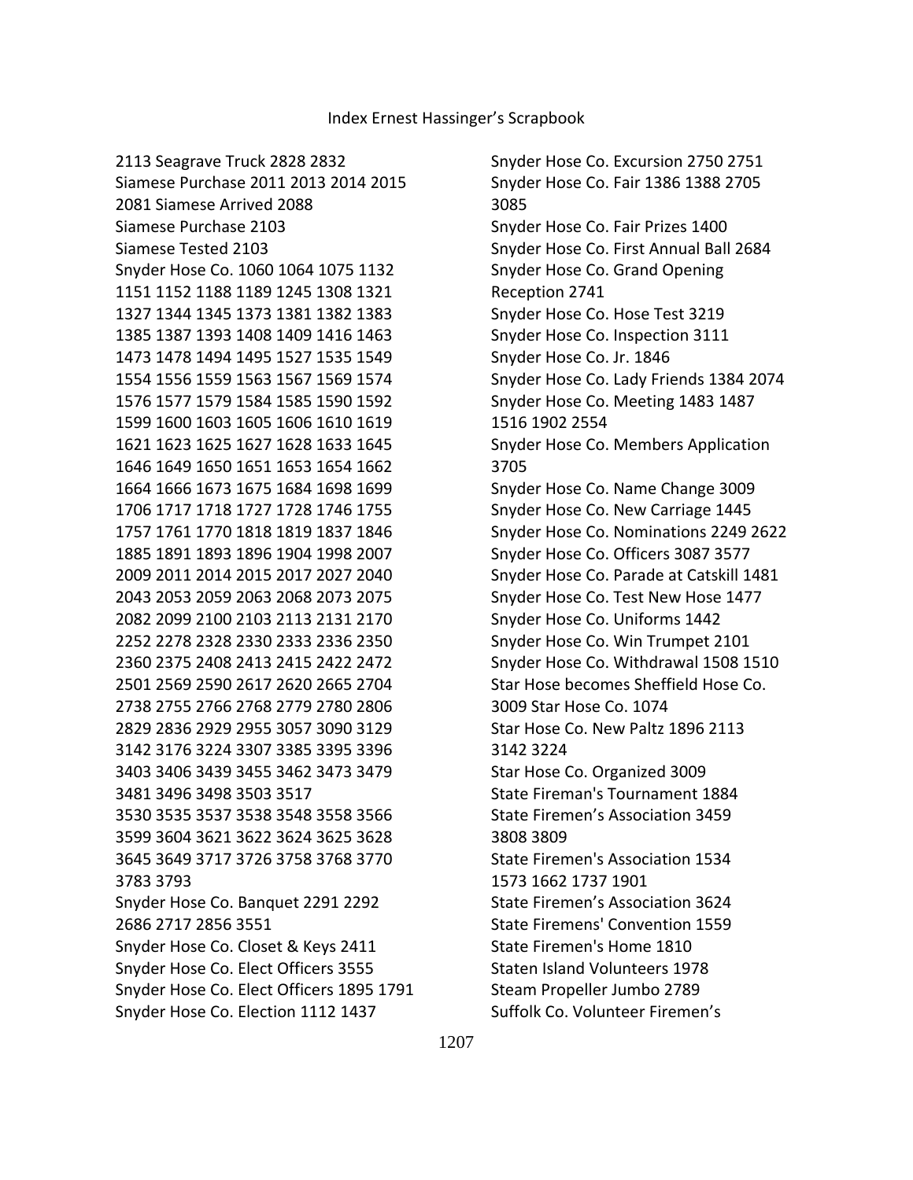2113 Seagrave Truck 2828 2832
Siamese Purchase 2011 2013 2014 2015
2081 Siamese Arrived 2088
Siamese Purchase 2103
Siamese Tested 2103
Snyder Hose Co. 1060 1064 1075 1132
1151 1152 1188 1189 1245 1308 1321
1327 1344 1345 1373 1381 1382 1383
1385 1387 1393 1408 1409 1416 1463
1473 1478 1494 1495 1527 1535 1549
1554 1556 1559 1563 1567 1569 1574
1576 1577 1579 1584 1585 1590 1592
1599 1600 1603 1605 1606 1610 1619
1621 1623 1625 1627 1628 1633 1645
1646 1649 1650 1651 1653 1654 1662
1664 1666 1673 1675 1684 1698 1699
1706 1717 1718 1727 1728 1746 1755
1757 1761 1770 1818 1819 1837 1846
1885 1891 1893 1896 1904 1998 2007
2009 2011 2014 2015 2017 2027 2040
2043 2053 2059 2063 2068 2073 2075
2082 2099 2100 2103 2113 2131 2170
2252 2278 2328 2330 2333 2336 2350
2360 2375 2408 2413 2415 2422 2472
2501 2569 2590 2617 2620 2665 2704
2738 2755 2766 2768 2779 2780 2806
2829 2836 2929 2955 3057 3090 3129
3142 3176 3224 3307 3385 3395 3396
3403 3406 3439 3455 3462 3473 3479
3481 3496 3498 3503 3517
3530 3535 3537 3538 3548 3558 3566
3599 3604 3621 3622 3624 3625 3628
3645 3649 3717 3726 3758 3768 3770
3783 3793
Snyder Hose Co. Banquet 2291 2292
2686 2717 2856 3551
Snyder Hose Co. Closet & Keys 2411
Snyder Hose Co. Elect Officers 3555
Snyder Hose Co. Elect Officers 1895 1791
Snyder Hose Co. Election 1112 1437
Snyder Hose Co. Excursion 2750 2751
Snyder Hose Co. Fair 1386 1388 2705
3085
Snyder Hose Co. Fair Prizes 1400
Snyder Hose Co. First Annual Ball 2684
Snyder Hose Co. Grand Opening
Reception 2741
Snyder Hose Co. Hose Test 3219
Snyder Hose Co. Inspection 3111
Snyder Hose Co. Jr. 1846
Snyder Hose Co. Lady Friends 1384 2074
Snyder Hose Co. Meeting 1483 1487
1516 1902 2554
Snyder Hose Co. Members Application
3705
Snyder Hose Co. Name Change 3009
Snyder Hose Co. New Carriage 1445
Snyder Hose Co. Nominations 2249 2622
Snyder Hose Co. Officers 3087 3577
Snyder Hose Co. Parade at Catskill 1481
Snyder Hose Co. Test New Hose 1477
Snyder Hose Co. Uniforms 1442
Snyder Hose Co. Win Trumpet 2101
Snyder Hose Co. Withdrawal 1508 1510
Star Hose becomes Sheffield Hose Co.
3009 Star Hose Co. 1074
Star Hose Co. New Paltz 1896 2113
3142 3224
Star Hose Co. Organized 3009
State Fireman's Tournament 1884
State Firemen's Association 3459
3808 3809
State Firemen's Association 1534
1573 1662 1737 1901
State Firemen's Association 3624
State Firemens' Convention 1559
State Firemen's Home 1810
Staten Island Volunteers 1978
Steam Propeller Jumbo 2789
Suffolk Co. Volunteer Firemen's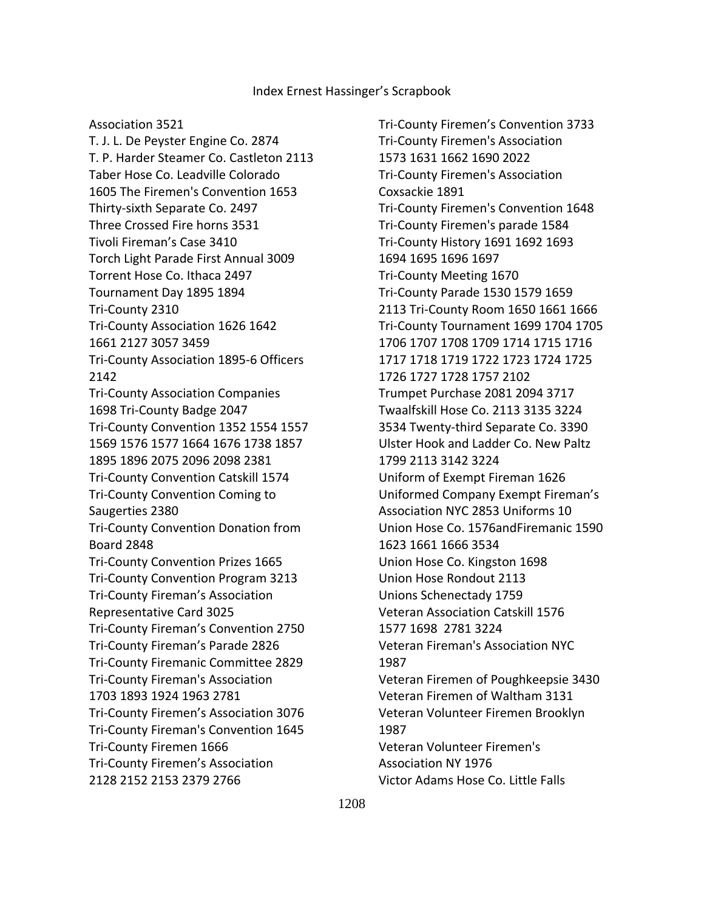Index Ernest Hassinger's Scrapbook

Association 3521
T. J. L. De Peyster Engine Co. 2874
T. P. Harder Steamer Co. Castleton 2113
Taber Hose Co. Leadville Colorado
1605 The Firemen's Convention 1653
Thirty-sixth Separate Co. 2497
Three Crossed Fire horns 3531
Tivoli Fireman's Case 3410
Torch Light Parade First Annual 3009
Torrent Hose Co. Ithaca 2497
Tournament Day 1895 1894
Tri-County 2310
Tri-County Association 1626 1642
1661 2127 3057 3459
Tri-County Association 1895-6 Officers
2142
Tri-County Association Companies
1698 Tri-County Badge 2047
Tri-County Convention 1352 1554 1557
1569 1576 1577 1664 1676 1738 1857
1895 1896 2075 2096 2098 2381
Tri-County Convention Catskill 1574
Tri-County Convention Coming to
Saugerties 2380
Tri-County Convention Donation from
Board 2848
Tri-County Convention Prizes 1665
Tri-County Convention Program 3213
Tri-County Fireman's Association
Representative Card 3025
Tri-County Fireman's Convention 2750
Tri-County Fireman's Parade 2826
Tri-County Firemanic Committee 2829
Tri-County Fireman's Association
1703 1893 1924 1963 2781
Tri-County Firemen's Association 3076
Tri-County Fireman's Convention 1645
Tri-County Firemen 1666
Tri-County Firemen's Association
2128 2152 2153 2379 2766
Tri-County Firemen's Convention 3733
Tri-County Firemen's Association
1573 1631 1662 1690 2022
Tri-County Firemen's Association
Coxsackie 1891
Tri-County Firemen's Convention 1648
Tri-County Firemen's parade 1584
Tri-County History 1691 1692 1693
1694 1695 1696 1697
Tri-County Meeting 1670
Tri-County Parade 1530 1579 1659
2113 Tri-County Room 1650 1661 1666
Tri-County Tournament 1699 1704 1705
1706 1707 1708 1709 1714 1715 1716
1717 1718 1719 1722 1723 1724 1725
1726 1727 1728 1757 2102
Trumpet Purchase 2081 2094 3717
Twaalfskill Hose Co. 2113 3135 3224
3534 Twenty-third Separate Co. 3390
Ulster Hook and Ladder Co. New Paltz
1799 2113 3142 3224
Uniform of Exempt Fireman 1626
Uniformed Company Exempt Fireman's
Association NYC 2853 Uniforms 10
Union Hose Co. 1576andFiremanic 1590
1623 1661 1666 3534
Union Hose Co. Kingston 1698
Union Hose Rondout 2113
Unions Schenectady 1759
Veteran Association Catskill 1576
1577 1698 2781 3224
Veteran Fireman's Association NYC
1987
Veteran Firemen of Poughkeepsie 3430
Veteran Firemen of Waltham 3131
Veteran Volunteer Firemen Brooklyn
1987
Veteran Volunteer Firemen's
Association NY 1976
Victor Adams Hose Co. Little Falls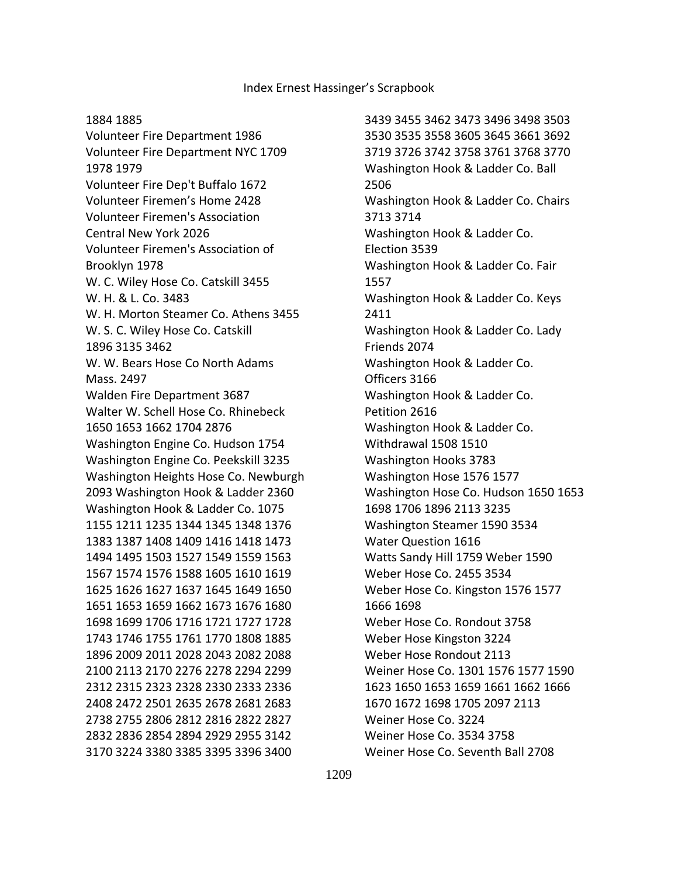1884 1885
Volunteer Fire Department 1986
Volunteer Fire Department NYC 1709 1978 1979
Volunteer Fire Dep't Buffalo 1672
Volunteer Firemen's Home 2428
Volunteer Firemen's Association Central New York 2026
Volunteer Firemen's Association of Brooklyn 1978
W. C. Wiley Hose Co. Catskill 3455
W. H. & L. Co. 3483
W. H. Morton Steamer Co. Athens 3455
W. S. C. Wiley Hose Co. Catskill 1896 3135 3462
W. W. Bears Hose Co North Adams Mass. 2497
Walden Fire Department 3687
Walter W. Schell Hose Co. Rhinebeck 1650 1653 1662 1704 2876
Washington Engine Co. Hudson 1754
Washington Engine Co. Peekskill 3235
Washington Heights Hose Co. Newburgh 2093 Washington Hook & Ladder 2360
Washington Hook & Ladder Co. 1075 1155 1211 1235 1344 1345 1348 1376 1383 1387 1408 1409 1416 1418 1473 1494 1495 1503 1527 1549 1559 1563 1567 1574 1576 1588 1605 1610 1619 1625 1626 1627 1637 1645 1649 1650 1651 1653 1659 1662 1673 1676 1680 1698 1699 1706 1716 1721 1727 1728 1743 1746 1755 1761 1770 1808 1885 1896 2009 2011 2028 2043 2082 2088 2100 2113 2170 2276 2278 2294 2299 2312 2315 2323 2328 2330 2333 2336 2408 2472 2501 2635 2678 2681 2683 2738 2755 2806 2812 2816 2822 2827 2832 2836 2854 2894 2929 2955 3142 3170 3224 3380 3385 3395 3396 3400 3439 3455 3462 3473 3496 3498 3503 3530 3535 3558 3605 3645 3661 3692 3719 3726 3742 3758 3761 3768 3770
Washington Hook & Ladder Co. Ball 2506
Washington Hook & Ladder Co. Chairs 3713 3714
Washington Hook & Ladder Co. Election 3539
Washington Hook & Ladder Co. Fair 1557
Washington Hook & Ladder Co. Keys 2411
Washington Hook & Ladder Co. Lady Friends 2074
Washington Hook & Ladder Co. Officers 3166
Washington Hook & Ladder Co. Petition 2616
Washington Hook & Ladder Co. Withdrawal 1508 1510
Washington Hooks 3783
Washington Hose 1576 1577
Washington Hose Co. Hudson 1650 1653 1698 1706 1896 2113 3235
Washington Steamer 1590 3534
Water Question 1616
Watts Sandy Hill 1759 Weber 1590
Weber Hose Co. 2455 3534
Weber Hose Co. Kingston 1576 1577 1666 1698
Weber Hose Co. Rondout 3758
Weber Hose Kingston 3224
Weber Hose Rondout 2113
Weiner Hose Co. 1301 1576 1577 1590 1623 1650 1653 1659 1661 1662 1666 1670 1672 1698 1705 2097 2113
Weiner Hose Co. 3224
Weiner Hose Co. 3534 3758
Weiner Hose Co. Seventh Ball 2708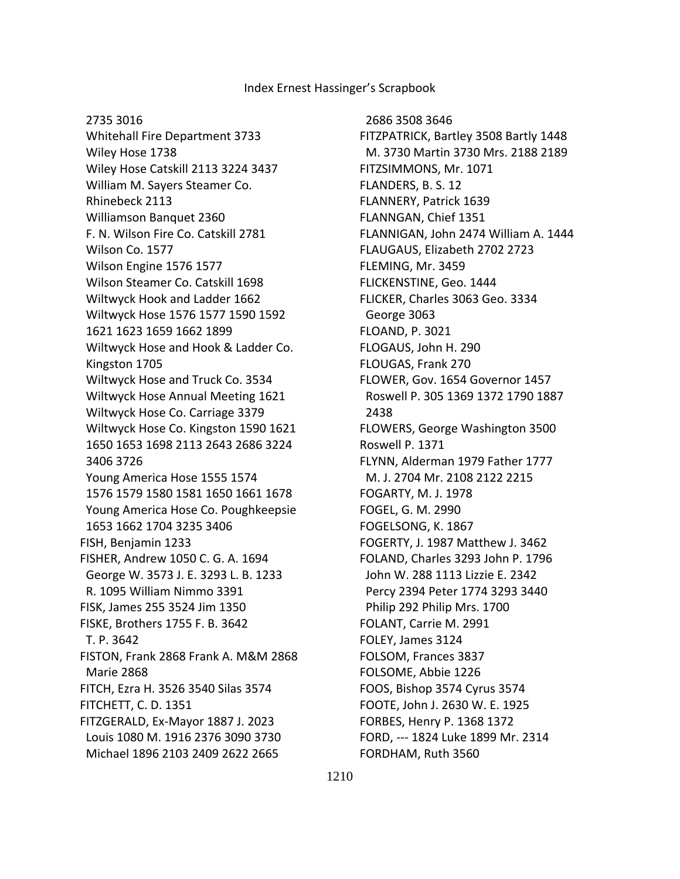2735 3016
Whitehall Fire Department 3733
Wiley Hose 1738
Wiley Hose Catskill 2113 3224 3437
William M. Sayers Steamer Co. Rhinebeck 2113
Williamson Banquet 2360
F. N. Wilson Fire Co. Catskill 2781
Wilson Co. 1577
Wilson Engine 1576 1577
Wilson Steamer Co. Catskill 1698
Wiltwyck Hook and Ladder 1662
Wiltwyck Hose 1576 1577 1590 1592 1621 1623 1659 1662 1899
Wiltwyck Hose and Hook & Ladder Co. Kingston 1705
Wiltwyck Hose and Truck Co. 3534
Wiltwyck Hose Annual Meeting 1621
Wiltwyck Hose Co. Carriage 3379
Wiltwyck Hose Co. Kingston 1590 1621 1650 1653 1698 2113 2643 2686 3224 3406 3726
Young America Hose 1555 1574 1576 1579 1580 1581 1650 1661 1678
Young America Hose Co. Poughkeepsie 1653 1662 1704 3235 3406

FISH, Benjamin 1233
FISHER, Andrew 1050 C. G. A. 1694 George W. 3573 J. E. 3293 L. B. 1233 R. 1095 William Nimmo 3391
FISK, James 255 3524 Jim 1350
FISKE, Brothers 1755 F. B. 3642 T. P. 3642
FISTON, Frank 2868 Frank A. M&M 2868 Marie 2868
FITCH, Ezra H. 3526 3540 Silas 3574
FITCHETT, C. D. 1351
FITZGERALD, Ex-Mayor 1887 J. 2023 Louis 1080 M. 1916 2376 3090 3730 Michael 1896 2103 2409 2622 2665 2686 3508 3646
FITZPATRICK, Bartley 3508 Bartly 1448 M. 3730 Martin 3730 Mrs. 2188 2189
FITZSIMMONS, Mr. 1071
FLANDERS, B. S. 12
FLANNERY, Patrick 1639
FLANNGAN, Chief 1351
FLANNIGAN, John 2474 William A. 1444
FLAUGAUS, Elizabeth 2702 2723
FLEMING, Mr. 3459
FLICKENSTINE, Geo. 1444
FLICKER, Charles 3063 Geo. 3334 George 3063
FLOAND, P. 3021
FLOGAUS, John H. 290
FLOUGAS, Frank 270
FLOWER, Gov. 1654 Governor 1457 Roswell P. 305 1369 1372 1790 1887 2438
FLOWERS, George Washington 3500 Roswell P. 1371
FLYNN, Alderman 1979 Father 1777 M. J. 2704 Mr. 2108 2122 2215
FOGARTY, M. J. 1978
FOGEL, G. M. 2990
FOGELSONG, K. 1867
FOGERTY, J. 1987 Matthew J. 3462
FOLAND, Charles 3293 John P. 1796 John W. 288 1113 Lizzie E. 2342 Percy 2394 Peter 1774 3293 3440 Philip 292 Philip Mrs. 1700
FOLANT, Carrie M. 2991
FOLEY, James 3124
FOLSOM, Frances 3837
FOLSOME, Abbie 1226
FOOS, Bishop 3574 Cyrus 3574
FOOTE, John J. 2630 W. E. 1925
FORBES, Henry P. 1368 1372
FORD, --- 1824 Luke 1899 Mr. 2314
FORDHAM, Ruth 3560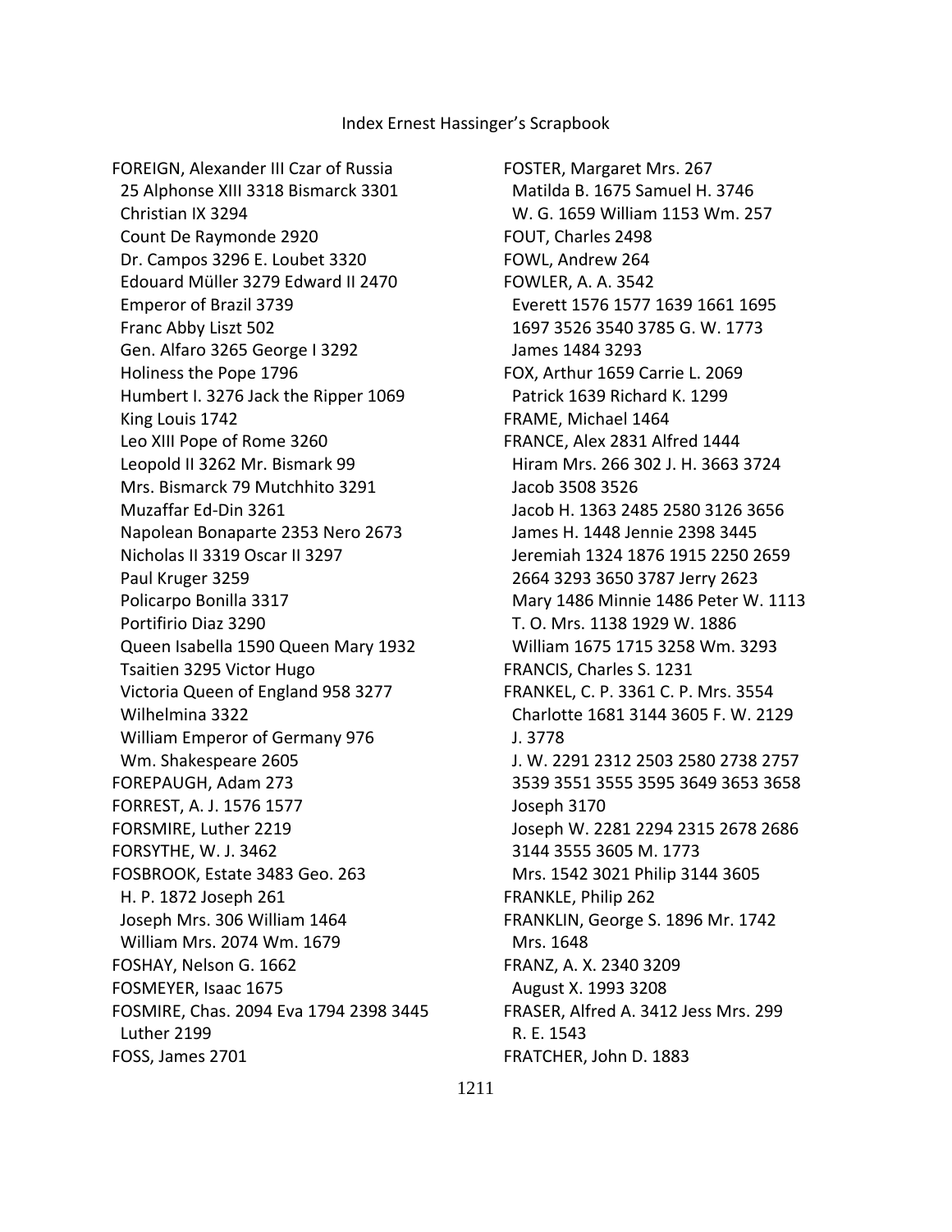FOREIGN, Alexander III Czar of Russia 25 Alphonse XIII 3318 Bismarck 3301 Christian IX 3294 Count De Raymonde 2920 Dr. Campos 3296 E. Loubet 3320 Edouard Müller 3279 Edward II 2470 Emperor of Brazil 3739 Franc Abby Liszt 502 Gen. Alfaro 3265 George I 3292 Holiness the Pope 1796 Humbert I. 3276 Jack the Ripper 1069 King Louis 1742 Leo XIII Pope of Rome 3260 Leopold II 3262 Mr. Bismark 99 Mrs. Bismarck 79 Mutchhito 3291 Muzaffar Ed-Din 3261 Napolean Bonaparte 2353 Nero 2673 Nicholas II 3319 Oscar II 3297 Paul Kruger 3259 Policarpo Bonilla 3317 Portifirio Diaz 3290 Queen Isabella 1590 Queen Mary 1932 Tsaitien 3295 Victor Hugo Victoria Queen of England 958 3277 Wilhelmina 3322 William Emperor of Germany 976 Wm. Shakespeare 2605

FOREPAUGH, Adam 273

FORREST, A. J. 1576 1577

FORSMIRE, Luther 2219

FORSYTHE, W. J. 3462

FOSBROOK, Estate 3483 Geo. 263 H. P. 1872 Joseph 261 Joseph Mrs. 306 William 1464 William Mrs. 2074 Wm. 1679

FOSHAY, Nelson G. 1662

FOSMEYER, Isaac 1675

FOSMIRE, Chas. 2094 Eva 1794 2398 3445 Luther 2199

FOSS, James 2701

FOSTER, Margaret Mrs. 267 Matilda B. 1675 Samuel H. 3746 W. G. 1659 William 1153 Wm. 257

FOUT, Charles 2498

FOWL, Andrew 264

FOWLER, A. A. 3542 Everett 1576 1577 1639 1661 1695 1697 3526 3540 3785 G. W. 1773 James 1484 3293

FOX, Arthur 1659 Carrie L. 2069 Patrick 1639 Richard K. 1299

FRAME, Michael 1464

FRANCE, Alex 2831 Alfred 1444 Hiram Mrs. 266 302 J. H. 3663 3724 Jacob 3508 3526 Jacob H. 1363 2485 2580 3126 3656 James H. 1448 Jennie 2398 3445 Jeremiah 1324 1876 1915 2250 2659 2664 3293 3650 3787 Jerry 2623 Mary 1486 Minnie 1486 Peter W. 1113 T. O. Mrs. 1138 1929 W. 1886 William 1675 1715 3258 Wm. 3293

FRANCIS, Charles S. 1231

FRANKEL, C. P. 3361 C. P. Mrs. 3554 Charlotte 1681 3144 3605 F. W. 2129 J. 3778 J. W. 2291 2312 2503 2580 2738 2757 3539 3551 3555 3595 3649 3653 3658 Joseph 3170 Joseph W. 2281 2294 2315 2678 2686 3144 3555 3605 M. 1773 Mrs. 1542 3021 Philip 3144 3605

FRANKLE, Philip 262

FRANKLIN, George S. 1896 Mr. 1742 Mrs. 1648

FRANZ, A. X. 2340 3209 August X. 1993 3208

FRASER, Alfred A. 3412 Jess Mrs. 299 R. E. 1543

FRATCHER, John D. 1883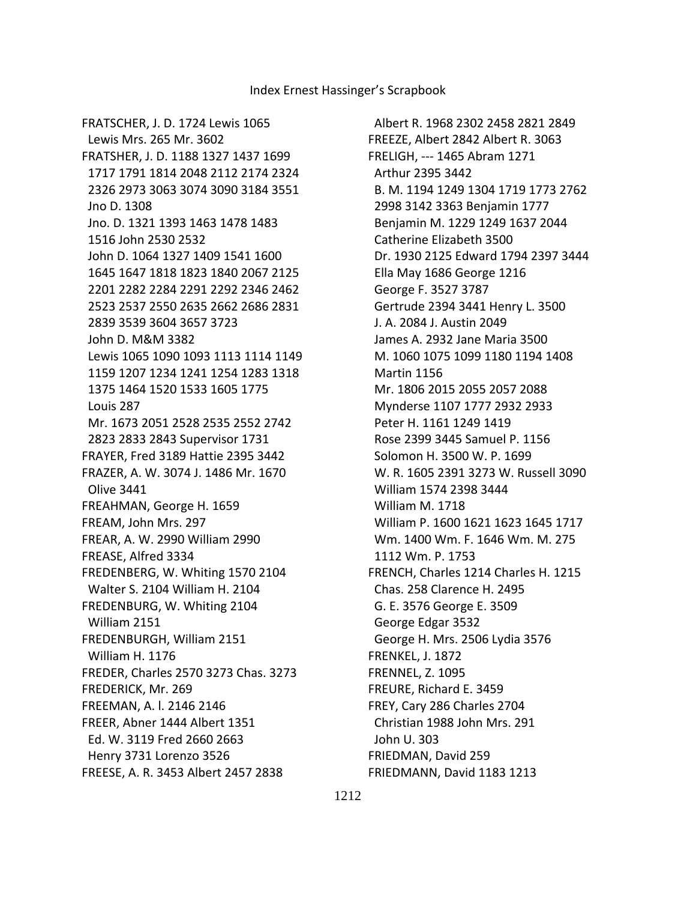FRATSCHER, J. D. 1724 Lewis 1065
Lewis Mrs. 265 Mr. 3602
FRATSHER, J. D. 1188 1327 1437 1699
1717 1791 1814 2048 2112 2174 2324
2326 2973 3063 3074 3090 3184 3551
Jno D. 1308
Jno. D. 1321 1393 1463 1478 1483
1516 John 2530 2532
John D. 1064 1327 1409 1541 1600
1645 1647 1818 1823 1840 2067 2125
2201 2282 2284 2291 2292 2346 2462
2523 2537 2550 2635 2662 2686 2831
2839 3539 3604 3657 3723
John D. M&M 3382
Lewis 1065 1090 1093 1113 1114 1149
1159 1207 1234 1241 1254 1283 1318
1375 1464 1520 1533 1605 1775
Louis 287
Mr. 1673 2051 2528 2535 2552 2742
2823 2833 2843 Supervisor 1731
FRAYER, Fred 3189 Hattie 2395 3442
FRAZER, A. W. 3074 J. 1486 Mr. 1670
Olive 3441
FREAHMAN, George H. 1659
FREAM, John Mrs. 297
FREAR, A. W. 2990 William 2990
FREASE, Alfred 3334
FREDENBERG, W. Whiting 1570 2104
Walter S. 2104 William H. 2104
FREDENBURG, W. Whiting 2104
William 2151
FREDENBURGH, William 2151
William H. 1176
FREDER, Charles 2570 3273 Chas. 3273
FREDERICK, Mr. 269
FREEMAN, A. l. 2146 2146
FREER, Abner 1444 Albert 1351
Ed. W. 3119 Fred 2660 2663
Henry 3731 Lorenzo 3526
FREESE, A. R. 3453 Albert 2457 2838
Albert R. 1968 2302 2458 2821 2849
FREEZE, Albert 2842 Albert R. 3063
FRELIGH, --- 1465 Abram 1271
Arthur 2395 3442
B. M. 1194 1249 1304 1719 1773 2762
2998 3142 3363 Benjamin 1777
Benjamin M. 1229 1249 1637 2044
Catherine Elizabeth 3500
Dr. 1930 2125 Edward 1794 2397 3444
Ella May 1686 George 1216
George F. 3527 3787
Gertrude 2394 3441 Henry L. 3500
J. A. 2084 J. Austin 2049
James A. 2932 Jane Maria 3500
M. 1060 1075 1099 1180 1194 1408
Martin 1156
Mr. 1806 2015 2055 2057 2088
Mynderse 1107 1777 2932 2933
Peter H. 1161 1249 1419
Rose 2399 3445 Samuel P. 1156
Solomon H. 3500 W. P. 1699
W. R. 1605 2391 3273 W. Russell 3090
William 1574 2398 3444
William M. 1718
William P. 1600 1621 1623 1645 1717
Wm. 1400 Wm. F. 1646 Wm. M. 275
1112 Wm. P. 1753
FRENCH, Charles 1214 Charles H. 1215
Chas. 258 Clarence H. 2495
G. E. 3576 George E. 3509
George Edgar 3532
George H. Mrs. 2506 Lydia 3576
FRENKEL, J. 1872
FRENNEL, Z. 1095
FREURE, Richard E. 3459
FREY, Cary 286 Charles 2704
Christian 1988 John Mrs. 291
John U. 303
FRIEDMAN, David 259
FRIEDMANN, David 1183 1213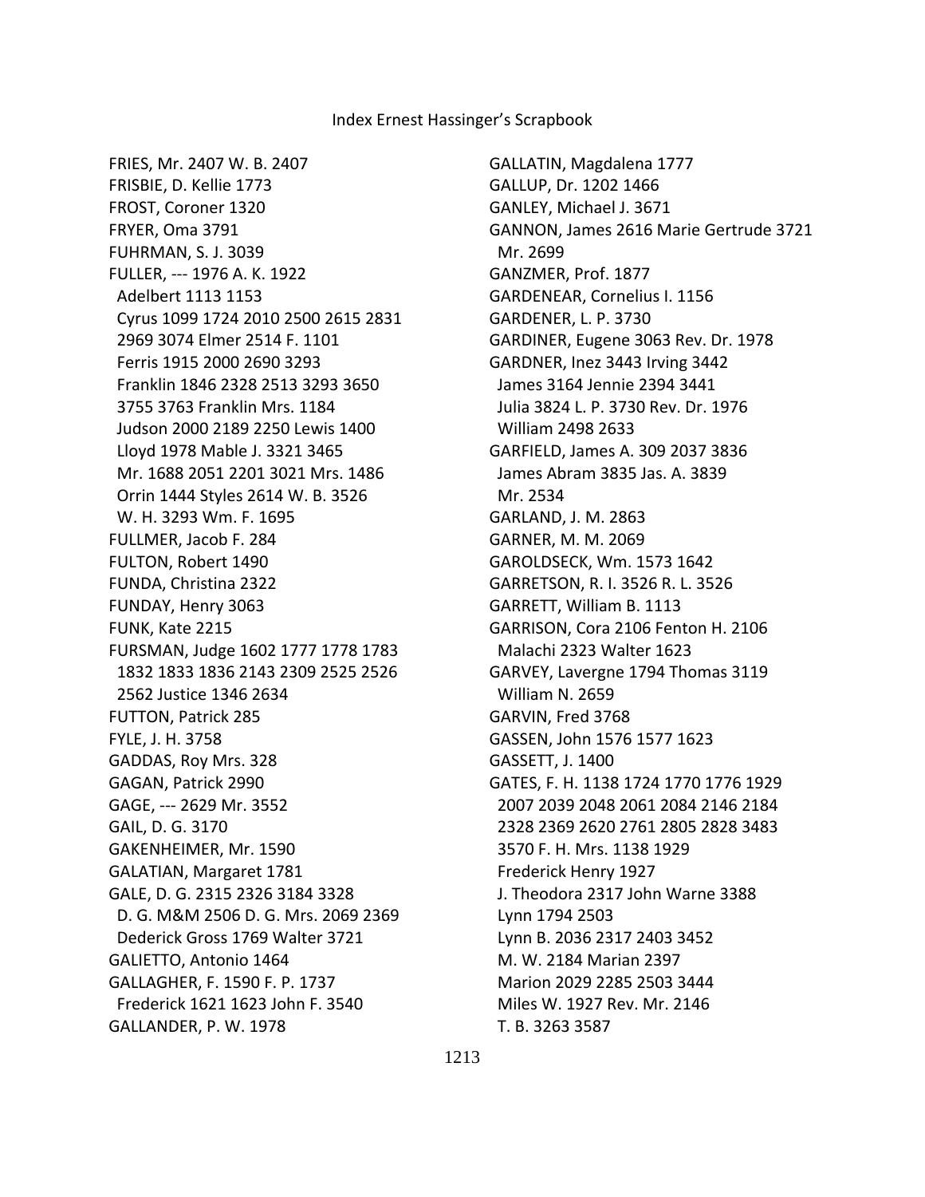FRIES, Mr. 2407 W. B. 2407
FRISBIE, D. Kellie 1773
FROST, Coroner 1320
FRYER, Oma 3791
FUHRMAN, S. J. 3039
FULLER, --- 1976 A. K. 1922
Adelbert 1113 1153
Cyrus 1099 1724 2010 2500 2615 2831 2969 3074 Elmer 2514 F. 1101
Ferris 1915 2000 2690 3293
Franklin 1846 2328 2513 3293 3650 3755 3763 Franklin Mrs. 1184
Judson 2000 2189 2250 Lewis 1400
Lloyd 1978 Mable J. 3321 3465
Mr. 1688 2051 2201 3021 Mrs. 1486
Orrin 1444 Styles 2614 W. B. 3526
W. H. 3293 Wm. F. 1695
FULLMER, Jacob F. 284
FULTON, Robert 1490
FUNDA, Christina 2322
FUNDAY, Henry 3063
FUNK, Kate 2215
FURSMAN, Judge 1602 1777 1778 1783 1832 1833 1836 2143 2309 2525 2526 2562 Justice 1346 2634
FUTTON, Patrick 285
FYLE, J. H. 3758
GADDAS, Roy Mrs. 328
GAGAN, Patrick 2990
GAGE, --- 2629 Mr. 3552
GAIL, D. G. 3170
GAKENHEIMER, Mr. 1590
GALATIAN, Margaret 1781
GALE, D. G. 2315 2326 3184 3328
D. G. M&M 2506 D. G. Mrs. 2069 2369
Dederick Gross 1769 Walter 3721
GALIETTO, Antonio 1464
GALLAGHER, F. 1590 F. P. 1737
Frederick 1621 1623 John F. 3540
GALLANDER, P. W. 1978
GALLATIN, Magdalena 1777
GALLUP, Dr. 1202 1466
GANLEY, Michael J. 3671
GANNON, James 2616 Marie Gertrude 3721
Mr. 2699
GANZMER, Prof. 1877
GARDENEAR, Cornelius I. 1156
GARDENER, L. P. 3730
GARDINER, Eugene 3063 Rev. Dr. 1978
GARDNER, Inez 3443 Irving 3442
James 3164 Jennie 2394 3441
Julia 3824 L. P. 3730 Rev. Dr. 1976
William 2498 2633
GARFIELD, James A. 309 2037 3836
James Abram 3835 Jas. A. 3839
Mr. 2534
GARLAND, J. M. 2863
GARNER, M. M. 2069
GAROLDSECK, Wm. 1573 1642
GARRETSON, R. I. 3526 R. L. 3526
GARRETT, William B. 1113
GARRISON, Cora 2106 Fenton H. 2106
Malachi 2323 Walter 1623
GARVEY, Lavergne 1794 Thomas 3119
William N. 2659
GARVIN, Fred 3768
GASSEN, John 1576 1577 1623
GASSETT, J. 1400
GATES, F. H. 1138 1724 1770 1776 1929 2007 2039 2048 2061 2084 2146 2184 2328 2369 2620 2761 2805 2828 3483 3570 F. H. Mrs. 1138 1929
Frederick Henry 1927
J. Theodora 2317 John Warne 3388
Lynn 1794 2503
Lynn B. 2036 2317 2403 3452
M. W. 2184 Marian 2397
Marion 2029 2285 2503 3444
Miles W. 1927 Rev. Mr. 2146
T. B. 3263 3587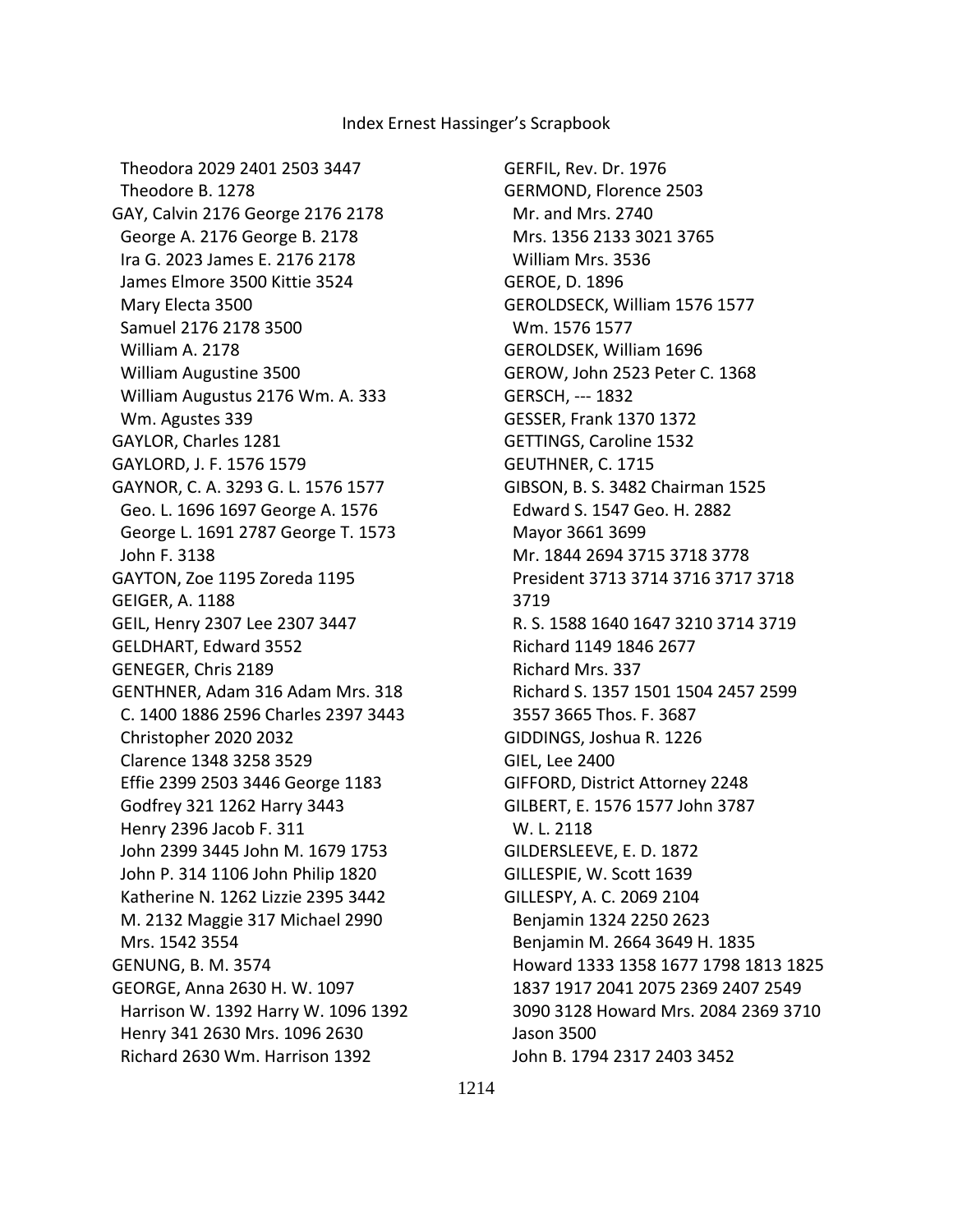Theodora 2029 2401 2503 3447
Theodore B. 1278
GAY, Calvin 2176 George 2176 2178
George A. 2176 George B. 2178
Ira G. 2023 James E. 2176 2178
James Elmore 3500 Kittie 3524
Mary Electa 3500
Samuel 2176 2178 3500
William A. 2178
William Augustine 3500
William Augustus 2176 Wm. A. 333
Wm. Agustes 339
GAYLOR, Charles 1281
GAYLORD, J. F. 1576 1579
GAYNOR, C. A. 3293 G. L. 1576 1577
Geo. L. 1696 1697 George A. 1576
George L. 1691 2787 George T. 1573
John F. 3138
GAYTON, Zoe 1195 Zoreda 1195
GEIGER, A. 1188
GEIL, Henry 2307 Lee 2307 3447
GELDHART, Edward 3552
GENEGER, Chris 2189
GENTHNER, Adam 316 Adam Mrs. 318
C. 1400 1886 2596 Charles 2397 3443
Christopher 2020 2032
Clarence 1348 3258 3529
Effie 2399 2503 3446 George 1183
Godfrey 321 1262 Harry 3443
Henry 2396 Jacob F. 311
John 2399 3445 John M. 1679 1753
John P. 314 1106 John Philip 1820
Katherine N. 1262 Lizzie 2395 3442
M. 2132 Maggie 317 Michael 2990
Mrs. 1542 3554
GENUNG, B. M. 3574
GEORGE, Anna 2630 H. W. 1097
Harrison W. 1392 Harry W. 1096 1392
Henry 341 2630 Mrs. 1096 2630
Richard 2630 Wm. Harrison 1392
GERFIL, Rev. Dr. 1976
GERMOND, Florence 2503
Mr. and Mrs. 2740
Mrs. 1356 2133 3021 3765
William Mrs. 3536
GEROE, D. 1896
GEROLDSECK, William 1576 1577
Wm. 1576 1577
GEROLDSEK, William 1696
GEROW, John 2523 Peter C. 1368
GERSCH, --- 1832
GESSER, Frank 1370 1372
GETTINGS, Caroline 1532
GEUTHNER, C. 1715
GIBSON, B. S. 3482 Chairman 1525
Edward S. 1547 Geo. H. 2882
Mayor 3661 3699
Mr. 1844 2694 3715 3718 3778
President 3713 3714 3716 3717 3718
3719
R. S. 1588 1640 1647 3210 3714 3719
Richard 1149 1846 2677
Richard Mrs. 337
Richard S. 1357 1501 1504 2457 2599
3557 3665 Thos. F. 3687
GIDDINGS, Joshua R. 1226
GIEL, Lee 2400
GIFFORD, District Attorney 2248
GILBERT, E. 1576 1577 John 3787
W. L. 2118
GILDERSLEEVE, E. D. 1872
GILLESPIE, W. Scott 1639
GILLESPY, A. C. 2069 2104
Benjamin 1324 2250 2623
Benjamin M. 2664 3649 H. 1835
Howard 1333 1358 1677 1798 1813 1825
1837 1917 2041 2075 2369 2407 2549
3090 3128 Howard Mrs. 2084 2369 3710
Jason 3500
John B. 1794 2317 2403 3452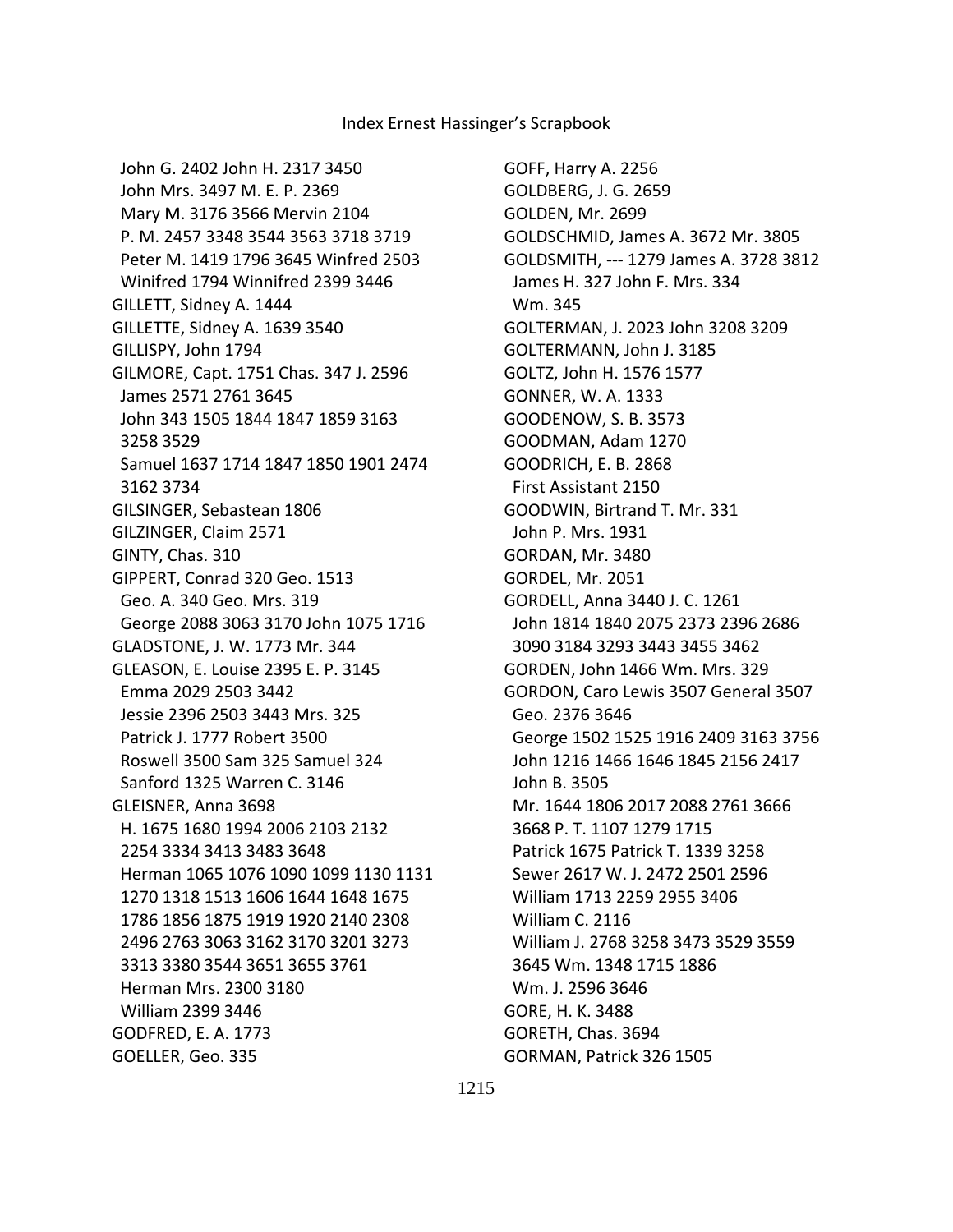John G. 2402 John H. 2317 3450
John Mrs. 3497 M. E. P. 2369
Mary M. 3176 3566 Mervin 2104
P. M. 2457 3348 3544 3563 3718 3719
Peter M. 1419 1796 3645 Winfred 2503
Winifred 1794 Winnifred 2399 3446
GILLETT, Sidney A. 1444
GILLETTE, Sidney A. 1639 3540
GILLISPY, John 1794
GILMORE, Capt. 1751 Chas. 347 J. 2596
James 2571 2761 3645
John 343 1505 1844 1847 1859 3163
3258 3529
Samuel 1637 1714 1847 1850 1901 2474
3162 3734
GILSINGER, Sebastean 1806
GILZINGER, Claim 2571
GINTY, Chas. 310
GIPPERT, Conrad 320 Geo. 1513
Geo. A. 340 Geo. Mrs. 319
George 2088 3063 3170 John 1075 1716
GLADSTONE, J. W. 1773 Mr. 344
GLEASON, E. Louise 2395 E. P. 3145
Emma 2029 2503 3442
Jessie 2396 2503 3443 Mrs. 325
Patrick J. 1777 Robert 3500
Roswell 3500 Sam 325 Samuel 324
Sanford 1325 Warren C. 3146
GLEISNER, Anna 3698
H. 1675 1680 1994 2006 2103 2132
2254 3334 3413 3483 3648
Herman 1065 1076 1090 1099 1130 1131
1270 1318 1513 1606 1644 1648 1675
1786 1856 1875 1919 1920 2140 2308
2496 2763 3063 3162 3170 3201 3273
3313 3380 3544 3651 3655 3761
Herman Mrs. 2300 3180
William 2399 3446
GODFRED, E. A. 1773
GOELLER, Geo. 335
GOFF, Harry A. 2256
GOLDBERG, J. G. 2659
GOLDEN, Mr. 2699
GOLDSCHMID, James A. 3672 Mr. 3805
GOLDSMITH, --- 1279 James A. 3728 3812
James H. 327 John F. Mrs. 334
Wm. 345
GOLTERMAN, J. 2023 John 3208 3209
GOLTERMANN, John J. 3185
GOLTZ, John H. 1576 1577
GONNER, W. A. 1333
GOODENOW, S. B. 3573
GOODMAN, Adam 1270
GOODRICH, E. B. 2868
First Assistant 2150
GOODWIN, Birtrand T. Mr. 331
John P. Mrs. 1931
GORDAN, Mr. 3480
GORDEL, Mr. 2051
GORDELL, Anna 3440 J. C. 1261
John 1814 1840 2075 2373 2396 2686
3090 3184 3293 3443 3455 3462
GORDEN, John 1466 Wm. Mrs. 329
GORDON, Caro Lewis 3507 General 3507
Geo. 2376 3646
George 1502 1525 1916 2409 3163 3756
John 1216 1466 1646 1845 2156 2417
John B. 3505
Mr. 1644 1806 2017 2088 2761 3666
3668 P. T. 1107 1279 1715
Patrick 1675 Patrick T. 1339 3258
Sewer 2617 W. J. 2472 2501 2596
William 1713 2259 2955 3406
William C. 2116
William J. 2768 3258 3473 3529 3559
3645 Wm. 1348 1715 1886
Wm. J. 2596 3646
GORE, H. K. 3488
GORETH, Chas. 3694
GORMAN, Patrick 326 1505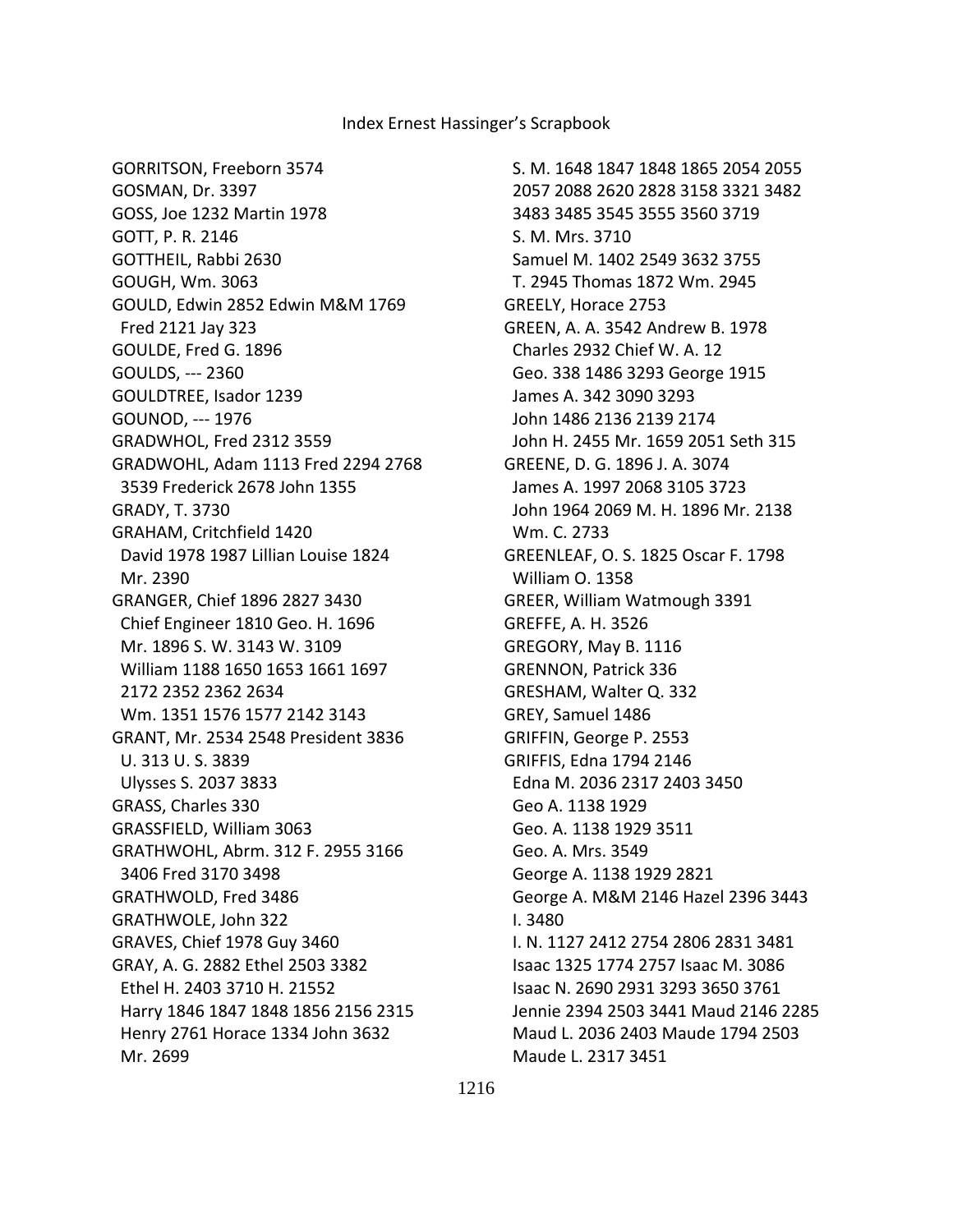GORRITSON, Freeborn 3574
GOSMAN, Dr. 3397
GOSS, Joe 1232 Martin 1978
GOTT, P. R. 2146
GOTTHEIL, Rabbi 2630
GOUGH, Wm. 3063
GOULD, Edwin 2852 Edwin M&M 1769
Fred 2121 Jay 323
GOULDE, Fred G. 1896
GOULDS, --- 2360
GOULDTREE, Isador 1239
GOUNOD, --- 1976
GRADWHOL, Fred 2312 3559
GRADWOHL, Adam 1113 Fred 2294 2768
3539 Frederick 2678 John 1355
GRADY, T. 3730
GRAHAM, Critchfield 1420
David 1978 1987 Lillian Louise 1824
Mr. 2390
GRANGER, Chief 1896 2827 3430
Chief Engineer 1810 Geo. H. 1696
Mr. 1896 S. W. 3143 W. 3109
William 1188 1650 1653 1661 1697
2172 2352 2362 2634
Wm. 1351 1576 1577 2142 3143
GRANT, Mr. 2534 2548 President 3836
U. 313 U. S. 3839
Ulysses S. 2037 3833
GRASS, Charles 330
GRASSFIELD, William 3063
GRATHWOHL, Abrm. 312 F. 2955 3166
3406 Fred 3170 3498
GRATHWOLD, Fred 3486
GRATHWOLE, John 322
GRAVES, Chief 1978 Guy 3460
GRAY, A. G. 2882 Ethel 2503 3382
Ethel H. 2403 3710 H. 21552
Harry 1846 1847 1848 1856 2156 2315
Henry 2761 Horace 1334 John 3632
Mr. 2699
S. M. 1648 1847 1848 1865 2054 2055
2057 2088 2620 2828 3158 3321 3482
3483 3485 3545 3555 3560 3719
S. M. Mrs. 3710
Samuel M. 1402 2549 3632 3755
T. 2945 Thomas 1872 Wm. 2945
GREELY, Horace 2753
GREEN, A. A. 3542 Andrew B. 1978
Charles 2932 Chief W. A. 12
Geo. 338 1486 3293 George 1915
James A. 342 3090 3293
John 1486 2136 2139 2174
John H. 2455 Mr. 1659 2051 Seth 315
GREENE, D. G. 1896 J. A. 3074
James A. 1997 2068 3105 3723
John 1964 2069 M. H. 1896 Mr. 2138
Wm. C. 2733
GREENLEAF, O. S. 1825 Oscar F. 1798
William O. 1358
GREER, William Watmough 3391
GREFFE, A. H. 3526
GREGORY, May B. 1116
GRENNON, Patrick 336
GRESHAM, Walter Q. 332
GREY, Samuel 1486
GRIFFIN, George P. 2553
GRIFFIS, Edna 1794 2146
Edna M. 2036 2317 2403 3450
Geo A. 1138 1929
Geo. A. 1138 1929 3511
Geo. A. Mrs. 3549
George A. 1138 1929 2821
George A. M&M 2146 Hazel 2396 3443
I. 3480
I. N. 1127 2412 2754 2806 2831 3481
Isaac 1325 1774 2757 Isaac M. 3086
Isaac N. 2690 2931 3293 3650 3761
Jennie 2394 2503 3441 Maud 2146 2285
Maud L. 2036 2403 Maude 1794 2503
Maude L. 2317 3451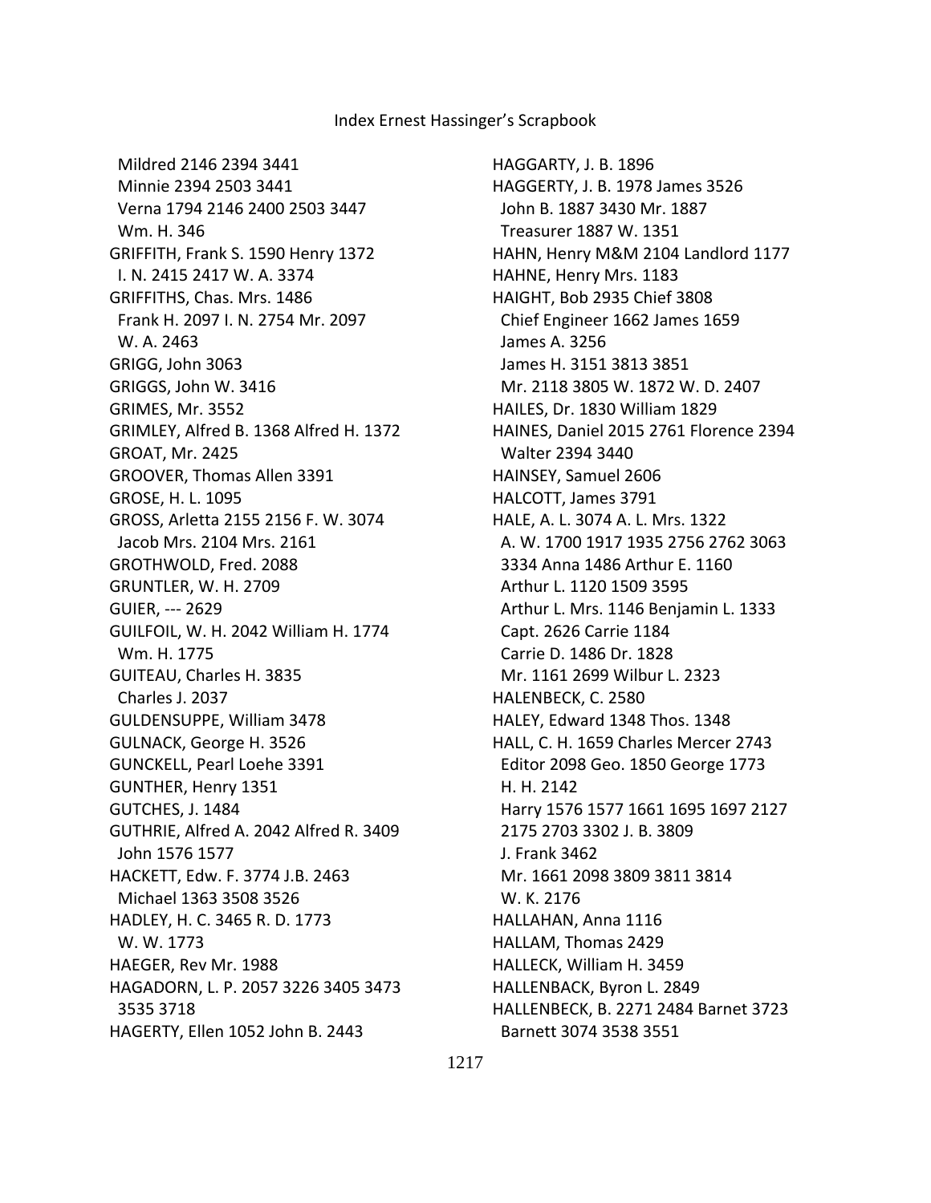Mildred 2146 2394 3441
Minnie 2394 2503 3441
Verna 1794 2146 2400 2503 3447
Wm. H. 346
GRIFFITH, Frank S. 1590 Henry 1372
I. N. 2415 2417 W. A. 3374
GRIFFITHS, Chas. Mrs. 1486
Frank H. 2097 I. N. 2754 Mr. 2097
W. A. 2463
GRIGG, John 3063
GRIGGS, John W. 3416
GRIMES, Mr. 3552
GRIMLEY, Alfred B. 1368 Alfred H. 1372
GROAT, Mr. 2425
GROOVER, Thomas Allen 3391
GROSE, H. L. 1095
GROSS, Arletta 2155 2156 F. W. 3074
Jacob Mrs. 2104 Mrs. 2161
GROTHWOLD, Fred. 2088
GRUNTLER, W. H. 2709
GUIER, --- 2629
GUILFOIL, W. H. 2042 William H. 1774
Wm. H. 1775
GUITEAU, Charles H. 3835
Charles J. 2037
GULDENSUPPE, William 3478
GULNACK, George H. 3526
GUNCKELL, Pearl Loehe 3391
GUNTHER, Henry 1351
GUTCHES, J. 1484
GUTHRIE, Alfred A. 2042 Alfred R. 3409
John 1576 1577
HACKETT, Edw. F. 3774 J.B. 2463
Michael 1363 3508 3526
HADLEY, H. C. 3465 R. D. 1773
W. W. 1773
HAEGER, Rev Mr. 1988
HAGADORN, L. P. 2057 3226 3405 3473
3535 3718
HAGERTY, Ellen 1052 John B. 2443
HAGGARTY, J. B. 1896
HAGGERTY, J. B. 1978 James 3526
John B. 1887 3430 Mr. 1887
Treasurer 1887 W. 1351
HAHN, Henry M&M 2104 Landlord 1177
HAHNE, Henry Mrs. 1183
HAIGHT, Bob 2935 Chief 3808
Chief Engineer 1662 James 1659
James A. 3256
James H. 3151 3813 3851
Mr. 2118 3805 W. 1872 W. D. 2407
HAILES, Dr. 1830 William 1829
HAINES, Daniel 2015 2761 Florence 2394
Walter 2394 3440
HAINSEY, Samuel 2606
HALCOTT, James 3791
HALE, A. L. 3074 A. L. Mrs. 1322
A. W. 1700 1917 1935 2756 2762 3063
3334 Anna 1486 Arthur E. 1160
Arthur L. 1120 1509 3595
Arthur L. Mrs. 1146 Benjamin L. 1333
Capt. 2626 Carrie 1184
Carrie D. 1486 Dr. 1828
Mr. 1161 2699 Wilbur L. 2323
HALENBECK, C. 2580
HALEY, Edward 1348 Thos. 1348
HALL, C. H. 1659 Charles Mercer 2743
Editor 2098 Geo. 1850 George 1773
H. H. 2142
Harry 1576 1577 1661 1695 1697 2127
2175 2703 3302 J. B. 3809
J. Frank 3462
Mr. 1661 2098 3809 3811 3814
W. K. 2176
HALLAHAN, Anna 1116
HALLAM, Thomas 2429
HALLECK, William H. 3459
HALLENBACK, Byron L. 2849
HALLENBECK, B. 2271 2484 Barnet 3723
Barnett 3074 3538 3551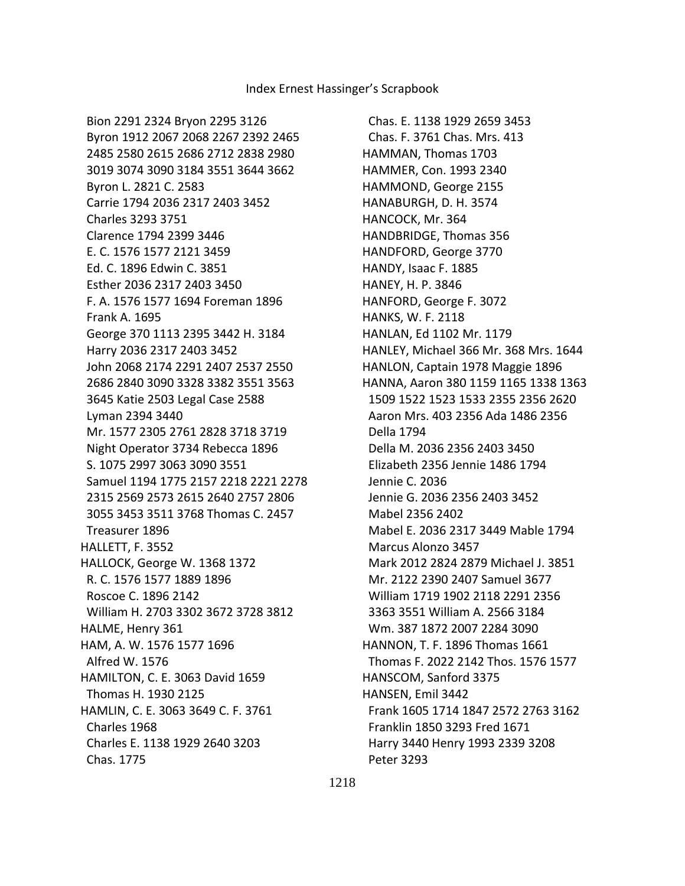Bion 2291 2324 Bryon 2295 3126
Byron 1912 2067 2068 2267 2392 2465 2485 2580 2615 2686 2712 2838 2980 3019 3074 3090 3184 3551 3644 3662
Byron L. 2821 C. 2583
Carrie 1794 2036 2317 2403 3452
Charles 3293 3751
Clarence 1794 2399 3446
E. C. 1576 1577 2121 3459
Ed. C. 1896 Edwin C. 3851
Esther 2036 2317 2403 3450
F. A. 1576 1577 1694 Foreman 1896
Frank A. 1695
George 370 1113 2395 3442 H. 3184
Harry 2036 2317 2403 3452
John 2068 2174 2291 2407 2537 2550 2686 2840 3090 3328 3382 3551 3563 3645 Katie 2503 Legal Case 2588
Lyman 2394 3440
Mr. 1577 2305 2761 2828 3718 3719
Night Operator 3734 Rebecca 1896
S. 1075 2997 3063 3090 3551
Samuel 1194 1775 2157 2218 2221 2278 2315 2569 2573 2615 2640 2757 2806 3055 3453 3511 3768 Thomas C. 2457
Treasurer 1896

HALLETT, F. 3552

HALLOCK, George W. 1368 1372
R. C. 1576 1577 1889 1896
Roscoe C. 1896 2142
William H. 2703 3302 3672 3728 3812

HALME, Henry 361

HAM, A. W. 1576 1577 1696
Alfred W. 1576

HAMILTON, C. E. 3063 David 1659
Thomas H. 1930 2125

HAMLIN, C. E. 3063 3649 C. F. 3761
Charles 1968
Charles E. 1138 1929 2640 3203
Chas. 1775
Chas. E. 1138 1929 2659 3453
Chas. F. 3761 Chas. Mrs. 413

HAMMAN, Thomas 1703

HAMMER, Con. 1993 2340

HAMMOND, George 2155

HANABURGH, D. H. 3574

HANCOCK, Mr. 364

HANDBRIDGE, Thomas 356

HANDFORD, George 3770

HANDY, Isaac F. 1885

HANEY, H. P. 3846

HANFORD, George F. 3072

HANKS, W. F. 2118

HANLAN, Ed 1102 Mr. 1179

HANLEY, Michael 366 Mr. 368 Mrs. 1644

HANLON, Captain 1978 Maggie 1896

HANNA, Aaron 380 1159 1165 1338 1363 1509 1522 1523 1533 2355 2356 2620
Aaron Mrs. 403 2356 Ada 1486 2356
Della 1794
Della M. 2036 2356 2403 3450
Elizabeth 2356 Jennie 1486 1794
Jennie C. 2036
Jennie G. 2036 2356 2403 3452
Mabel 2356 2402
Mabel E. 2036 2317 3449 Mable 1794
Marcus Alonzo 3457
Mark 2012 2824 2879 Michael J. 3851
Mr. 2122 2390 2407 Samuel 3677
William 1719 1902 2118 2291 2356 3363 3551 William A. 2566 3184
Wm. 387 1872 2007 2284 3090

HANNON, T. F. 1896 Thomas 1661
Thomas F. 2022 2142 Thos. 1576 1577

HANSCOM, Sanford 3375

HANSEN, Emil 3442
Frank 1605 1714 1847 2572 2763 3162
Franklin 1850 3293 Fred 1671
Harry 3440 Henry 1993 2339 3208
Peter 3293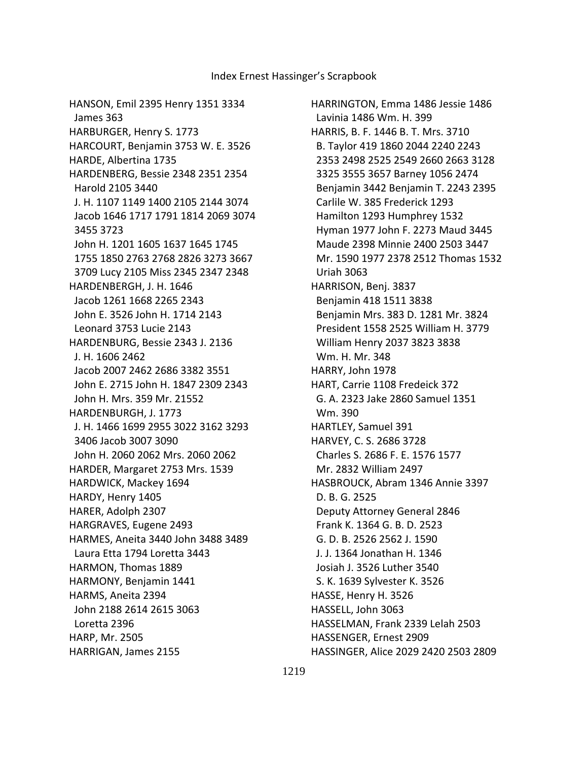HANSON, Emil 2395 Henry 1351 3334 James 363
HARBURGER, Henry S. 1773
HARCOURT, Benjamin 3753 W. E. 3526
HARDE, Albertina 1735
HARDENBERG, Bessie 2348 2351 2354 Harold 2105 3440 J. H. 1107 1149 1400 2105 2144 3074 Jacob 1646 1717 1791 1814 2069 3074 3455 3723 John H. 1201 1605 1637 1645 1745 1755 1850 2763 2768 2826 3273 3667 3709 Lucy 2105 Miss 2345 2347 2348
HARDENBERGH, J. H. 1646 Jacob 1261 1668 2265 2343 John E. 3526 John H. 1714 2143 Leonard 3753 Lucie 2143
HARDENBURG, Bessie 2343 J. 2136 J. H. 1606 2462 Jacob 2007 2462 2686 3382 3551 John E. 2715 John H. 1847 2309 2343 John H. Mrs. 359 Mr. 21552
HARDENBURGH, J. 1773 J. H. 1466 1699 2955 3022 3162 3293 3406 Jacob 3007 3090 John H. 2060 2062 Mrs. 2060 2062
HARDER, Margaret 2753 Mrs. 1539
HARDWICK, Mackey 1694
HARDY, Henry 1405
HARER, Adolph 2307
HARGRAVES, Eugene 2493
HARMES, Aneita 3440 John 3488 3489 Laura Etta 1794 Loretta 3443
HARMON, Thomas 1889
HARMONY, Benjamin 1441
HARMS, Aneita 2394 John 2188 2614 2615 3063 Loretta 2396
HARP, Mr. 2505
HARRIGAN, James 2155
HARRINGTON, Emma 1486 Jessie 1486 Lavinia 1486 Wm. H. 399
HARRIS, B. F. 1446 B. T. Mrs. 3710 B. Taylor 419 1860 2044 2240 2243 2353 2498 2525 2549 2660 2663 3128 3325 3555 3657 Barney 1056 2474 Benjamin 3442 Benjamin T. 2243 2395 Carlile W. 385 Frederick 1293 Hamilton 1293 Humphrey 1532 Hyman 1977 John F. 2273 Maud 3445 Maude 2398 Minnie 2400 2503 3447 Mr. 1590 1977 2378 2512 Thomas 1532 Uriah 3063
HARRISON, Benj. 3837 Benjamin 418 1511 3838 Benjamin Mrs. 383 D. 1281 Mr. 3824 President 1558 2525 William H. 3779 William Henry 2037 3823 3838 Wm. H. Mr. 348
HARRY, John 1978
HART, Carrie 1108 Fredeick 372 G. A. 2323 Jake 2860 Samuel 1351 Wm. 390
HARTLEY, Samuel 391
HARVEY, C. S. 2686 3728 Charles S. 2686 F. E. 1576 1577 Mr. 2832 William 2497
HASBROUCK, Abram 1346 Annie 3397 D. B. G. 2525 Deputy Attorney General 2846 Frank K. 1364 G. B. D. 2523 G. D. B. 2526 2562 J. 1590 J. J. 1364 Jonathan H. 1346 Josiah J. 3526 Luther 3540 S. K. 1639 Sylvester K. 3526
HASSE, Henry H. 3526
HASSELL, John 3063
HASSELMAN, Frank 2339 Lelah 2503
HASSENGER, Ernest 2909
HASSINGER, Alice 2029 2420 2503 2809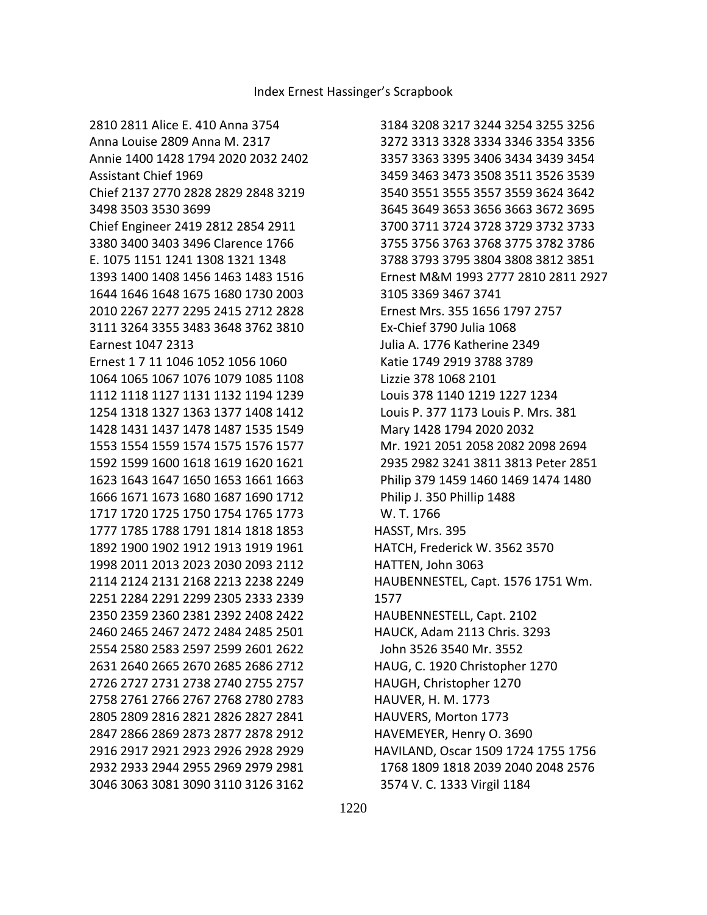2810 2811 Alice E. 410 Anna 3754
Anna Louise 2809 Anna M. 2317
Annie 1400 1428 1794 2020 2032 2402
Assistant Chief 1969
Chief 2137 2770 2828 2829 2848 3219
3498 3503 3530 3699
Chief Engineer 2419 2812 2854 2911
3380 3400 3403 3496 Clarence 1766
E. 1075 1151 1241 1308 1321 1348
1393 1400 1408 1456 1463 1483 1516
1644 1646 1648 1675 1680 1730 2003
2010 2267 2277 2295 2415 2712 2828
3111 3264 3355 3483 3648 3762 3810
Earnest 1047 2313
Ernest 1 7 11 1046 1052 1056 1060
1064 1065 1067 1076 1079 1085 1108
1112 1118 1127 1131 1132 1194 1239
1254 1318 1327 1363 1377 1408 1412
1428 1431 1437 1478 1487 1535 1549
1553 1554 1559 1574 1575 1576 1577
1592 1599 1600 1618 1619 1620 1621
1623 1643 1647 1650 1653 1661 1663
1666 1671 1673 1680 1687 1690 1712
1717 1720 1725 1750 1754 1765 1773
1777 1785 1788 1791 1814 1818 1853
1892 1900 1902 1912 1913 1919 1961
1998 2011 2013 2023 2030 2093 2112
2114 2124 2131 2168 2213 2238 2249
2251 2284 2291 2299 2305 2333 2339
2350 2359 2360 2381 2392 2408 2422
2460 2465 2467 2472 2484 2485 2501
2554 2580 2583 2597 2599 2601 2622
2631 2640 2665 2670 2685 2686 2712
2726 2727 2731 2738 2740 2755 2757
2758 2761 2766 2767 2768 2780 2783
2805 2809 2816 2821 2826 2827 2841
2847 2866 2869 2873 2877 2878 2912
2916 2917 2921 2923 2926 2928 2929
2932 2933 2944 2955 2969 2979 2981
3046 3063 3081 3090 3110 3126 3162
3184 3208 3217 3244 3254 3255 3256
3272 3313 3328 3334 3346 3354 3356
3357 3363 3395 3406 3434 3439 3454
3459 3463 3473 3508 3511 3526 3539
3540 3551 3555 3557 3559 3624 3642
3645 3649 3653 3656 3663 3672 3695
3700 3711 3724 3728 3729 3732 3733
3755 3756 3763 3768 3775 3782 3786
3788 3793 3795 3804 3808 3812 3851
Ernest M&M 1993 2777 2810 2811 2927
3105 3369 3467 3741
Ernest Mrs. 355 1656 1797 2757
Ex-Chief 3790 Julia 1068
Julia A. 1776 Katherine 2349
Katie 1749 2919 3788 3789
Lizzie 378 1068 2101
Louis 378 1140 1219 1227 1234
Louis P. 377 1173 Louis P. Mrs. 381
Mary 1428 1794 2020 2032
Mr. 1921 2051 2058 2082 2098 2694
2935 2982 3241 3811 3813 Peter 2851
Philip 379 1459 1460 1469 1474 1480
Philip J. 350 Phillip 1488
W. T. 1766
HASST, Mrs. 395
HATCH, Frederick W. 3562 3570
HATTEN, John 3063
HAUBENNESTEL, Capt. 1576 1751 Wm. 1577
HAUBENNESTELL, Capt. 2102
HAUCK, Adam 2113 Chris. 3293
John 3526 3540 Mr. 3552
HAUG, C. 1920 Christopher 1270
HAUGH, Christopher 1270
HAUVER, H. M. 1773
HAUVERS, Morton 1773
HAVEMEYER, Henry O. 3690
HAVILAND, Oscar 1509 1724 1755 1756
1768 1809 1818 2039 2040 2048 2576
3574 V. C. 1333 Virgil 1184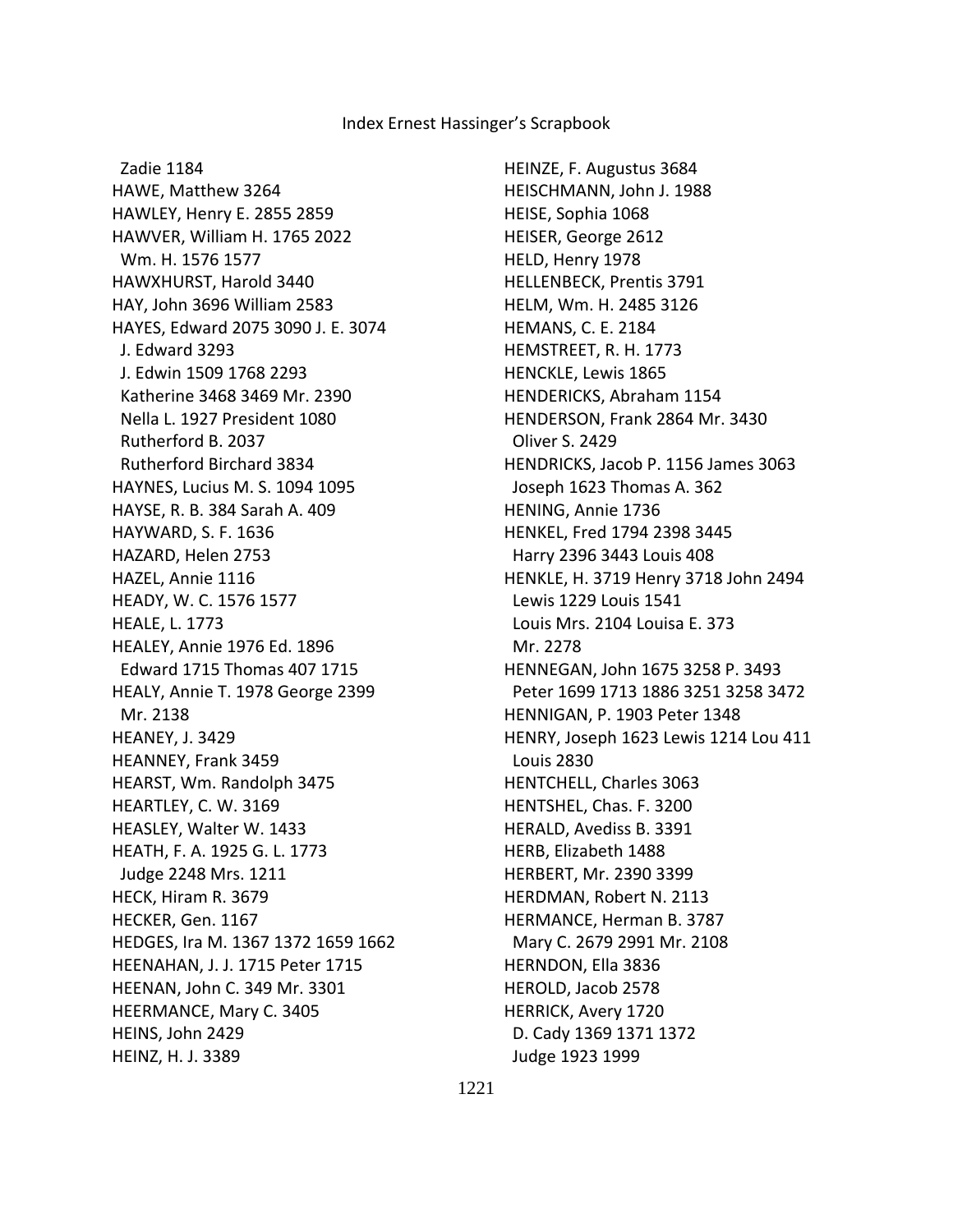Zadie 1184
HAWE, Matthew 3264
HAWLEY, Henry E. 2855 2859
HAWVER, William H. 1765 2022
Wm. H. 1576 1577
HAWXHURST, Harold 3440
HAY, John 3696 William 2583
HAYES, Edward 2075 3090 J. E. 3074
J. Edward 3293
J. Edwin 1509 1768 2293
Katherine 3468 3469 Mr. 2390
Nella L. 1927 President 1080
Rutherford B. 2037
Rutherford Birchard 3834
HAYNES, Lucius M. S. 1094 1095
HAYSE, R. B. 384 Sarah A. 409
HAYWARD, S. F. 1636
HAZARD, Helen 2753
HAZEL, Annie 1116
HEADY, W. C. 1576 1577
HEALE, L. 1773
HEALEY, Annie 1976 Ed. 1896
Edward 1715 Thomas 407 1715
HEALY, Annie T. 1978 George 2399
Mr. 2138
HEANEY, J. 3429
HEANNEY, Frank 3459
HEARST, Wm. Randolph 3475
HEARTLEY, C. W. 3169
HEASLEY, Walter W. 1433
HEATH, F. A. 1925 G. L. 1773
Judge 2248 Mrs. 1211
HECK, Hiram R. 3679
HECKER, Gen. 1167
HEDGES, Ira M. 1367 1372 1659 1662
HEENAHAN, J. J. 1715 Peter 1715
HEENAN, John C. 349 Mr. 3301
HEERMANCE, Mary C. 3405
HEINS, John 2429
HEINZ, H. J. 3389
HEINZE, F. Augustus 3684
HEISCHMANN, John J. 1988
HEISE, Sophia 1068
HEISER, George 2612
HELD, Henry 1978
HELLENBECK, Prentis 3791
HELM, Wm. H. 2485 3126
HEMANS, C. E. 2184
HEMSTREET, R. H. 1773
HENCKLE, Lewis 1865
HENDERICKS, Abraham 1154
HENDERSON, Frank 2864 Mr. 3430
Oliver S. 2429
HENDRICKS, Jacob P. 1156 James 3063
Joseph 1623 Thomas A. 362
HENING, Annie 1736
HENKEL, Fred 1794 2398 3445
Harry 2396 3443 Louis 408
HENKLE, H. 3719 Henry 3718 John 2494
Lewis 1229 Louis 1541
Louis Mrs. 2104 Louisa E. 373
Mr. 2278
HENNEGAN, John 1675 3258 P. 3493
Peter 1699 1713 1886 3251 3258 3472
HENNIGAN, P. 1903 Peter 1348
HENRY, Joseph 1623 Lewis 1214 Lou 411
Louis 2830
HENTCHELL, Charles 3063
HENTSHEL, Chas. F. 3200
HERALD, Avediss B. 3391
HERB, Elizabeth 1488
HERBERT, Mr. 2390 3399
HERDMAN, Robert N. 2113
HERMANCE, Herman B. 3787
Mary C. 2679 2991 Mr. 2108
HERNDON, Ella 3836
HEROLD, Jacob 2578
HERRICK, Avery 1720
D. Cady 1369 1371 1372
Judge 1923 1999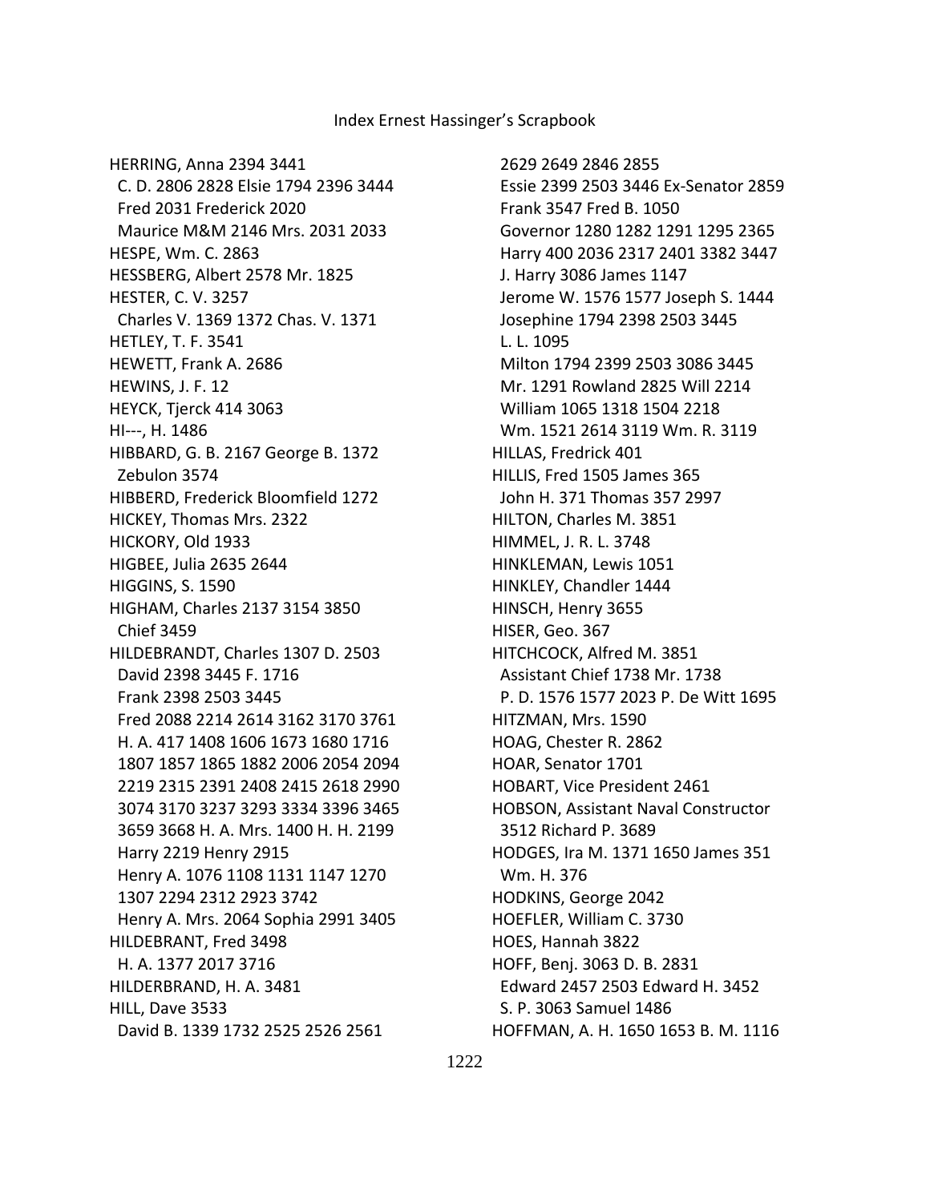HERRING, Anna 2394 3441
  C. D. 2806 2828 Elsie 1794 2396 3444
  Fred 2031 Frederick 2020
  Maurice M&M 2146 Mrs. 2031 2033
HESPE, Wm. C. 2863
HESSBERG, Albert 2578 Mr. 1825
HESTER, C. V. 3257
  Charles V. 1369 1372 Chas. V. 1371
HETLEY, T. F. 3541
HEWETT, Frank A. 2686
HEWINS, J. F. 12
HEYCK, Tjerck 414 3063
HI---, H. 1486
HIBBARD, G. B. 2167 George B. 1372
  Zebulon 3574
HIBBERD, Frederick Bloomfield 1272
HICKEY, Thomas Mrs. 2322
HICKORY, Old 1933
HIGBEE, Julia 2635 2644
HIGGINS, S. 1590
HIGHAM, Charles 2137 3154 3850
  Chief 3459
HILDEBRANDT, Charles 1307 D. 2503
  David 2398 3445 F. 1716
  Frank 2398 2503 3445
  Fred 2088 2214 2614 3162 3170 3761
  H. A. 417 1408 1606 1673 1680 1716
  1807 1857 1865 1882 2006 2054 2094
  2219 2315 2391 2408 2415 2618 2990
  3074 3170 3237 3293 3334 3396 3465
  3659 3668 H. A. Mrs. 1400 H. H. 2199
  Harry 2219 Henry 2915
  Henry A. 1076 1108 1131 1147 1270
  1307 2294 2312 2923 3742
  Henry A. Mrs. 2064 Sophia 2991 3405
HILDEBRANT, Fred 3498
  H. A. 1377 2017 3716
HILDERBRAND, H. A. 3481
HILL, Dave 3533
  David B. 1339 1732 2525 2526 2561
  2629 2649 2846 2855
  Essie 2399 2503 3446 Ex-Senator 2859
  Frank 3547 Fred B. 1050
  Governor 1280 1282 1291 1295 2365
  Harry 400 2036 2317 2401 3382 3447
  J. Harry 3086 James 1147
  Jerome W. 1576 1577 Joseph S. 1444
  Josephine 1794 2398 2503 3445
  L. L. 1095
  Milton 1794 2399 2503 3086 3445
  Mr. 1291 Rowland 2825 Will 2214
  William 1065 1318 1504 2218
  Wm. 1521 2614 3119 Wm. R. 3119
HILLAS, Fredrick 401
HILLIS, Fred 1505 James 365
  John H. 371 Thomas 357 2997
HILTON, Charles M. 3851
HIMMEL, J. R. L. 3748
HINKLEMAN, Lewis 1051
HINKLEY, Chandler 1444
HINSCH, Henry 3655
HISER, Geo. 367
HITCHCOCK, Alfred M. 3851
  Assistant Chief 1738 Mr. 1738
  P. D. 1576 1577 2023 P. De Witt 1695
HITZMAN, Mrs. 1590
HOAG, Chester R. 2862
HOAR, Senator 1701
HOBART, Vice President 2461
HOBSON, Assistant Naval Constructor
  3512 Richard P. 3689
HODGES, Ira M. 1371 1650 James 351
  Wm. H. 376
HODKINS, George 2042
HOEFLER, William C. 3730
HOES, Hannah 3822
HOFF, Benj. 3063 D. B. 2831
  Edward 2457 2503 Edward H. 3452
  S. P. 3063 Samuel 1486
HOFFMAN, A. H. 1650 1653 B. M. 1116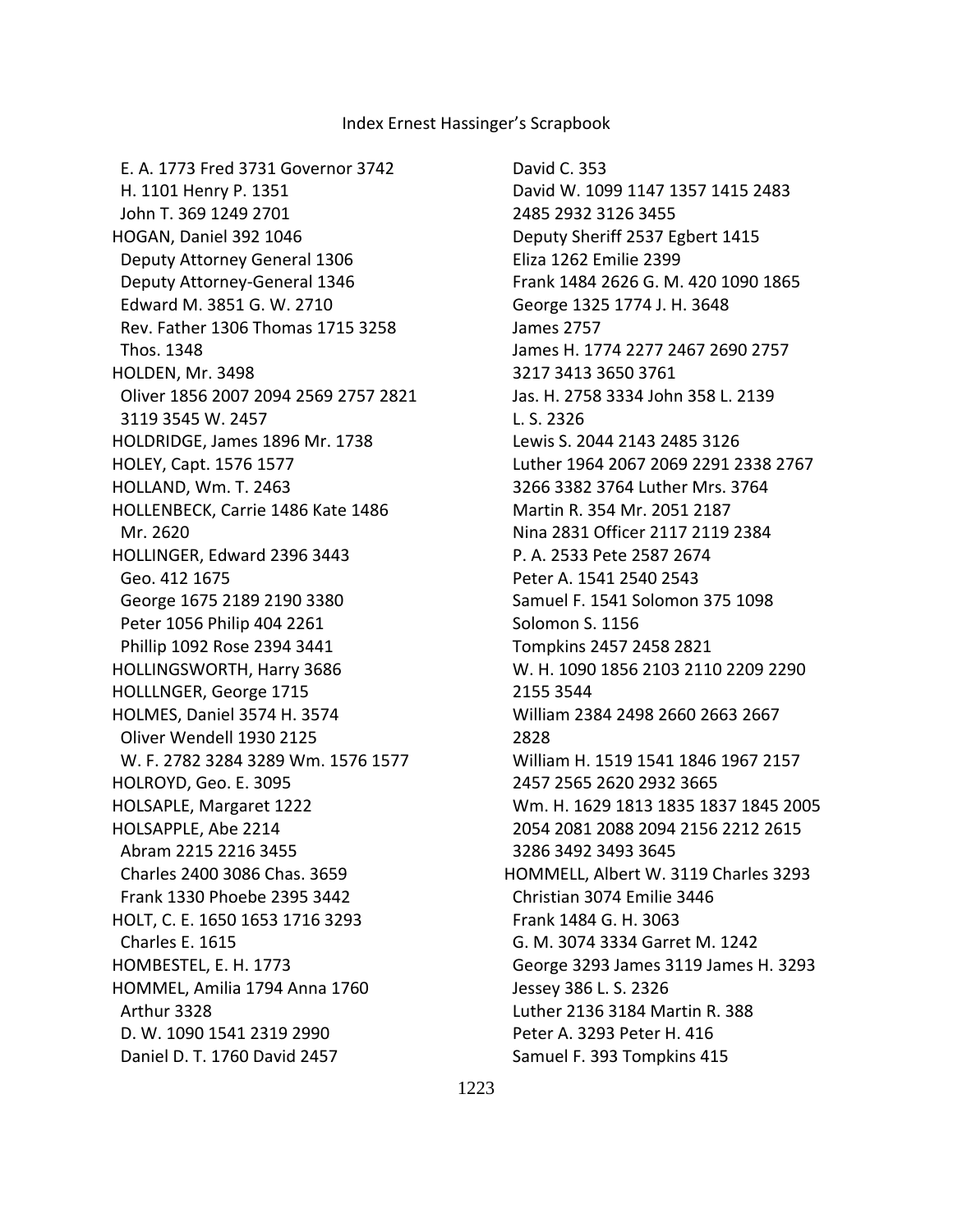E. A. 1773 Fred 3731 Governor 3742
H. 1101 Henry P. 1351
John T. 369 1249 2701
HOGAN, Daniel 392 1046
Deputy Attorney General 1306
Deputy Attorney-General 1346
Edward M. 3851 G. W. 2710
Rev. Father 1306 Thomas 1715 3258
Thos. 1348
HOLDEN, Mr. 3498
Oliver 1856 2007 2094 2569 2757 2821
3119 3545 W. 2457
HOLDRIDGE, James 1896 Mr. 1738
HOLEY, Capt. 1576 1577
HOLLAND, Wm. T. 2463
HOLLENBECK, Carrie 1486 Kate 1486
Mr. 2620
HOLLINGER, Edward 2396 3443
Geo. 412 1675
George 1675 2189 2190 3380
Peter 1056 Philip 404 2261
Phillip 1092 Rose 2394 3441
HOLLINGSWORTH, Harry 3686
HOLLLNGER, George 1715
HOLMES, Daniel 3574 H. 3574
Oliver Wendell 1930 2125
W. F. 2782 3284 3289 Wm. 1576 1577
HOLROYD, Geo. E. 3095
HOLSAPLE, Margaret 1222
HOLSAPPLE, Abe 2214
Abram 2215 2216 3455
Charles 2400 3086 Chas. 3659
Frank 1330 Phoebe 2395 3442
HOLT, C. E. 1650 1653 1716 3293
Charles E. 1615
HOMBESTEL, E. H. 1773
HOMMEL, Amilia 1794 Anna 1760
Arthur 3328
D. W. 1090 1541 2319 2990
Daniel D. T. 1760 David 2457
David C. 353
David W. 1099 1147 1357 1415 2483
2485 2932 3126 3455
Deputy Sheriff 2537 Egbert 1415
Eliza 1262 Emilie 2399
Frank 1484 2626 G. M. 420 1090 1865
George 1325 1774 J. H. 3648
James 2757
James H. 1774 2277 2467 2690 2757
3217 3413 3650 3761
Jas. H. 2758 3334 John 358 L. 2139
L. S. 2326
Lewis S. 2044 2143 2485 3126
Luther 1964 2067 2069 2291 2338 2767
3266 3382 3764 Luther Mrs. 3764
Martin R. 354 Mr. 2051 2187
Nina 2831 Officer 2117 2119 2384
P. A. 2533 Pete 2587 2674
Peter A. 1541 2540 2543
Samuel F. 1541 Solomon 375 1098
Solomon S. 1156
Tompkins 2457 2458 2821
W. H. 1090 1856 2103 2110 2209 2290
2155 3544
William 2384 2498 2660 2663 2667
2828
William H. 1519 1541 1846 1967 2157
2457 2565 2620 2932 3665
Wm. H. 1629 1813 1835 1837 1845 2005
2054 2081 2088 2094 2156 2212 2615
3286 3492 3493 3645
HOMMELL, Albert W. 3119 Charles 3293
Christian 3074 Emilie 3446
Frank 1484 G. H. 3063
G. M. 3074 3334 Garret M. 1242
George 3293 James 3119 James H. 3293
Jessey 386 L. S. 2326
Luther 2136 3184 Martin R. 388
Peter A. 3293 Peter H. 416
Samuel F. 393 Tompkins 415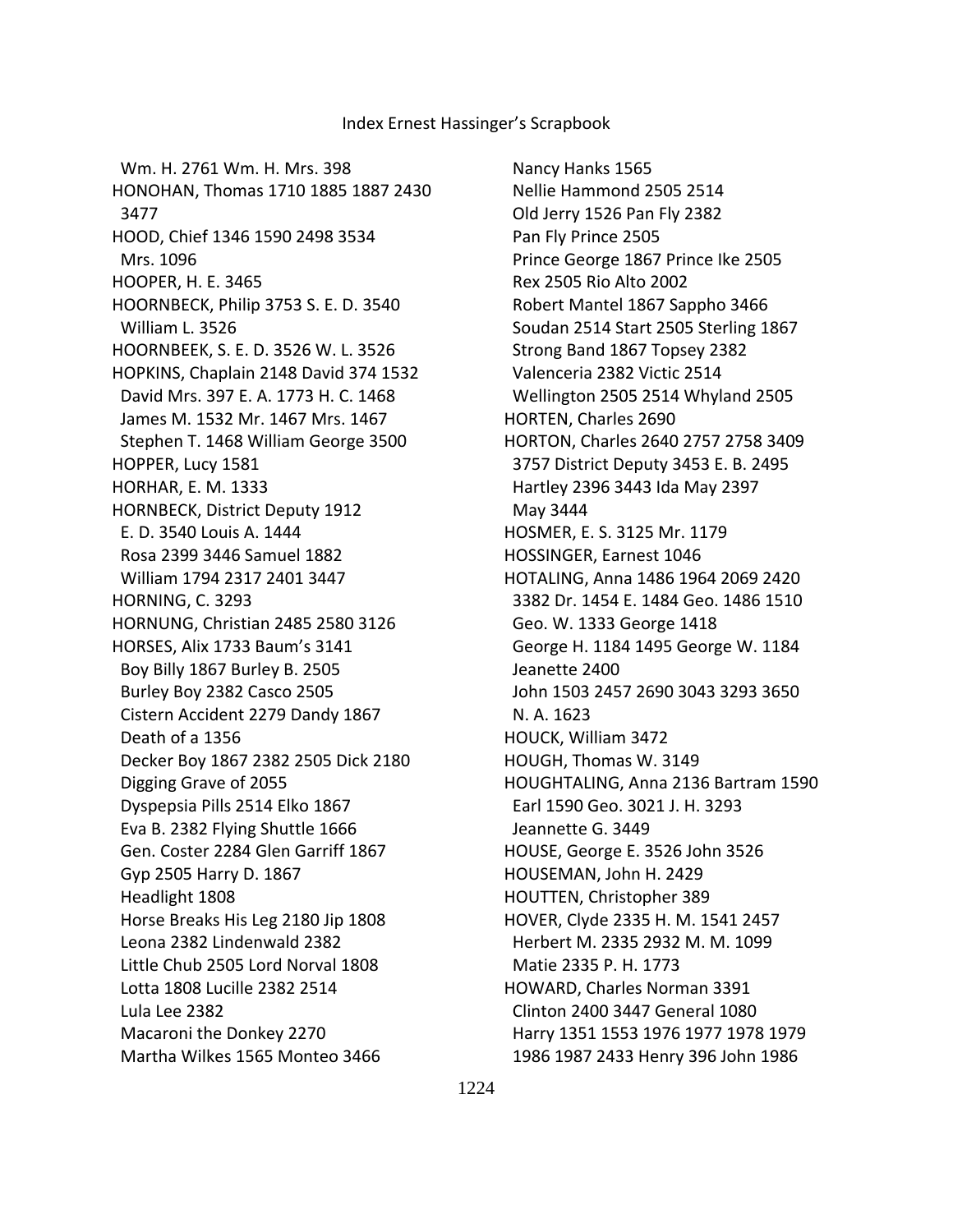Wm. H. 2761 Wm. H. Mrs. 398
HONOHAN, Thomas 1710 1885 1887 2430 3477
HOOD, Chief 1346 1590 2498 3534
Mrs. 1096
HOOPER, H. E. 3465
HOORNBECK, Philip 3753 S. E. D. 3540
William L. 3526
HOORNBEEK, S. E. D. 3526 W. L. 3526
HOPKINS, Chaplain 2148 David 374 1532
David Mrs. 397 E. A. 1773 H. C. 1468
James M. 1532 Mr. 1467 Mrs. 1467
Stephen T. 1468 William George 3500
HOPPER, Lucy 1581
HORHAR, E. M. 1333
HORNBECK, District Deputy 1912
E. D. 3540 Louis A. 1444
Rosa 2399 3446 Samuel 1882
William 1794 2317 2401 3447
HORNING, C. 3293
HORNUNG, Christian 2485 2580 3126
HORSES, Alix 1733 Baum's 3141
Boy Billy 1867 Burley B. 2505
Burley Boy 2382 Casco 2505
Cistern Accident 2279 Dandy 1867
Death of a 1356
Decker Boy 1867 2382 2505 Dick 2180
Digging Grave of 2055
Dyspepsia Pills 2514 Elko 1867
Eva B. 2382 Flying Shuttle 1666
Gen. Coster 2284 Glen Garriff 1867
Gyp 2505 Harry D. 1867
Headlight 1808
Horse Breaks His Leg 2180 Jip 1808
Leona 2382 Lindenwald 2382
Little Chub 2505 Lord Norval 1808
Lotta 1808 Lucille 2382 2514
Lula Lee 2382
Macaroni the Donkey 2270
Martha Wilkes 1565 Monteo 3466
Nancy Hanks 1565
Nellie Hammond 2505 2514
Old Jerry 1526 Pan Fly 2382
Pan Fly Prince 2505
Prince George 1867 Prince Ike 2505
Rex 2505 Rio Alto 2002
Robert Mantel 1867 Sappho 3466
Soudan 2514 Start 2505 Sterling 1867
Strong Band 1867 Topsey 2382
Valenceria 2382 Victic 2514
Wellington 2505 2514 Whyland 2505
HORTEN, Charles 2690
HORTON, Charles 2640 2757 2758 3409 3757 District Deputy 3453 E. B. 2495
Hartley 2396 3443 Ida May 2397
May 3444
HOSMER, E. S. 3125 Mr. 1179
HOSSINGER, Earnest 1046
HOTALING, Anna 1486 1964 2069 2420 3382 Dr. 1454 E. 1484 Geo. 1486 1510
Geo. W. 1333 George 1418
George H. 1184 1495 George W. 1184
Jeanette 2400
John 1503 2457 2690 3043 3293 3650
N. A. 1623
HOUCK, William 3472
HOUGH, Thomas W. 3149
HOUGHTALING, Anna 2136 Bartram 1590
Earl 1590 Geo. 3021 J. H. 3293
Jeannette G. 3449
HOUSE, George E. 3526 John 3526
HOUSEMAN, John H. 2429
HOUTTEN, Christopher 389
HOVER, Clyde 2335 H. M. 1541 2457
Herbert M. 2335 2932 M. M. 1099
Matie 2335 P. H. 1773
HOWARD, Charles Norman 3391
Clinton 2400 3447 General 1080
Harry 1351 1553 1976 1977 1978 1979 1986 1987 2433 Henry 396 John 1986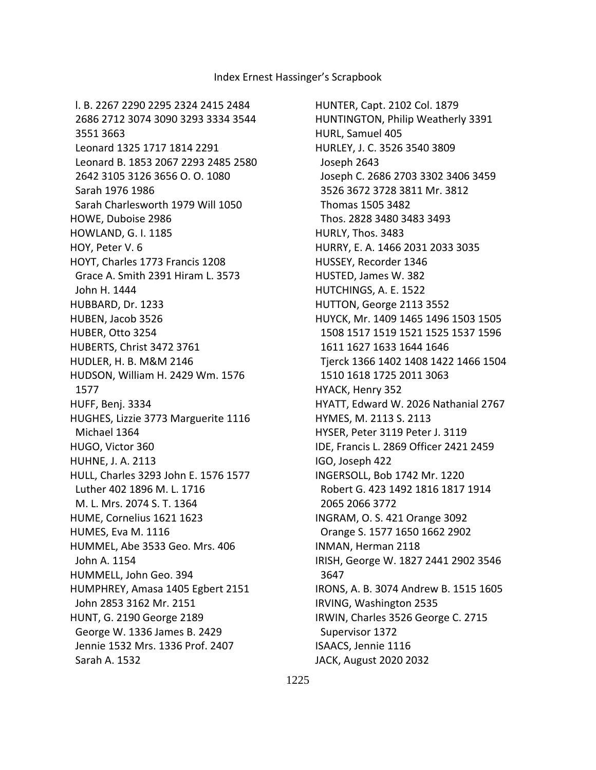l. B. 2267 2290 2295 2324 2415 2484
2686 2712 3074 3090 3293 3334 3544
3551 3663
Leonard 1325 1717 1814 2291
Leonard B. 1853 2067 2293 2485 2580
2642 3105 3126 3656 O. O. 1080
Sarah 1976 1986
Sarah Charlesworth 1979 Will 1050
HOWE, Duboise 2986
HOWLAND, G. I. 1185
HOY, Peter V. 6
HOYT, Charles 1773 Francis 1208
Grace A. Smith 2391 Hiram L. 3573
John H. 1444
HUBBARD, Dr. 1233
HUBEN, Jacob 3526
HUBER, Otto 3254
HUBERTS, Christ 3472 3761
HUDLER, H. B. M&M 2146
HUDSON, William H. 2429 Wm. 1576
1577
HUFF, Benj. 3334
HUGHES, Lizzie 3773 Marguerite 1116
Michael 1364
HUGO, Victor 360
HUHNE, J. A. 2113
HULL, Charles 3293 John E. 1576 1577
Luther 402 1896 M. L. 1716
M. L. Mrs. 2074 S. T. 1364
HUME, Cornelius 1621 1623
HUMES, Eva M. 1116
HUMMEL, Abe 3533 Geo. Mrs. 406
John A. 1154
HUMMELL, John Geo. 394
HUMPHREY, Amasa 1405 Egbert 2151
John 2853 3162 Mr. 2151
HUNT, G. 2190 George 2189
George W. 1336 James B. 2429
Jennie 1532 Mrs. 1336 Prof. 2407
Sarah A. 1532
HUNTER, Capt. 2102 Col. 1879
HUNTINGTON, Philip Weatherly 3391
HURL, Samuel 405
HURLEY, J. C. 3526 3540 3809
Joseph 2643
Joseph C. 2686 2703 3302 3406 3459
3526 3672 3728 3811 Mr. 3812
Thomas 1505 3482
Thos. 2828 3480 3483 3493
HURLY, Thos. 3483
HURRY, E. A. 1466 2031 2033 3035
HUSSEY, Recorder 1346
HUSTED, James W. 382
HUTCHINGS, A. E. 1522
HUTTON, George 2113 3552
HUYCK, Mr. 1409 1465 1496 1503 1505
1508 1517 1519 1521 1525 1537 1596
1611 1627 1633 1644 1646
Tjerck 1366 1402 1408 1422 1466 1504
1510 1618 1725 2011 3063
HYACK, Henry 352
HYATT, Edward W. 2026 Nathanial 2767
HYMES, M. 2113 S. 2113
HYSER, Peter 3119 Peter J. 3119
IDE, Francis L. 2869 Officer 2421 2459
IGO, Joseph 422
INGERSOLL, Bob 1742 Mr. 1220
Robert G. 423 1492 1816 1817 1914
2065 2066 3772
INGRAM, O. S. 421 Orange 3092
Orange S. 1577 1650 1662 2902
INMAN, Herman 2118
IRISH, George W. 1827 2441 2902 3546
3647
IRONS, A. B. 3074 Andrew B. 1515 1605
IRVING, Washington 2535
IRWIN, Charles 3526 George C. 2715
Supervisor 1372
ISAACS, Jennie 1116
JACK, August 2020 2032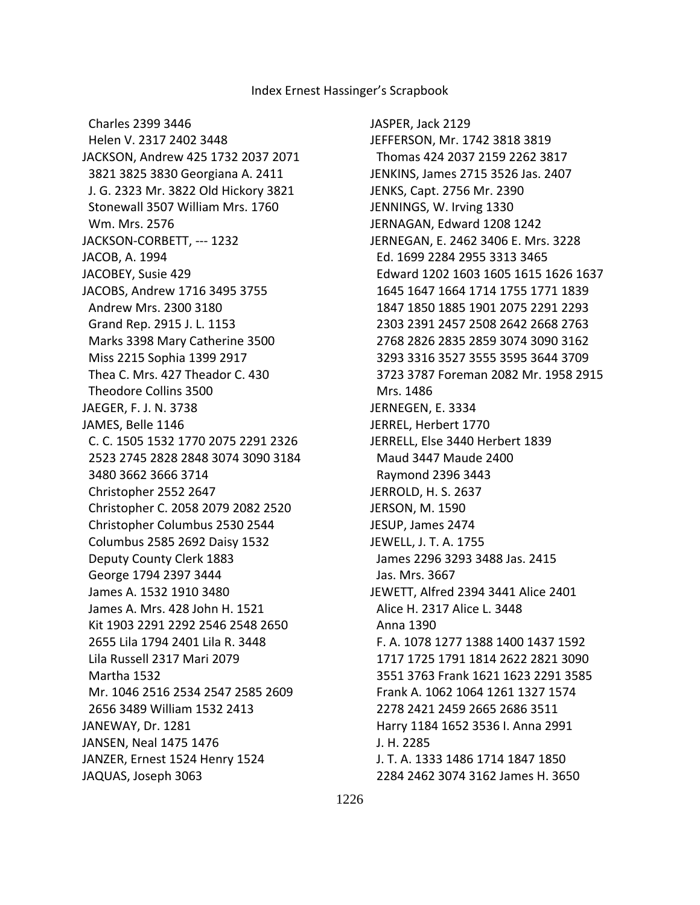Charles 2399 3446
Helen V. 2317 2402 3448
JACKSON, Andrew 425 1732 2037 2071 3821 3825 3830 Georgiana A. 2411
J. G. 2323 Mr. 3822 Old Hickory 3821
Stonewall 3507 William Mrs. 1760
Wm. Mrs. 2576
JACKSON-CORBETT, --- 1232
JACOB, A. 1994
JACOBEY, Susie 429
JACOBS, Andrew 1716 3495 3755
Andrew Mrs. 2300 3180
Grand Rep. 2915 J. L. 1153
Marks 3398 Mary Catherine 3500
Miss 2215 Sophia 1399 2917
Thea C. Mrs. 427 Theador C. 430
Theodore Collins 3500
JAEGER, F. J. N. 3738
JAMES, Belle 1146
C. C. 1505 1532 1770 2075 2291 2326 2523 2745 2828 2848 3074 3090 3184 3480 3662 3666 3714
Christopher 2552 2647
Christopher C. 2058 2079 2082 2520
Christopher Columbus 2530 2544
Columbus 2585 2692 Daisy 1532
Deputy County Clerk 1883
George 1794 2397 3444
James A. 1532 1910 3480
James A. Mrs. 428 John H. 1521
Kit 1903 2291 2292 2546 2548 2650 2655 Lila 1794 2401 Lila R. 3448
Lila Russell 2317 Mari 2079
Martha 1532
Mr. 1046 2516 2534 2547 2585 2609 2656 3489 William 1532 2413
JANEWAY, Dr. 1281
JANSEN, Neal 1475 1476
JANZER, Ernest 1524 Henry 1524
JAQUAS, Joseph 3063
JASPER, Jack 2129
JEFFERSON, Mr. 1742 3818 3819
Thomas 424 2037 2159 2262 3817
JENKINS, James 2715 3526 Jas. 2407
JENKS, Capt. 2756 Mr. 2390
JENNINGS, W. Irving 1330
JERNAGAN, Edward 1208 1242
JERNEGAN, E. 2462 3406 E. Mrs. 3228
Ed. 1699 2284 2955 3313 3465
Edward 1202 1603 1605 1615 1626 1637 1645 1647 1664 1714 1755 1771 1839 1847 1850 1885 1901 2075 2291 2293 2303 2391 2457 2508 2642 2668 2763 2768 2826 2835 2859 3074 3090 3162 3293 3316 3527 3555 3595 3644 3709 3723 3787 Foreman 2082 Mr. 1958 2915
Mrs. 1486
JERNEGEN, E. 3334
JERREL, Herbert 1770
JERRELL, Else 3440 Herbert 1839
Maud 3447 Maude 2400
Raymond 2396 3443
JERROLD, H. S. 2637
JERSON, M. 1590
JESUP, James 2474
JEWELL, J. T. A. 1755
James 2296 3293 3488 Jas. 2415
Jas. Mrs. 3667
JEWETT, Alfred 2394 3441 Alice 2401
Alice H. 2317 Alice L. 3448
Anna 1390
F. A. 1078 1277 1388 1400 1437 1592 1717 1725 1791 1814 2622 2821 3090 3551 3763 Frank 1621 1623 2291 3585
Frank A. 1062 1064 1261 1327 1574 2278 2421 2459 2665 2686 3511
Harry 1184 1652 3536 I. Anna 2991
J. H. 2285
J. T. A. 1333 1486 1714 1847 1850 2284 2462 3074 3162 James H. 3650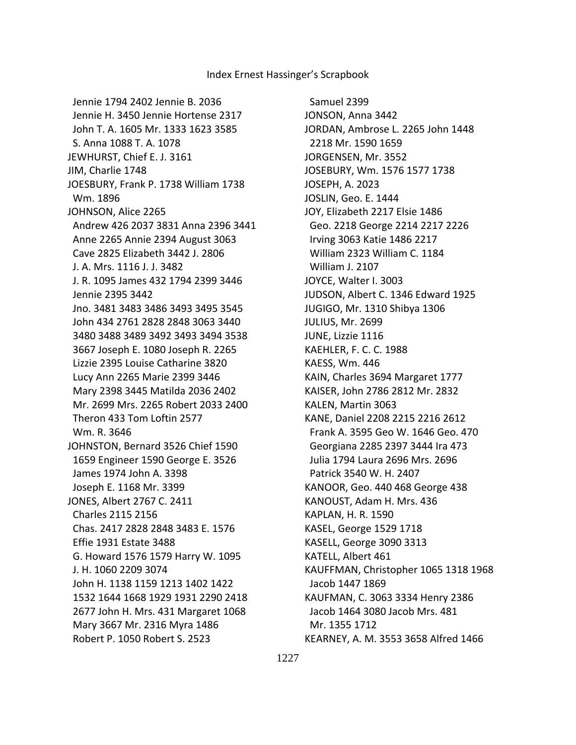Jennie 1794 2402 Jennie B. 2036
Jennie H. 3450 Jennie Hortense 2317
John T. A. 1605 Mr. 1333 1623 3585
S. Anna 1088 T. A. 1078
JEWHURST, Chief E. J. 3161
JIM, Charlie 1748
JOESBURY, Frank P. 1738 William 1738
Wm. 1896
JOHNSON, Alice 2265
Andrew 426 2037 3831 Anna 2396 3441
Anne 2265 Annie 2394 August 3063
Cave 2825 Elizabeth 3442 J. 2806
J. A. Mrs. 1116 J. J. 3482
J. R. 1095 James 432 1794 2399 3446
Jennie 2395 3442
Jno. 3481 3483 3486 3493 3495 3545
John 434 2761 2828 2848 3063 3440
3480 3488 3489 3492 3493 3494 3538
3667 Joseph E. 1080 Joseph R. 2265
Lizzie 2395 Louise Catharine 3820
Lucy Ann 2265 Marie 2399 3446
Mary 2398 3445 Matilda 2036 2402
Mr. 2699 Mrs. 2265 Robert 2033 2400
Theron 433 Tom Loftin 2577
Wm. R. 3646
JOHNSTON, Bernard 3526 Chief 1590
1659 Engineer 1590 George E. 3526
James 1974 John A. 3398
Joseph E. 1168 Mr. 3399
JONES, Albert 2767 C. 2411
Charles 2115 2156
Chas. 2417 2828 2848 3483 E. 1576
Effie 1931 Estate 3488
G. Howard 1576 1579 Harry W. 1095
J. H. 1060 2209 3074
John H. 1138 1159 1213 1402 1422
1532 1644 1668 1929 1931 2290 2418
2677 John H. Mrs. 431 Margaret 1068
Mary 3667 Mr. 2316 Myra 1486
Robert P. 1050 Robert S. 2523
Samuel 2399
JONSON, Anna 3442
JORDAN, Ambrose L. 2265 John 1448
2218 Mr. 1590 1659
JORGENSEN, Mr. 3552
JOSEBURY, Wm. 1576 1577 1738
JOSEPH, A. 2023
JOSLIN, Geo. E. 1444
JOY, Elizabeth 2217 Elsie 1486
Geo. 2218 George 2214 2217 2226
Irving 3063 Katie 1486 2217
William 2323 William C. 1184
William J. 2107
JOYCE, Walter I. 3003
JUDSON, Albert C. 1346 Edward 1925
JUGIGO, Mr. 1310 Shibya 1306
JULIUS, Mr. 2699
JUNE, Lizzie 1116
KAEHLER, F. C. C. 1988
KAESS, Wm. 446
KAIN, Charles 3694 Margaret 1777
KAISER, John 2786 2812 Mr. 2832
KALEN, Martin 3063
KANE, Daniel 2208 2215 2216 2612
Frank A. 3595 Geo W. 1646 Geo. 470
Georgiana 2285 2397 3444 Ira 473
Julia 1794 Laura 2696 Mrs. 2696
Patrick 3540 W. H. 2407
KANOOR, Geo. 440 468 George 438
KANOUST, Adam H. Mrs. 436
KAPLAN, H. R. 1590
KASEL, George 1529 1718
KASELL, George 3090 3313
KATELL, Albert 461
KAUFFMAN, Christopher 1065 1318 1968
Jacob 1447 1869
KAUFMAN, C. 3063 3334 Henry 2386
Jacob 1464 3080 Jacob Mrs. 481
Mr. 1355 1712
KEARNEY, A. M. 3553 3658 Alfred 1466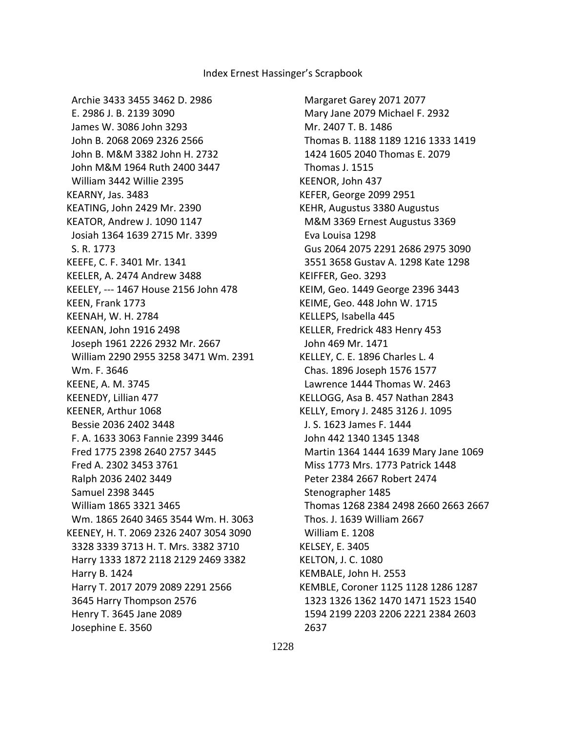Archie 3433 3455 3462 D. 2986
E. 2986 J. B. 2139 3090
James W. 3086 John 3293
John B. 2068 2069 2326 2566
John B. M&M 3382 John H. 2732
John M&M 1964 Ruth 2400 3447
William 3442 Willie 2395

KEARNY, Jas. 3483

KEATING, John 2429 Mr. 2390

KEATOR, Andrew J. 1090 1147
Josiah 1364 1639 2715 Mr. 3399
S. R. 1773

KEEFE, C. F. 3401 Mr. 1341

KEELER, A. 2474 Andrew 3488

KEELEY, --- 1467 House 2156 John 478

KEEN, Frank 1773

KEENAH, W. H. 2784

KEENAN, John 1916 2498
Joseph 1961 2226 2932 Mr. 2667
William 2290 2955 3258 3471 Wm. 2391
Wm. F. 3646

KEENE, A. M. 3745

KEENEDY, Lillian 477

KEENER, Arthur 1068
Bessie 2036 2402 3448
F. A. 1633 3063 Fannie 2399 3446
Fred 1775 2398 2640 2757 3445
Fred A. 2302 3453 3761
Ralph 2036 2402 3449
Samuel 2398 3445
William 1865 3321 3465
Wm. 1865 2640 3465 3544 Wm. H. 3063

KEENEY, H. T. 2069 2326 2407 3054 3090
3328 3339 3713 H. T. Mrs. 3382 3710
Harry 1333 1872 2118 2129 2469 3382
Harry B. 1424
Harry T. 2017 2079 2089 2291 2566
3645 Harry Thompson 2576
Henry T. 3645 Jane 2089
Josephine E. 3560
Margaret Garey 2071 2077
Mary Jane 2079 Michael F. 2932
Mr. 2407 T. B. 1486
Thomas B. 1188 1189 1216 1333 1419
1424 1605 2040 Thomas E. 2079
Thomas J. 1515

KEENOR, John 437

KEFER, George 2099 2951

KEHR, Augustus 3380 Augustus
M&M 3369 Ernest Augustus 3369
Eva Louisa 1298
Gus 2064 2075 2291 2686 2975 3090
3551 3658 Gustav A. 1298 Kate 1298

KEIFFER, Geo. 3293

KEIM, Geo. 1449 George 2396 3443

KEIME, Geo. 448 John W. 1715

KELLEPS, Isabella 445

KELLER, Fredrick 483 Henry 453
John 469 Mr. 1471

KELLEY, C. E. 1896 Charles L. 4
Chas. 1896 Joseph 1576 1577
Lawrence 1444 Thomas W. 2463

KELLOGG, Asa B. 457 Nathan 2843

KELLY, Emory J. 2485 3126 J. 1095
J. S. 1623 James F. 1444
John 442 1340 1345 1348
Martin 1364 1444 1639 Mary Jane 1069
Miss 1773 Mrs. 1773 Patrick 1448
Peter 2384 2667 Robert 2474
Stenographer 1485
Thomas 1268 2384 2498 2660 2663 2667
Thos. J. 1639 William 2667
William E. 1208

KELSEY, E. 3405

KELTON, J. C. 1080

KEMBALE, John H. 2553

KEMBLE, Coroner 1125 1128 1286 1287
1323 1326 1362 1470 1471 1523 1540
1594 2199 2203 2206 2221 2384 2603
2637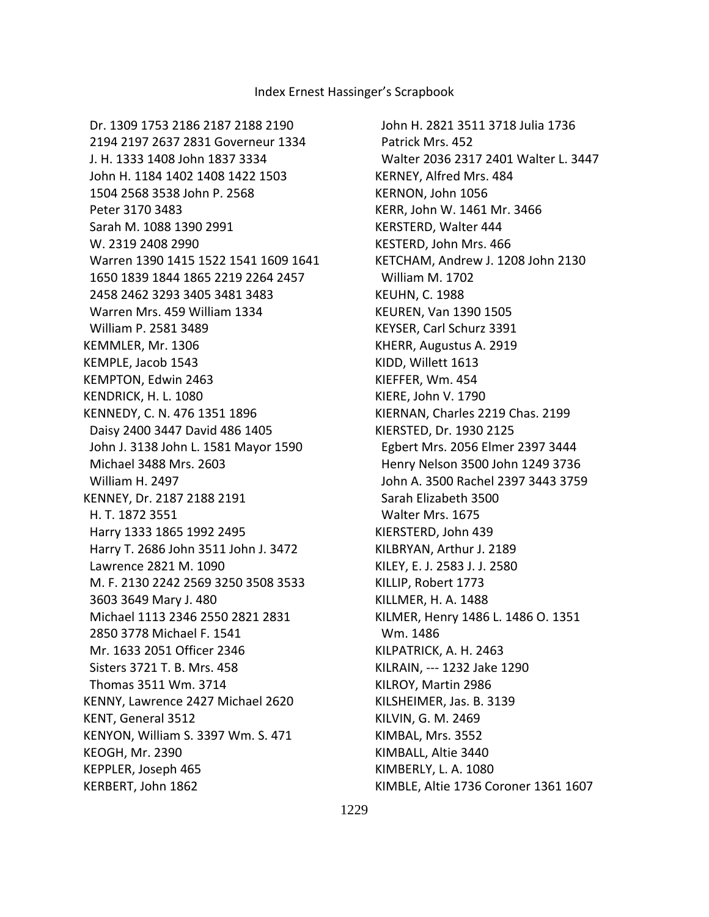Dr. 1309 1753 2186 2187 2188 2190
2194 2197 2637 2831 Governeur 1334
J. H. 1333 1408 John 1837 3334
John H. 1184 1402 1408 1422 1503
1504 2568 3538 John P. 2568
Peter 3170 3483
Sarah M. 1088 1390 2991
W. 2319 2408 2990
Warren 1390 1415 1522 1541 1609 1641
1650 1839 1844 1865 2219 2264 2457
2458 2462 3293 3405 3481 3483
Warren Mrs. 459 William 1334
William P. 2581 3489

KEMMLER, Mr. 1306
KEMPLE, Jacob 1543
KEMPTON, Edwin 2463
KENDRICK, H. L. 1080
KENNEDY, C. N. 476 1351 1896
Daisy 2400 3447 David 486 1405
John J. 3138 John L. 1581 Mayor 1590
Michael 3488 Mrs. 2603
William H. 2497
KENNEY, Dr. 2187 2188 2191
H. T. 1872 3551
Harry 1333 1865 1992 2495
Harry T. 2686 John 3511 John J. 3472
Lawrence 2821 M. 1090
M. F. 2130 2242 2569 3250 3508 3533
3603 3649 Mary J. 480
Michael 1113 2346 2550 2821 2831
2850 3778 Michael F. 1541
Mr. 1633 2051 Officer 2346
Sisters 3721 T. B. Mrs. 458
Thomas 3511 Wm. 3714
KENNY, Lawrence 2427 Michael 2620
KENT, General 3512
KENYON, William S. 3397 Wm. S. 471
KEOGH, Mr. 2390
KEPPLER, Joseph 465
KERBERT, John 1862
John H. 2821 3511 3718 Julia 1736
Patrick Mrs. 452
Walter 2036 2317 2401 Walter L. 3447
KERNEY, Alfred Mrs. 484
KERNON, John 1056
KERR, John W. 1461 Mr. 3466
KERSTERD, Walter 444
KESTERD, John Mrs. 466
KETCHAM, Andrew J. 1208 John 2130
William M. 1702
KEUHN, C. 1988
KEUREN, Van 1390 1505
KEYSER, Carl Schurz 3391
KHERR, Augustus A. 2919
KIDD, Willett 1613
KIEFFER, Wm. 454
KIERE, John V. 1790
KIERNAN, Charles 2219 Chas. 2199
KIERSTED, Dr. 1930 2125
Egbert Mrs. 2056 Elmer 2397 3444
Henry Nelson 3500 John 1249 3736
John A. 3500 Rachel 2397 3443 3759
Sarah Elizabeth 3500
Walter Mrs. 1675
KIERSTERD, John 439
KILBRYAN, Arthur J. 2189
KILEY, E. J. 2583 J. J. 2580
KILLIP, Robert 1773
KILLMER, H. A. 1488
KILMER, Henry 1486 L. 1486 O. 1351
Wm. 1486
KILPATRICK, A. H. 2463
KILRAIN, --- 1232 Jake 1290
KILROY, Martin 2986
KILSHEIMER, Jas. B. 3139
KILVIN, G. M. 2469
KIMBAL, Mrs. 3552
KIMBALL, Altie 3440
KIMBERLY, L. A. 1080
KIMBLE, Altie 1736 Coroner 1361 1607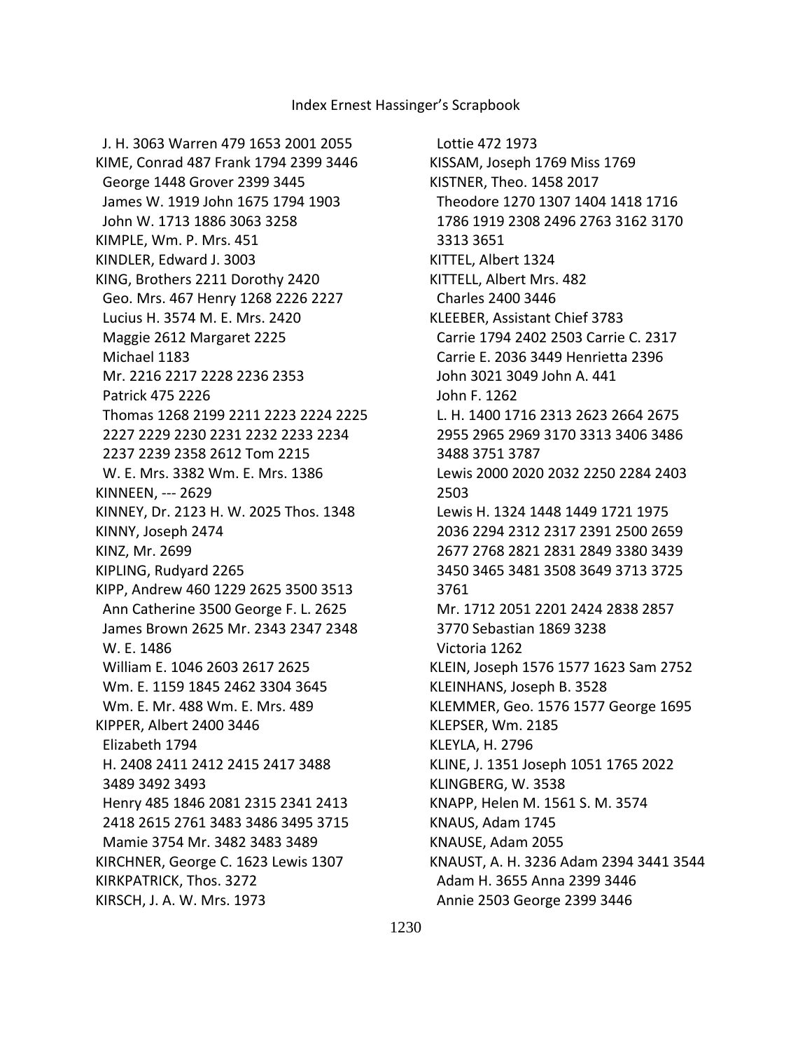J. H. 3063 Warren 479 1653 2001 2055
KIME, Conrad 487 Frank 1794 2399 3446
George 1448 Grover 2399 3445
James W. 1919 John 1675 1794 1903
John W. 1713 1886 3063 3258
KIMPLE, Wm. P. Mrs. 451
KINDLER, Edward J. 3003
KING, Brothers 2211 Dorothy 2420
Geo. Mrs. 467 Henry 1268 2226 2227
Lucius H. 3574 M. E. Mrs. 2420
Maggie 2612 Margaret 2225
Michael 1183
Mr. 2216 2217 2228 2236 2353
Patrick 475 2226
Thomas 1268 2199 2211 2223 2224 2225 2227 2229 2230 2231 2232 2233 2234 2237 2239 2358 2612 Tom 2215
W. E. Mrs. 3382 Wm. E. Mrs. 1386
KINNEEN, --- 2629
KINNEY, Dr. 2123 H. W. 2025 Thos. 1348
KINNY, Joseph 2474
KINZ, Mr. 2699
KIPLING, Rudyard 2265
KIPP, Andrew 460 1229 2625 3500 3513
Ann Catherine 3500 George F. L. 2625
James Brown 2625 Mr. 2343 2347 2348
W. E. 1486
William E. 1046 2603 2617 2625
Wm. E. 1159 1845 2462 3304 3645
Wm. E. Mr. 488 Wm. E. Mrs. 489
KIPPER, Albert 2400 3446
Elizabeth 1794
H. 2408 2411 2412 2415 2417 3488 3489 3492 3493
Henry 485 1846 2081 2315 2341 2413 2418 2615 2761 3483 3486 3495 3715
Mamie 3754 Mr. 3482 3483 3489
KIRCHNER, George C. 1623 Lewis 1307
KIRKPATRICK, Thos. 3272
KIRSCH, J. A. W. Mrs. 1973
Lottie 472 1973
KISSAM, Joseph 1769 Miss 1769
KISTNER, Theo. 1458 2017
Theodore 1270 1307 1404 1418 1716 1786 1919 2308 2496 2763 3162 3170 3313 3651
KITTEL, Albert 1324
KITTELL, Albert Mrs. 482
Charles 2400 3446
KLEEBER, Assistant Chief 3783
Carrie 1794 2402 2503 Carrie C. 2317
Carrie E. 2036 3449 Henrietta 2396
John 3021 3049 John A. 441
John F. 1262
L. H. 1400 1716 2313 2623 2664 2675 2955 2965 2969 3170 3313 3406 3486 3488 3751 3787
Lewis 2000 2020 2032 2250 2284 2403 2503
Lewis H. 1324 1448 1449 1721 1975 2036 2294 2312 2317 2391 2500 2659 2677 2768 2821 2831 2849 3380 3439 3450 3465 3481 3508 3649 3713 3725 3761
Mr. 1712 2051 2201 2424 2838 2857 3770 Sebastian 1869 3238
Victoria 1262
KLEIN, Joseph 1576 1577 1623 Sam 2752
KLEINHANS, Joseph B. 3528
KLEMMER, Geo. 1576 1577 George 1695
KLEPSER, Wm. 2185
KLEYLA, H. 2796
KLINE, J. 1351 Joseph 1051 1765 2022
KLINGBERG, W. 3538
KNAPP, Helen M. 1561 S. M. 3574
KNAUS, Adam 1745
KNAUSE, Adam 2055
KNAUST, A. H. 3236 Adam 2394 3441 3544
Adam H. 3655 Anna 2399 3446
Annie 2503 George 2399 3446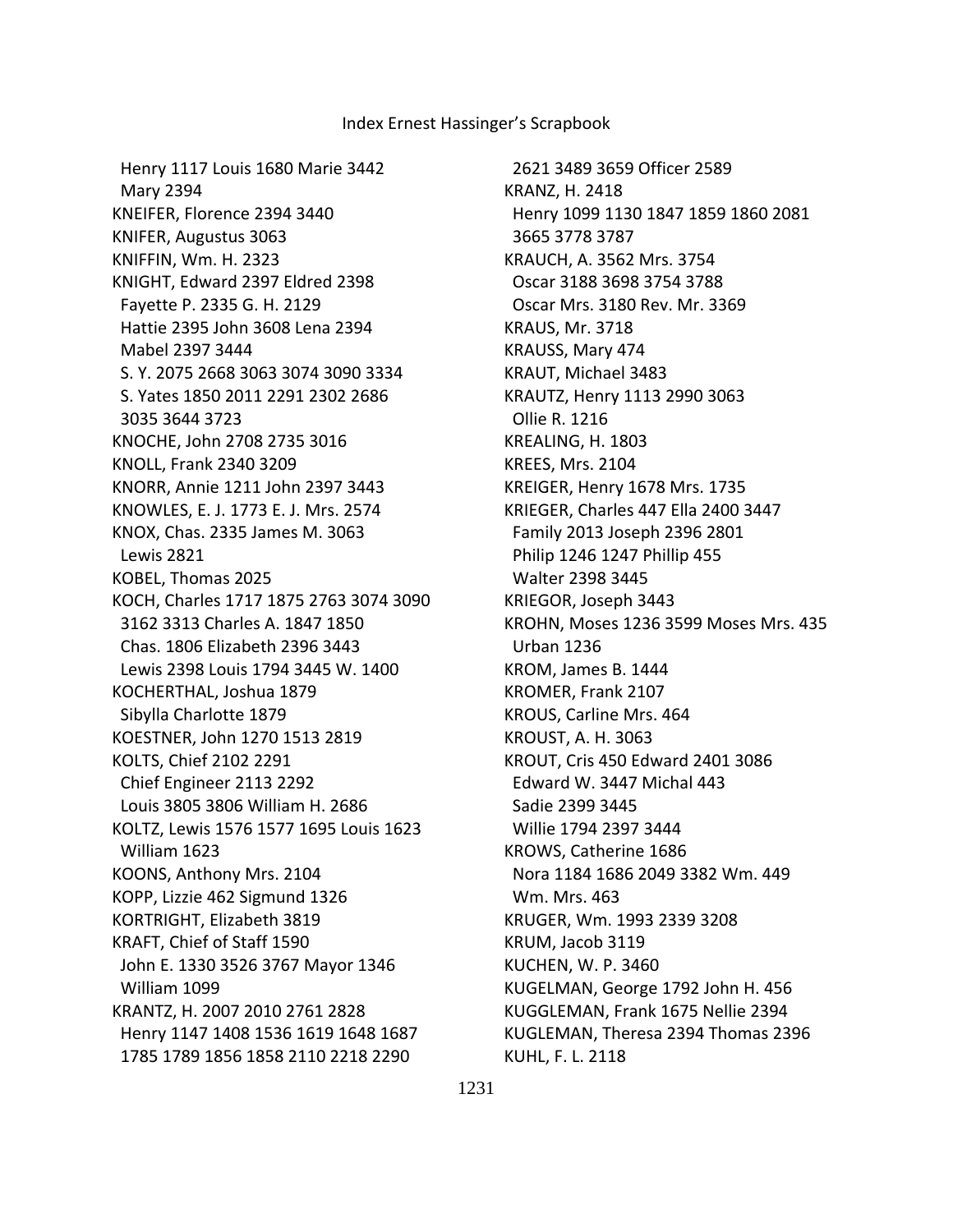Henry 1117 Louis 1680 Marie 3442
Mary 2394
KNEIFER, Florence 2394 3440
KNIFER, Augustus 3063
KNIFFIN, Wm. H. 2323
KNIGHT, Edward 2397 Eldred 2398
Fayette P. 2335 G. H. 2129
Hattie 2395 John 3608 Lena 2394
Mabel 2397 3444
S. Y. 2075 2668 3063 3074 3090 3334
S. Yates 1850 2011 2291 2302 2686
3035 3644 3723
KNOCHE, John 2708 2735 3016
KNOLL, Frank 2340 3209
KNORR, Annie 1211 John 2397 3443
KNOWLES, E. J. 1773 E. J. Mrs. 2574
KNOX, Chas. 2335 James M. 3063
Lewis 2821
KOBEL, Thomas 2025
KOCH, Charles 1717 1875 2763 3074 3090
3162 3313 Charles A. 1847 1850
Chas. 1806 Elizabeth 2396 3443
Lewis 2398 Louis 1794 3445 W. 1400
KOCHERTHAL, Joshua 1879
Sibylla Charlotte 1879
KOESTNER, John 1270 1513 2819
KOLTS, Chief 2102 2291
Chief Engineer 2113 2292
Louis 3805 3806 William H. 2686
KOLTZ, Lewis 1576 1577 1695 Louis 1623
William 1623
KOONS, Anthony Mrs. 2104
KOPP, Lizzie 462 Sigmund 1326
KORTRIGHT, Elizabeth 3819
KRAFT, Chief of Staff 1590
John E. 1330 3526 3767 Mayor 1346
William 1099
KRANTZ, H. 2007 2010 2761 2828
Henry 1147 1408 1536 1619 1648 1687
1785 1789 1856 1858 2110 2218 2290
2621 3489 3659 Officer 2589
KRANZ, H. 2418
Henry 1099 1130 1847 1859 1860 2081
3665 3778 3787
KRAUCH, A. 3562 Mrs. 3754
Oscar 3188 3698 3754 3788
Oscar Mrs. 3180 Rev. Mr. 3369
KRAUS, Mr. 3718
KRAUSS, Mary 474
KRAUT, Michael 3483
KRAUTZ, Henry 1113 2990 3063
Ollie R. 1216
KREALING, H. 1803
KREES, Mrs. 2104
KREIGER, Henry 1678 Mrs. 1735
KRIEGER, Charles 447 Ella 2400 3447
Family 2013 Joseph 2396 2801
Philip 1246 1247 Phillip 455
Walter 2398 3445
KRIEGOR, Joseph 3443
KROHN, Moses 1236 3599 Moses Mrs. 435
Urban 1236
KROM, James B. 1444
KROMER, Frank 2107
KROUS, Carline Mrs. 464
KROUST, A. H. 3063
KROUT, Cris 450 Edward 2401 3086
Edward W. 3447 Michal 443
Sadie 2399 3445
Willie 1794 2397 3444
KROWS, Catherine 1686
Nora 1184 1686 2049 3382 Wm. 449
Wm. Mrs. 463
KRUGER, Wm. 1993 2339 3208
KRUM, Jacob 3119
KUCHEN, W. P. 3460
KUGELMAN, George 1792 John H. 456
KUGGLEMAN, Frank 1675 Nellie 2394
KUGLEMAN, Theresa 2394 Thomas 2396
KUHL, F. L. 2118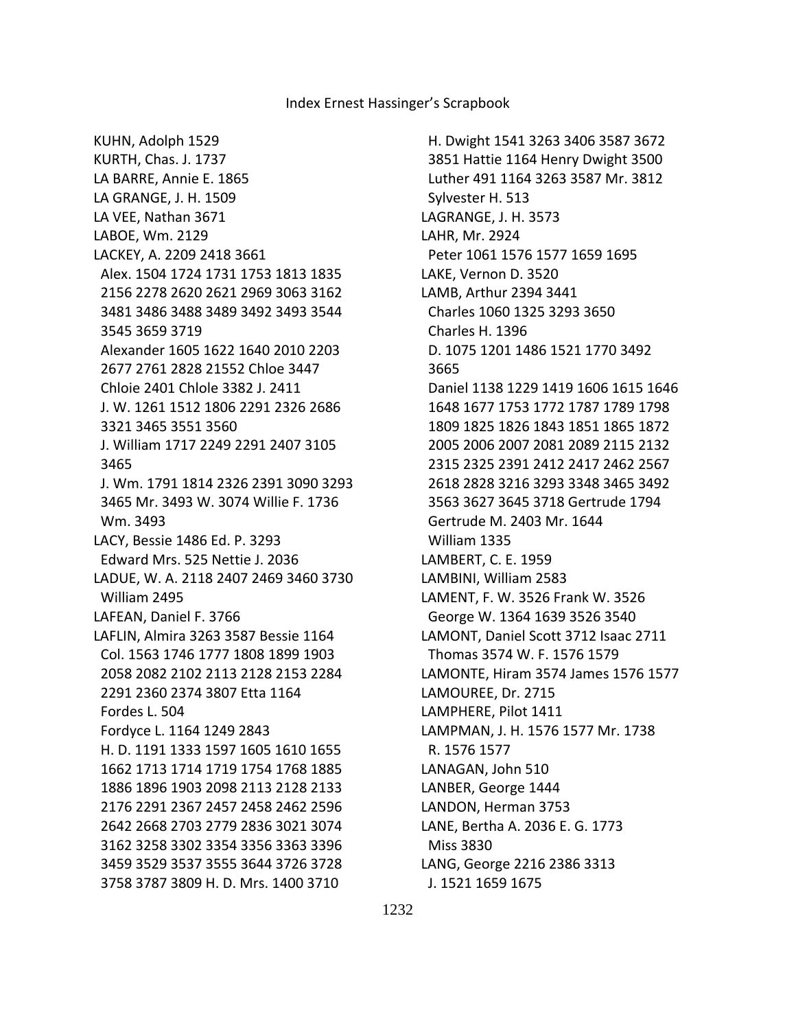KUHN, Adolph 1529
KURTH, Chas. J. 1737
LA BARRE, Annie E. 1865
LA GRANGE, J. H. 1509
LA VEE, Nathan 3671
LABOE, Wm. 2129
LACKEY, A. 2209 2418 3661
  Alex. 1504 1724 1731 1753 1813 1835 2156 2278 2620 2621 2969 3063 3162 3481 3486 3488 3489 3492 3493 3544 3545 3659 3719
  Alexander 1605 1622 1640 2010 2203 2677 2761 2828 21552 Chloe 3447
  Chloie 2401 Chlole 3382 J. 2411
  J. W. 1261 1512 1806 2291 2326 2686 3321 3465 3551 3560
  J. William 1717 2249 2291 2407 3105 3465
  J. Wm. 1791 1814 2326 2391 3090 3293 3465 Mr. 3493 W. 3074 Willie F. 1736
  Wm. 3493
LACY, Bessie 1486 Ed. P. 3293
  Edward Mrs. 525 Nettie J. 2036
LADUE, W. A. 2118 2407 2469 3460 3730
  William 2495
LAFEAN, Daniel F. 3766
LAFLIN, Almira 3263 3587 Bessie 1164
  Col. 1563 1746 1777 1808 1899 1903 2058 2082 2102 2113 2128 2153 2284 2291 2360 2374 3807 Etta 1164
  Fordes L. 504
  Fordyce L. 1164 1249 2843
  H. D. 1191 1333 1597 1605 1610 1655 1662 1713 1714 1719 1754 1768 1885 1886 1896 1903 2098 2113 2128 2133 2176 2291 2367 2457 2458 2462 2596 2642 2668 2703 2779 2836 3021 3074 3162 3258 3302 3354 3356 3363 3396 3459 3529 3537 3555 3644 3726 3728 3758 3787 3809 H. D. Mrs. 1400 3710
  H. Dwight 1541 3263 3406 3587 3672 3851 Hattie 1164 Henry Dwight 3500
  Luther 491 1164 3263 3587 Mr. 3812
  Sylvester H. 513
LAGRANGE, J. H. 3573
LAHR, Mr. 2924
  Peter 1061 1576 1577 1659 1695
LAKE, Vernon D. 3520
LAMB, Arthur 2394 3441
  Charles 1060 1325 3293 3650
  Charles H. 1396
  D. 1075 1201 1486 1521 1770 3492 3665
  Daniel 1138 1229 1419 1606 1615 1646 1648 1677 1753 1772 1787 1789 1798 1809 1825 1826 1843 1851 1865 1872 2005 2006 2007 2081 2089 2115 2132 2315 2325 2391 2412 2417 2462 2567 2618 2828 3216 3293 3348 3465 3492 3563 3627 3645 3718 Gertrude 1794
  Gertrude M. 2403 Mr. 1644
  William 1335
LAMBERT, C. E. 1959
LAMBINI, William 2583
LAMENT, F. W. 3526 Frank W. 3526
  George W. 1364 1639 3526 3540
LAMONT, Daniel Scott 3712 Isaac 2711
  Thomas 3574 W. F. 1576 1579
LAMONTE, Hiram 3574 James 1576 1577
LAMOUREE, Dr. 2715
LAMPHERE, Pilot 1411
LAMPMAN, J. H. 1576 1577 Mr. 1738
  R. 1576 1577
LANAGAN, John 510
LANBER, George 1444
LANDON, Herman 3753
LANE, Bertha A. 2036 E. G. 1773
  Miss 3830
LANG, George 2216 2386 3313
  J. 1521 1659 1675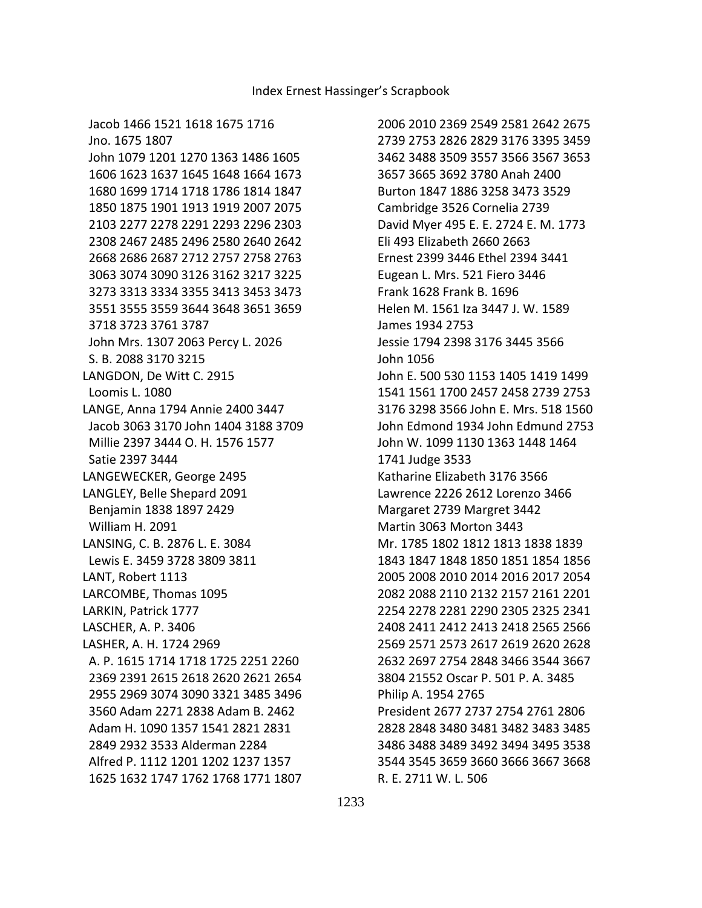Jacob 1466 1521 1618 1675 1716
Jno. 1675 1807
John 1079 1201 1270 1363 1486 1605 1606 1623 1637 1645 1648 1664 1673 1680 1699 1714 1718 1786 1814 1847 1850 1875 1901 1913 1919 2007 2075 2103 2277 2278 2291 2293 2296 2303 2308 2467 2485 2496 2580 2640 2642 2668 2686 2687 2712 2757 2758 2763 3063 3074 3090 3126 3162 3217 3225 3273 3313 3334 3355 3413 3453 3473 3551 3555 3559 3644 3648 3651 3659 3718 3723 3761 3787
John Mrs. 1307 2063 Percy L. 2026
S. B. 2088 3170 3215

LANGDON, De Witt C. 2915
Loomis L. 1080

LANGE, Anna 1794 Annie 2400 3447
Jacob 3063 3170 John 1404 3188 3709
Millie 2397 3444 O. H. 1576 1577
Satie 2397 3444

LANGEWECKER, George 2495

LANGLEY, Belle Shepard 2091
Benjamin 1838 1897 2429
William H. 2091

LANSING, C. B. 2876 L. E. 3084
Lewis E. 3459 3728 3809 3811

LANT, Robert 1113

LARCOMBE, Thomas 1095

LARKIN, Patrick 1777

LASCHER, A. P. 3406

LASHER, A. H. 1724 2969
A. P. 1615 1714 1718 1725 2251 2260 2369 2391 2615 2618 2620 2621 2654 2955 2969 3074 3090 3321 3485 3496 3560 Adam 2271 2838 Adam B. 2462
Adam H. 1090 1357 1541 2821 2831 2849 2932 3533 Alderman 2284
Alfred P. 1112 1201 1202 1237 1357 1625 1632 1747 1762 1768 1771 1807 2006 2010 2369 2549 2581 2642 2675 2739 2753 2826 2829 3176 3395 3459 3462 3488 3509 3557 3566 3567 3653 3657 3665 3692 3780 Anah 2400
Burton 1847 1886 3258 3473 3529
Cambridge 3526 Cornelia 2739
David Myer 495 E. E. 2724 E. M. 1773
Eli 493 Elizabeth 2660 2663
Ernest 2399 3446 Ethel 2394 3441
Eugean L. Mrs. 521 Fiero 3446
Frank 1628 Frank B. 1696
Helen M. 1561 Iza 3447 J. W. 1589
James 1934 2753
Jessie 1794 2398 3176 3445 3566
John 1056
John E. 500 530 1153 1405 1419 1499 1541 1561 1700 2457 2458 2739 2753 3176 3298 3566 John E. Mrs. 518 1560
John Edmond 1934 John Edmund 2753
John W. 1099 1130 1363 1448 1464 1741 Judge 3533
Katharine Elizabeth 3176 3566
Lawrence 2226 2612 Lorenzo 3466
Margaret 2739 Margret 3442
Martin 3063 Morton 3443
Mr. 1785 1802 1812 1813 1838 1839 1843 1847 1848 1850 1851 1854 1856 2005 2008 2010 2014 2016 2017 2054 2082 2088 2110 2132 2157 2161 2201 2254 2278 2281 2290 2305 2325 2341 2408 2411 2412 2413 2418 2565 2566 2569 2571 2573 2617 2619 2620 2628 2632 2697 2754 2848 3466 3544 3667 3804 21552 Oscar P. 501 P. A. 3485
Philip A. 1954 2765
President 2677 2737 2754 2761 2806 2828 2848 3480 3481 3482 3483 3485 3486 3488 3489 3492 3494 3495 3538 3544 3545 3659 3660 3666 3667 3668
R. E. 2711 W. L. 506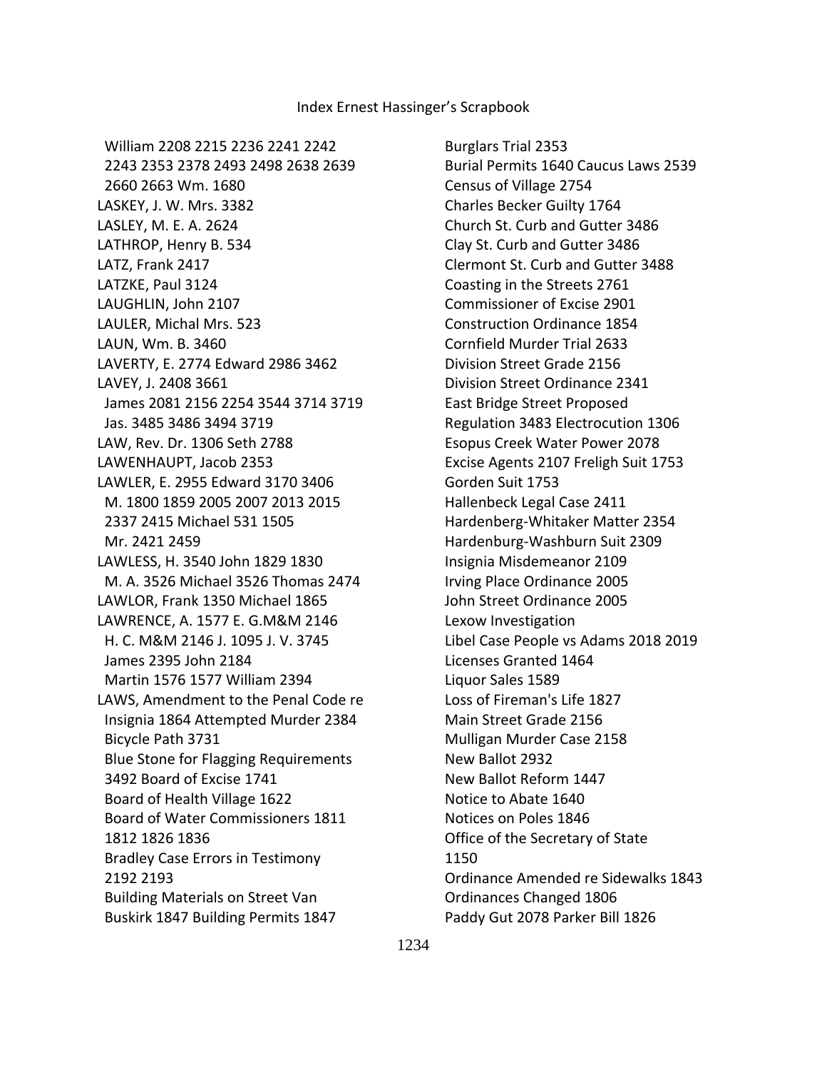William 2208 2215 2236 2241 2242 2243 2353 2378 2493 2498 2638 2639 2660 2663 Wm. 1680

LASKEY, J. W. Mrs. 3382

LASLEY, M. E. A. 2624

LATHROP, Henry B. 534

LATZ, Frank 2417

LATZKE, Paul 3124

LAUGHLIN, John 2107

LAULER, Michal Mrs. 523

LAUN, Wm. B. 3460

LAVERTY, E. 2774 Edward 2986 3462

LAVEY, J. 2408 3661
 James 2081 2156 2254 3544 3714 3719
 Jas. 3485 3486 3494 3719

LAW, Rev. Dr. 1306 Seth 2788

LAWENHAUPT, Jacob 2353

LAWLER, E. 2955 Edward 3170 3406
 M. 1800 1859 2005 2007 2013 2015 2337 2415 Michael 531 1505
 Mr. 2421 2459

LAWLESS, H. 3540 John 1829 1830
 M. A. 3526 Michael 3526 Thomas 2474

LAWLOR, Frank 1350 Michael 1865

LAWRENCE, A. 1577 E. G.M&M 2146
 H. C. M&M 2146 J. 1095 J. V. 3745
 James 2395 John 2184
 Martin 1576 1577 William 2394

LAWS, Amendment to the Penal Code re Insignia 1864 Attempted Murder 2384
 Bicycle Path 3731
 Blue Stone for Flagging Requirements 3492 Board of Excise 1741
 Board of Health Village 1622
 Board of Water Commissioners 1811 1812 1826 1836
 Bradley Case Errors in Testimony 2192 2193
 Building Materials on Street Van Buskirk 1847 Building Permits 1847
 Burglars Trial 2353
 Burial Permits 1640 Caucus Laws 2539
 Census of Village 2754
 Charles Becker Guilty 1764
 Church St. Curb and Gutter 3486
 Clay St. Curb and Gutter 3486
 Clermont St. Curb and Gutter 3488
 Coasting in the Streets 2761
 Commissioner of Excise 2901
 Construction Ordinance 1854
 Cornfield Murder Trial 2633
 Division Street Grade 2156
 Division Street Ordinance 2341
 East Bridge Street Proposed Regulation 3483 Electrocution 1306
 Esopus Creek Water Power 2078
 Excise Agents 2107 Freligh Suit 1753
 Gorden Suit 1753
 Hallenbeck Legal Case 2411
 Hardenberg-Whitaker Matter 2354
 Hardenburg-Washburn Suit 2309
 Insignia Misdemeanor 2109
 Irving Place Ordinance 2005
 John Street Ordinance 2005
 Lexow Investigation
 Libel Case People vs Adams 2018 2019
 Licenses Granted 1464
 Liquor Sales 1589
 Loss of Fireman's Life 1827
 Main Street Grade 2156
 Mulligan Murder Case 2158
 New Ballot 2932
 New Ballot Reform 1447
 Notice to Abate 1640
 Notices on Poles 1846
 Office of the Secretary of State 1150
 Ordinance Amended re Sidewalks 1843
 Ordinances Changed 1806
 Paddy Gut 2078 Parker Bill 1826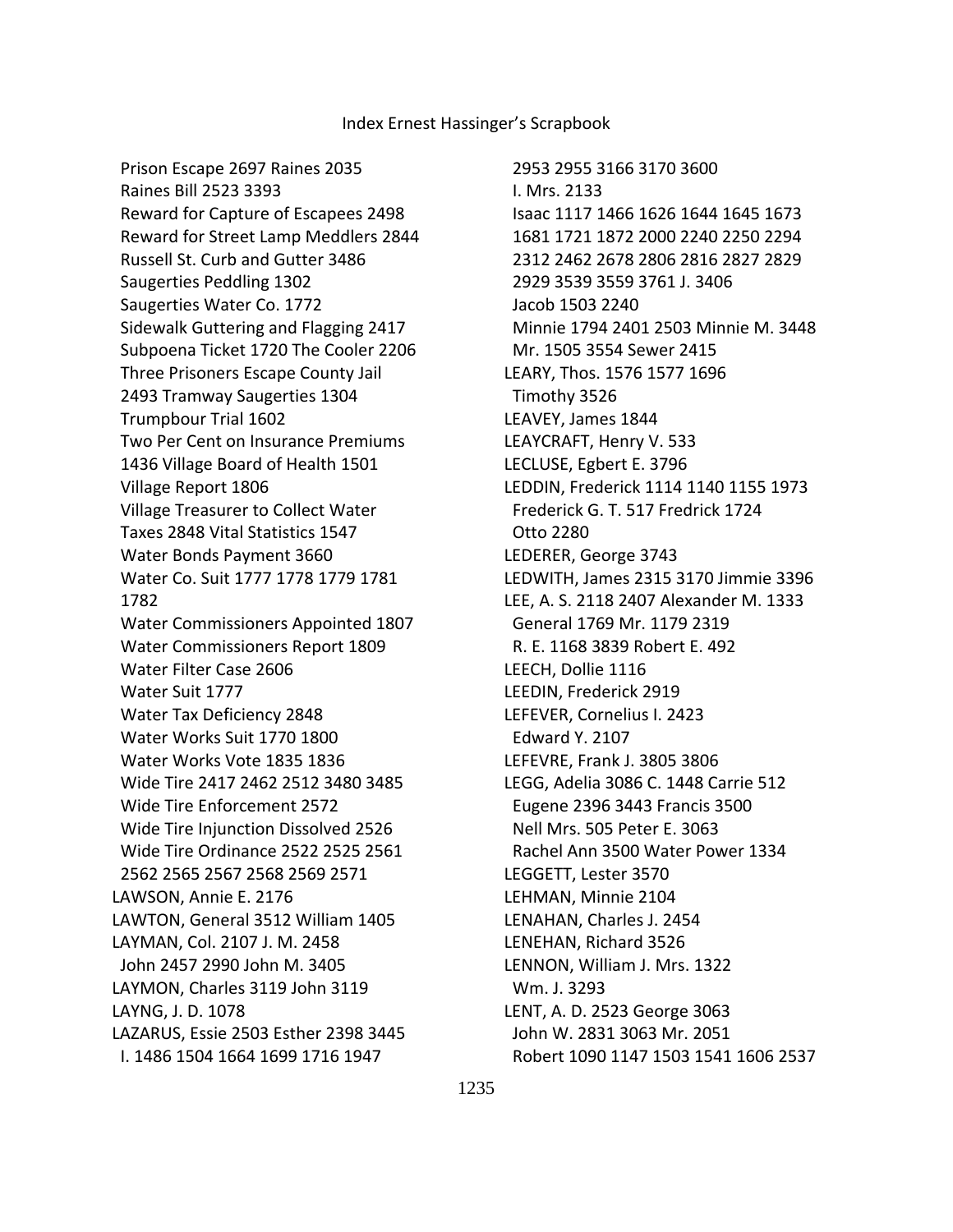Prison Escape 2697 Raines 2035
Raines Bill 2523 3393
Reward for Capture of Escapees 2498
Reward for Street Lamp Meddlers 2844
Russell St. Curb and Gutter 3486
Saugerties Peddling 1302
Saugerties Water Co. 1772
Sidewalk Guttering and Flagging 2417
Subpoena Ticket 1720 The Cooler 2206
Three Prisoners Escape County Jail
2493 Tramway Saugerties 1304
Trumpbour Trial 1602
Two Per Cent on Insurance Premiums
1436 Village Board of Health 1501
Village Report 1806
Village Treasurer to Collect Water
Taxes 2848 Vital Statistics 1547
Water Bonds Payment 3660
Water Co. Suit 1777 1778 1779 1781
1782
Water Commissioners Appointed 1807
Water Commissioners Report 1809
Water Filter Case 2606
Water Suit 1777
Water Tax Deficiency 2848
Water Works Suit 1770 1800
Water Works Vote 1835 1836
Wide Tire 2417 2462 2512 3480 3485
Wide Tire Enforcement 2572
Wide Tire Injunction Dissolved 2526
Wide Tire Ordinance 2522 2525 2561
2562 2565 2567 2568 2569 2571
LAWSON, Annie E. 2176
LAWTON, General 3512 William 1405
LAYMAN, Col. 2107 J. M. 2458
John 2457 2990 John M. 3405
LAYMON, Charles 3119 John 3119
LAYNG, J. D. 1078
LAZARUS, Essie 2503 Esther 2398 3445
I. 1486 1504 1664 1699 1716 1947
2953 2955 3166 3170 3600
I. Mrs. 2133
Isaac 1117 1466 1626 1644 1645 1673
1681 1721 1872 2000 2240 2250 2294
2312 2462 2678 2806 2816 2827 2829
2929 3539 3559 3761 J. 3406
Jacob 1503 2240
Minnie 1794 2401 2503 Minnie M. 3448
Mr. 1505 3554 Sewer 2415
LEARY, Thos. 1576 1577 1696
Timothy 3526
LEAVEY, James 1844
LEAYCRAFT, Henry V. 533
LECLUSE, Egbert E. 3796
LEDDIN, Frederick 1114 1140 1155 1973
Frederick G. T. 517 Fredrick 1724
Otto 2280
LEDERER, George 3743
LEDWITH, James 2315 3170 Jimmie 3396
LEE, A. S. 2118 2407 Alexander M. 1333
General 1769 Mr. 1179 2319
R. E. 1168 3839 Robert E. 492
LEECH, Dollie 1116
LEEDIN, Frederick 2919
LEFEVER, Cornelius I. 2423
Edward Y. 2107
LEFEVRE, Frank J. 3805 3806
LEGG, Adelia 3086 C. 1448 Carrie 512
Eugene 2396 3443 Francis 3500
Nell Mrs. 505 Peter E. 3063
Rachel Ann 3500 Water Power 1334
LEGGETT, Lester 3570
LEHMAN, Minnie 2104
LENAHAN, Charles J. 2454
LENEHAN, Richard 3526
LENNON, William J. Mrs. 1322
Wm. J. 3293
LENT, A. D. 2523 George 3063
John W. 2831 3063 Mr. 2051
Robert 1090 1147 1503 1541 1606 2537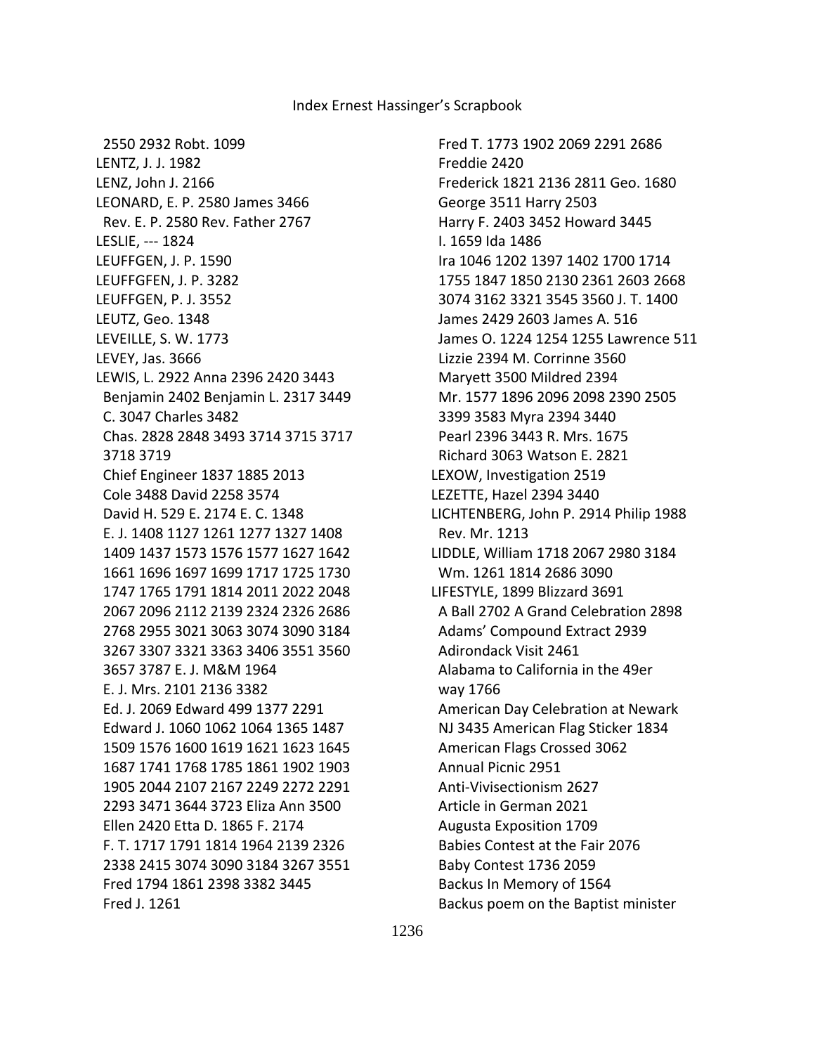2550 2932 Robt. 1099
LENTZ, J. J. 1982
LENZ, John J. 2166
LEONARD, E. P. 2580 James 3466
Rev. E. P. 2580 Rev. Father 2767
LESLIE, --- 1824
LEUFFGEN, J. P. 1590
LEUFFGFEN, J. P. 3282
LEUFFGEN, P. J. 3552
LEUTZ, Geo. 1348
LEVEILLE, S. W. 1773
LEVEY, Jas. 3666
LEWIS, L. 2922 Anna 2396 2420 3443
Benjamin 2402 Benjamin L. 2317 3449
C. 3047 Charles 3482
Chas. 2828 2848 3493 3714 3715 3717 3718 3719
Chief Engineer 1837 1885 2013
Cole 3488 David 2258 3574
David H. 529 E. 2174 E. C. 1348
E. J. 1408 1127 1261 1277 1327 1408 1409 1437 1573 1576 1577 1627 1642 1661 1696 1697 1699 1717 1725 1730 1747 1765 1791 1814 2011 2022 2048 2067 2096 2112 2139 2324 2326 2686 2768 2955 3021 3063 3074 3090 3184 3267 3307 3321 3363 3406 3551 3560 3657 3787 E. J. M&M 1964
E. J. Mrs. 2101 2136 3382
Ed. J. 2069 Edward 499 1377 2291
Edward J. 1060 1062 1064 1365 1487 1509 1576 1600 1619 1621 1623 1645 1687 1741 1768 1785 1861 1902 1903 1905 2044 2107 2167 2249 2272 2291 2293 3471 3644 3723 Eliza Ann 3500
Ellen 2420 Etta D. 1865 F. 2174
F. T. 1717 1791 1814 1964 2139 2326 2338 2415 3074 3090 3184 3267 3551
Fred 1794 1861 2398 3382 3445
Fred J. 1261
Fred T. 1773 1902 2069 2291 2686
Freddie 2420
Frederick 1821 2136 2811 Geo. 1680
George 3511 Harry 2503
Harry F. 2403 3452 Howard 3445
I. 1659 Ida 1486
Ira 1046 1202 1397 1402 1700 1714 1755 1847 1850 2130 2361 2603 2668 3074 3162 3321 3545 3560 J. T. 1400
James 2429 2603 James A. 516
James O. 1224 1254 1255 Lawrence 511
Lizzie 2394 M. Corrinne 3560
Maryett 3500 Mildred 2394
Mr. 1577 1896 2096 2098 2390 2505 3399 3583 Myra 2394 3440
Pearl 2396 3443 R. Mrs. 1675
Richard 3063 Watson E. 2821
LEXOW, Investigation 2519
LEZETTE, Hazel 2394 3440
LICHTENBERG, John P. 2914 Philip 1988
Rev. Mr. 1213
LIDDLE, William 1718 2067 2980 3184
Wm. 1261 1814 2686 3090
LIFESTYLE, 1899 Blizzard 3691
A Ball 2702 A Grand Celebration 2898
Adams' Compound Extract 2939
Adirondack Visit 2461
Alabama to California in the 49er way 1766
American Day Celebration at Newark NJ 3435 American Flag Sticker 1834
American Flags Crossed 3062
Annual Picnic 2951
Anti-Vivisectionism 2627
Article in German 2021
Augusta Exposition 1709
Babies Contest at the Fair 2076
Baby Contest 1736 2059
Backus In Memory of 1564
Backus poem on the Baptist minister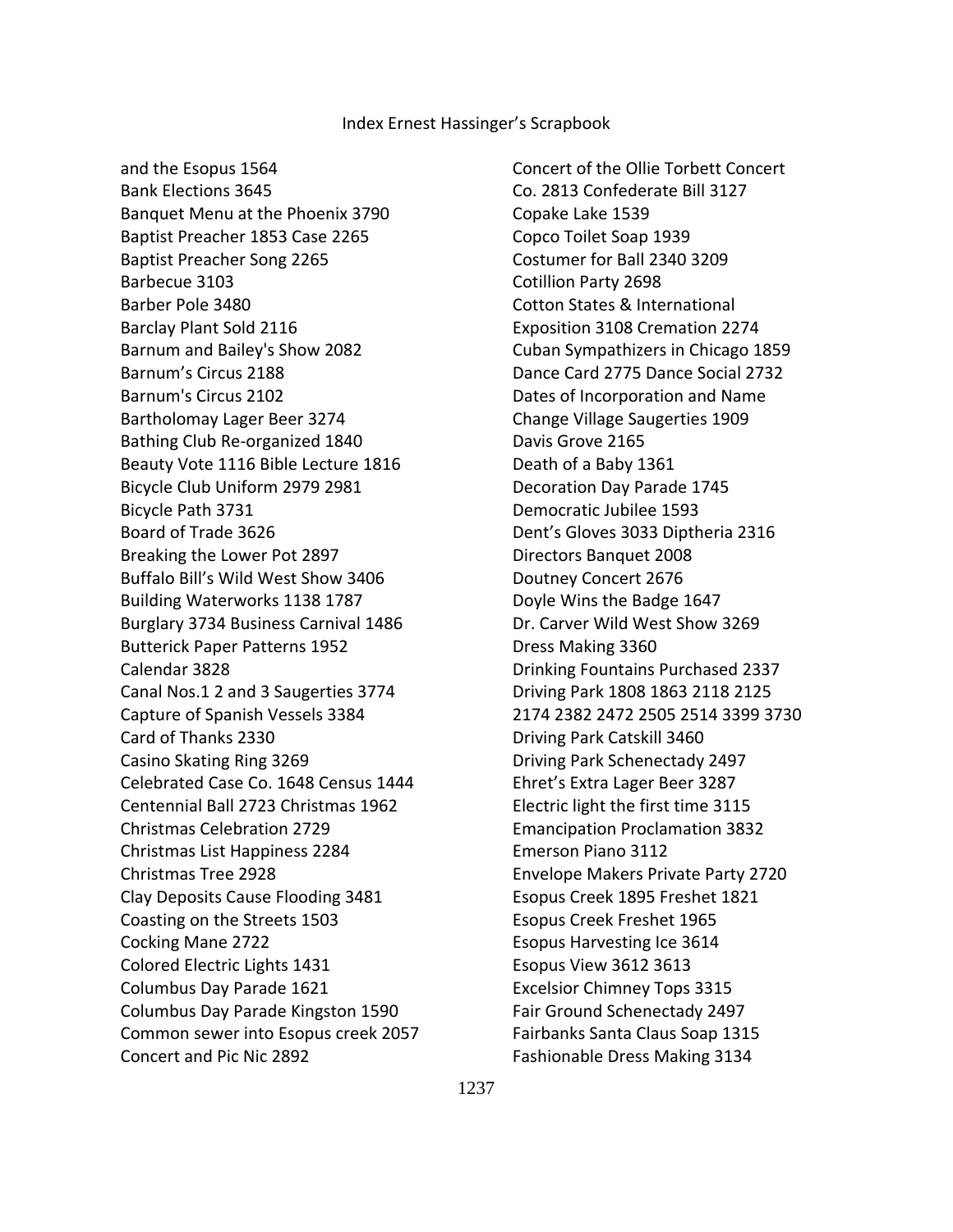and the Esopus 1564
Bank Elections 3645
Banquet Menu at the Phoenix 3790
Baptist Preacher 1853 Case 2265
Baptist Preacher Song 2265
Barbecue 3103
Barber Pole 3480
Barclay Plant Sold 2116
Barnum and Bailey's Show 2082
Barnum's Circus 2188
Barnum's Circus 2102
Bartholomay Lager Beer 3274
Bathing Club Re-organized 1840
Beauty Vote 1116 Bible Lecture 1816
Bicycle Club Uniform 2979 2981
Bicycle Path 3731
Board of Trade 3626
Breaking the Lower Pot 2897
Buffalo Bill's Wild West Show 3406
Building Waterworks 1138 1787
Burglary 3734 Business Carnival 1486
Butterick Paper Patterns 1952
Calendar 3828
Canal Nos.1 2 and 3 Saugerties 3774
Capture of Spanish Vessels 3384
Card of Thanks 2330
Casino Skating Ring 3269
Celebrated Case Co. 1648 Census 1444
Centennial Ball 2723 Christmas 1962
Christmas Celebration 2729
Christmas List Happiness 2284
Christmas Tree 2928
Clay Deposits Cause Flooding 3481
Coasting on the Streets 1503
Cocking Mane 2722
Colored Electric Lights 1431
Columbus Day Parade 1621
Columbus Day Parade Kingston 1590
Common sewer into Esopus creek 2057
Concert and Pic Nic 2892
Concert of the Ollie Torbett Concert Co. 2813 Confederate Bill 3127
Copake Lake 1539
Copco Toilet Soap 1939
Costumer for Ball 2340 3209
Cotillion Party 2698
Cotton States & International Exposition 3108 Cremation 2274
Cuban Sympathizers in Chicago 1859
Dance Card 2775 Dance Social 2732
Dates of Incorporation and Name Change Village Saugerties 1909
Davis Grove 2165
Death of a Baby 1361
Decoration Day Parade 1745
Democratic Jubilee 1593
Dent's Gloves 3033 Diptheria 2316
Directors Banquet 2008
Doutney Concert 2676
Doyle Wins the Badge 1647
Dr. Carver Wild West Show 3269
Dress Making 3360
Drinking Fountains Purchased 2337
Driving Park 1808 1863 2118 2125 2174 2382 2472 2505 2514 3399 3730
Driving Park Catskill 3460
Driving Park Schenectady 2497
Ehret's Extra Lager Beer 3287
Electric light the first time 3115
Emancipation Proclamation 3832
Emerson Piano 3112
Envelope Makers Private Party 2720
Esopus Creek 1895 Freshet 1821
Esopus Creek Freshet 1965
Esopus Harvesting Ice 3614
Esopus View 3612 3613
Excelsior Chimney Tops 3315
Fair Ground Schenectady 2497
Fairbanks Santa Claus Soap 1315
Fashionable Dress Making 3134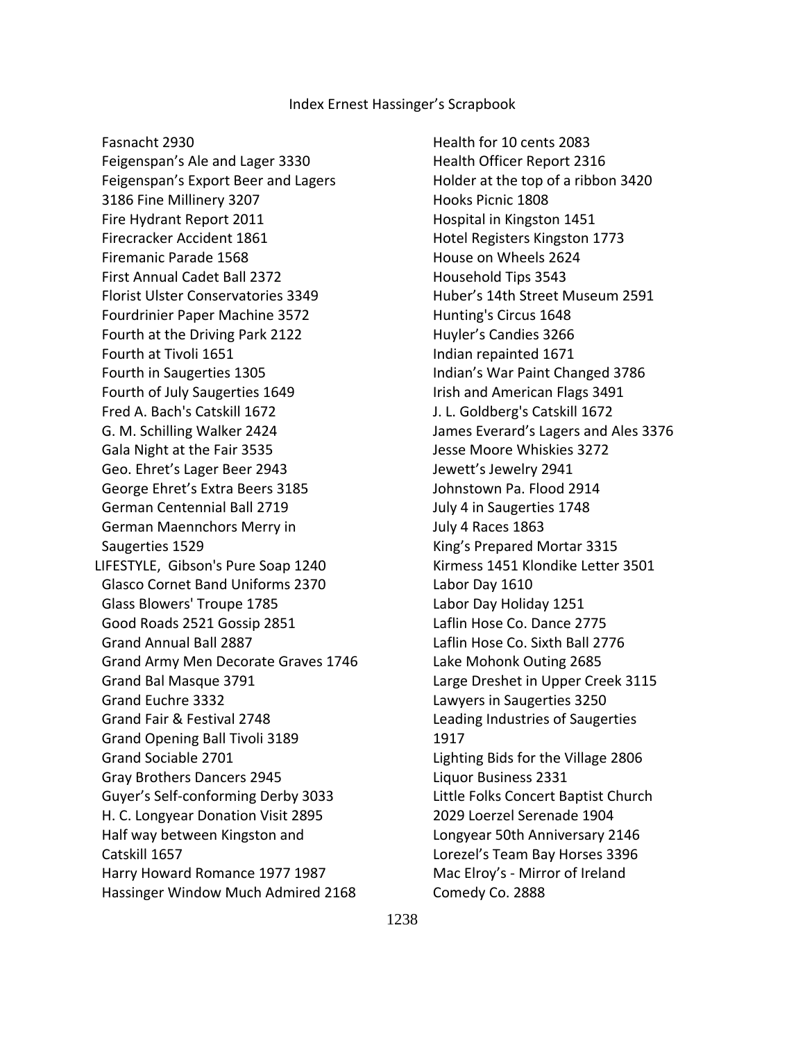Index Ernest Hassinger's Scrapbook

Fasnacht 2930
Feigenspan's Ale and Lager 3330
Feigenspan's Export Beer and Lagers
3186 Fine Millinery 3207
Fire Hydrant Report 2011
Firecracker Accident 1861
Firemanic Parade 1568
First Annual Cadet Ball 2372
Florist Ulster Conservatories 3349
Fourdrinier Paper Machine 3572
Fourth at the Driving Park 2122
Fourth at Tivoli 1651
Fourth in Saugerties 1305
Fourth of July Saugerties 1649
Fred A. Bach's Catskill 1672
G. M. Schilling Walker 2424
Gala Night at the Fair 3535
Geo. Ehret's Lager Beer 2943
George Ehret's Extra Beers 3185
German Centennial Ball 2719
German Maennchors Merry in
Saugerties 1529
LIFESTYLE, Gibson's Pure Soap 1240
Glasco Cornet Band Uniforms 2370
Glass Blowers' Troupe 1785
Good Roads 2521 Gossip 2851
Grand Annual Ball 2887
Grand Army Men Decorate Graves 1746
Grand Bal Masque 3791
Grand Euchre 3332
Grand Fair & Festival 2748
Grand Opening Ball Tivoli 3189
Grand Sociable 2701
Gray Brothers Dancers 2945
Guyer's Self-conforming Derby 3033
H. C. Longyear Donation Visit 2895
Half way between Kingston and
Catskill 1657
Harry Howard Romance 1977 1987
Hassinger Window Much Admired 2168
Health for 10 cents 2083
Health Officer Report 2316
Holder at the top of a ribbon 3420
Hooks Picnic 1808
Hospital in Kingston 1451
Hotel Registers Kingston 1773
House on Wheels 2624
Household Tips 3543
Huber's 14th Street Museum 2591
Hunting's Circus 1648
Huyler's Candies 3266
Indian repainted 1671
Indian's War Paint Changed 3786
Irish and American Flags 3491
J. L. Goldberg's Catskill 1672
James Everard's Lagers and Ales 3376
Jesse Moore Whiskies 3272
Jewett's Jewelry 2941
Johnstown Pa. Flood 2914
July 4 in Saugerties 1748
July 4 Races 1863
King's Prepared Mortar 3315
Kirmess 1451 Klondike Letter 3501
Labor Day 1610
Labor Day Holiday 1251
Laflin Hose Co. Dance 2775
Laflin Hose Co. Sixth Ball 2776
Lake Mohonk Outing 2685
Large Dreshet in Upper Creek 3115
Lawyers in Saugerties 3250
Leading Industries of Saugerties
1917
Lighting Bids for the Village 2806
Liquor Business 2331
Little Folks Concert Baptist Church
2029 Loerzel Serenade 1904
Longyear 50th Anniversary 2146
Lorezel's Team Bay Horses 3396
Mac Elroy's - Mirror of Ireland
Comedy Co. 2888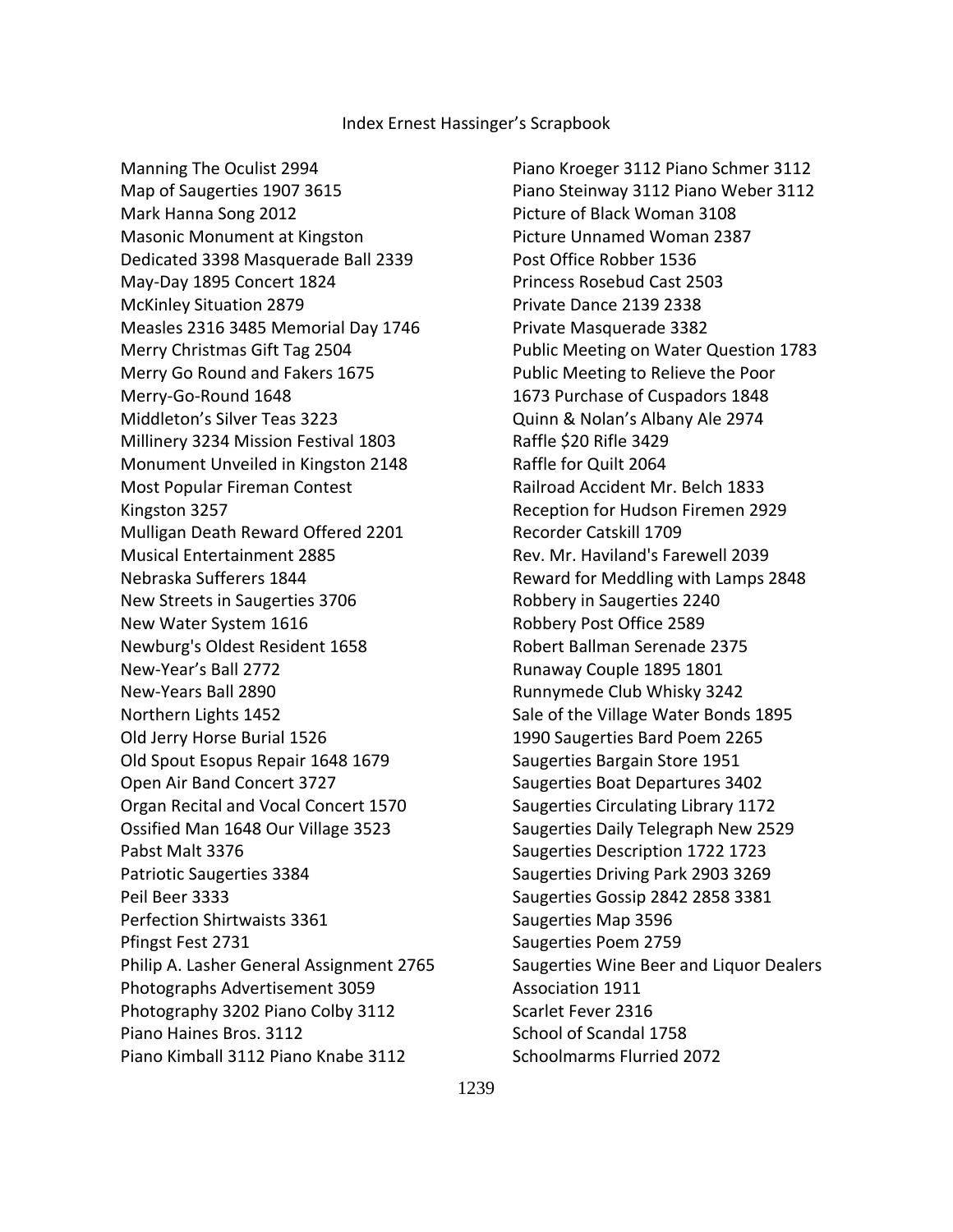Index Ernest Hassinger's Scrapbook

Manning The Oculist 2994
Map of Saugerties 1907 3615
Mark Hanna Song 2012
Masonic Monument at Kingston
Dedicated 3398 Masquerade Ball 2339
May-Day 1895 Concert 1824
McKinley Situation 2879
Measles 2316 3485 Memorial Day 1746
Merry Christmas Gift Tag 2504
Merry Go Round and Fakers 1675
Merry-Go-Round 1648
Middleton's Silver Teas 3223
Millinery 3234 Mission Festival 1803
Monument Unveiled in Kingston 2148
Most Popular Fireman Contest
Kingston 3257
Mulligan Death Reward Offered 2201
Musical Entertainment 2885
Nebraska Sufferers 1844
New Streets in Saugerties 3706
New Water System 1616
Newburg's Oldest Resident 1658
New-Year's Ball 2772
New-Years Ball 2890
Northern Lights 1452
Old Jerry Horse Burial 1526
Old Spout Esopus Repair 1648 1679
Open Air Band Concert 3727
Organ Recital and Vocal Concert 1570
Ossified Man 1648 Our Village 3523
Pabst Malt 3376
Patriotic Saugerties 3384
Peil Beer 3333
Perfection Shirtwaists 3361
Pfingst Fest 2731
Philip A. Lasher General Assignment 2765
Photographs Advertisement 3059
Photography 3202 Piano Colby 3112
Piano Haines Bros. 3112
Piano Kimball 3112 Piano Knabe 3112
Piano Kroeger 3112 Piano Schmer 3112
Piano Steinway 3112 Piano Weber 3112
Picture of Black Woman 3108
Picture Unnamed Woman 2387
Post Office Robber 1536
Princess Rosebud Cast 2503
Private Dance 2139 2338
Private Masquerade 3382
Public Meeting on Water Question 1783
Public Meeting to Relieve the Poor
1673 Purchase of Cuspadors 1848
Quinn & Nolan's Albany Ale 2974
Raffle $20 Rifle 3429
Raffle for Quilt 2064
Railroad Accident Mr. Belch 1833
Reception for Hudson Firemen 2929
Recorder Catskill 1709
Rev. Mr. Haviland's Farewell 2039
Reward for Meddling with Lamps 2848
Robbery in Saugerties 2240
Robbery Post Office 2589
Robert Ballman Serenade 2375
Runaway Couple 1895 1801
Runnymede Club Whisky 3242
Sale of the Village Water Bonds 1895
1990 Saugerties Bard Poem 2265
Saugerties Bargain Store 1951
Saugerties Boat Departures 3402
Saugerties Circulating Library 1172
Saugerties Daily Telegraph New 2529
Saugerties Description 1722 1723
Saugerties Driving Park 2903 3269
Saugerties Gossip 2842 2858 3381
Saugerties Map 3596
Saugerties Poem 2759
Saugerties Wine Beer and Liquor Dealers
Association 1911
Scarlet Fever 2316
School of Scandal 1758
Schoolmarms Flurried 2072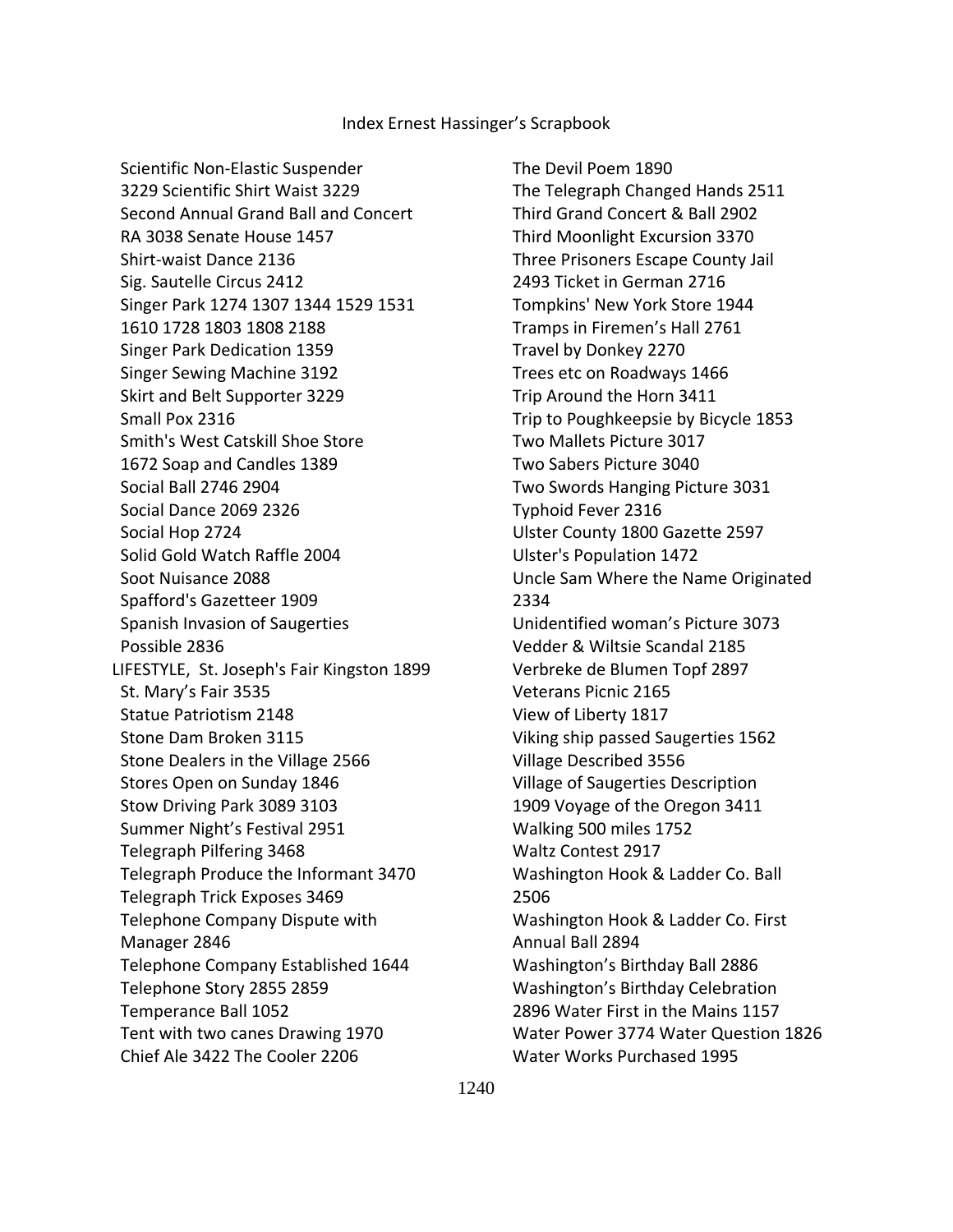Index Ernest Hassinger's Scrapbook

Scientific Non-Elastic Suspender 3229 Scientific Shirt Waist 3229
Second Annual Grand Ball and Concert RA 3038 Senate House 1457
Shirt-waist Dance 2136
Sig. Sautelle Circus 2412
Singer Park 1274 1307 1344 1529 1531 1610 1728 1803 1808 2188
Singer Park Dedication 1359
Singer Sewing Machine 3192
Skirt and Belt Supporter 3229
Small Pox 2316
Smith's West Catskill Shoe Store 1672 Soap and Candles 1389
Social Ball 2746 2904
Social Dance 2069 2326
Social Hop 2724
Solid Gold Watch Raffle 2004
Soot Nuisance 2088
Spafford's Gazetteer 1909
Spanish Invasion of Saugerties Possible 2836
LIFESTYLE, St. Joseph's Fair Kingston 1899
St. Mary's Fair 3535
Statue Patriotism 2148
Stone Dam Broken 3115
Stone Dealers in the Village 2566
Stores Open on Sunday 1846
Stow Driving Park 3089 3103
Summer Night's Festival 2951
Telegraph Pilfering 3468
Telegraph Produce the Informant 3470
Telegraph Trick Exposes 3469
Telephone Company Dispute with Manager 2846
Telephone Company Established 1644
Telephone Story 2855 2859
Temperance Ball 1052
Tent with two canes Drawing 1970
Chief Ale 3422 The Cooler 2206
The Devil Poem 1890
The Telegraph Changed Hands 2511
Third Grand Concert & Ball 2902
Third Moonlight Excursion 3370
Three Prisoners Escape County Jail 2493 Ticket in German 2716
Tompkins' New York Store 1944
Tramps in Firemen's Hall 2761
Travel by Donkey 2270
Trees etc on Roadways 1466
Trip Around the Horn 3411
Trip to Poughkeepsie by Bicycle 1853
Two Mallets Picture 3017
Two Sabers Picture 3040
Two Swords Hanging Picture 3031
Typhoid Fever 2316
Ulster County 1800 Gazette 2597
Ulster's Population 1472
Uncle Sam Where the Name Originated 2334
Unidentified woman's Picture 3073
Vedder & Wiltsie Scandal 2185
Verbreke de Blumen Topf 2897
Veterans Picnic 2165
View of Liberty 1817
Viking ship passed Saugerties 1562
Village Described 3556
Village of Saugerties Description 1909 Voyage of the Oregon 3411
Walking 500 miles 1752
Waltz Contest 2917
Washington Hook & Ladder Co. Ball 2506
Washington Hook & Ladder Co. First Annual Ball 2894
Washington's Birthday Ball 2886
Washington's Birthday Celebration 2896 Water First in the Mains 1157
Water Power 3774 Water Question 1826
Water Works Purchased 1995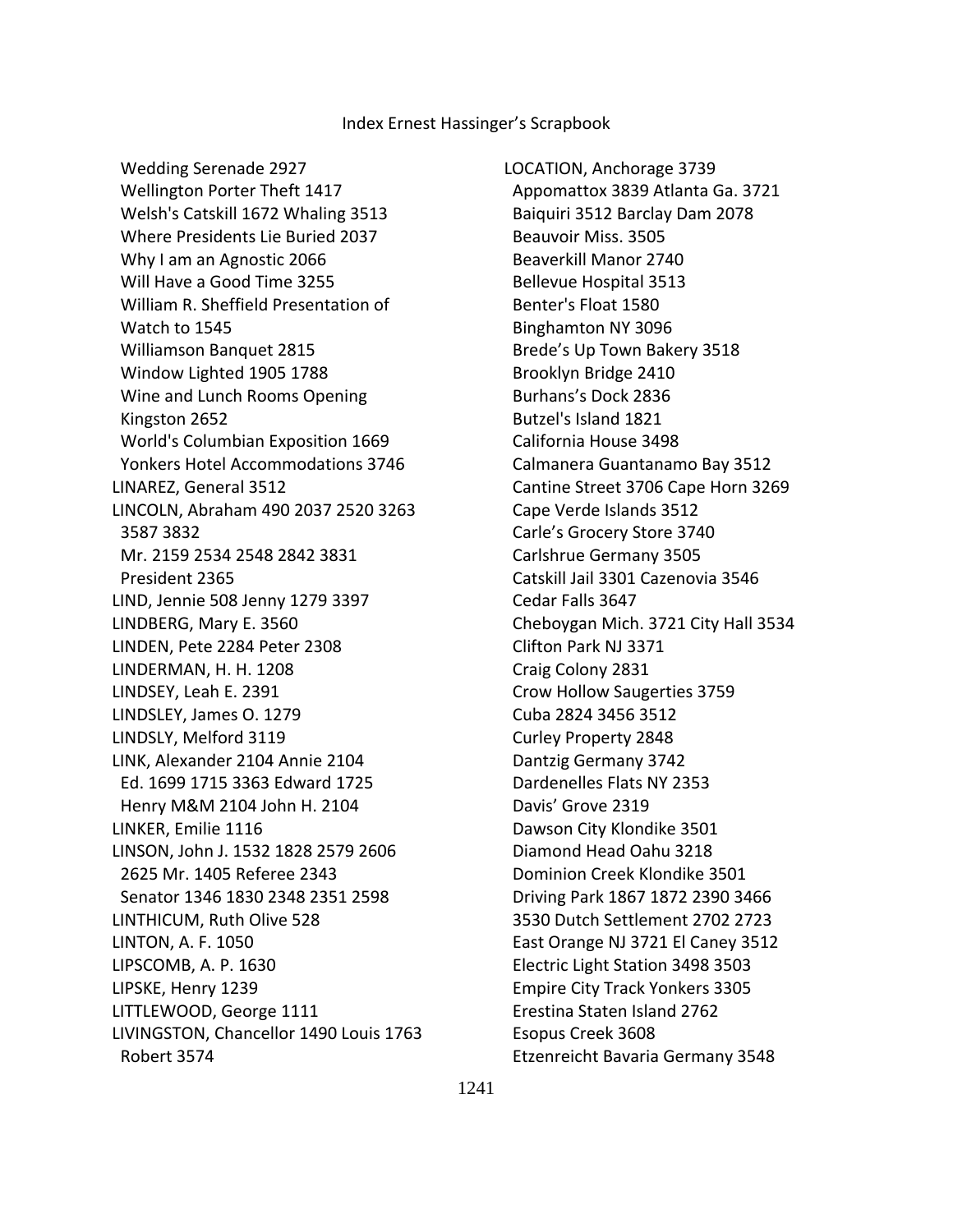Wedding Serenade 2927
Wellington Porter Theft 1417
Welsh's Catskill 1672 Whaling 3513
Where Presidents Lie Buried 2037
Why I am an Agnostic 2066
Will Have a Good Time 3255
William R. Sheffield Presentation of Watch to 1545
Williamson Banquet 2815
Window Lighted 1905 1788
Wine and Lunch Rooms Opening Kingston 2652
World's Columbian Exposition 1669
Yonkers Hotel Accommodations 3746

LINAREZ, General 3512
LINCOLN, Abraham 490 2037 2520 3263 3587 3832
Mr. 2159 2534 2548 2842 3831
President 2365
LIND, Jennie 508 Jenny 1279 3397
LINDBERG, Mary E. 3560
LINDEN, Pete 2284 Peter 2308
LINDERMAN, H. H. 1208
LINDSEY, Leah E. 2391
LINDSLEY, James O. 1279
LINDSLY, Melford 3119
LINK, Alexander 2104 Annie 2104
Ed. 1699 1715 3363 Edward 1725
Henry M&M 2104 John H. 2104
LINKER, Emilie 1116
LINSON, John J. 1532 1828 2579 2606 2625 Mr. 1405 Referee 2343
Senator 1346 1830 2348 2351 2598
LINTHICUM, Ruth Olive 528
LINTON, A. F. 1050
LIPSCOMB, A. P. 1630
LIPSKE, Henry 1239
LITTLEWOOD, George 1111
LIVINGSTON, Chancellor 1490 Louis 1763
Robert 3574

LOCATION, Anchorage 3739
Appomattox 3839 Atlanta Ga. 3721
Baiquiri 3512 Barclay Dam 2078
Beauvoir Miss. 3505
Beaverkill Manor 2740
Bellevue Hospital 3513
Benter's Float 1580
Binghamton NY 3096
Brede's Up Town Bakery 3518
Brooklyn Bridge 2410
Burhans's Dock 2836
Butzel's Island 1821
California House 3498
Calmanera Guantanamo Bay 3512
Cantine Street 3706 Cape Horn 3269
Cape Verde Islands 3512
Carle's Grocery Store 3740
Carlshrue Germany 3505
Catskill Jail 3301 Cazenovia 3546
Cedar Falls 3647
Cheboygan Mich. 3721 City Hall 3534
Clifton Park NJ 3371
Craig Colony 2831
Crow Hollow Saugerties 3759
Cuba 2824 3456 3512
Curley Property 2848
Dantzig Germany 3742
Dardenelles Flats NY 2353
Davis' Grove 2319
Dawson City Klondike 3501
Diamond Head Oahu 3218
Dominion Creek Klondike 3501
Driving Park 1867 1872 2390 3466 3530 Dutch Settlement 2702 2723
East Orange NJ 3721 El Caney 3512
Electric Light Station 3498 3503
Empire City Track Yonkers 3305
Erestina Staten Island 2762
Esopus Creek 3608
Etzenreicht Bavaria Germany 3548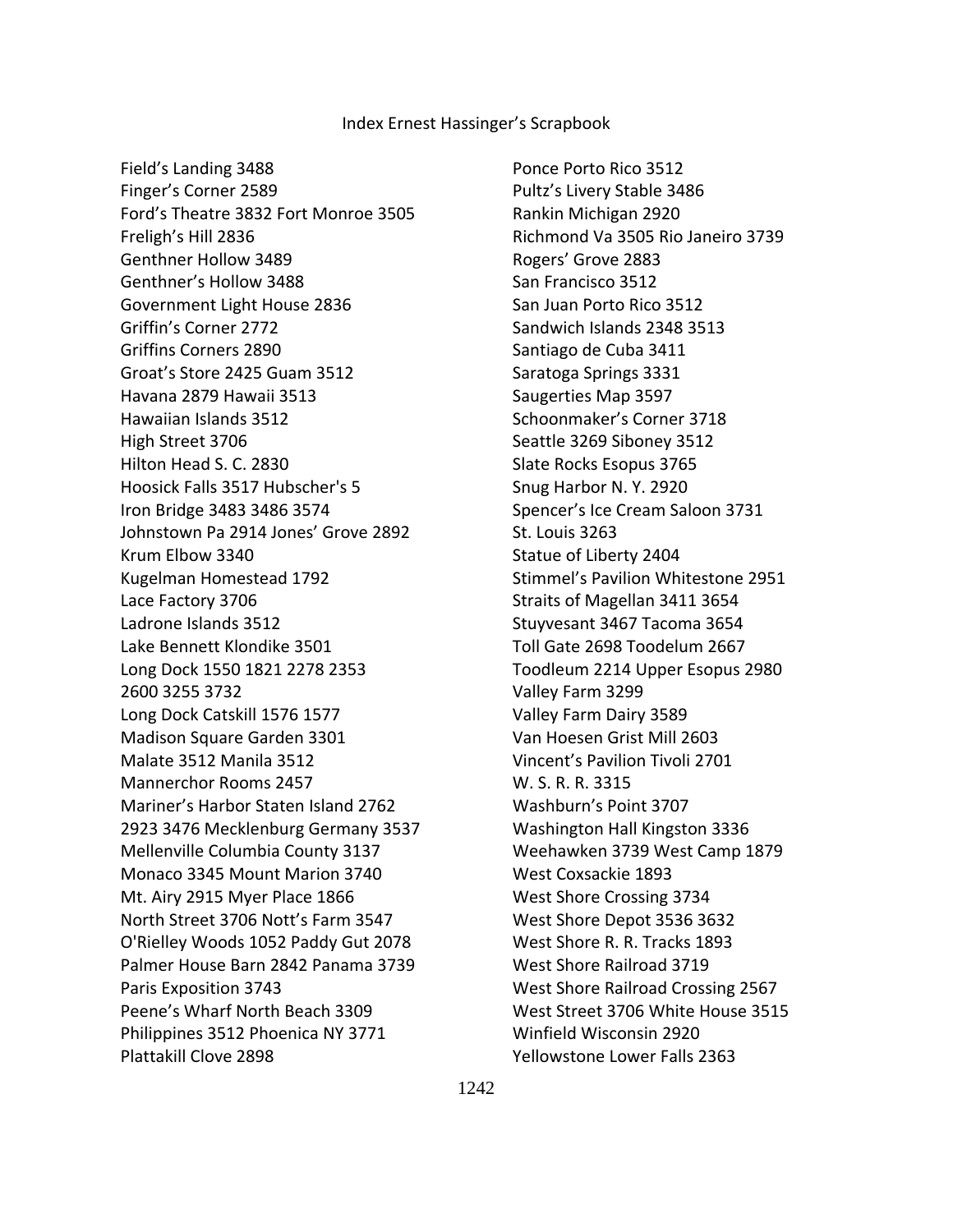Index Ernest Hassinger's Scrapbook

Field's Landing 3488
Finger's Corner 2589
Ford's Theatre 3832 Fort Monroe 3505
Freligh's Hill 2836
Genthner Hollow 3489
Genthner's Hollow 3488
Government Light House 2836
Griffin's Corner 2772
Griffins Corners 2890
Groat's Store 2425 Guam 3512
Havana 2879 Hawaii 3513
Hawaiian Islands 3512
High Street 3706
Hilton Head S. C. 2830
Hoosick Falls 3517 Hubscher's 5
Iron Bridge 3483 3486 3574
Johnstown Pa 2914 Jones' Grove 2892
Krum Elbow 3340
Kugelman Homestead 1792
Lace Factory 3706
Ladrone Islands 3512
Lake Bennett Klondike 3501
Long Dock 1550 1821 2278 2353
2600 3255 3732
Long Dock Catskill 1576 1577
Madison Square Garden 3301
Malate 3512 Manila 3512
Mannerchor Rooms 2457
Mariner's Harbor Staten Island 2762
2923 3476 Mecklenburg Germany 3537
Mellenville Columbia County 3137
Monaco 3345 Mount Marion 3740
Mt. Airy 2915 Myer Place 1866
North Street 3706 Nott's Farm 3547
O'Rielley Woods 1052 Paddy Gut 2078
Palmer House Barn 2842 Panama 3739
Paris Exposition 3743
Peene's Wharf North Beach 3309
Philippines 3512 Phoenica NY 3771
Plattakill Clove 2898
Ponce Porto Rico 3512
Pultz's Livery Stable 3486
Rankin Michigan 2920
Richmond Va 3505 Rio Janeiro 3739
Rogers' Grove 2883
San Francisco 3512
San Juan Porto Rico 3512
Sandwich Islands 2348 3513
Saratiago de Cuba 3411
Saratoga Springs 3331
Saugerties Map 3597
Schoonmaker's Corner 3718
Seattle 3269 Siboney 3512
Slate Rocks Esopus 3765
Snug Harbor N. Y. 2920
Spencer's Ice Cream Saloon 3731
St. Louis 3263
Statue of Liberty 2404
Stimmel's Pavilion Whitestone 2951
Straits of Magellan 3411 3654
Stuyvesant 3467 Tacoma 3654
Toll Gate 2698 Toodelum 2667
Toodleum 2214 Upper Esopus 2980
Valley Farm 3299
Valley Farm Dairy 3589
Van Hoesen Grist Mill 2603
Vincent's Pavilion Tivoli 2701
W. S. R. R. 3315
Washburn's Point 3707
Washington Hall Kingston 3336
Weehawken 3739 West Camp 1879
West Coxsackie 1893
West Shore Crossing 3734
West Shore Depot 3536 3632
West Shore R. R. Tracks 1893
West Shore Railroad 3719
West Shore Railroad Crossing 2567
West Street 3706 White House 3515
Winfield Wisconsin 2920
Yellowstone Lower Falls 2363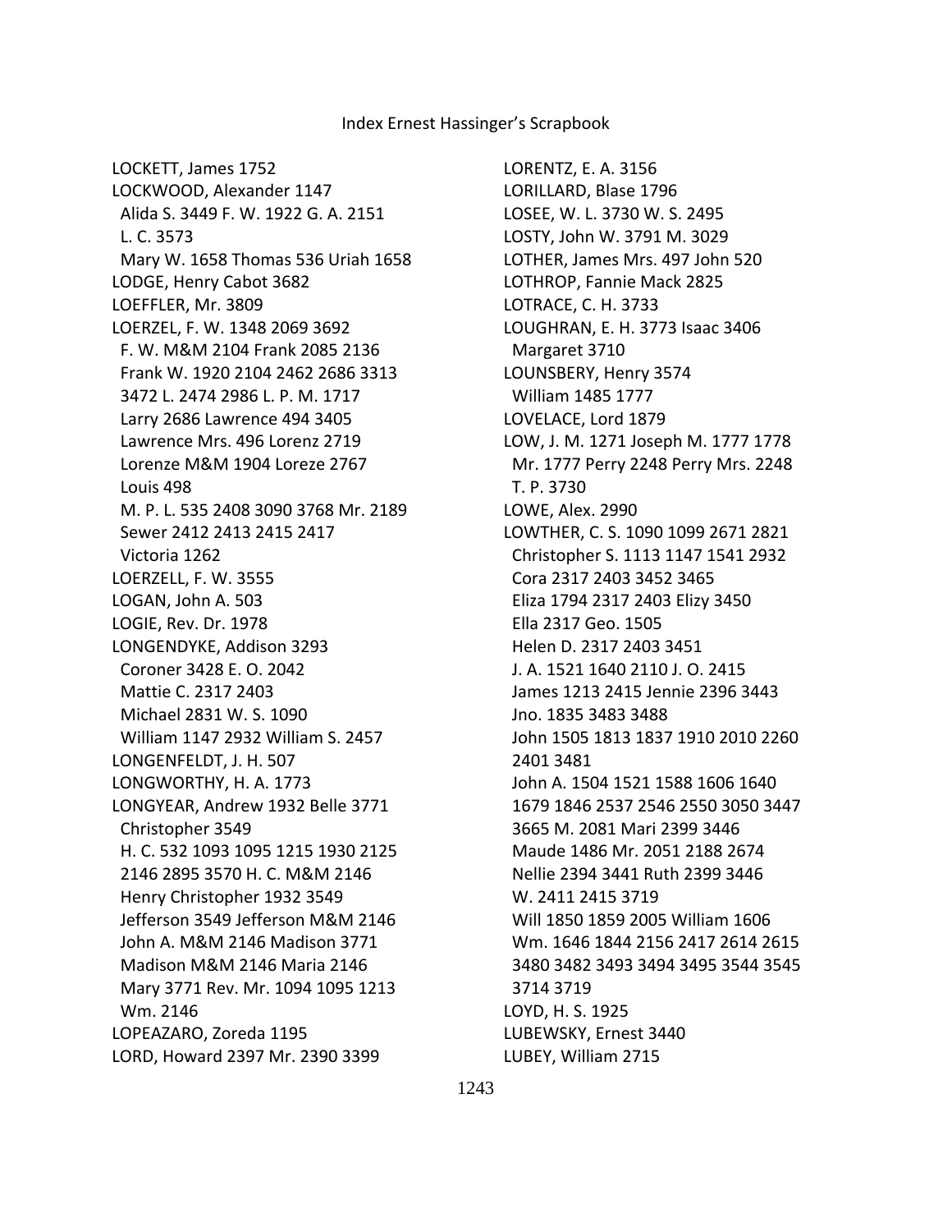LOCKETT, James 1752
LOCKWOOD, Alexander 1147
Alida S. 3449 F. W. 1922 G. A. 2151
L. C. 3573
Mary W. 1658 Thomas 536 Uriah 1658
LODGE, Henry Cabot 3682
LOEFFLER, Mr. 3809
LOERZEL, F. W. 1348 2069 3692
F. W. M&M 2104 Frank 2085 2136
Frank W. 1920 2104 2462 2686 3313
3472 L. 2474 2986 L. P. M. 1717
Larry 2686 Lawrence 494 3405
Lawrence Mrs. 496 Lorenz 2719
Lorenze M&M 1904 Loreze 2767
Louis 498
M. P. L. 535 2408 3090 3768 Mr. 2189
Sewer 2412 2413 2415 2417
Victoria 1262
LOERZELL, F. W. 3555
LOGAN, John A. 503
LOGIE, Rev. Dr. 1978
LONGENDYKE, Addison 3293
Coroner 3428 E. O. 2042
Mattie C. 2317 2403
Michael 2831 W. S. 1090
William 1147 2932 William S. 2457
LONGENFELDT, J. H. 507
LONGWORTHY, H. A. 1773
LONGYEAR, Andrew 1932 Belle 3771
Christopher 3549
H. C. 532 1093 1095 1215 1930 2125
2146 2895 3570 H. C. M&M 2146
Henry Christopher 1932 3549
Jefferson 3549 Jefferson M&M 2146
John A. M&M 2146 Madison 3771
Madison M&M 2146 Maria 2146
Mary 3771 Rev. Mr. 1094 1095 1213
Wm. 2146
LOPEAZARO, Zoreda 1195
LORD, Howard 2397 Mr. 2390 3399
LORENTZ, E. A. 3156
LORILLARD, Blase 1796
LOSEE, W. L. 3730 W. S. 2495
LOSTY, John W. 3791 M. 3029
LOTHER, James Mrs. 497 John 520
LOTHROP, Fannie Mack 2825
LOTRACE, C. H. 3733
LOUGHRAN, E. H. 3773 Isaac 3406
Margaret 3710
LOUNSBERY, Henry 3574
William 1485 1777
LOVELACE, Lord 1879
LOW, J. M. 1271 Joseph M. 1777 1778
Mr. 1777 Perry 2248 Perry Mrs. 2248
T. P. 3730
LOWE, Alex. 2990
LOWTHER, C. S. 1090 1099 2671 2821
Christopher S. 1113 1147 1541 2932
Cora 2317 2403 3452 3465
Eliza 1794 2317 2403 Elizy 3450
Ella 2317 Geo. 1505
Helen D. 2317 2403 3451
J. A. 1521 1640 2110 J. O. 2415
James 1213 2415 Jennie 2396 3443
Jno. 1835 3483 3488
John 1505 1813 1837 1910 2010 2260
2401 3481
John A. 1504 1521 1588 1606 1640
1679 1846 2537 2546 2550 3050 3447
3665 M. 2081 Mari 2399 3446
Maude 1486 Mr. 2051 2188 2674
Nellie 2394 3441 Ruth 2399 3446
W. 2411 2415 3719
Will 1850 1859 2005 William 1606
Wm. 1646 1844 2156 2417 2614 2615
3480 3482 3493 3494 3495 3544 3545
3714 3719
LOYD, H. S. 1925
LUBEWSKY, Ernest 3440
LUBEY, William 2715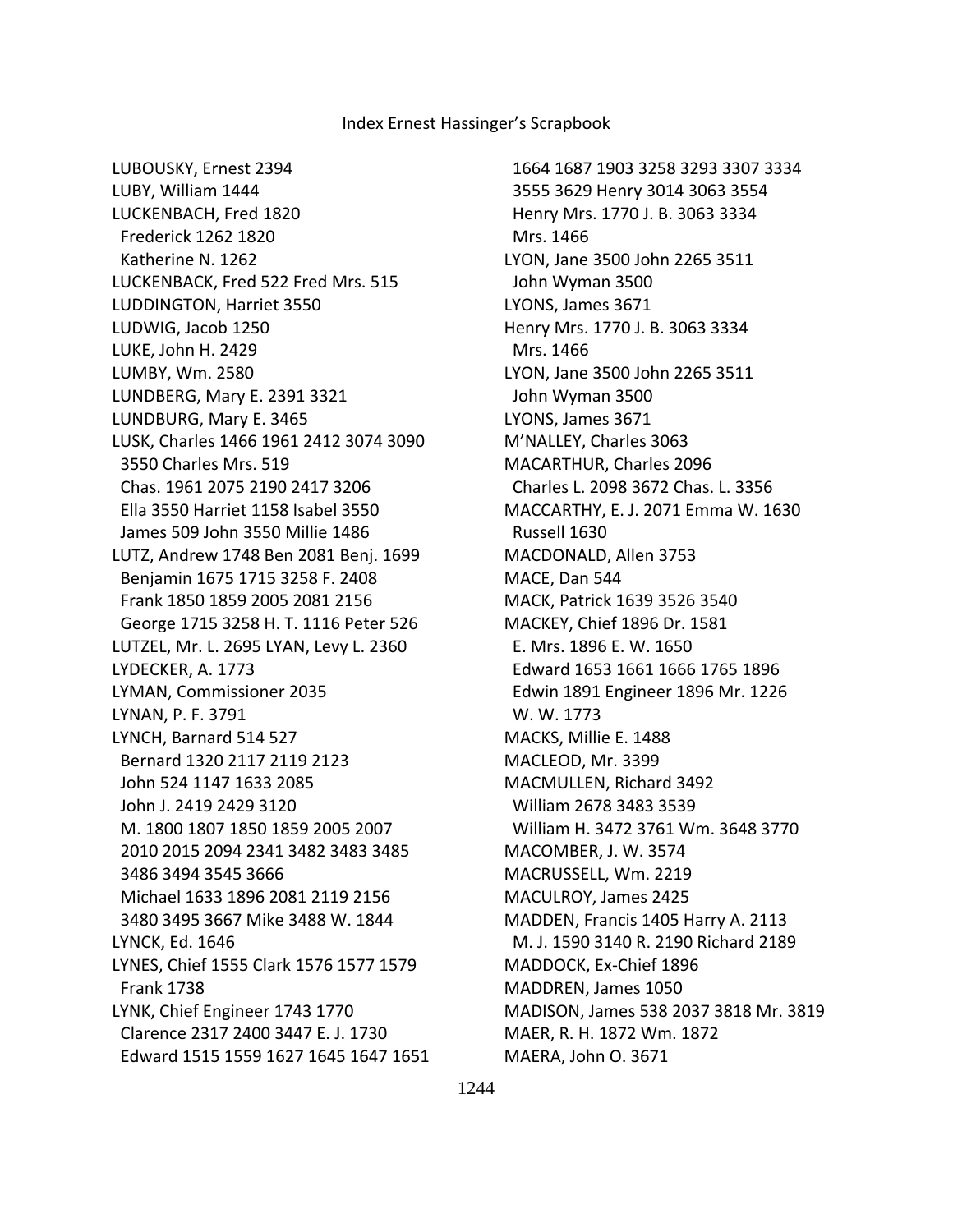LUBOUSKY, Ernest 2394
LUBY, William 1444
LUCKENBACH, Fred 1820
  Frederick 1262 1820
  Katherine N. 1262
LUCKENBACK, Fred 522 Fred Mrs. 515
LUDDINGTON, Harriet 3550
LUDWIG, Jacob 1250
LUKE, John H. 2429
LUMBY, Wm. 2580
LUNDBERG, Mary E. 2391 3321
LUNDBURG, Mary E. 3465
LUSK, Charles 1466 1961 2412 3074 3090
  3550 Charles Mrs. 519
  Chas. 1961 2075 2190 2417 3206
  Ella 3550 Harriet 1158 Isabel 3550
  James 509 John 3550 Millie 1486
LUTZ, Andrew 1748 Ben 2081 Benj. 1699
  Benjamin 1675 1715 3258 F. 2408
  Frank 1850 1859 2005 2081 2156
  George 1715 3258 H. T. 1116 Peter 526
LUTZEL, Mr. L. 2695 LYAN, Levy L. 2360
LYDECKER, A. 1773
LYMAN, Commissioner 2035
LYNAN, P. F. 3791
LYNCH, Barnard 514 527
  Bernard 1320 2117 2119 2123
  John 524 1147 1633 2085
  John J. 2419 2429 3120
  M. 1800 1807 1850 1859 2005 2007
  2010 2015 2094 2341 3482 3483 3485
  3486 3494 3545 3666
  Michael 1633 1896 2081 2119 2156
  3480 3495 3667 Mike 3488 W. 1844
LYNCK, Ed. 1646
LYNES, Chief 1555 Clark 1576 1577 1579
  Frank 1738
LYNK, Chief Engineer 1743 1770
  Clarence 2317 2400 3447 E. J. 1730
  Edward 1515 1559 1627 1645 1647 1651
  1664 1687 1903 3258 3293 3307 3334
  3555 3629 Henry 3014 3063 3554
  Henry Mrs. 1770 J. B. 3063 3334
  Mrs. 1466
LYON, Jane 3500 John 2265 3511
  John Wyman 3500
LYONS, James 3671
Henry Mrs. 1770 J. B. 3063 3334
  Mrs. 1466
LYON, Jane 3500 John 2265 3511
  John Wyman 3500
LYONS, James 3671
M'NALLEY, Charles 3063
MACARTHUR, Charles 2096
  Charles L. 2098 3672 Chas. L. 3356
MACCARTHY, E. J. 2071 Emma W. 1630
  Russell 1630
MACDONALD, Allen 3753
MACE, Dan 544
MACK, Patrick 1639 3526 3540
MACKEY, Chief 1896 Dr. 1581
  E. Mrs. 1896 E. W. 1650
  Edward 1653 1661 1666 1765 1896
  Edwin 1891 Engineer 1896 Mr. 1226
  W. W. 1773
MACKS, Millie E. 1488
MACLEOD, Mr. 3399
MACMULLEN, Richard 3492
  William 2678 3483 3539
  William H. 3472 3761 Wm. 3648 3770
MACOMBER, J. W. 3574
MACRUSSELL, Wm. 2219
MACULROY, James 2425
MADDEN, Francis 1405 Harry A. 2113
  M. J. 1590 3140 R. 2190 Richard 2189
MADDOCK, Ex-Chief 1896
MADDREN, James 1050
MADISON, James 538 2037 3818 Mr. 3819
MAER, R. H. 1872 Wm. 1872
MAERA, John O. 3671